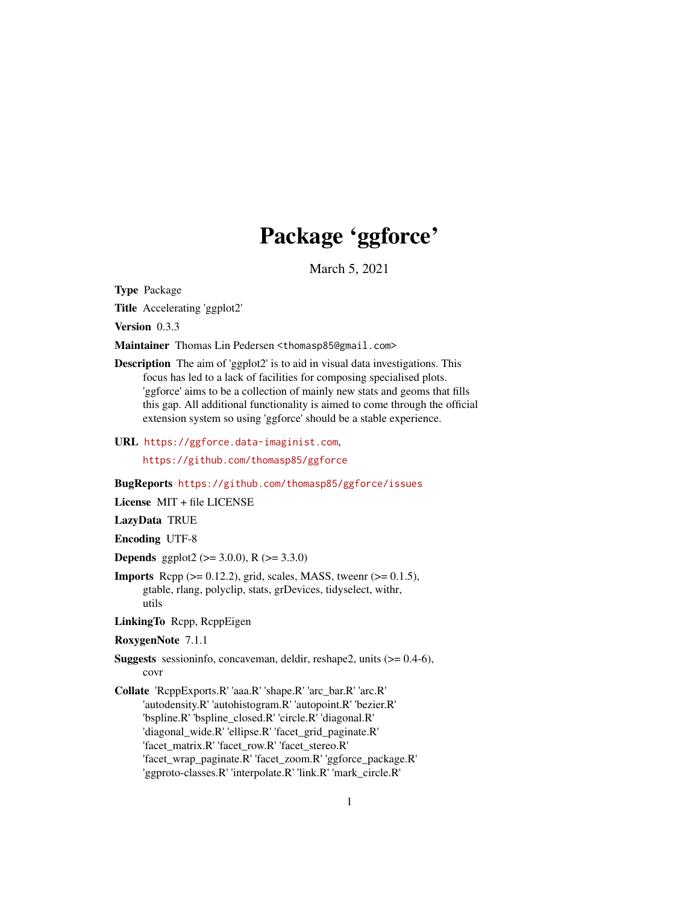# Package 'ggforce'

March 5, 2021

**Type** Package

**Title** Accelerating 'ggplot2'

**Version** 0.3.3

**Maintainer** Thomas Lin Pedersen <thomasp85@gmail.com>

**Description** The aim of 'ggplot2' is to aid in visual data investigations. This focus has led to a lack of facilities for composing specialised plots. 'ggforce' aims to be a collection of mainly new stats and geoms that fills this gap. All additional functionality is aimed to come through the official extension system so using 'ggforce' should be a stable experience.

**URL** https://ggforce.data-imaginist.com,
https://github.com/thomasp85/ggforce

**BugReports** https://github.com/thomasp85/ggforce/issues

**License** MIT + file LICENSE

**LazyData** TRUE

**Encoding** UTF-8

**Depends** ggplot2 (>= 3.0.0), R (>= 3.3.0)

**Imports** Rcpp (>= 0.12.2), grid, scales, MASS, tweenr (>= 0.1.5), gtable, rlang, polyclip, stats, grDevices, tidyselect, withr, utils

**LinkingTo** Rcpp, RcppEigen

**RoxygenNote** 7.1.1

**Suggests** sessioninfo, concaveman, deldir, reshape2, units (>= 0.4-6), covr

**Collate** 'RcppExports.R' 'aaa.R' 'shape.R' 'arc_bar.R' 'arc.R' 'autodensity.R' 'autohistogram.R' 'autopoint.R' 'bezier.R' 'bspline.R' 'bspline_closed.R' 'circle.R' 'diagonal.R' 'diagonal_wide.R' 'ellipse.R' 'facet_grid_paginate.R' 'facet_matrix.R' 'facet_row.R' 'facet_stereo.R' 'facet_wrap_paginate.R' 'facet_zoom.R' 'ggforce_package.R' 'ggproto-classes.R' 'interpolate.R' 'link.R' 'mark_circle.R'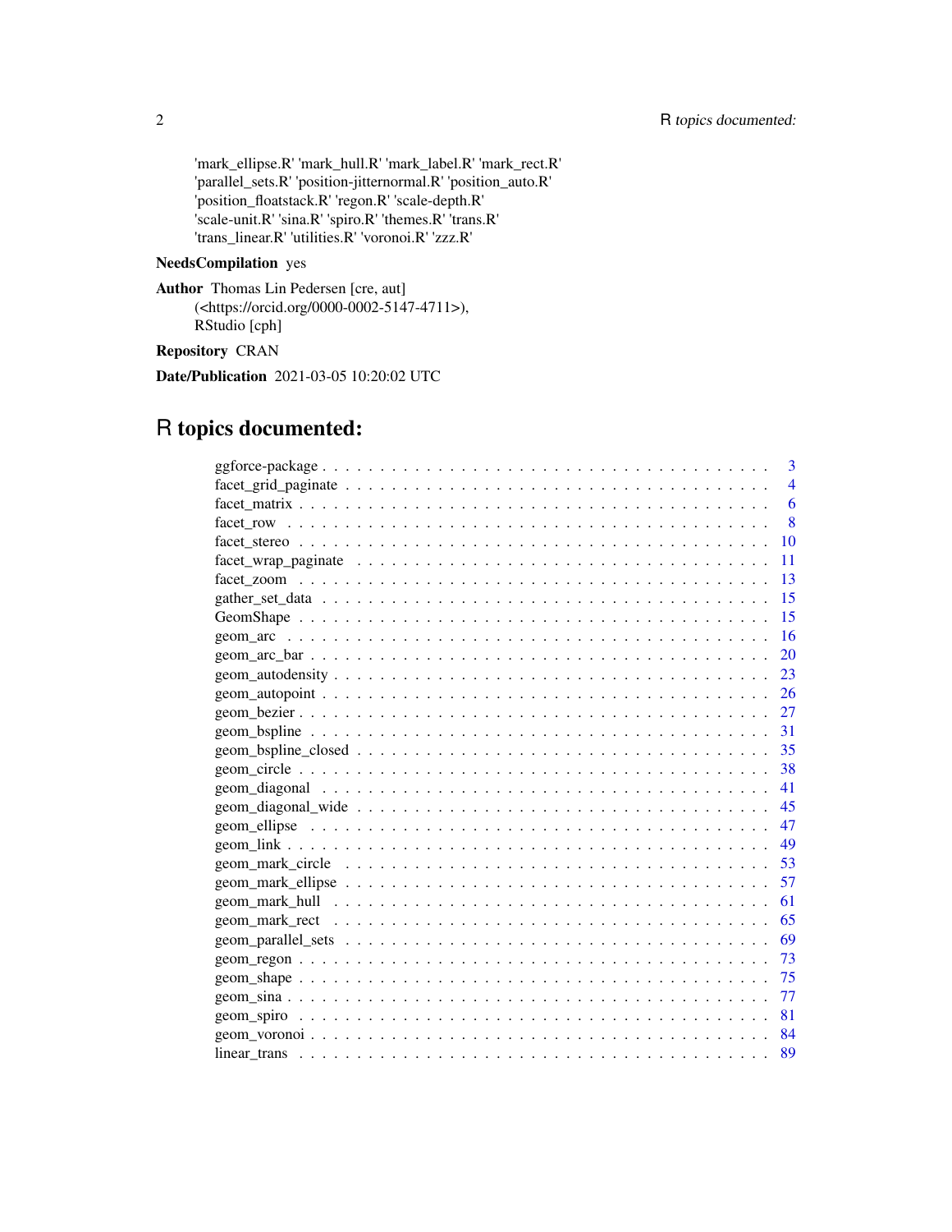'mark_ellipse.R' 'mark_hull.R' 'mark_label.R' 'mark_rect.R' 'parallel_sets.R' 'position-jitternormal.R' 'position_auto.R' 'position_floatstack.R' 'regon.R' 'scale-depth.R' 'scale-unit.R' 'sina.R' 'spiro.R' 'themes.R' 'trans.R' 'trans_linear.R' 'utilities.R' 'voronoi.R' 'zzz.R'

**NeedsCompilation** yes

**Author** Thomas Lin Pedersen [cre, aut] (<https://orcid.org/0000-0002-5147-4711>), RStudio [cph]

**Repository** CRAN

**Date/Publication** 2021-03-05 10:20:02 UTC

# R topics documented:

- ggforce-package . . . 3
- facet_grid_paginate . . . 4
- facet_matrix . . . 6
- facet_row . . . 8
- facet_stereo . . . 10
- facet_wrap_paginate . . . 11
- facet_zoom . . . 13
- gather_set_data . . . 15
- GeomShape . . . 15
- geom_arc . . . 16
- geom_arc_bar . . . 20
- geom_autodensity . . . 23
- geom_autopoint . . . 26
- geom_bezier . . . 27
- geom_bspline . . . 31
- geom_bspline_closed . . . 35
- geom_circle . . . 38
- geom_diagonal . . . 41
- geom_diagonal_wide . . . 45
- geom_ellipse . . . 47
- geom_link . . . 49
- geom_mark_circle . . . 53
- geom_mark_ellipse . . . 57
- geom_mark_hull . . . 61
- geom_mark_rect . . . 65
- geom_parallel_sets . . . 69
- geom_regon . . . 73
- geom_shape . . . 75
- geom_sina . . . 77
- geom_spiro . . . 81
- geom_voronoi . . . 84
- linear_trans . . . 89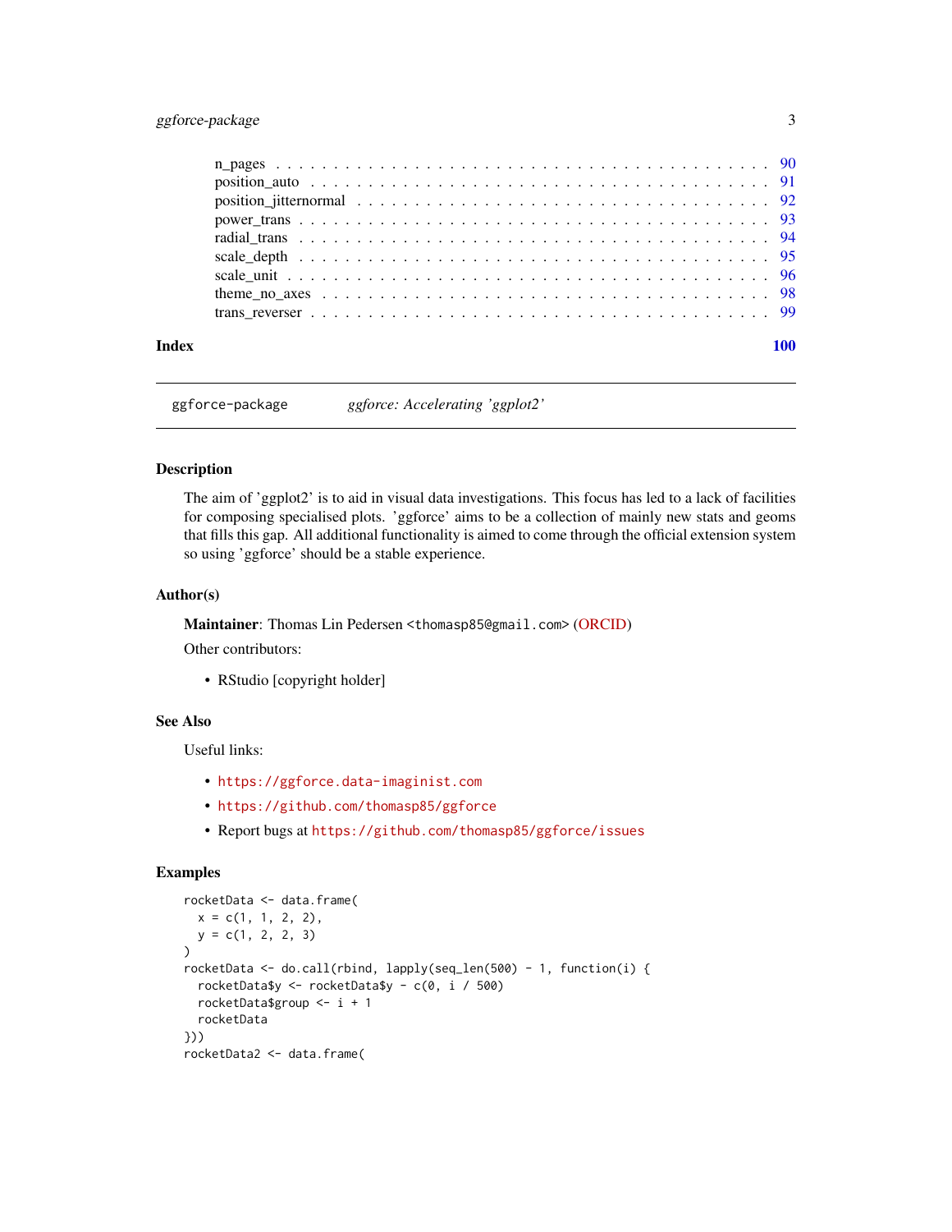n_pages . . . . . . . . . . . . . . . . . . . . . . . . . . . . . . . . . . . . . . . . . 90
position_auto . . . . . . . . . . . . . . . . . . . . . . . . . . . . . . . . . . . . . . 91
position_jitternormal . . . . . . . . . . . . . . . . . . . . . . . . . . . . . . . . . . 92
power_trans . . . . . . . . . . . . . . . . . . . . . . . . . . . . . . . . . . . . . . . 93
radial_trans . . . . . . . . . . . . . . . . . . . . . . . . . . . . . . . . . . . . . . . 94
scale_depth . . . . . . . . . . . . . . . . . . . . . . . . . . . . . . . . . . . . . . . 95
scale_unit . . . . . . . . . . . . . . . . . . . . . . . . . . . . . . . . . . . . . . . . 96
theme_no_axes . . . . . . . . . . . . . . . . . . . . . . . . . . . . . . . . . . . . . . 98
trans_reverser . . . . . . . . . . . . . . . . . . . . . . . . . . . . . . . . . . . . . . 99

**Index** **100**

---

`ggforce-package` *ggforce: Accelerating 'ggplot2'*

---

## Description

The aim of 'ggplot2' is to aid in visual data investigations. This focus has led to a lack of facilities for composing specialised plots. 'ggforce' aims to be a collection of mainly new stats and geoms that fills this gap. All additional functionality is aimed to come through the official extension system so using 'ggforce' should be a stable experience.

## Author(s)

**Maintainer**: Thomas Lin Pedersen <thomasp85@gmail.com> (ORCID)

Other contributors:

- RStudio [copyright holder]

## See Also

Useful links:

- https://ggforce.data-imaginist.com
- https://github.com/thomasp85/ggforce
- Report bugs at https://github.com/thomasp85/ggforce/issues

## Examples

```
rocketData <- data.frame(
  x = c(1, 1, 2, 2),
  y = c(1, 2, 2, 3)
)
rocketData <- do.call(rbind, lapply(seq_len(500) - 1, function(i) {
  rocketData$y <- rocketData$y - c(0, i / 500)
  rocketData$group <- i + 1
  rocketData
}))
rocketData2 <- data.frame(
```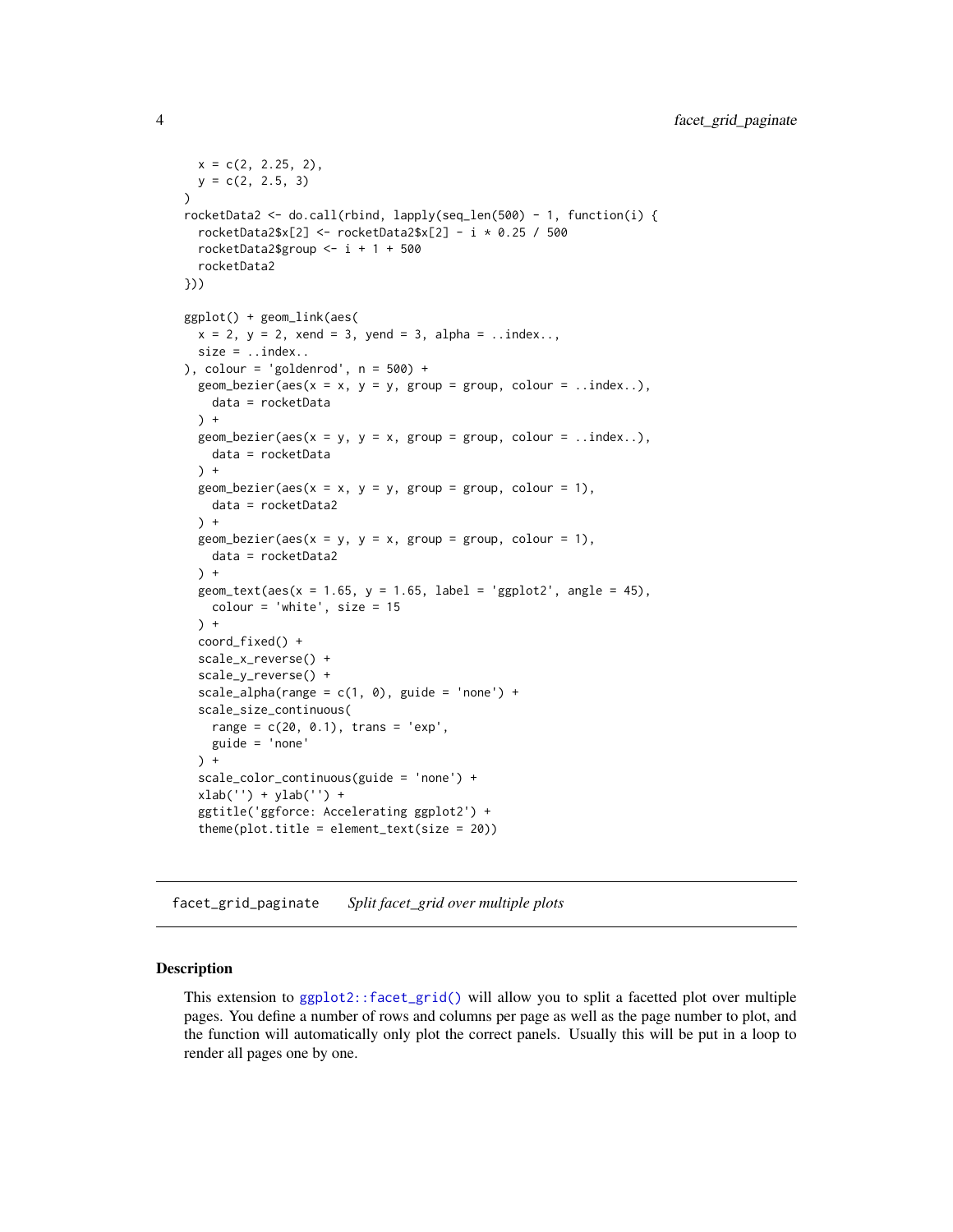```
  x = c(2, 2.25, 2),
  y = c(2, 2.5, 3)
)
rocketData2 <- do.call(rbind, lapply(seq_len(500) - 1, function(i) {
  rocketData2$x[2] <- rocketData2$x[2] - i * 0.25 / 500
  rocketData2$group <- i + 1 + 500
  rocketData2
}))

ggplot() + geom_link(aes(
  x = 2, y = 2, xend = 3, yend = 3, alpha = ..index..,
  size = ..index..
), colour = 'goldenrod', n = 500) +
  geom_bezier(aes(x = x, y = y, group = group, colour = ..index..),
    data = rocketData
  ) +
  geom_bezier(aes(x = y, y = x, group = group, colour = ..index..),
    data = rocketData
  ) +
  geom_bezier(aes(x = x, y = y, group = group, colour = 1),
    data = rocketData2
  ) +
  geom_bezier(aes(x = y, y = x, group = group, colour = 1),
    data = rocketData2
  ) +
  geom_text(aes(x = 1.65, y = 1.65, label = 'ggplot2', angle = 45),
    colour = 'white', size = 15
  ) +
  coord_fixed() +
  scale_x_reverse() +
  scale_y_reverse() +
  scale_alpha(range = c(1, 0), guide = 'none') +
  scale_size_continuous(
    range = c(20, 0.1), trans = 'exp',
    guide = 'none'
  ) +
  scale_color_continuous(guide = 'none') +
  xlab('') + ylab('') +
  ggtitle('ggforce: Accelerating ggplot2') +
  theme(plot.title = element_text(size = 20))
```

---

`facet_grid_paginate` *Split facet_grid over multiple plots*

---

## Description

This extension to ggplot2::facet_grid() will allow you to split a facetted plot over multiple pages. You define a number of rows and columns per page as well as the page number to plot, and the function will automatically only plot the correct panels. Usually this will be put in a loop to render all pages one by one.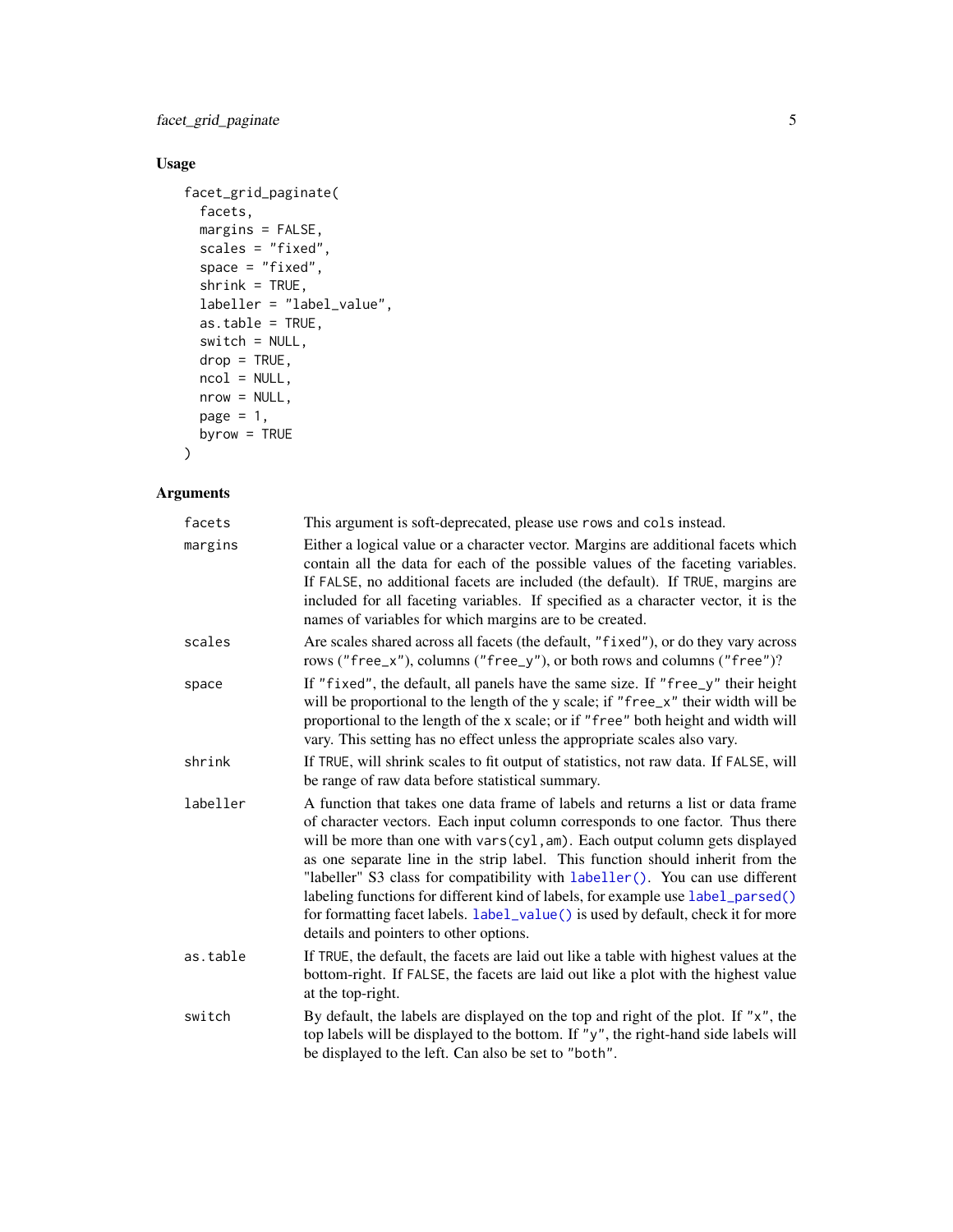## Usage

```
facet_grid_paginate(
  facets,
  margins = FALSE,
  scales = "fixed",
  space = "fixed",
  shrink = TRUE,
  labeller = "label_value",
  as.table = TRUE,
  switch = NULL,
  drop = TRUE,
  ncol = NULL,
  nrow = NULL,
  page = 1,
  byrow = TRUE
)
```

## Arguments

| | |
|---|---|
| `facets` | This argument is soft-deprecated, please use `rows` and `cols` instead. |
| `margins` | Either a logical value or a character vector. Margins are additional facets which contain all the data for each of the possible values of the faceting variables. If `FALSE`, no additional facets are included (the default). If `TRUE`, margins are included for all faceting variables. If specified as a character vector, it is the names of variables for which margins are to be created. |
| `scales` | Are scales shared across all facets (the default, `"fixed"`), or do they vary across rows (`"free_x"`), columns (`"free_y"`), or both rows and columns (`"free"`)? |
| `space` | If `"fixed"`, the default, all panels have the same size. If `"free_y"` their height will be proportional to the length of the y scale; if `"free_x"` their width will be proportional to the length of the x scale; or if `"free"` both height and width will vary. This setting has no effect unless the appropriate scales also vary. |
| `shrink` | If `TRUE`, will shrink scales to fit output of statistics, not raw data. If `FALSE`, will be range of raw data before statistical summary. |
| `labeller` | A function that takes one data frame of labels and returns a list or data frame of character vectors. Each input column corresponds to one factor. Thus there will be more than one with `vars(cyl,am)`. Each output column gets displayed as one separate line in the strip label. This function should inherit from the "labeller" S3 class for compatibility with `labeller()`. You can use different labeling functions for different kind of labels, for example use `label_parsed()` for formatting facet labels. `label_value()` is used by default, check it for more details and pointers to other options. |
| `as.table` | If `TRUE`, the default, the facets are laid out like a table with highest values at the bottom-right. If `FALSE`, the facets are laid out like a plot with the highest value at the top-right. |
| `switch` | By default, the labels are displayed on the top and right of the plot. If `"x"`, the top labels will be displayed to the bottom. If `"y"`, the right-hand side labels will be displayed to the left. Can also be set to `"both"`. |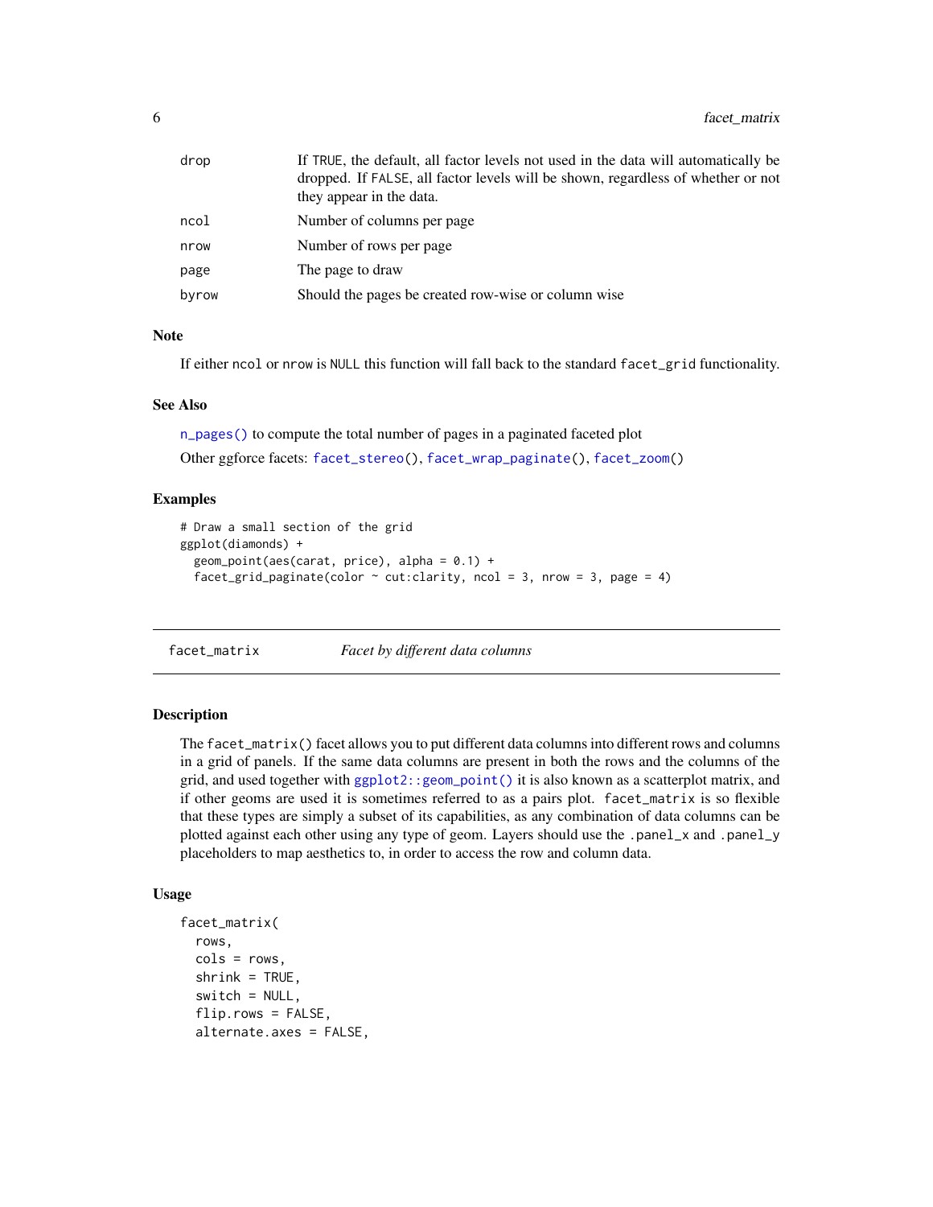| | |
|---|---|
| drop | If TRUE, the default, all factor levels not used in the data will automatically be dropped. If FALSE, all factor levels will be shown, regardless of whether or not they appear in the data. |
| ncol | Number of columns per page |
| nrow | Number of rows per page |
| page | The page to draw |
| byrow | Should the pages be created row-wise or column wise |

### Note

If either ncol or nrow is NULL this function will fall back to the standard facet_grid functionality.

### See Also

n_pages() to compute the total number of pages in a paginated faceted plot

Other ggforce facets: facet_stereo(), facet_wrap_paginate(), facet_zoom()

### Examples

```
# Draw a small section of the grid
ggplot(diamonds) +
  geom_point(aes(carat, price), alpha = 0.1) +
  facet_grid_paginate(color ~ cut:clarity, ncol = 3, nrow = 3, page = 4)
```

---

## facet_matrix &nbsp;&nbsp;&nbsp; *Facet by different data columns*

---

### Description

The facet_matrix() facet allows you to put different data columns into different rows and columns in a grid of panels. If the same data columns are present in both the rows and the columns of the grid, and used together with ggplot2::geom_point() it is also known as a scatterplot matrix, and if other geoms are used it is sometimes referred to as a pairs plot. facet_matrix is so flexible that these types are simply a subset of its capabilities, as any combination of data columns can be plotted against each other using any type of geom. Layers should use the .panel_x and .panel_y placeholders to map aesthetics to, in order to access the row and column data.

### Usage

```
facet_matrix(
  rows,
  cols = rows,
  shrink = TRUE,
  switch = NULL,
  flip.rows = FALSE,
  alternate.axes = FALSE,
```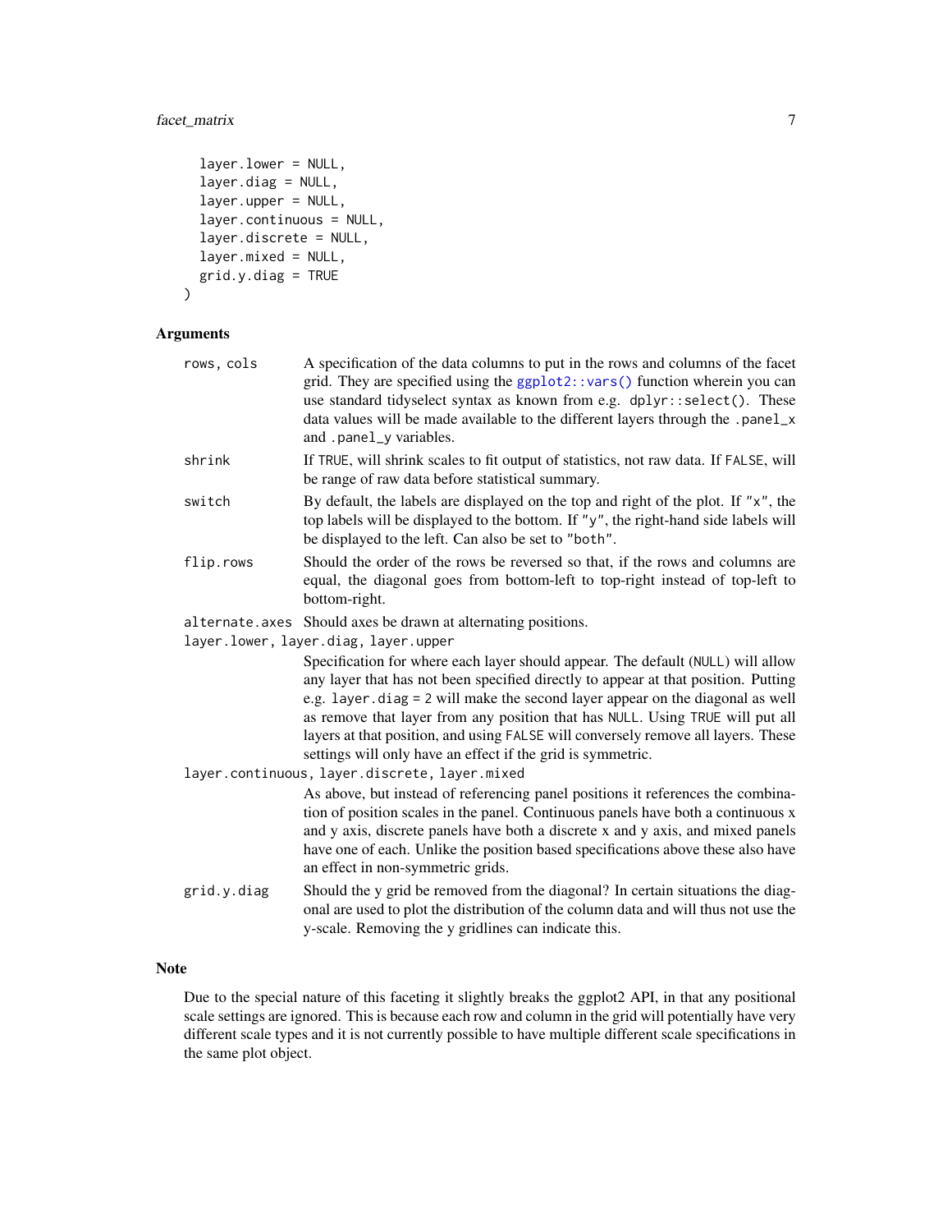```
  layer.lower = NULL,
  layer.diag = NULL,
  layer.upper = NULL,
  layer.continuous = NULL,
  layer.discrete = NULL,
  layer.mixed = NULL,
  grid.y.diag = TRUE
)
```

### Arguments

`rows, cols`
: A specification of the data columns to put in the rows and columns of the facet grid. They are specified using the `ggplot2::vars()` function wherein you can use standard tidyselect syntax as known from e.g. `dplyr::select()`. These data values will be made available to the different layers through the `.panel_x` and `.panel_y` variables.

`shrink`
: If `TRUE`, will shrink scales to fit output of statistics, not raw data. If `FALSE`, will be range of raw data before statistical summary.

`switch`
: By default, the labels are displayed on the top and right of the plot. If `"x"`, the top labels will be displayed to the bottom. If `"y"`, the right-hand side labels will be displayed to the left. Can also be set to `"both"`.

`flip.rows`
: Should the order of the rows be reversed so that, if the rows and columns are equal, the diagonal goes from bottom-left to top-right instead of top-left to bottom-right.

`alternate.axes`
: Should axes be drawn at alternating positions.

`layer.lower, layer.diag, layer.upper`
: Specification for where each layer should appear. The default (`NULL`) will allow any layer that has not been specified directly to appear at that position. Putting e.g. `layer.diag = 2` will make the second layer appear on the diagonal as well as remove that layer from any position that has `NULL`. Using `TRUE` will put all layers at that position, and using `FALSE` will conversely remove all layers. These settings will only have an effect if the grid is symmetric.

`layer.continuous, layer.discrete, layer.mixed`
: As above, but instead of referencing panel positions it references the combination of position scales in the panel. Continuous panels have both a continuous x and y axis, discrete panels have both a discrete x and y axis, and mixed panels have one of each. Unlike the position based specifications above these also have an effect in non-symmetric grids.

`grid.y.diag`
: Should the y grid be removed from the diagonal? In certain situations the diagonal are used to plot the distribution of the column data and will thus not use the y-scale. Removing the y gridlines can indicate this.

### Note

Due to the special nature of this faceting it slightly breaks the ggplot2 API, in that any positional scale settings are ignored. This is because each row and column in the grid will potentially have very different scale types and it is not currently possible to have multiple different scale specifications in the same plot object.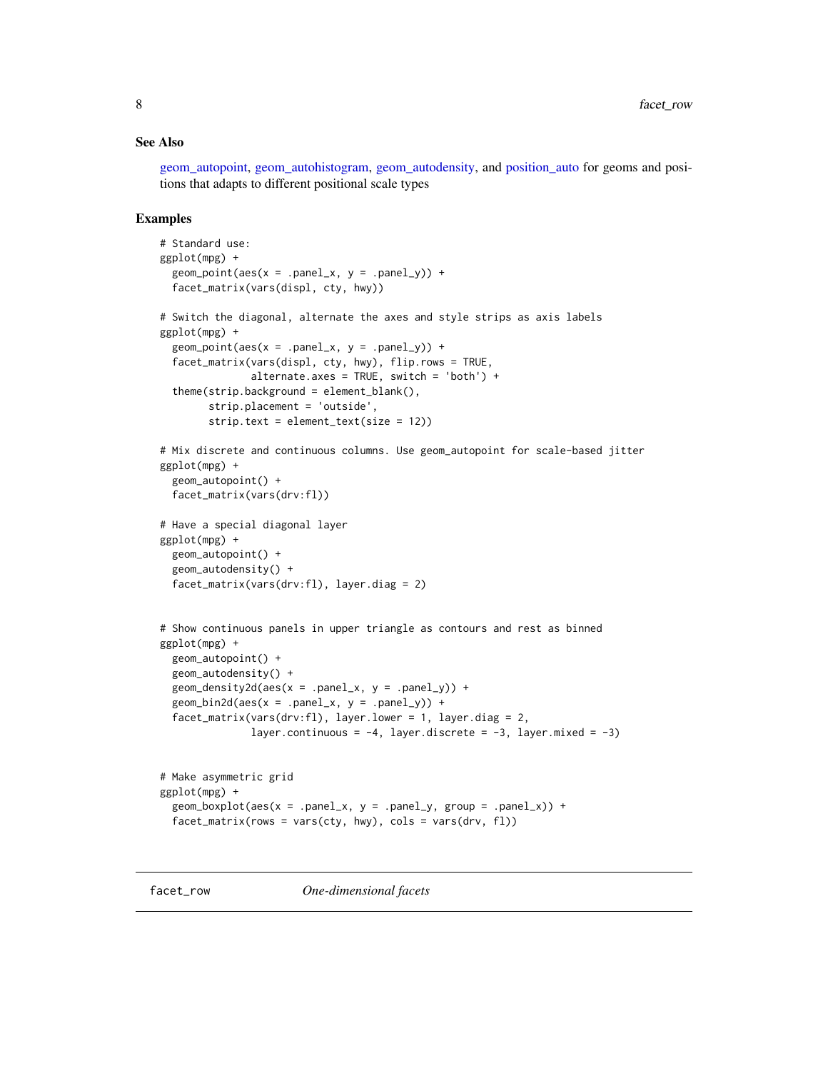### See Also

geom_autopoint, geom_autohistogram, geom_autodensity, and position_auto for geoms and positions that adapts to different positional scale types

### Examples

```
# Standard use:
ggplot(mpg) +
  geom_point(aes(x = .panel_x, y = .panel_y)) +
  facet_matrix(vars(displ, cty, hwy))

# Switch the diagonal, alternate the axes and style strips as axis labels
ggplot(mpg) +
  geom_point(aes(x = .panel_x, y = .panel_y)) +
  facet_matrix(vars(displ, cty, hwy), flip.rows = TRUE,
               alternate.axes = TRUE, switch = 'both') +
  theme(strip.background = element_blank(),
        strip.placement = 'outside',
        strip.text = element_text(size = 12))

# Mix discrete and continuous columns. Use geom_autopoint for scale-based jitter
ggplot(mpg) +
  geom_autopoint() +
  facet_matrix(vars(drv:fl))

# Have a special diagonal layer
ggplot(mpg) +
  geom_autopoint() +
  geom_autodensity() +
  facet_matrix(vars(drv:fl), layer.diag = 2)


# Show continuous panels in upper triangle as contours and rest as binned
ggplot(mpg) +
  geom_autopoint() +
  geom_autodensity() +
  geom_density2d(aes(x = .panel_x, y = .panel_y)) +
  geom_bin2d(aes(x = .panel_x, y = .panel_y)) +
  facet_matrix(vars(drv:fl), layer.lower = 1, layer.diag = 2,
               layer.continuous = -4, layer.discrete = -3, layer.mixed = -3)


# Make asymmetric grid
ggplot(mpg) +
  geom_boxplot(aes(x = .panel_x, y = .panel_y, group = .panel_x)) +
  facet_matrix(rows = vars(cty, hwy), cols = vars(drv, fl))
```

---

## facet_row *One-dimensional facets*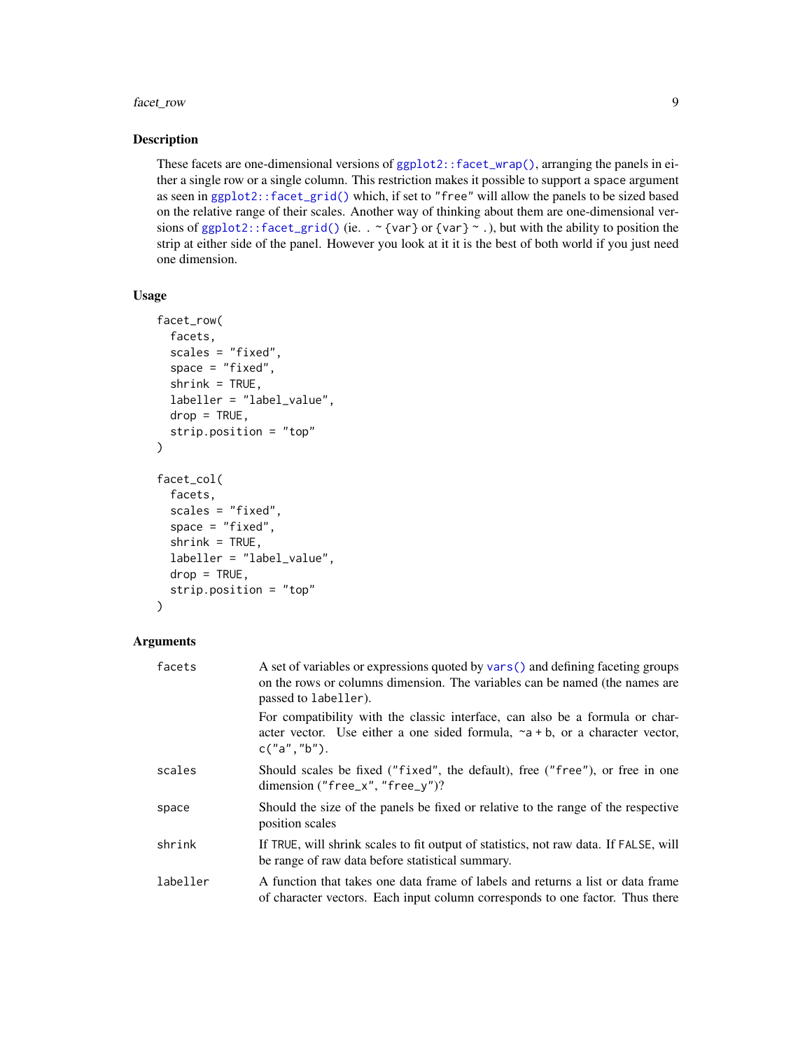## Description

These facets are one-dimensional versions of `ggplot2::facet_wrap()`, arranging the panels in either a single row or a single column. This restriction makes it possible to support a space argument as seen in `ggplot2::facet_grid()` which, if set to "free" will allow the panels to be sized based on the relative range of their scales. Another way of thinking about them are one-dimensional versions of `ggplot2::facet_grid()` (ie. `. ~ {var}` or `{var} ~ .`), but with the ability to position the strip at either side of the panel. However you look at it it is the best of both world if you just need one dimension.

## Usage

```
facet_row(
  facets,
  scales = "fixed",
  space = "fixed",
  shrink = TRUE,
  labeller = "label_value",
  drop = TRUE,
  strip.position = "top"
)

facet_col(
  facets,
  scales = "fixed",
  space = "fixed",
  shrink = TRUE,
  labeller = "label_value",
  drop = TRUE,
  strip.position = "top"
)
```

## Arguments

| | |
|---|---|
| `facets` | A set of variables or expressions quoted by `vars()` and defining faceting groups on the rows or columns dimension. The variables can be named (the names are passed to `labeller`).<br><br>For compatibility with the classic interface, can also be a formula or character vector. Use either a one sided formula, `~a + b`, or a character vector, `c("a","b")`. |
| `scales` | Should scales be fixed ("fixed", the default), free ("free"), or free in one dimension ("free_x", "free_y")? |
| `space` | Should the size of the panels be fixed or relative to the range of the respective position scales |
| `shrink` | If `TRUE`, will shrink scales to fit output of statistics, not raw data. If `FALSE`, will be range of raw data before statistical summary. |
| `labeller` | A function that takes one data frame of labels and returns a list or data frame of character vectors. Each input column corresponds to one factor. Thus there |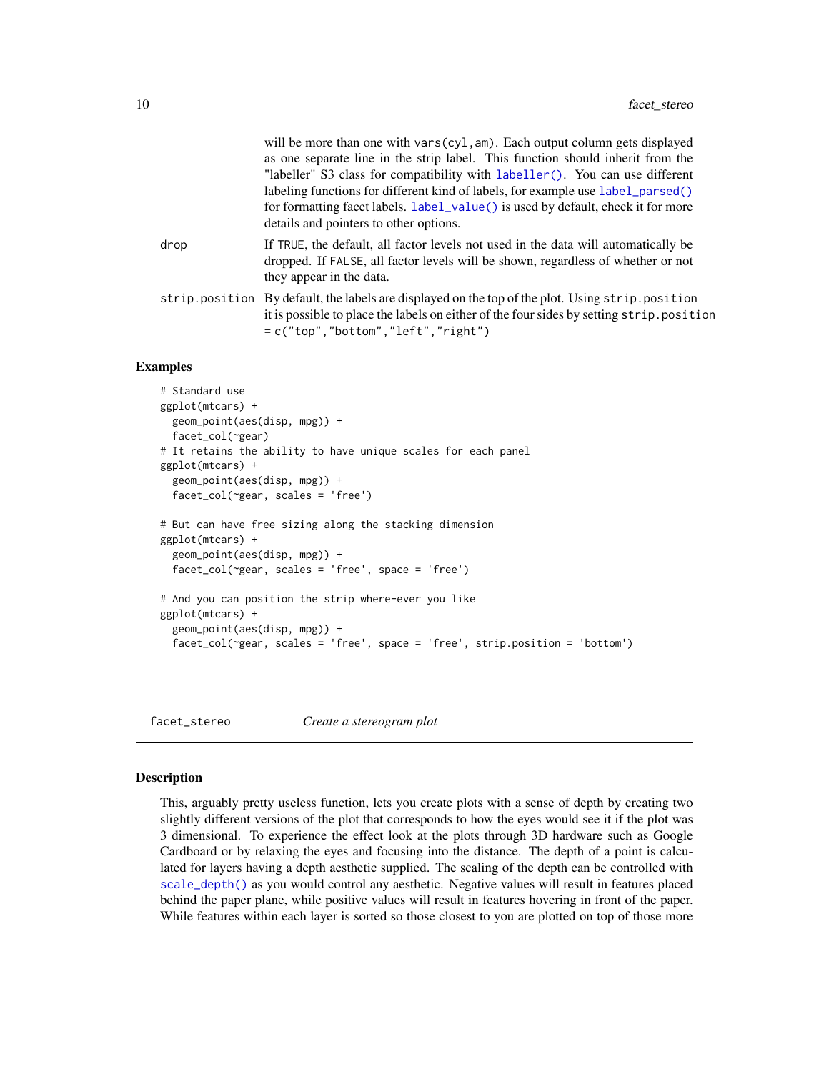will be more than one with `vars(cyl,am)`. Each output column gets displayed as one separate line in the strip label. This function should inherit from the "labeller" S3 class for compatibility with `labeller()`. You can use different labeling functions for different kind of labels, for example use `label_parsed()` for formatting facet labels. `label_value()` is used by default, check it for more details and pointers to other options.

`drop` — If TRUE, the default, all factor levels not used in the data will automatically be dropped. If FALSE, all factor levels will be shown, regardless of whether or not they appear in the data.

`strip.position` — By default, the labels are displayed on the top of the plot. Using `strip.position` it is possible to place the labels on either of the four sides by setting `strip.position = c("top","bottom","left","right")`

### Examples

```
# Standard use
ggplot(mtcars) +
  geom_point(aes(disp, mpg)) +
  facet_col(~gear)
# It retains the ability to have unique scales for each panel
ggplot(mtcars) +
  geom_point(aes(disp, mpg)) +
  facet_col(~gear, scales = 'free')

# But can have free sizing along the stacking dimension
ggplot(mtcars) +
  geom_point(aes(disp, mpg)) +
  facet_col(~gear, scales = 'free', space = 'free')

# And you can position the strip where-ever you like
ggplot(mtcars) +
  geom_point(aes(disp, mpg)) +
  facet_col(~gear, scales = 'free', space = 'free', strip.position = 'bottom')
```

## facet_stereo — *Create a stereogram plot*

### Description

This, arguably pretty useless function, lets you create plots with a sense of depth by creating two slightly different versions of the plot that corresponds to how the eyes would see it if the plot was 3 dimensional. To experience the effect look at the plots through 3D hardware such as Google Cardboard or by relaxing the eyes and focusing into the distance. The depth of a point is calculated for layers having a depth aesthetic supplied. The scaling of the depth can be controlled with `scale_depth()` as you would control any aesthetic. Negative values will result in features placed behind the paper plane, while positive values will result in features hovering in front of the paper. While features within each layer is sorted so those closest to you are plotted on top of those more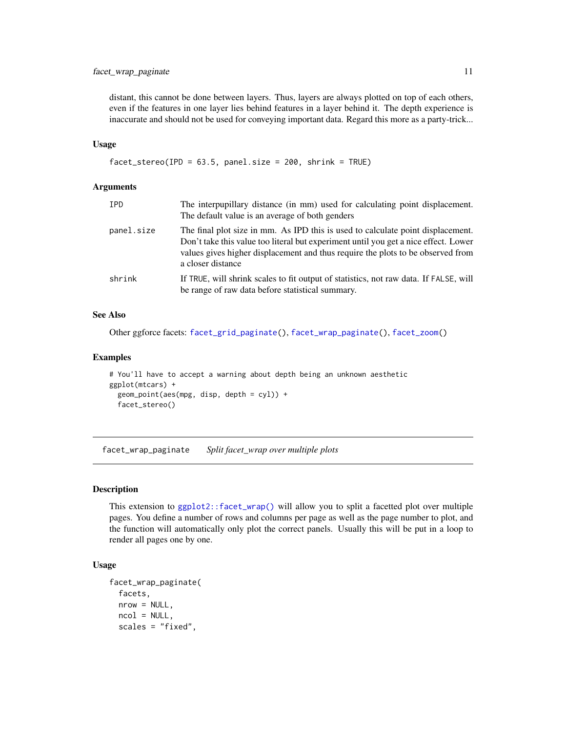distant, this cannot be done between layers. Thus, layers are always plotted on top of each others, even if the features in one layer lies behind features in a layer behind it. The depth experience is inaccurate and should not be used for conveying important data. Regard this more as a party-trick...

### Usage

```
facet_stereo(IPD = 63.5, panel.size = 200, shrink = TRUE)
```

### Arguments

| | |
|---|---|
| IPD | The interpupillary distance (in mm) used for calculating point displacement. The default value is an average of both genders |
| panel.size | The final plot size in mm. As IPD this is used to calculate point displacement. Don't take this value too literal but experiment until you get a nice effect. Lower values gives higher displacement and thus require the plots to be observed from a closer distance |
| shrink | If TRUE, will shrink scales to fit output of statistics, not raw data. If FALSE, will be range of raw data before statistical summary. |

### See Also

Other ggforce facets: facet_grid_paginate(), facet_wrap_paginate(), facet_zoom()

### Examples

```
# You'll have to accept a warning about depth being an unknown aesthetic
ggplot(mtcars) +
  geom_point(aes(mpg, disp, depth = cyl)) +
  facet_stereo()
```

## facet_wrap_paginate *Split facet_wrap over multiple plots*

### Description

This extension to ggplot2::facet_wrap() will allow you to split a facetted plot over multiple pages. You define a number of rows and columns per page as well as the page number to plot, and the function will automatically only plot the correct panels. Usually this will be put in a loop to render all pages one by one.

### Usage

```
facet_wrap_paginate(
  facets,
  nrow = NULL,
  ncol = NULL,
  scales = "fixed",
```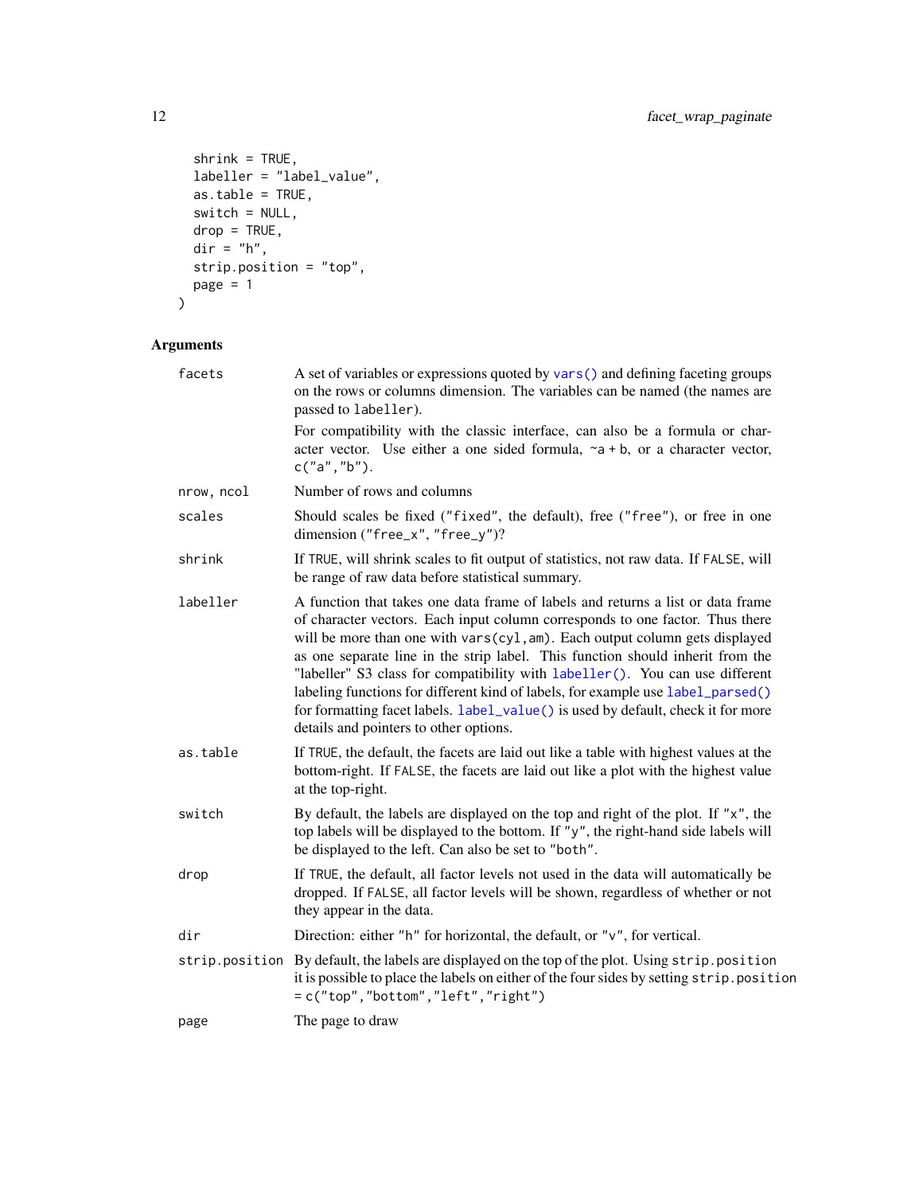```
  shrink = TRUE,
  labeller = "label_value",
  as.table = TRUE,
  switch = NULL,
  drop = TRUE,
  dir = "h",
  strip.position = "top",
  page = 1
)
```

## Arguments

| Argument | Description |
|---|---|
| facets | A set of variables or expressions quoted by `vars()` and defining faceting groups on the rows or columns dimension. The variables can be named (the names are passed to `labeller`).<br><br>For compatibility with the classic interface, can also be a formula or character vector. Use either a one sided formula, `~a + b`, or a character vector, `c("a","b")`. |
| nrow, ncol | Number of rows and columns |
| scales | Should scales be fixed (`"fixed"`, the default), free (`"free"`), or free in one dimension (`"free_x"`, `"free_y"`)? |
| shrink | If `TRUE`, will shrink scales to fit output of statistics, not raw data. If `FALSE`, will be range of raw data before statistical summary. |
| labeller | A function that takes one data frame of labels and returns a list or data frame of character vectors. Each input column corresponds to one factor. Thus there will be more than one with `vars(cyl,am)`. Each output column gets displayed as one separate line in the strip label. This function should inherit from the "labeller" S3 class for compatibility with `labeller()`. You can use different labeling functions for different kind of labels, for example use `label_parsed()` for formatting facet labels. `label_value()` is used by default, check it for more details and pointers to other options. |
| as.table | If `TRUE`, the default, the facets are laid out like a table with highest values at the bottom-right. If `FALSE`, the facets are laid out like a plot with the highest value at the top-right. |
| switch | By default, the labels are displayed on the top and right of the plot. If `"x"`, the top labels will be displayed to the bottom. If `"y"`, the right-hand side labels will be displayed to the left. Can also be set to `"both"`. |
| drop | If `TRUE`, the default, all factor levels not used in the data will automatically be dropped. If `FALSE`, all factor levels will be shown, regardless of whether or not they appear in the data. |
| dir | Direction: either `"h"` for horizontal, the default, or `"v"`, for vertical. |
| strip.position | By default, the labels are displayed on the top of the plot. Using `strip.position` it is possible to place the labels on either of the four sides by setting `strip.position = c("top","bottom","left","right")` |
| page | The page to draw |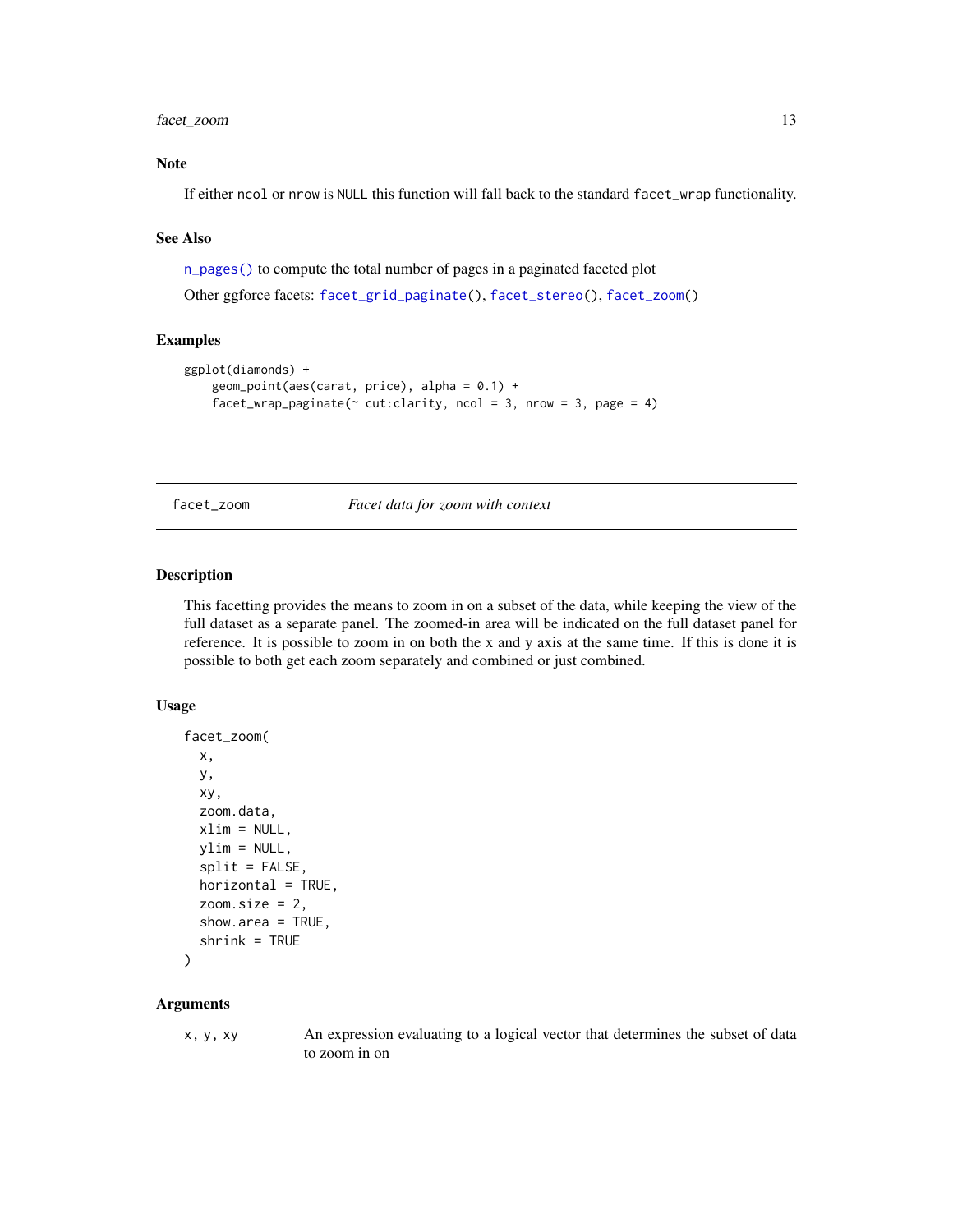### Note

If either `ncol` or `nrow` is `NULL` this function will fall back to the standard `facet_wrap` functionality.

### See Also

`n_pages()` to compute the total number of pages in a paginated faceted plot

Other ggforce facets: `facet_grid_paginate()`, `facet_stereo()`, `facet_zoom()`

### Examples

```
ggplot(diamonds) +
    geom_point(aes(carat, price), alpha = 0.1) +
    facet_wrap_paginate(~ cut:clarity, ncol = 3, nrow = 3, page = 4)
```

---

## facet_zoom — *Facet data for zoom with context*

---

### Description

This facetting provides the means to zoom in on a subset of the data, while keeping the view of the full dataset as a separate panel. The zoomed-in area will be indicated on the full dataset panel for reference. It is possible to zoom in on both the x and y axis at the same time. If this is done it is possible to both get each zoom separately and combined or just combined.

### Usage

```
facet_zoom(
  x,
  y,
  xy,
  zoom.data,
  xlim = NULL,
  ylim = NULL,
  split = FALSE,
  horizontal = TRUE,
  zoom.size = 2,
  show.area = TRUE,
  shrink = TRUE
)
```

### Arguments

| | |
|---|---|
| `x, y, xy` | An expression evaluating to a logical vector that determines the subset of data to zoom in on |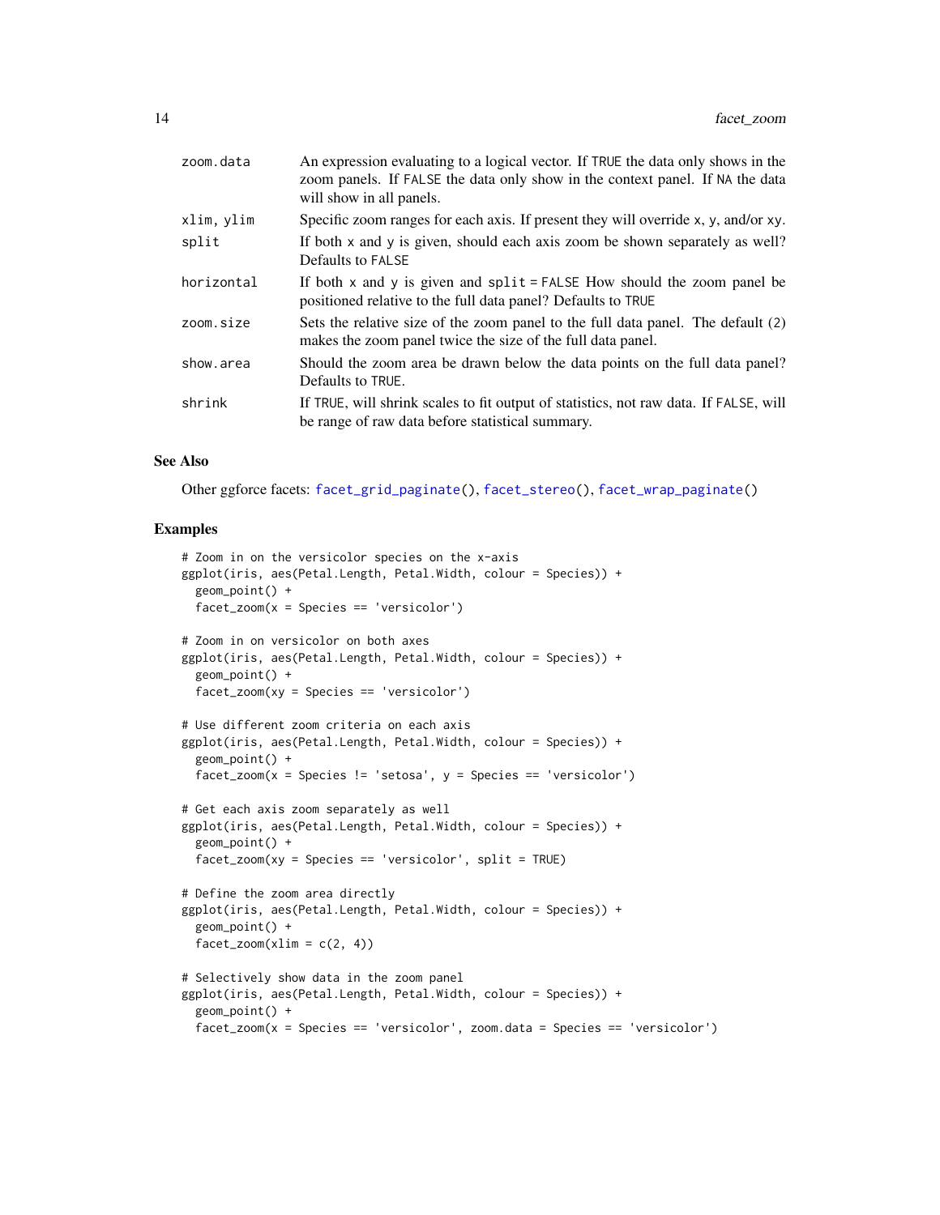| | |
|---|---|
| zoom.data | An expression evaluating to a logical vector. If TRUE the data only shows in the zoom panels. If FALSE the data only show in the context panel. If NA the data will show in all panels. |
| xlim, ylim | Specific zoom ranges for each axis. If present they will override x, y, and/or xy. |
| split | If both x and y is given, should each axis zoom be shown separately as well? Defaults to FALSE |
| horizontal | If both x and y is given and split = FALSE How should the zoom panel be positioned relative to the full data panel? Defaults to TRUE |
| zoom.size | Sets the relative size of the zoom panel to the full data panel. The default (2) makes the zoom panel twice the size of the full data panel. |
| show.area | Should the zoom area be drawn below the data points on the full data panel? Defaults to TRUE. |
| shrink | If TRUE, will shrink scales to fit output of statistics, not raw data. If FALSE, will be range of raw data before statistical summary. |

### See Also

Other ggforce facets: facet_grid_paginate(), facet_stereo(), facet_wrap_paginate()

### Examples

```
# Zoom in on the versicolor species on the x-axis
ggplot(iris, aes(Petal.Length, Petal.Width, colour = Species)) +
  geom_point() +
  facet_zoom(x = Species == 'versicolor')

# Zoom in on versicolor on both axes
ggplot(iris, aes(Petal.Length, Petal.Width, colour = Species)) +
  geom_point() +
  facet_zoom(xy = Species == 'versicolor')

# Use different zoom criteria on each axis
ggplot(iris, aes(Petal.Length, Petal.Width, colour = Species)) +
  geom_point() +
  facet_zoom(x = Species != 'setosa', y = Species == 'versicolor')

# Get each axis zoom separately as well
ggplot(iris, aes(Petal.Length, Petal.Width, colour = Species)) +
  geom_point() +
  facet_zoom(xy = Species == 'versicolor', split = TRUE)

# Define the zoom area directly
ggplot(iris, aes(Petal.Length, Petal.Width, colour = Species)) +
  geom_point() +
  facet_zoom(xlim = c(2, 4))

# Selectively show data in the zoom panel
ggplot(iris, aes(Petal.Length, Petal.Width, colour = Species)) +
  geom_point() +
  facet_zoom(x = Species == 'versicolor', zoom.data = Species == 'versicolor')
```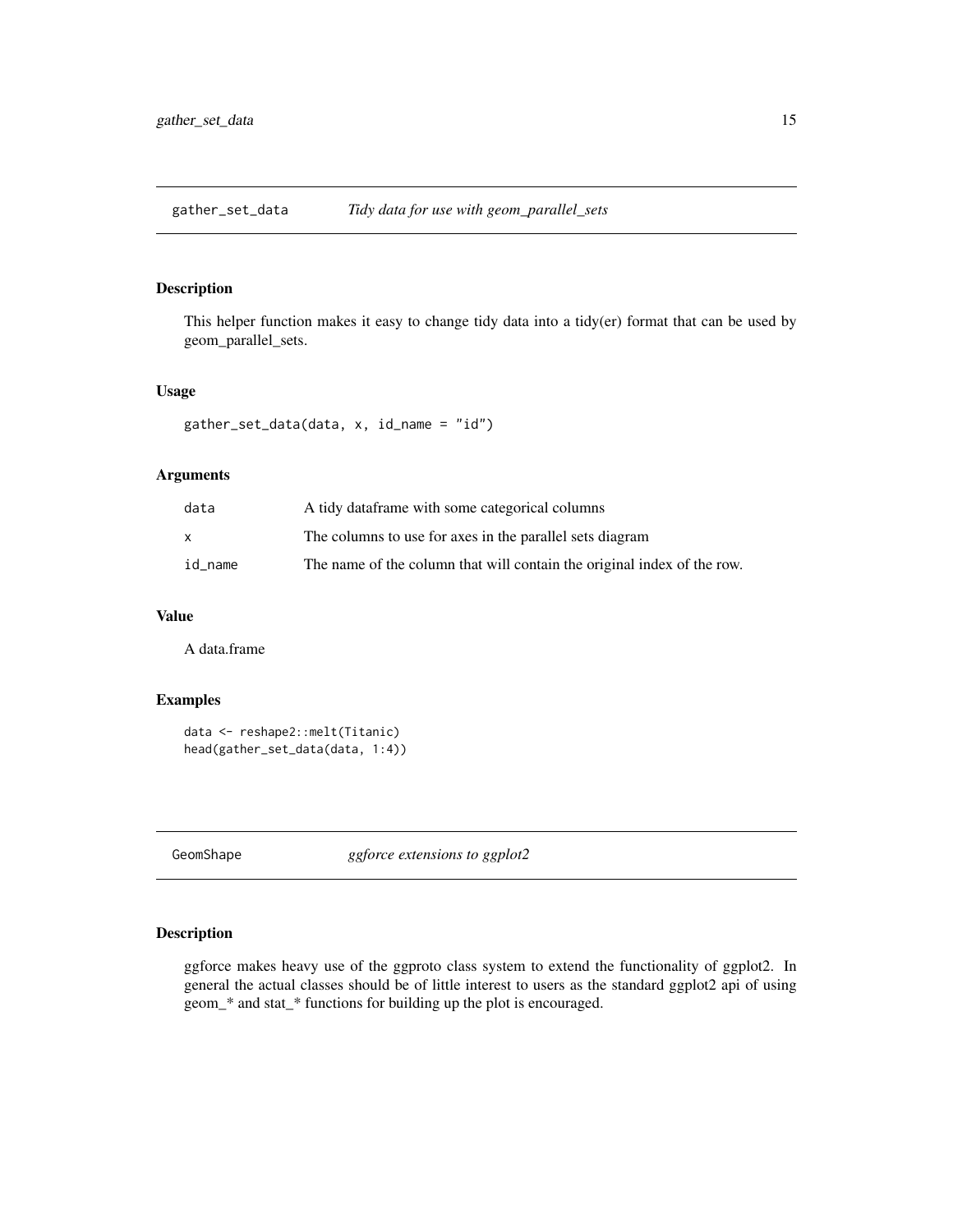## gather_set_data — *Tidy data for use with geom_parallel_sets*

### Description

This helper function makes it easy to change tidy data into a tidy(er) format that can be used by geom_parallel_sets.

### Usage

```
gather_set_data(data, x, id_name = "id")
```

### Arguments

| | |
|---|---|
| data | A tidy dataframe with some categorical columns |
| x | The columns to use for axes in the parallel sets diagram |
| id_name | The name of the column that will contain the original index of the row. |

### Value

A data.frame

### Examples

```
data <- reshape2::melt(Titanic)
head(gather_set_data(data, 1:4))
```

## GeomShape — *ggforce extensions to ggplot2*

### Description

ggforce makes heavy use of the ggproto class system to extend the functionality of ggplot2. In general the actual classes should be of little interest to users as the standard ggplot2 api of using geom_* and stat_* functions for building up the plot is encouraged.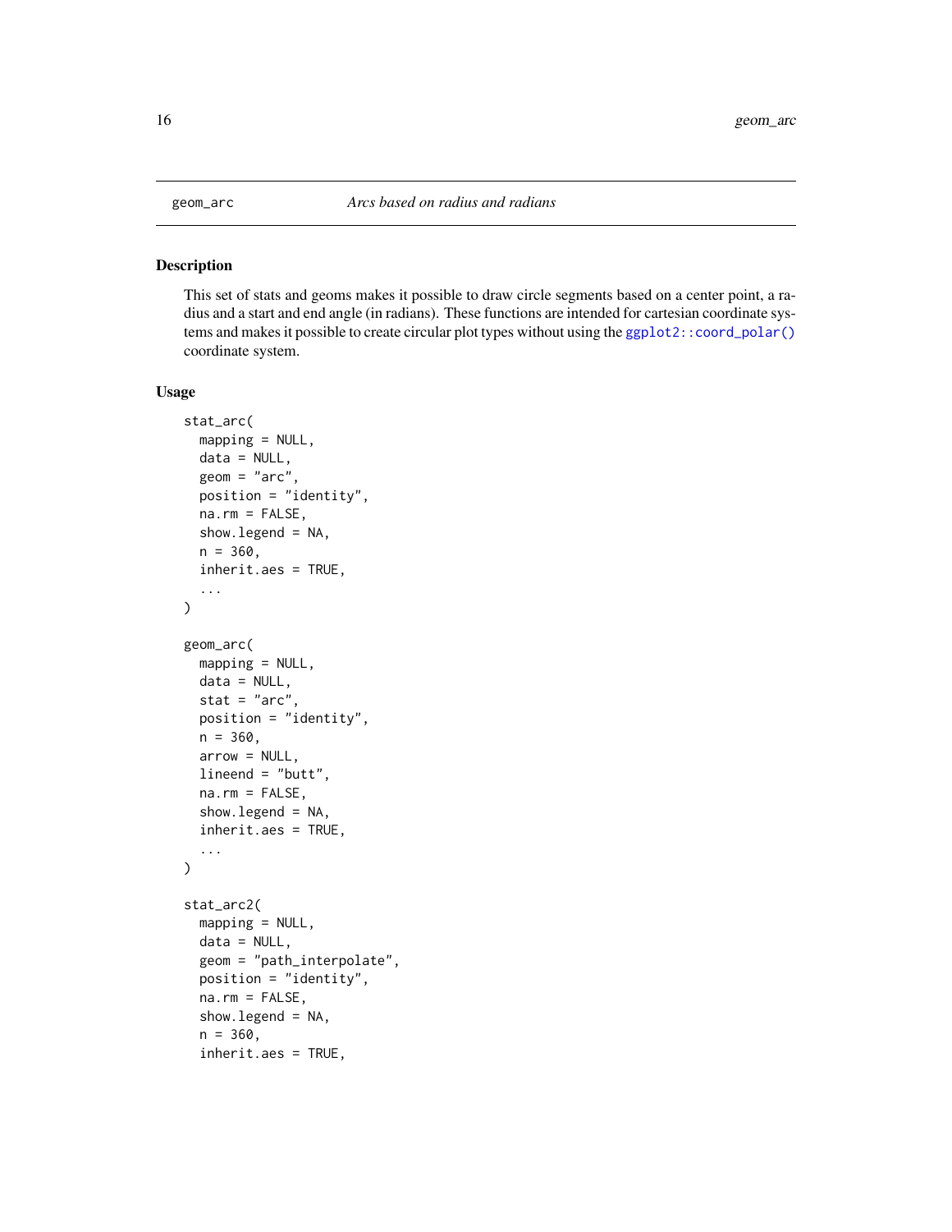## geom_arc

*Arcs based on radius and radians*

### Description

This set of stats and geoms makes it possible to draw circle segments based on a center point, a radius and a start and end angle (in radians). These functions are intended for cartesian coordinate systems and makes it possible to create circular plot types without using the `ggplot2::coord_polar()` coordinate system.

### Usage

```
stat_arc(
  mapping = NULL,
  data = NULL,
  geom = "arc",
  position = "identity",
  na.rm = FALSE,
  show.legend = NA,
  n = 360,
  inherit.aes = TRUE,
  ...
)

geom_arc(
  mapping = NULL,
  data = NULL,
  stat = "arc",
  position = "identity",
  n = 360,
  arrow = NULL,
  lineend = "butt",
  na.rm = FALSE,
  show.legend = NA,
  inherit.aes = TRUE,
  ...
)

stat_arc2(
  mapping = NULL,
  data = NULL,
  geom = "path_interpolate",
  position = "identity",
  na.rm = FALSE,
  show.legend = NA,
  n = 360,
  inherit.aes = TRUE,
```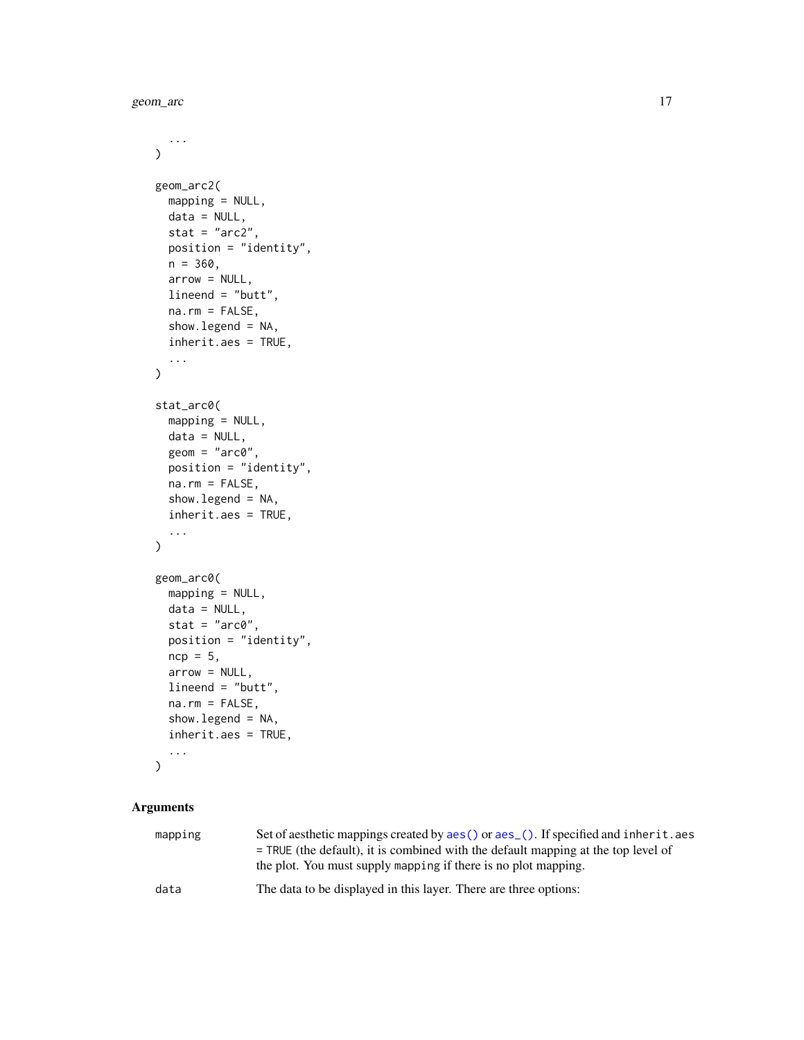```
  ...
)

geom_arc2(
  mapping = NULL,
  data = NULL,
  stat = "arc2",
  position = "identity",
  n = 360,
  arrow = NULL,
  lineend = "butt",
  na.rm = FALSE,
  show.legend = NA,
  inherit.aes = TRUE,
  ...
)

stat_arc0(
  mapping = NULL,
  data = NULL,
  geom = "arc0",
  position = "identity",
  na.rm = FALSE,
  show.legend = NA,
  inherit.aes = TRUE,
  ...
)

geom_arc0(
  mapping = NULL,
  data = NULL,
  stat = "arc0",
  position = "identity",
  ncp = 5,
  arrow = NULL,
  lineend = "butt",
  na.rm = FALSE,
  show.legend = NA,
  inherit.aes = TRUE,
  ...
)
```

## Arguments

| | |
|---|---|
| mapping | Set of aesthetic mappings created by aes() or aes_(). If specified and inherit.aes = TRUE (the default), it is combined with the default mapping at the top level of the plot. You must supply mapping if there is no plot mapping. |
| data | The data to be displayed in this layer. There are three options: |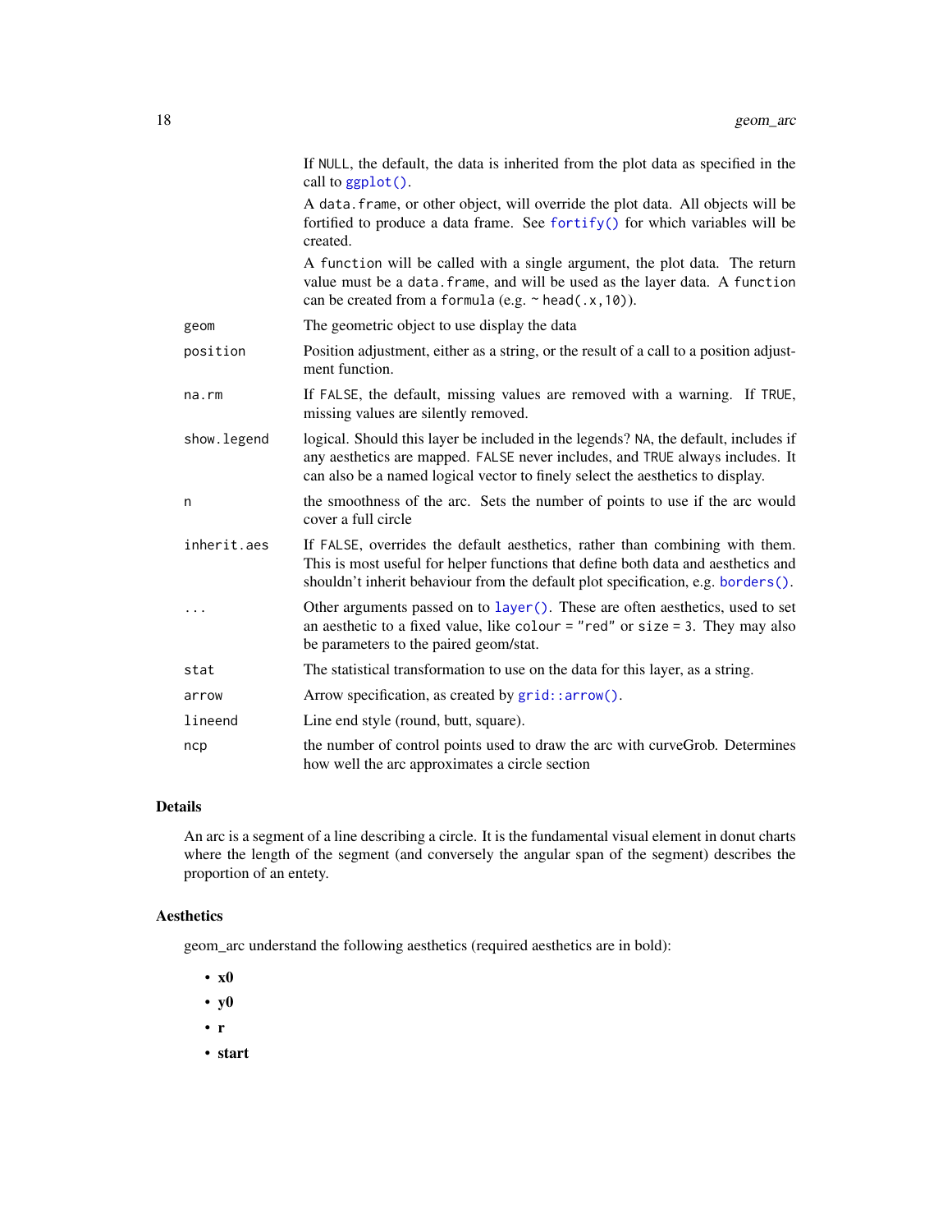| | |
|---|---|
| | If NULL, the default, the data is inherited from the plot data as specified in the call to `ggplot()`. |
| | A `data.frame`, or other object, will override the plot data. All objects will be fortified to produce a data frame. See `fortify()` for which variables will be created. |
| | A `function` will be called with a single argument, the plot data. The return value must be a `data.frame`, and will be used as the layer data. A `function` can be created from a `formula` (e.g. `~ head(.x,10)`). |
| `geom` | The geometric object to use display the data |
| `position` | Position adjustment, either as a string, or the result of a call to a position adjustment function. |
| `na.rm` | If `FALSE`, the default, missing values are removed with a warning. If `TRUE`, missing values are silently removed. |
| `show.legend` | logical. Should this layer be included in the legends? `NA`, the default, includes if any aesthetics are mapped. `FALSE` never includes, and `TRUE` always includes. It can also be a named logical vector to finely select the aesthetics to display. |
| `n` | the smoothness of the arc. Sets the number of points to use if the arc would cover a full circle |
| `inherit.aes` | If `FALSE`, overrides the default aesthetics, rather than combining with them. This is most useful for helper functions that define both data and aesthetics and shouldn't inherit behaviour from the default plot specification, e.g. `borders()`. |
| `...` | Other arguments passed on to `layer()`. These are often aesthetics, used to set an aesthetic to a fixed value, like `colour = "red"` or `size = 3`. They may also be parameters to the paired geom/stat. |
| `stat` | The statistical transformation to use on the data for this layer, as a string. |
| `arrow` | Arrow specification, as created by `grid::arrow()`. |
| `lineend` | Line end style (round, butt, square). |
| `ncp` | the number of control points used to draw the arc with curveGrob. Determines how well the arc approximates a circle section |

### Details

An arc is a segment of a line describing a circle. It is the fundamental visual element in donut charts where the length of the segment (and conversely the angular span of the segment) describes the proportion of an entety.

### Aesthetics

geom_arc understand the following aesthetics (required aesthetics are in bold):

- **x0**
- **y0**
- **r**
- **start**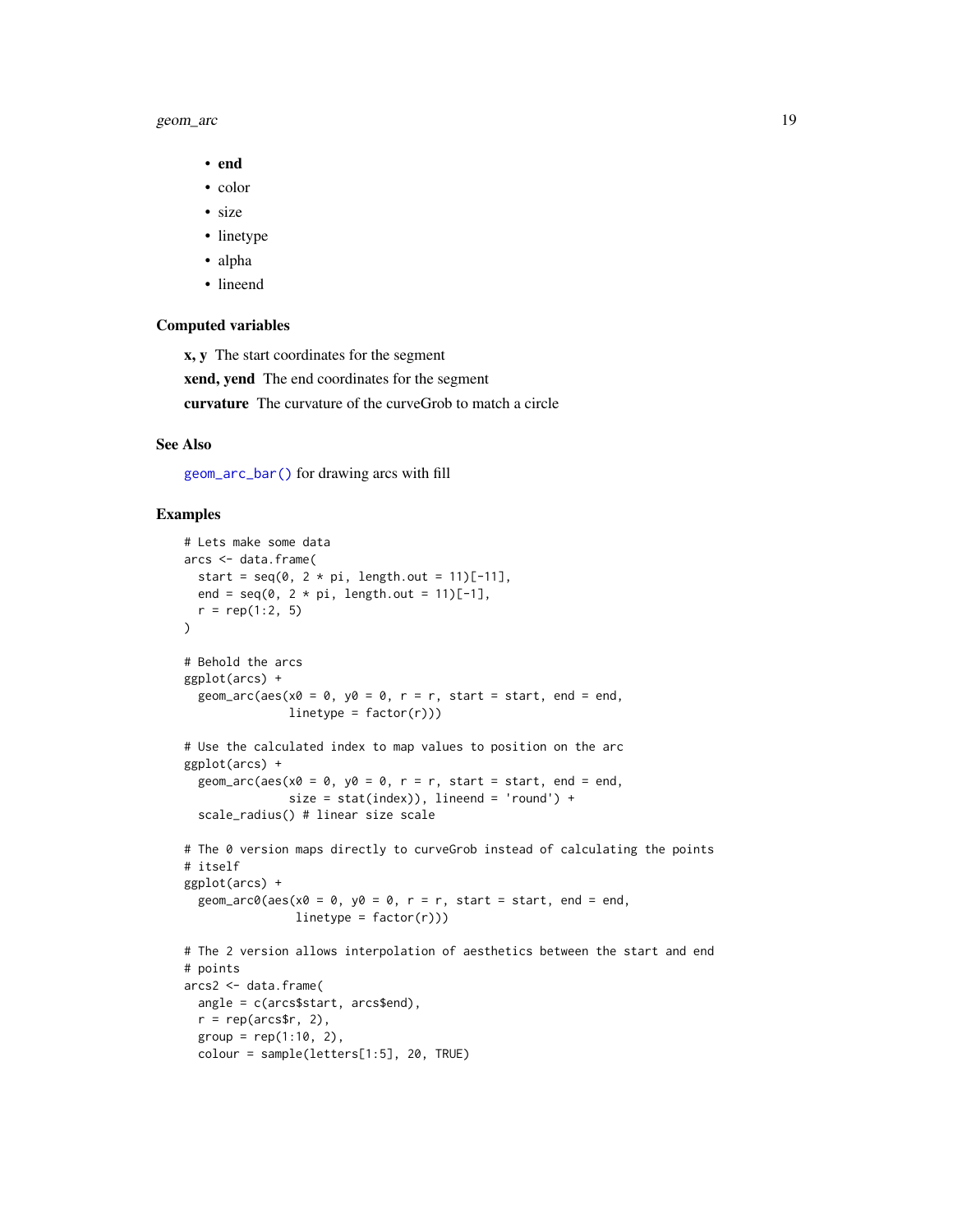- **end**
- color
- size
- linetype
- alpha
- lineend

### Computed variables

**x, y** The start coordinates for the segment

**xend, yend** The end coordinates for the segment

**curvature** The curvature of the curveGrob to match a circle

### See Also

geom_arc_bar() for drawing arcs with fill

### Examples

```
# Lets make some data
arcs <- data.frame(
  start = seq(0, 2 * pi, length.out = 11)[-11],
  end = seq(0, 2 * pi, length.out = 11)[-1],
  r = rep(1:2, 5)
)

# Behold the arcs
ggplot(arcs) +
  geom_arc(aes(x0 = 0, y0 = 0, r = r, start = start, end = end,
               linetype = factor(r)))

# Use the calculated index to map values to position on the arc
ggplot(arcs) +
  geom_arc(aes(x0 = 0, y0 = 0, r = r, start = start, end = end,
               size = stat(index)), lineend = 'round') +
  scale_radius() # linear size scale

# The 0 version maps directly to curveGrob instead of calculating the points
# itself
ggplot(arcs) +
  geom_arc0(aes(x0 = 0, y0 = 0, r = r, start = start, end = end,
                linetype = factor(r)))

# The 2 version allows interpolation of aesthetics between the start and end
# points
arcs2 <- data.frame(
  angle = c(arcs$start, arcs$end),
  r = rep(arcs$r, 2),
  group = rep(1:10, 2),
  colour = sample(letters[1:5], 20, TRUE)
```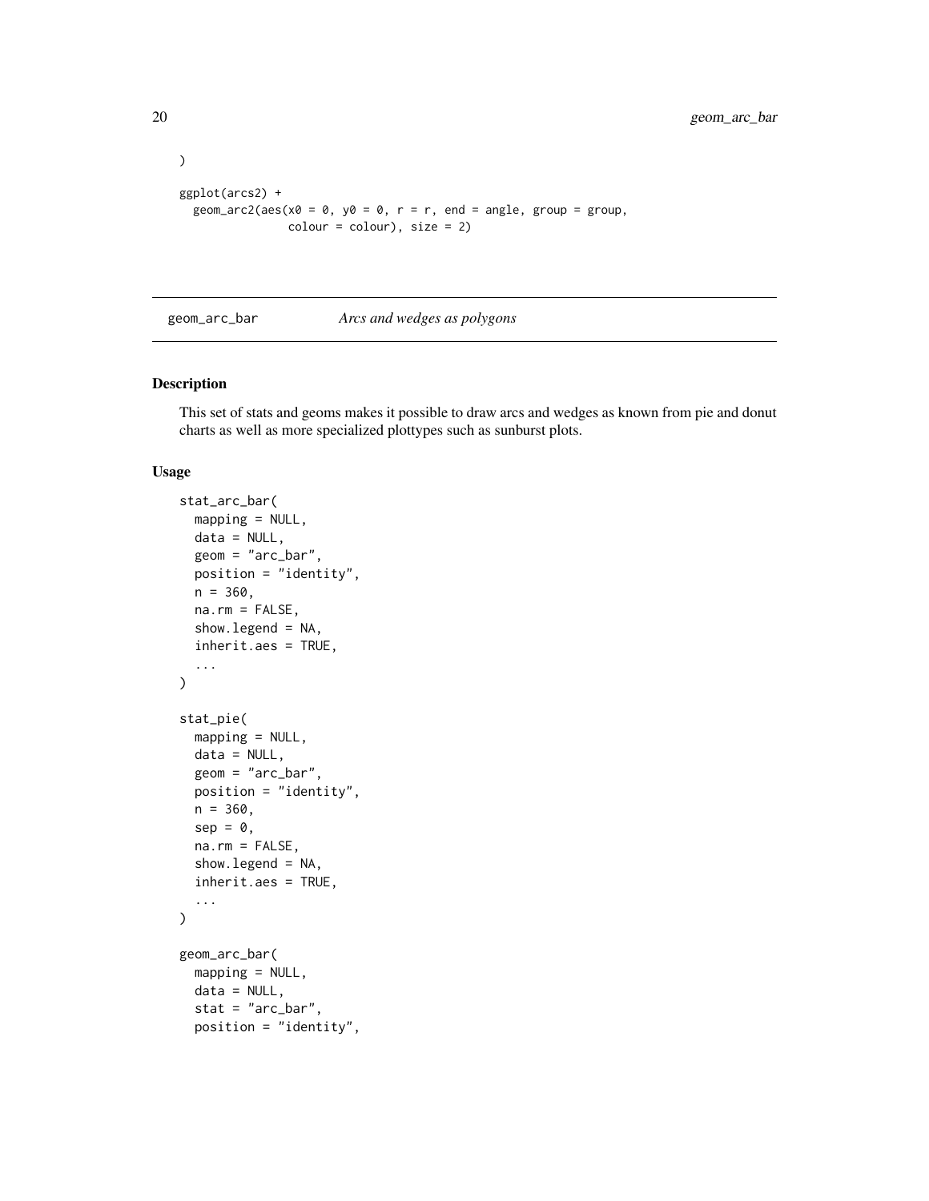```
)

ggplot(arcs2) +
  geom_arc2(aes(x0 = 0, y0 = 0, r = r, end = angle, group = group,
                colour = colour), size = 2)
```

---

`geom_arc_bar` *Arcs and wedges as polygons*

---

## Description

This set of stats and geoms makes it possible to draw arcs and wedges as known from pie and donut charts as well as more specialized plottypes such as sunburst plots.

## Usage

```
stat_arc_bar(
  mapping = NULL,
  data = NULL,
  geom = "arc_bar",
  position = "identity",
  n = 360,
  na.rm = FALSE,
  show.legend = NA,
  inherit.aes = TRUE,
  ...
)

stat_pie(
  mapping = NULL,
  data = NULL,
  geom = "arc_bar",
  position = "identity",
  n = 360,
  sep = 0,
  na.rm = FALSE,
  show.legend = NA,
  inherit.aes = TRUE,
  ...
)

geom_arc_bar(
  mapping = NULL,
  data = NULL,
  stat = "arc_bar",
  position = "identity",
```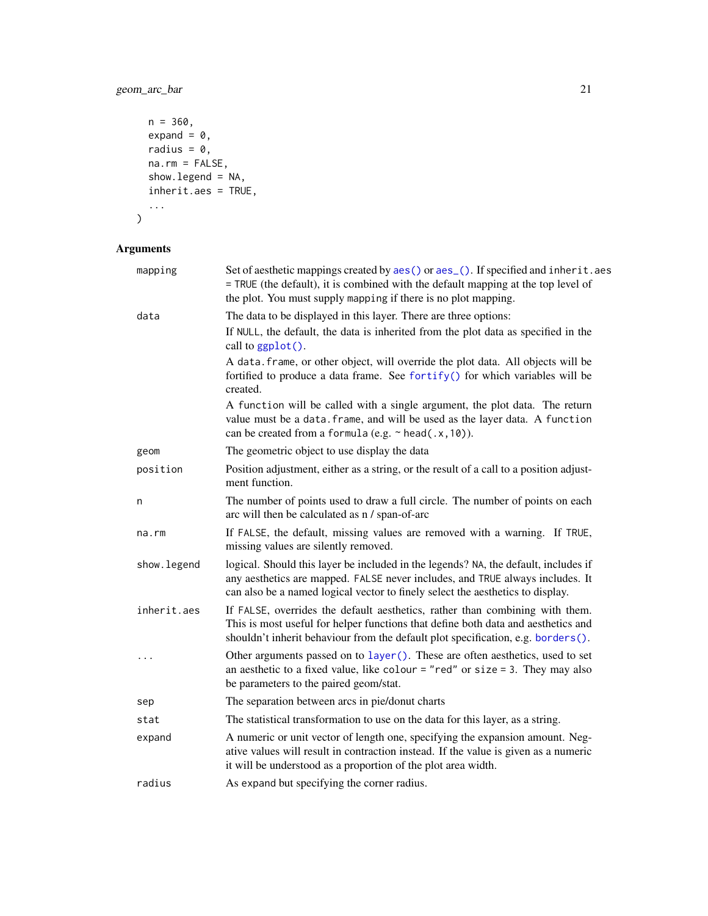```
  n = 360,
  expand = 0,
  radius = 0,
  na.rm = FALSE,
  show.legend = NA,
  inherit.aes = TRUE,
  ...
)
```

## Arguments

| | |
|---|---|
| mapping | Set of aesthetic mappings created by aes() or aes_(). If specified and inherit.aes = TRUE (the default), it is combined with the default mapping at the top level of the plot. You must supply mapping if there is no plot mapping. |
| data | The data to be displayed in this layer. There are three options: If NULL, the default, the data is inherited from the plot data as specified in the call to ggplot(). A data.frame, or other object, will override the plot data. All objects will be fortified to produce a data frame. See fortify() for which variables will be created. A function will be called with a single argument, the plot data. The return value must be a data.frame, and will be used as the layer data. A function can be created from a formula (e.g. ~ head(.x,10)). |
| geom | The geometric object to use display the data |
| position | Position adjustment, either as a string, or the result of a call to a position adjustment function. |
| n | The number of points used to draw a full circle. The number of points on each arc will then be calculated as n / span-of-arc |
| na.rm | If FALSE, the default, missing values are removed with a warning. If TRUE, missing values are silently removed. |
| show.legend | logical. Should this layer be included in the legends? NA, the default, includes if any aesthetics are mapped. FALSE never includes, and TRUE always includes. It can also be a named logical vector to finely select the aesthetics to display. |
| inherit.aes | If FALSE, overrides the default aesthetics, rather than combining with them. This is most useful for helper functions that define both data and aesthetics and shouldn't inherit behaviour from the default plot specification, e.g. borders(). |
| ... | Other arguments passed on to layer(). These are often aesthetics, used to set an aesthetic to a fixed value, like colour = "red" or size = 3. They may also be parameters to the paired geom/stat. |
| sep | The separation between arcs in pie/donut charts |
| stat | The statistical transformation to use on the data for this layer, as a string. |
| expand | A numeric or unit vector of length one, specifying the expansion amount. Negative values will result in contraction instead. If the value is given as a numeric it will be understood as a proportion of the plot area width. |
| radius | As expand but specifying the corner radius. |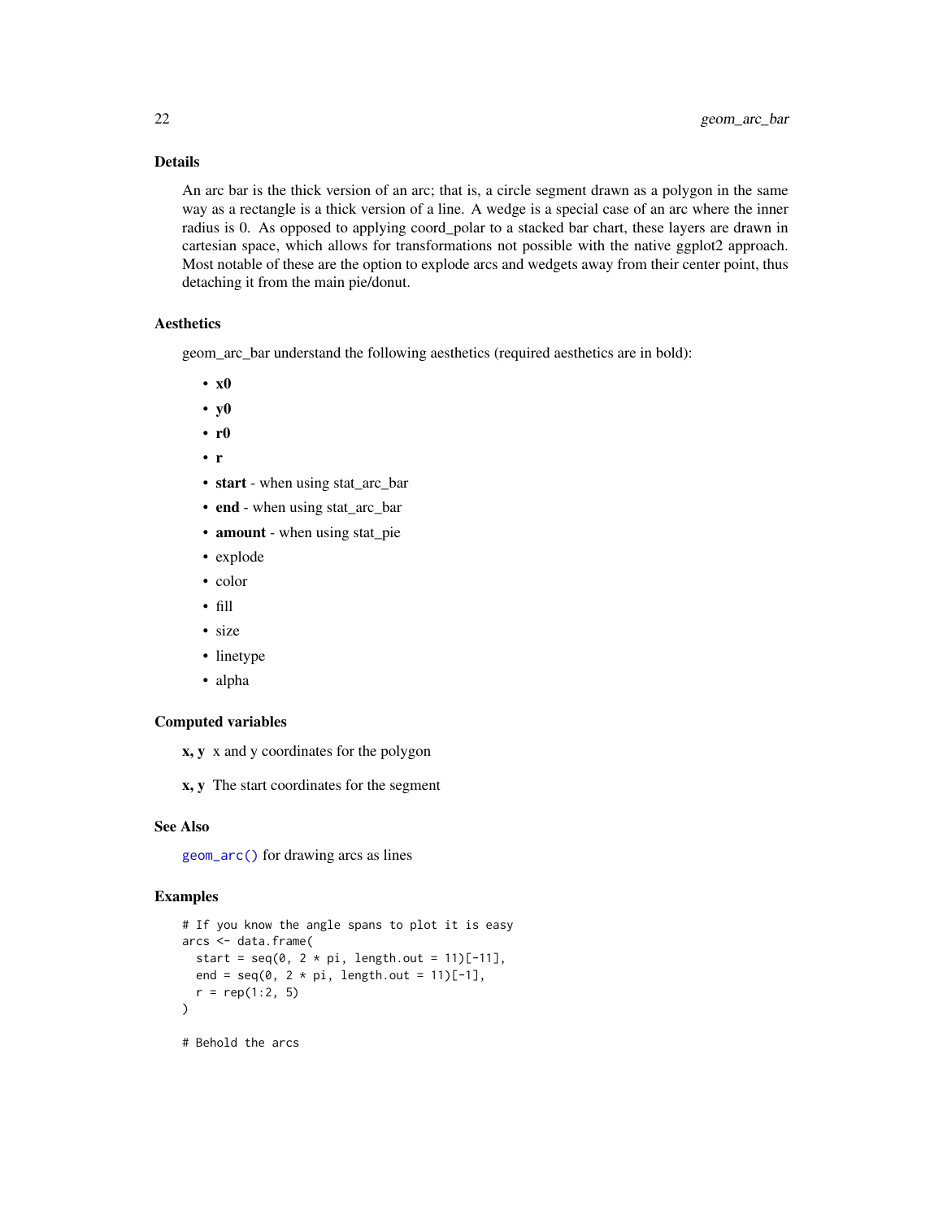## Details

An arc bar is the thick version of an arc; that is, a circle segment drawn as a polygon in the same way as a rectangle is a thick version of a line. A wedge is a special case of an arc where the inner radius is 0. As opposed to applying coord_polar to a stacked bar chart, these layers are drawn in cartesian space, which allows for transformations not possible with the native ggplot2 approach. Most notable of these are the option to explode arcs and wedgets away from their center point, thus detaching it from the main pie/donut.

## Aesthetics

geom_arc_bar understand the following aesthetics (required aesthetics are in bold):

- **x0**
- **y0**
- **r0**
- **r**
- **start** - when using stat_arc_bar
- **end** - when using stat_arc_bar
- **amount** - when using stat_pie
- explode
- color
- fill
- size
- linetype
- alpha

## Computed variables

**x, y** x and y coordinates for the polygon

**x, y** The start coordinates for the segment

## See Also

geom_arc() for drawing arcs as lines

## Examples

```
# If you know the angle spans to plot it is easy
arcs <- data.frame(
  start = seq(0, 2 * pi, length.out = 11)[-11],
  end = seq(0, 2 * pi, length.out = 11)[-1],
  r = rep(1:2, 5)
)

# Behold the arcs
```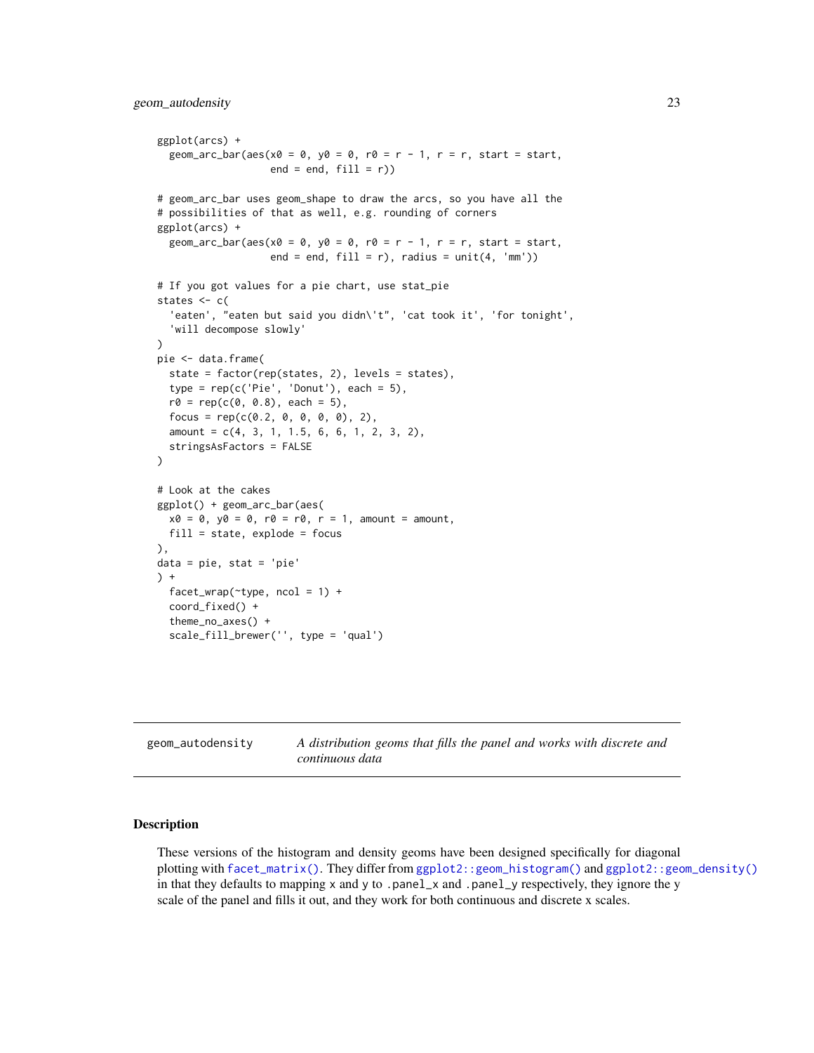```r
ggplot(arcs) +
  geom_arc_bar(aes(x0 = 0, y0 = 0, r0 = r - 1, r = r, start = start,
                   end = end, fill = r))

# geom_arc_bar uses geom_shape to draw the arcs, so you have all the
# possibilities of that as well, e.g. rounding of corners
ggplot(arcs) +
  geom_arc_bar(aes(x0 = 0, y0 = 0, r0 = r - 1, r = r, start = start,
                   end = end, fill = r), radius = unit(4, 'mm'))

# If you got values for a pie chart, use stat_pie
states <- c(
  'eaten', "eaten but said you didn\'t", 'cat took it', 'for tonight',
  'will decompose slowly'
)
pie <- data.frame(
  state = factor(rep(states, 2), levels = states),
  type = rep(c('Pie', 'Donut'), each = 5),
  r0 = rep(c(0, 0.8), each = 5),
  focus = rep(c(0.2, 0, 0, 0, 0), 2),
  amount = c(4, 3, 1, 1.5, 6, 6, 1, 2, 3, 2),
  stringsAsFactors = FALSE
)

# Look at the cakes
ggplot() + geom_arc_bar(aes(
  x0 = 0, y0 = 0, r0 = r0, r = 1, amount = amount,
  fill = state, explode = focus
),
data = pie, stat = 'pie'
) +
  facet_wrap(~type, ncol = 1) +
  coord_fixed() +
  theme_no_axes() +
  scale_fill_brewer('', type = 'qual')
```

---

`geom_autodensity` *A distribution geoms that fills the panel and works with discrete and continuous data*

---

## Description

These versions of the histogram and density geoms have been designed specifically for diagonal plotting with `facet_matrix()`. They differ from `ggplot2::geom_histogram()` and `ggplot2::geom_density()` in that they defaults to mapping x and y to `.panel_x` and `.panel_y` respectively, they ignore the y scale of the panel and fills it out, and they work for both continuous and discrete x scales.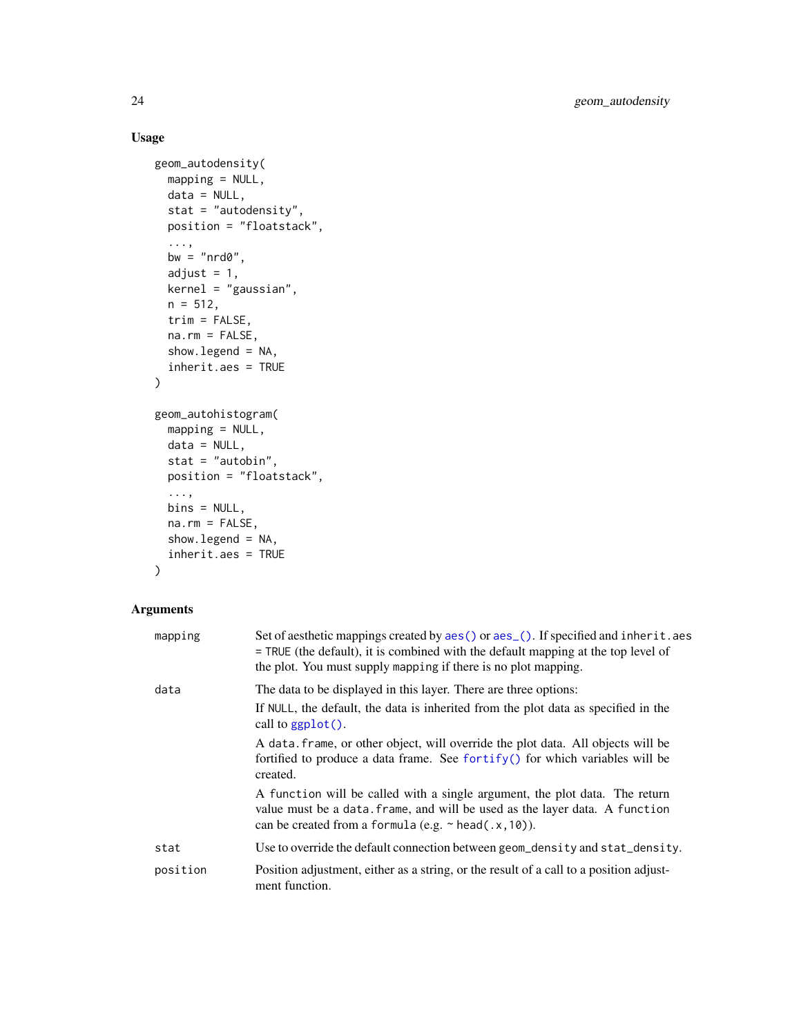## Usage

```
geom_autodensity(
  mapping = NULL,
  data = NULL,
  stat = "autodensity",
  position = "floatstack",
  ...,
  bw = "nrd0",
  adjust = 1,
  kernel = "gaussian",
  n = 512,
  trim = FALSE,
  na.rm = FALSE,
  show.legend = NA,
  inherit.aes = TRUE
)

geom_autohistogram(
  mapping = NULL,
  data = NULL,
  stat = "autobin",
  position = "floatstack",
  ...,
  bins = NULL,
  na.rm = FALSE,
  show.legend = NA,
  inherit.aes = TRUE
)
```

## Arguments

| Argument | Description |
|---|---|
| `mapping` | Set of aesthetic mappings created by `aes()` or `aes_()`. If specified and `inherit.aes = TRUE` (the default), it is combined with the default mapping at the top level of the plot. You must supply `mapping` if there is no plot mapping. |
| `data` | The data to be displayed in this layer. There are three options:<br><br>If `NULL`, the default, the data is inherited from the plot data as specified in the call to `ggplot()`.<br><br>A `data.frame`, or other object, will override the plot data. All objects will be fortified to produce a data frame. See `fortify()` for which variables will be created.<br><br>A `function` will be called with a single argument, the plot data. The return value must be a `data.frame`, and will be used as the layer data. A `function` can be created from a `formula` (e.g. `~ head(.x, 10)`). |
| `stat` | Use to override the default connection between `geom_density` and `stat_density`. |
| `position` | Position adjustment, either as a string, or the result of a call to a position adjustment function. |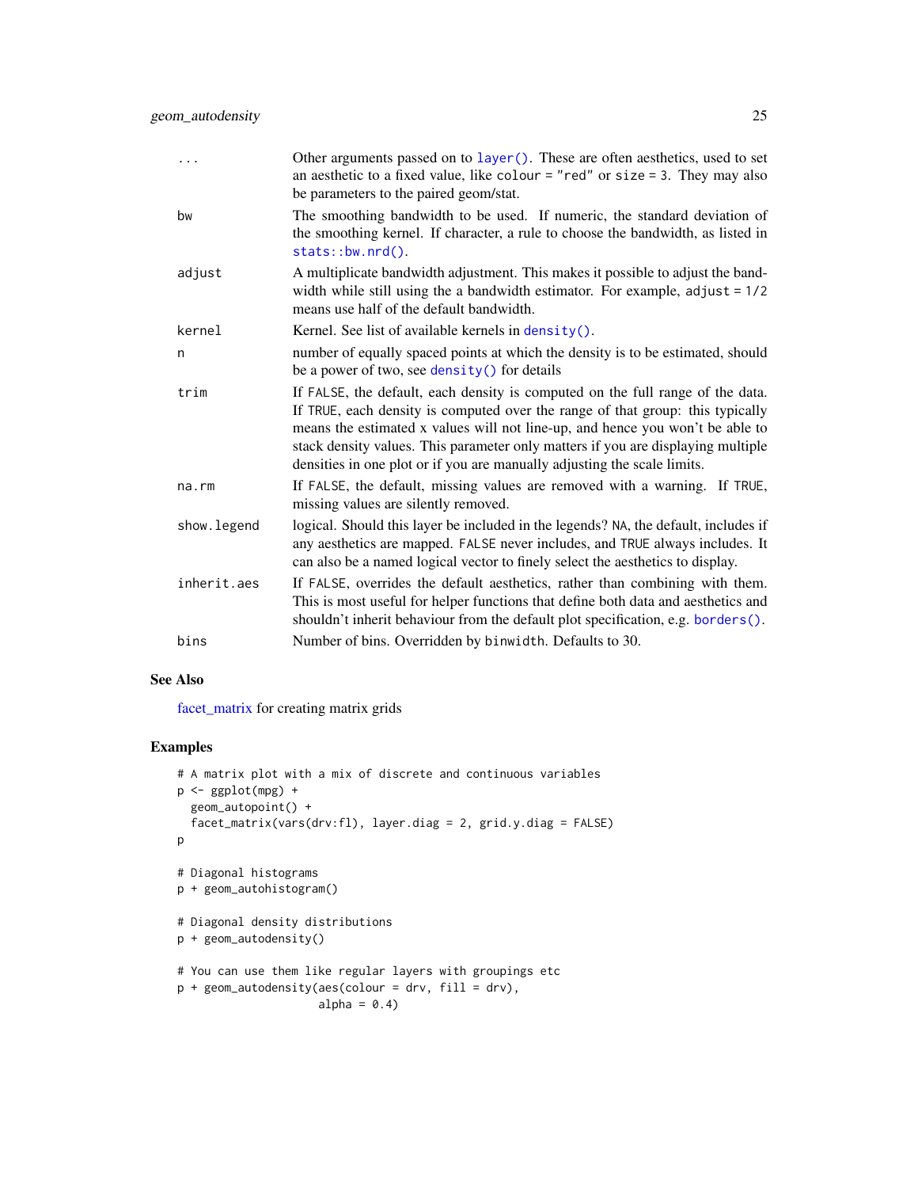| | |
|---|---|
| ... | Other arguments passed on to `layer()`. These are often aesthetics, used to set an aesthetic to a fixed value, like `colour = "red"` or `size = 3`. They may also be parameters to the paired geom/stat. |
| bw | The smoothing bandwidth to be used. If numeric, the standard deviation of the smoothing kernel. If character, a rule to choose the bandwidth, as listed in `stats::bw.nrd()`. |
| adjust | A multiplicate bandwidth adjustment. This makes it possible to adjust the bandwidth while still using the a bandwidth estimator. For example, `adjust = 1/2` means use half of the default bandwidth. |
| kernel | Kernel. See list of available kernels in `density()`. |
| n | number of equally spaced points at which the density is to be estimated, should be a power of two, see `density()` for details |
| trim | If `FALSE`, the default, each density is computed on the full range of the data. If `TRUE`, each density is computed over the range of that group: this typically means the estimated x values will not line-up, and hence you won't be able to stack density values. This parameter only matters if you are displaying multiple densities in one plot or if you are manually adjusting the scale limits. |
| na.rm | If `FALSE`, the default, missing values are removed with a warning. If `TRUE`, missing values are silently removed. |
| show.legend | logical. Should this layer be included in the legends? `NA`, the default, includes if any aesthetics are mapped. `FALSE` never includes, and `TRUE` always includes. It can also be a named logical vector to finely select the aesthetics to display. |
| inherit.aes | If `FALSE`, overrides the default aesthetics, rather than combining with them. This is most useful for helper functions that define both data and aesthetics and shouldn't inherit behaviour from the default plot specification, e.g. `borders()`. |
| bins | Number of bins. Overridden by `binwidth`. Defaults to 30. |

## See Also

facet_matrix for creating matrix grids

## Examples

```
# A matrix plot with a mix of discrete and continuous variables
p <- ggplot(mpg) +
  geom_autopoint() +
  facet_matrix(vars(drv:fl), layer.diag = 2, grid.y.diag = FALSE)
p

# Diagonal histograms
p + geom_autohistogram()

# Diagonal density distributions
p + geom_autodensity()

# You can use them like regular layers with groupings etc
p + geom_autodensity(aes(colour = drv, fill = drv),
                     alpha = 0.4)
```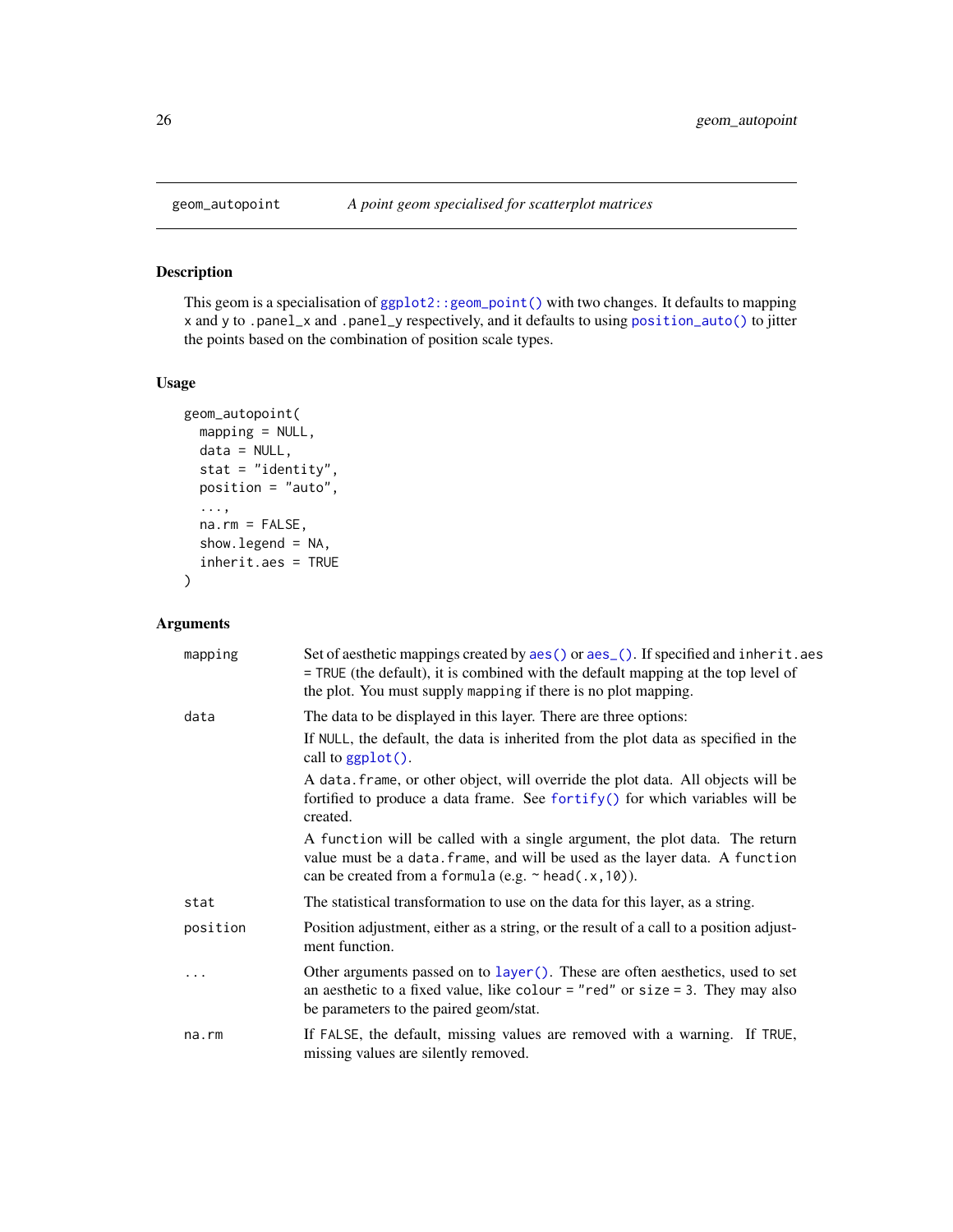## geom_autopoint — *A point geom specialised for scatterplot matrices*

### Description

This geom is a specialisation of `ggplot2::geom_point()` with two changes. It defaults to mapping x and y to `.panel_x` and `.panel_y` respectively, and it defaults to using `position_auto()` to jitter the points based on the combination of position scale types.

### Usage

```
geom_autopoint(
  mapping = NULL,
  data = NULL,
  stat = "identity",
  position = "auto",
  ...,
  na.rm = FALSE,
  show.legend = NA,
  inherit.aes = TRUE
)
```

### Arguments

| | |
|---|---|
| `mapping` | Set of aesthetic mappings created by `aes()` or `aes_()`. If specified and `inherit.aes = TRUE` (the default), it is combined with the default mapping at the top level of the plot. You must supply `mapping` if there is no plot mapping. |
| `data` | The data to be displayed in this layer. There are three options:<br>If `NULL`, the default, the data is inherited from the plot data as specified in the call to `ggplot()`.<br>A `data.frame`, or other object, will override the plot data. All objects will be fortified to produce a data frame. See `fortify()` for which variables will be created.<br>A `function` will be called with a single argument, the plot data. The return value must be a `data.frame`, and will be used as the layer data. A `function` can be created from a `formula` (e.g. `~ head(.x, 10)`). |
| `stat` | The statistical transformation to use on the data for this layer, as a string. |
| `position` | Position adjustment, either as a string, or the result of a call to a position adjustment function. |
| `...` | Other arguments passed on to `layer()`. These are often aesthetics, used to set an aesthetic to a fixed value, like `colour = "red"` or `size = 3`. They may also be parameters to the paired geom/stat. |
| `na.rm` | If `FALSE`, the default, missing values are removed with a warning. If `TRUE`, missing values are silently removed. |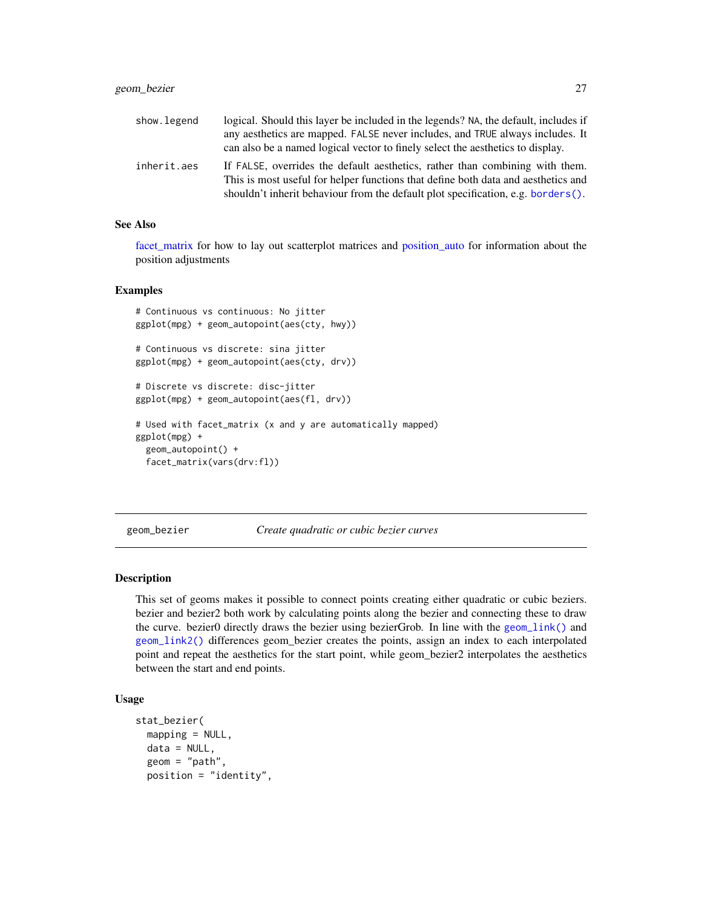| | |
|---|---|
| show.legend | logical. Should this layer be included in the legends? NA, the default, includes if any aesthetics are mapped. FALSE never includes, and TRUE always includes. It can also be a named logical vector to finely select the aesthetics to display. |
| inherit.aes | If FALSE, overrides the default aesthetics, rather than combining with them. This is most useful for helper functions that define both data and aesthetics and shouldn't inherit behaviour from the default plot specification, e.g. borders(). |

### See Also

facet_matrix for how to lay out scatterplot matrices and position_auto for information about the position adjustments

### Examples

```
# Continuous vs continuous: No jitter
ggplot(mpg) + geom_autopoint(aes(cty, hwy))

# Continuous vs discrete: sina jitter
ggplot(mpg) + geom_autopoint(aes(cty, drv))

# Discrete vs discrete: disc-jitter
ggplot(mpg) + geom_autopoint(aes(fl, drv))

# Used with facet_matrix (x and y are automatically mapped)
ggplot(mpg) +
  geom_autopoint() +
  facet_matrix(vars(drv:fl))
```

---

## geom_bezier *Create quadratic or cubic bezier curves*

### Description

This set of geoms makes it possible to connect points creating either quadratic or cubic beziers. bezier and bezier2 both work by calculating points along the bezier and connecting these to draw the curve. bezier0 directly draws the bezier using bezierGrob. In line with the geom_link() and geom_link2() differences geom_bezier creates the points, assign an index to each interpolated point and repeat the aesthetics for the start point, while geom_bezier2 interpolates the aesthetics between the start and end points.

### Usage

```
stat_bezier(
  mapping = NULL,
  data = NULL,
  geom = "path",
  position = "identity",
```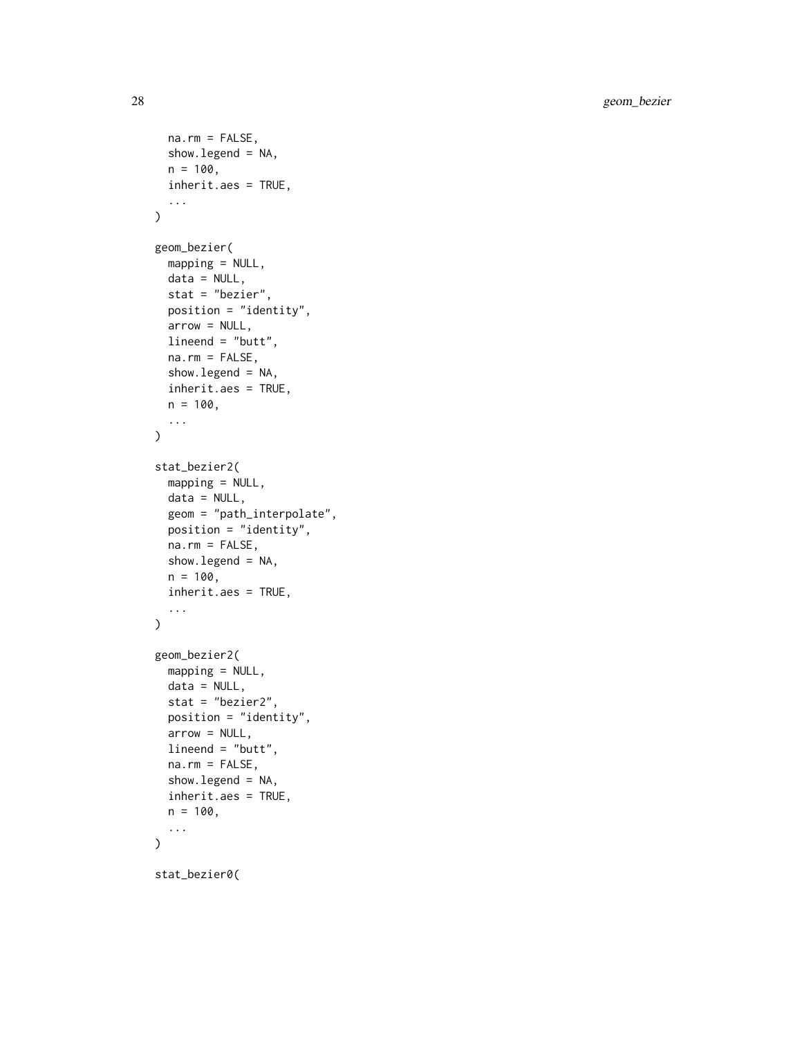```
  na.rm = FALSE,
  show.legend = NA,
  n = 100,
  inherit.aes = TRUE,
  ...
)

geom_bezier(
  mapping = NULL,
  data = NULL,
  stat = "bezier",
  position = "identity",
  arrow = NULL,
  lineend = "butt",
  na.rm = FALSE,
  show.legend = NA,
  inherit.aes = TRUE,
  n = 100,
  ...
)

stat_bezier2(
  mapping = NULL,
  data = NULL,
  geom = "path_interpolate",
  position = "identity",
  na.rm = FALSE,
  show.legend = NA,
  n = 100,
  inherit.aes = TRUE,
  ...
)

geom_bezier2(
  mapping = NULL,
  data = NULL,
  stat = "bezier2",
  position = "identity",
  arrow = NULL,
  lineend = "butt",
  na.rm = FALSE,
  show.legend = NA,
  inherit.aes = TRUE,
  n = 100,
  ...
)

stat_bezier0(
```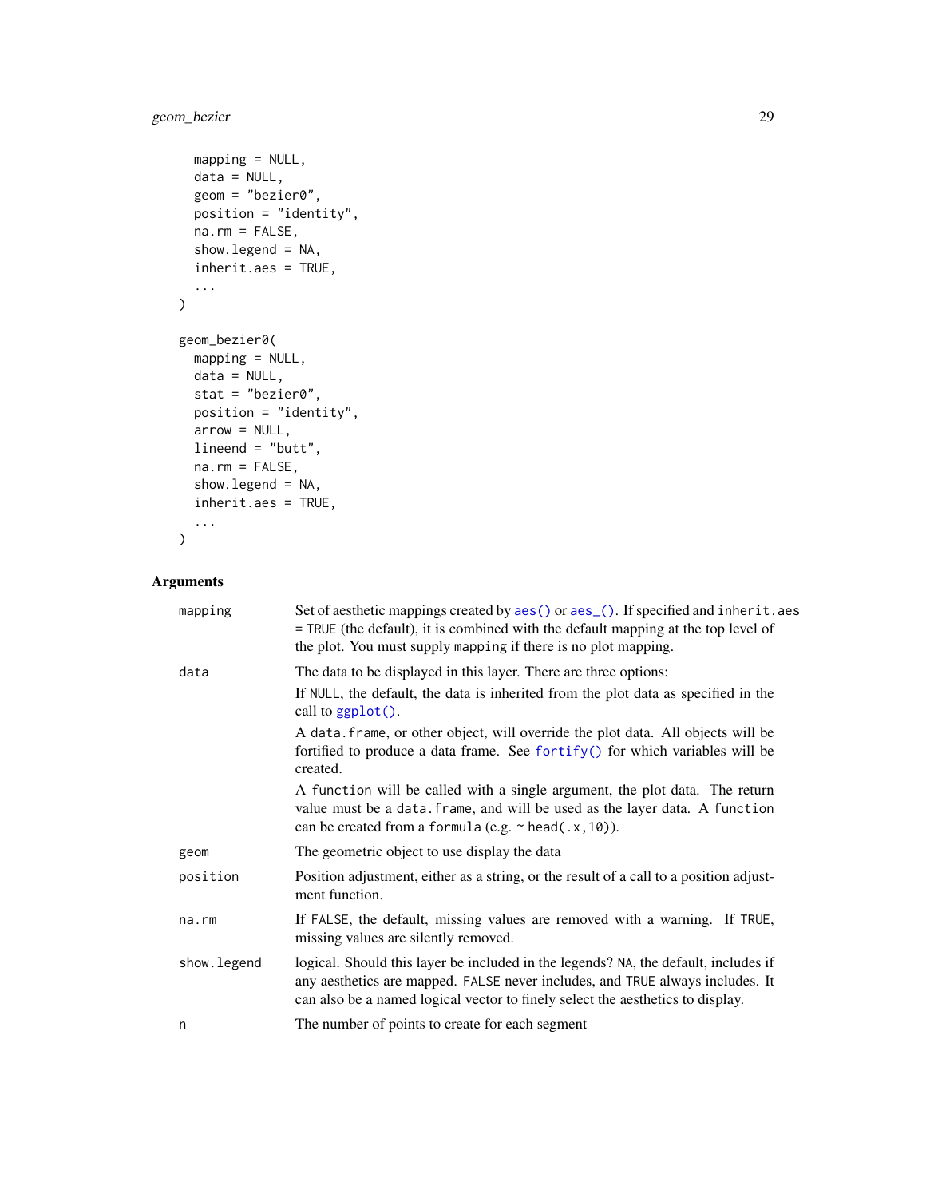```
  mapping = NULL,
  data = NULL,
  geom = "bezier0",
  position = "identity",
  na.rm = FALSE,
  show.legend = NA,
  inherit.aes = TRUE,
  ...
)

geom_bezier0(
  mapping = NULL,
  data = NULL,
  stat = "bezier0",
  position = "identity",
  arrow = NULL,
  lineend = "butt",
  na.rm = FALSE,
  show.legend = NA,
  inherit.aes = TRUE,
  ...
)
```

## Arguments

| | |
|---|---|
| mapping | Set of aesthetic mappings created by aes() or aes_(). If specified and inherit.aes = TRUE (the default), it is combined with the default mapping at the top level of the plot. You must supply mapping if there is no plot mapping. |
| data | The data to be displayed in this layer. There are three options: If NULL, the default, the data is inherited from the plot data as specified in the call to ggplot(). A data.frame, or other object, will override the plot data. All objects will be fortified to produce a data frame. See fortify() for which variables will be created. A function will be called with a single argument, the plot data. The return value must be a data.frame, and will be used as the layer data. A function can be created from a formula (e.g. ~ head(.x,10)). |
| geom | The geometric object to use display the data |
| position | Position adjustment, either as a string, or the result of a call to a position adjustment function. |
| na.rm | If FALSE, the default, missing values are removed with a warning. If TRUE, missing values are silently removed. |
| show.legend | logical. Should this layer be included in the legends? NA, the default, includes if any aesthetics are mapped. FALSE never includes, and TRUE always includes. It can also be a named logical vector to finely select the aesthetics to display. |
| n | The number of points to create for each segment |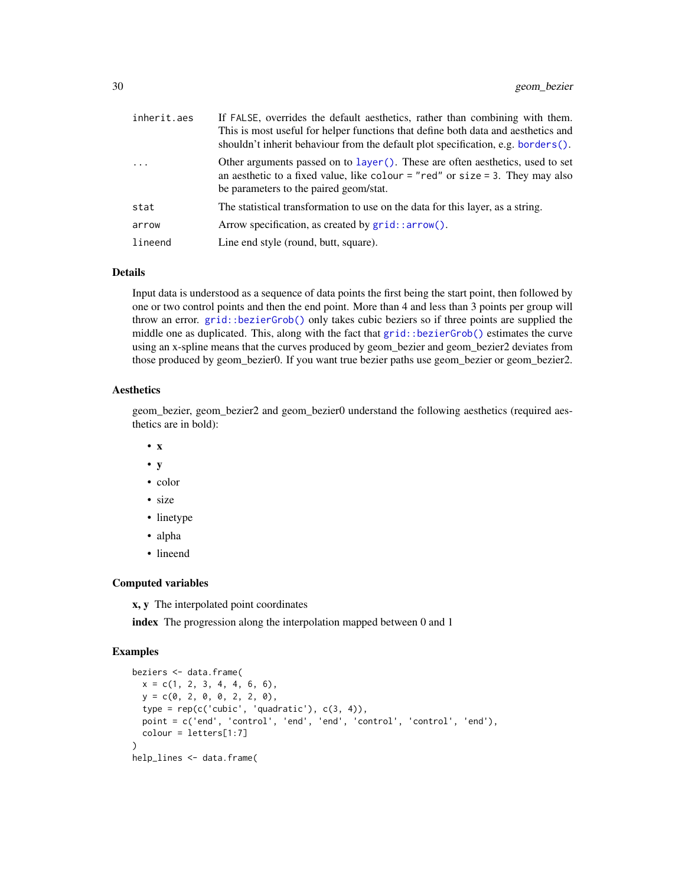| | |
|---|---|
| inherit.aes | If FALSE, overrides the default aesthetics, rather than combining with them. This is most useful for helper functions that define both data and aesthetics and shouldn't inherit behaviour from the default plot specification, e.g. borders(). |
| ... | Other arguments passed on to layer(). These are often aesthetics, used to set an aesthetic to a fixed value, like colour = "red" or size = 3. They may also be parameters to the paired geom/stat. |
| stat | The statistical transformation to use on the data for this layer, as a string. |
| arrow | Arrow specification, as created by grid::arrow(). |
| lineend | Line end style (round, butt, square). |

## Details

Input data is understood as a sequence of data points the first being the start point, then followed by one or two control points and then the end point. More than 4 and less than 3 points per group will throw an error. grid::bezierGrob() only takes cubic beziers so if three points are supplied the middle one as duplicated. This, along with the fact that grid::bezierGrob() estimates the curve using an x-spline means that the curves produced by geom_bezier and geom_bezier2 deviates from those produced by geom_bezier0. If you want true bezier paths use geom_bezier or geom_bezier2.

## Aesthetics

geom_bezier, geom_bezier2 and geom_bezier0 understand the following aesthetics (required aesthetics are in bold):

- **x**
- **y**
- color
- size
- linetype
- alpha
- lineend

## Computed variables

**x, y** The interpolated point coordinates

**index** The progression along the interpolation mapped between 0 and 1

## Examples

```
beziers <- data.frame(
  x = c(1, 2, 3, 4, 4, 6, 6),
  y = c(0, 2, 0, 0, 2, 2, 0),
  type = rep(c('cubic', 'quadratic'), c(3, 4)),
  point = c('end', 'control', 'end', 'end', 'control', 'control', 'end'),
  colour = letters[1:7]
)
help_lines <- data.frame(
```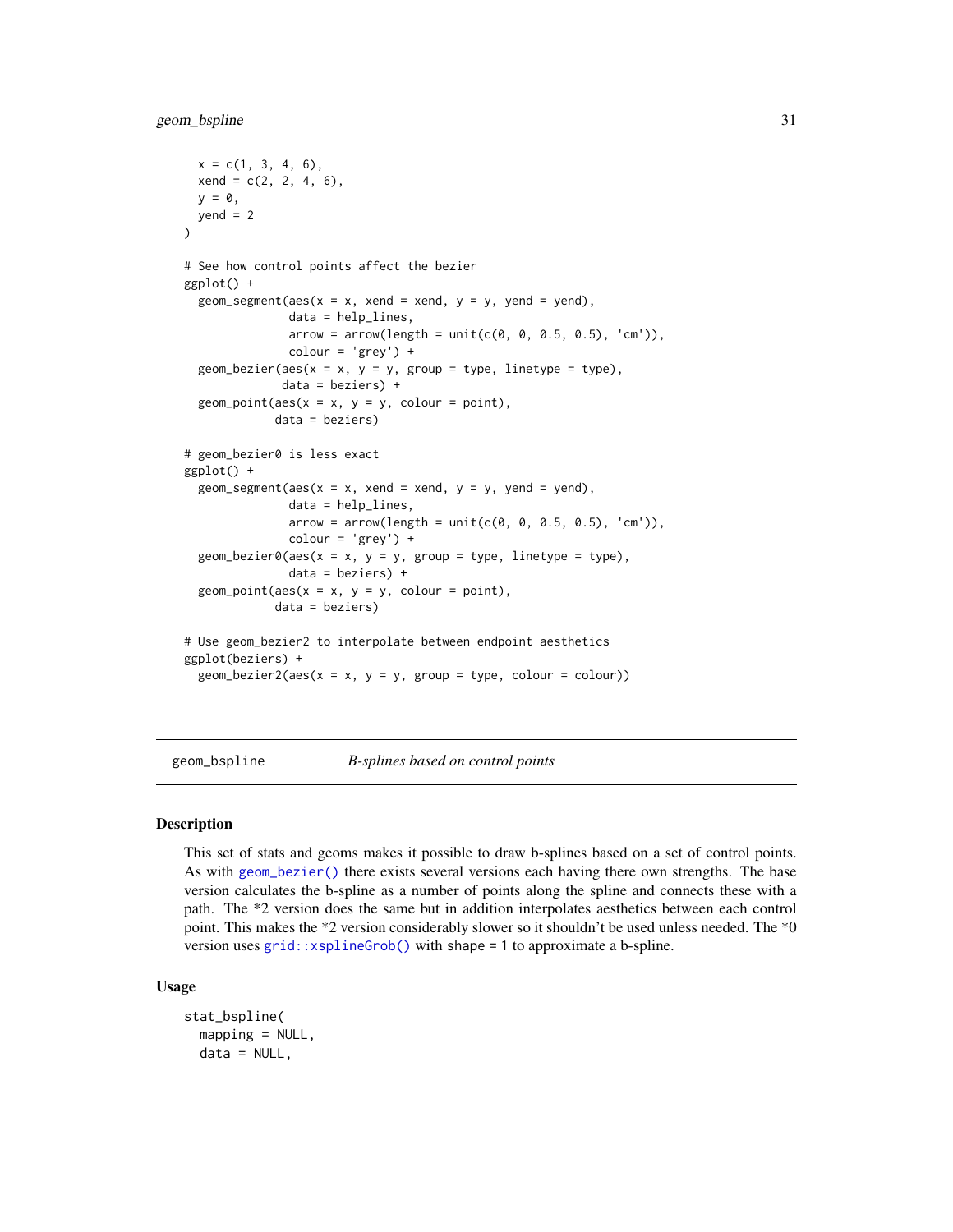```
  x = c(1, 3, 4, 6),
  xend = c(2, 2, 4, 6),
  y = 0,
  yend = 2
)

# See how control points affect the bezier
ggplot() +
  geom_segment(aes(x = x, xend = xend, y = y, yend = yend),
               data = help_lines,
               arrow = arrow(length = unit(c(0, 0, 0.5, 0.5), 'cm')),
               colour = 'grey') +
  geom_bezier(aes(x = x, y = y, group = type, linetype = type),
              data = beziers) +
  geom_point(aes(x = x, y = y, colour = point),
             data = beziers)

# geom_bezier0 is less exact
ggplot() +
  geom_segment(aes(x = x, xend = xend, y = y, yend = yend),
               data = help_lines,
               arrow = arrow(length = unit(c(0, 0, 0.5, 0.5), 'cm')),
               colour = 'grey') +
  geom_bezier0(aes(x = x, y = y, group = type, linetype = type),
               data = beziers) +
  geom_point(aes(x = x, y = y, colour = point),
             data = beziers)

# Use geom_bezier2 to interpolate between endpoint aesthetics
ggplot(beziers) +
  geom_bezier2(aes(x = x, y = y, group = type, colour = colour))
```

---

## geom_bspline *B-splines based on control points*

### Description

This set of stats and geoms makes it possible to draw b-splines based on a set of control points. As with geom_bezier() there exists several versions each having there own strengths. The base version calculates the b-spline as a number of points along the spline and connects these with a path. The *2 version does the same but in addition interpolates aesthetics between each control point. This makes the *2 version considerably slower so it shouldn't be used unless needed. The *0 version uses grid::xsplineGrob() with shape = 1 to approximate a b-spline.

### Usage

```
stat_bspline(
  mapping = NULL,
  data = NULL,
```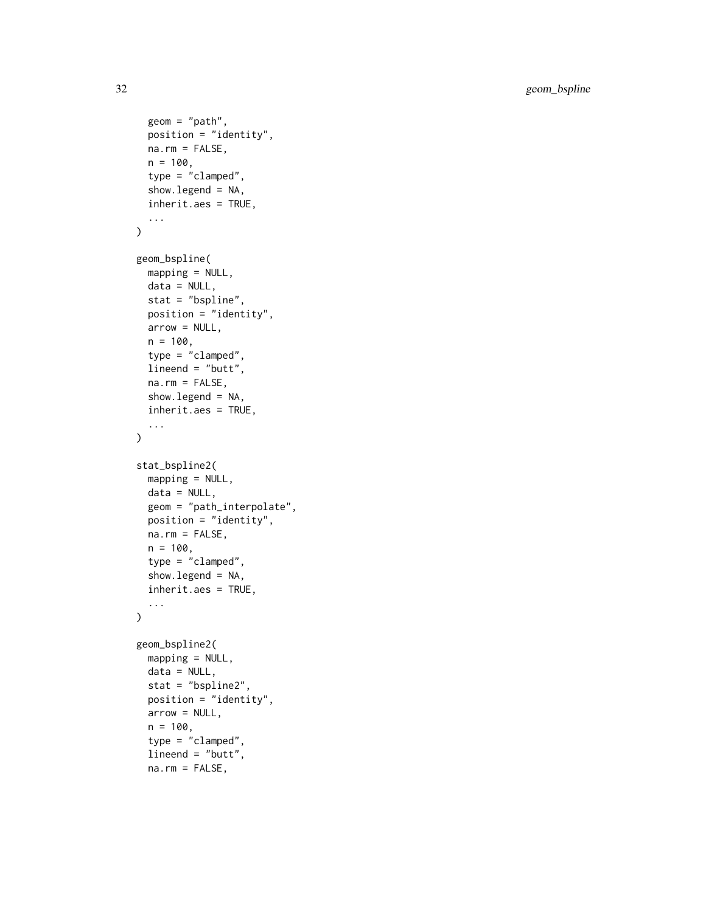```
  geom = "path",
  position = "identity",
  na.rm = FALSE,
  n = 100,
  type = "clamped",
  show.legend = NA,
  inherit.aes = TRUE,
  ...
)

geom_bspline(
  mapping = NULL,
  data = NULL,
  stat = "bspline",
  position = "identity",
  arrow = NULL,
  n = 100,
  type = "clamped",
  lineend = "butt",
  na.rm = FALSE,
  show.legend = NA,
  inherit.aes = TRUE,
  ...
)

stat_bspline2(
  mapping = NULL,
  data = NULL,
  geom = "path_interpolate",
  position = "identity",
  na.rm = FALSE,
  n = 100,
  type = "clamped",
  show.legend = NA,
  inherit.aes = TRUE,
  ...
)

geom_bspline2(
  mapping = NULL,
  data = NULL,
  stat = "bspline2",
  position = "identity",
  arrow = NULL,
  n = 100,
  type = "clamped",
  lineend = "butt",
  na.rm = FALSE,
```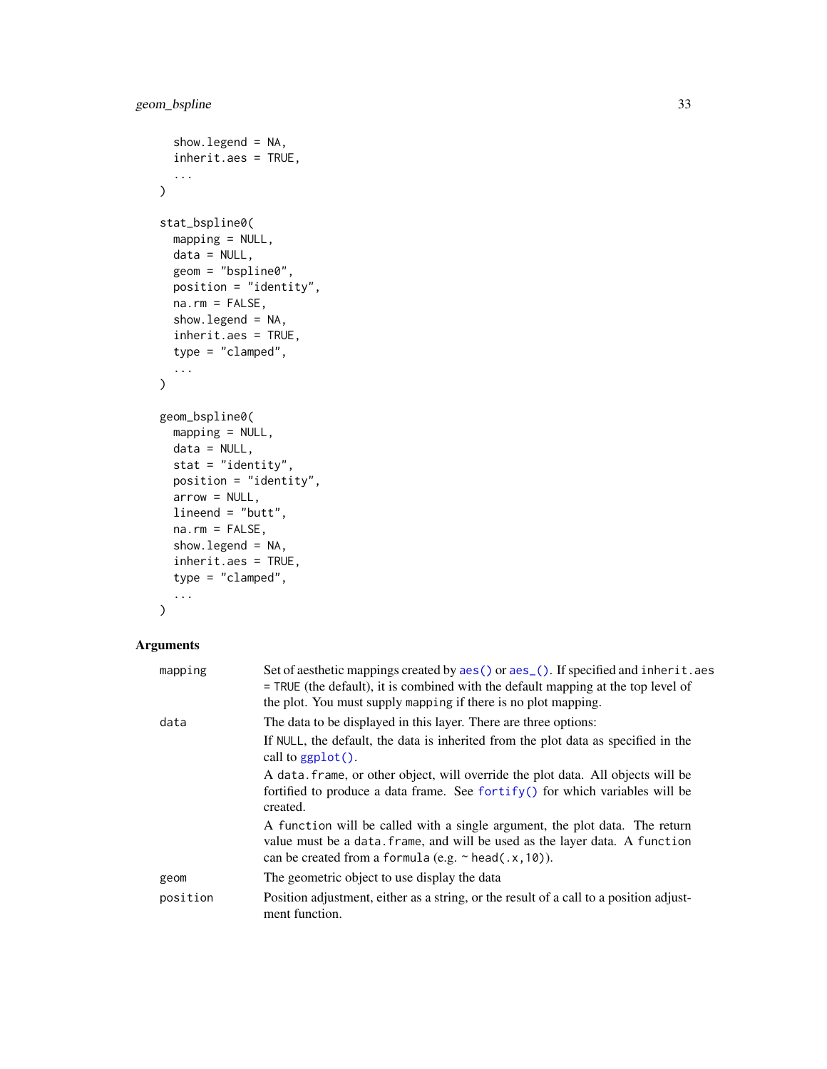```
  show.legend = NA,
  inherit.aes = TRUE,
  ...
)

stat_bspline0(
  mapping = NULL,
  data = NULL,
  geom = "bspline0",
  position = "identity",
  na.rm = FALSE,
  show.legend = NA,
  inherit.aes = TRUE,
  type = "clamped",
  ...
)

geom_bspline0(
  mapping = NULL,
  data = NULL,
  stat = "identity",
  position = "identity",
  arrow = NULL,
  lineend = "butt",
  na.rm = FALSE,
  show.legend = NA,
  inherit.aes = TRUE,
  type = "clamped",
  ...
)
```

## Arguments

| | |
|---|---|
| `mapping` | Set of aesthetic mappings created by `aes()` or `aes_()`. If specified and `inherit.aes = TRUE` (the default), it is combined with the default mapping at the top level of the plot. You must supply `mapping` if there is no plot mapping. |
| `data` | The data to be displayed in this layer. There are three options:<br>If `NULL`, the default, the data is inherited from the plot data as specified in the call to `ggplot()`.<br>A `data.frame`, or other object, will override the plot data. All objects will be fortified to produce a data frame. See `fortify()` for which variables will be created.<br>A `function` will be called with a single argument, the plot data. The return value must be a `data.frame`, and will be used as the layer data. A `function` can be created from a `formula` (e.g. `~ head(.x,10)`). |
| `geom` | The geometric object to use display the data |
| `position` | Position adjustment, either as a string, or the result of a call to a position adjustment function. |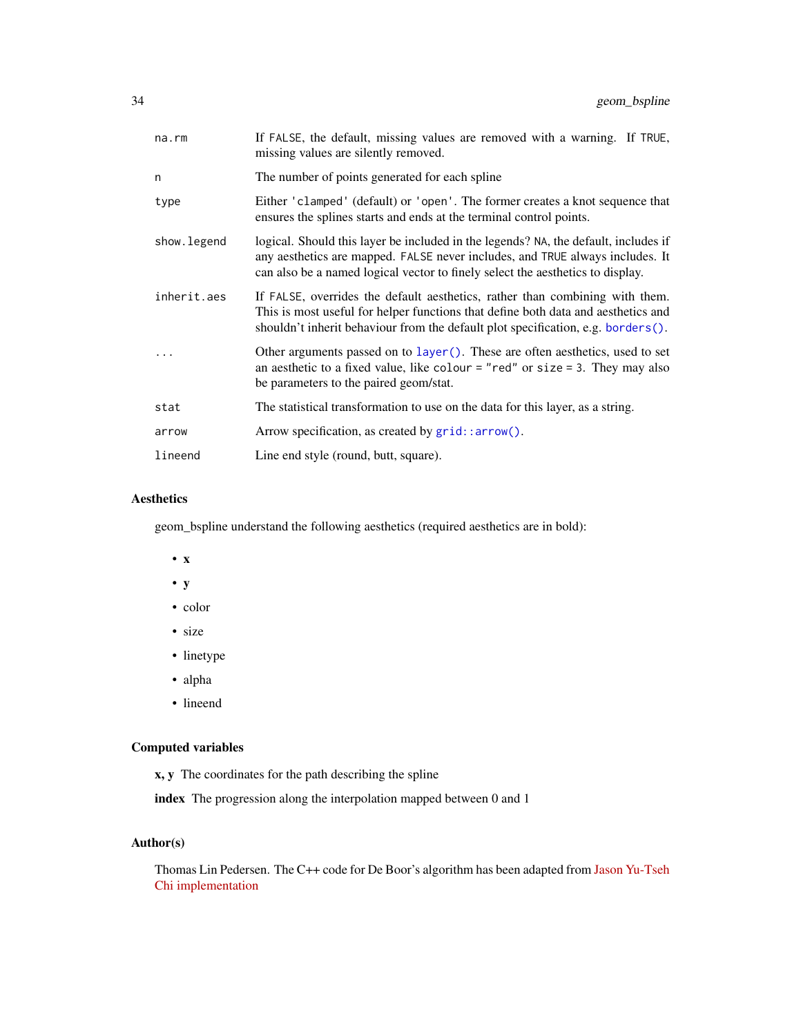| | |
|---|---|
| `na.rm` | If `FALSE`, the default, missing values are removed with a warning. If `TRUE`, missing values are silently removed. |
| `n` | The number of points generated for each spline |
| `type` | Either `'clamped'` (default) or `'open'`. The former creates a knot sequence that ensures the splines starts and ends at the terminal control points. |
| `show.legend` | logical. Should this layer be included in the legends? `NA`, the default, includes if any aesthetics are mapped. `FALSE` never includes, and `TRUE` always includes. It can also be a named logical vector to finely select the aesthetics to display. |
| `inherit.aes` | If `FALSE`, overrides the default aesthetics, rather than combining with them. This is most useful for helper functions that define both data and aesthetics and shouldn't inherit behaviour from the default plot specification, e.g. `borders()`. |
| `...` | Other arguments passed on to `layer()`. These are often aesthetics, used to set an aesthetic to a fixed value, like `colour = "red"` or `size = 3`. They may also be parameters to the paired geom/stat. |
| `stat` | The statistical transformation to use on the data for this layer, as a string. |
| `arrow` | Arrow specification, as created by `grid::arrow()`. |
| `lineend` | Line end style (round, butt, square). |

### Aesthetics

geom_bspline understand the following aesthetics (required aesthetics are in bold):

- **x**
- **y**
- color
- size
- linetype
- alpha
- lineend

### Computed variables

**x, y** The coordinates for the path describing the spline

**index** The progression along the interpolation mapped between 0 and 1

### Author(s)

Thomas Lin Pedersen. The C++ code for De Boor's algorithm has been adapted from Jason Yu-Tseh Chi implementation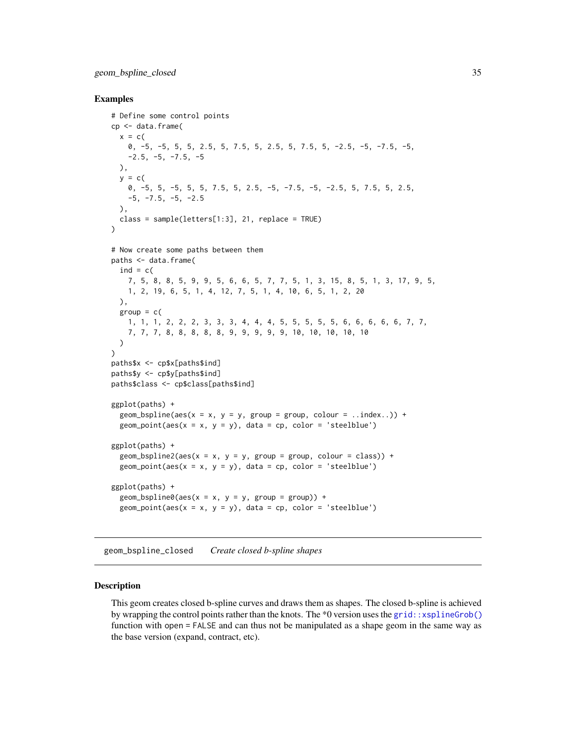### Examples

```
# Define some control points
cp <- data.frame(
  x = c(
    0, -5, -5, 5, 5, 2.5, 5, 7.5, 5, 2.5, 5, 7.5, 5, -2.5, -5, -7.5, -5,
    -2.5, -5, -7.5, -5
  ),
  y = c(
    0, -5, 5, -5, 5, 5, 7.5, 5, 2.5, -5, -7.5, -5, -2.5, 5, 7.5, 5, 2.5,
    -5, -7.5, -5, -2.5
  ),
  class = sample(letters[1:3], 21, replace = TRUE)
)

# Now create some paths between them
paths <- data.frame(
  ind = c(
    7, 5, 8, 8, 5, 9, 9, 5, 6, 6, 5, 7, 7, 5, 1, 3, 15, 8, 5, 1, 3, 17, 9, 5,
    1, 2, 19, 6, 5, 1, 4, 12, 7, 5, 1, 4, 10, 6, 5, 1, 2, 20
  ),
  group = c(
    1, 1, 1, 2, 2, 2, 3, 3, 3, 4, 4, 4, 5, 5, 5, 5, 5, 6, 6, 6, 6, 6, 7, 7,
    7, 7, 7, 8, 8, 8, 8, 8, 9, 9, 9, 9, 9, 10, 10, 10, 10, 10
  )
)
paths$x <- cp$x[paths$ind]
paths$y <- cp$y[paths$ind]
paths$class <- cp$class[paths$ind]

ggplot(paths) +
  geom_bspline(aes(x = x, y = y, group = group, colour = ..index..)) +
  geom_point(aes(x = x, y = y), data = cp, color = 'steelblue')

ggplot(paths) +
  geom_bspline2(aes(x = x, y = y, group = group, colour = class)) +
  geom_point(aes(x = x, y = y), data = cp, color = 'steelblue')

ggplot(paths) +
  geom_bspline0(aes(x = x, y = y, group = group)) +
  geom_point(aes(x = x, y = y), data = cp, color = 'steelblue')
```

---

## geom_bspline_closed *Create closed b-spline shapes*

### Description

This geom creates closed b-spline curves and draws them as shapes. The closed b-spline is achieved by wrapping the control points rather than the knots. The *0 version uses the `grid::xsplineGrob()` function with `open = FALSE` and can thus not be manipulated as a shape geom in the same way as the base version (expand, contract, etc).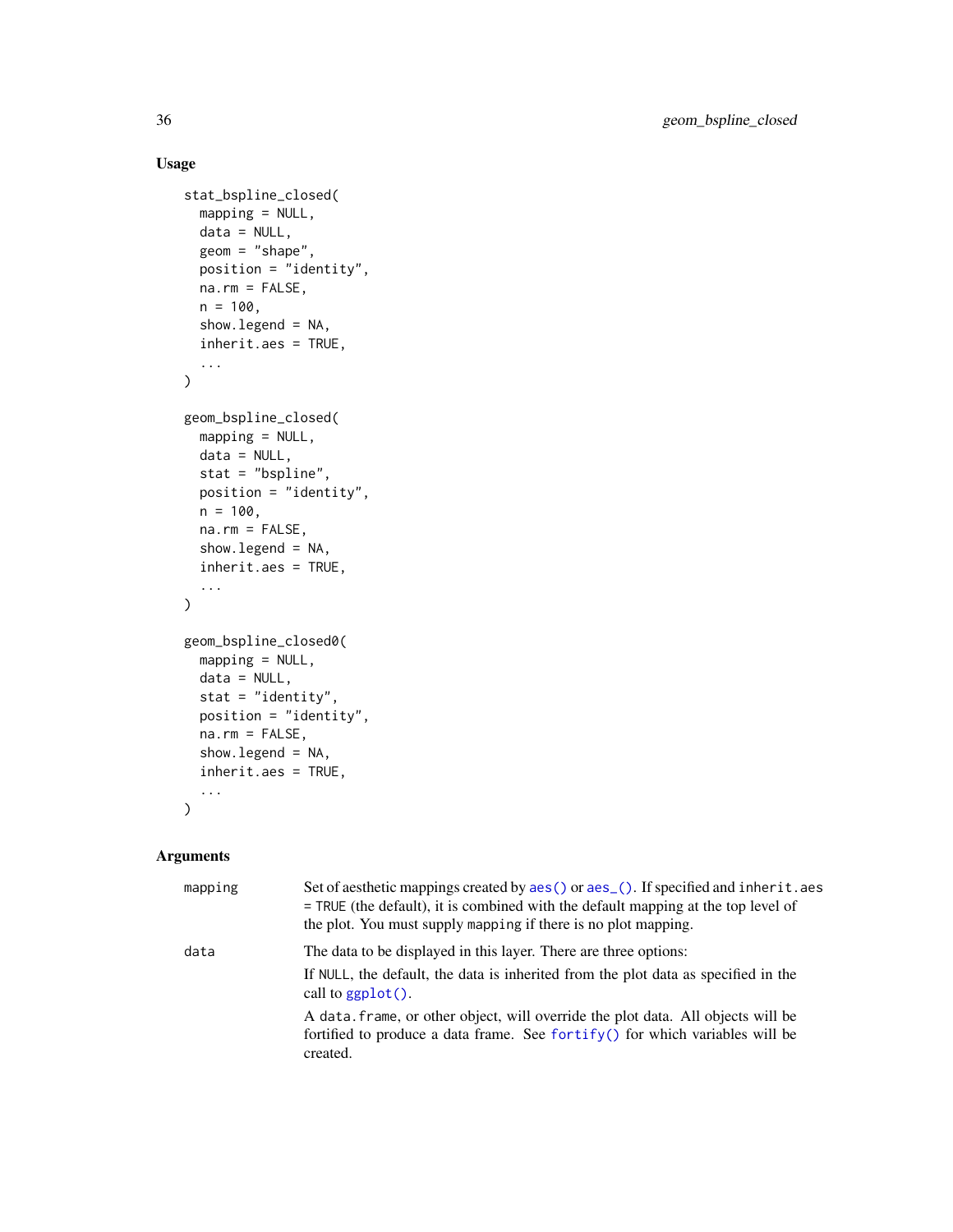## Usage

```
stat_bspline_closed(
  mapping = NULL,
  data = NULL,
  geom = "shape",
  position = "identity",
  na.rm = FALSE,
  n = 100,
  show.legend = NA,
  inherit.aes = TRUE,
  ...
)

geom_bspline_closed(
  mapping = NULL,
  data = NULL,
  stat = "bspline",
  position = "identity",
  n = 100,
  na.rm = FALSE,
  show.legend = NA,
  inherit.aes = TRUE,
  ...
)

geom_bspline_closed0(
  mapping = NULL,
  data = NULL,
  stat = "identity",
  position = "identity",
  na.rm = FALSE,
  show.legend = NA,
  inherit.aes = TRUE,
  ...
)
```

## Arguments

| | |
|---|---|
| mapping | Set of aesthetic mappings created by `aes()` or `aes_()`. If specified and `inherit.aes = TRUE` (the default), it is combined with the default mapping at the top level of the plot. You must supply `mapping` if there is no plot mapping. |
| data | The data to be displayed in this layer. There are three options:<br>If `NULL`, the default, the data is inherited from the plot data as specified in the call to `ggplot()`.<br>A `data.frame`, or other object, will override the plot data. All objects will be fortified to produce a data frame. See `fortify()` for which variables will be created. |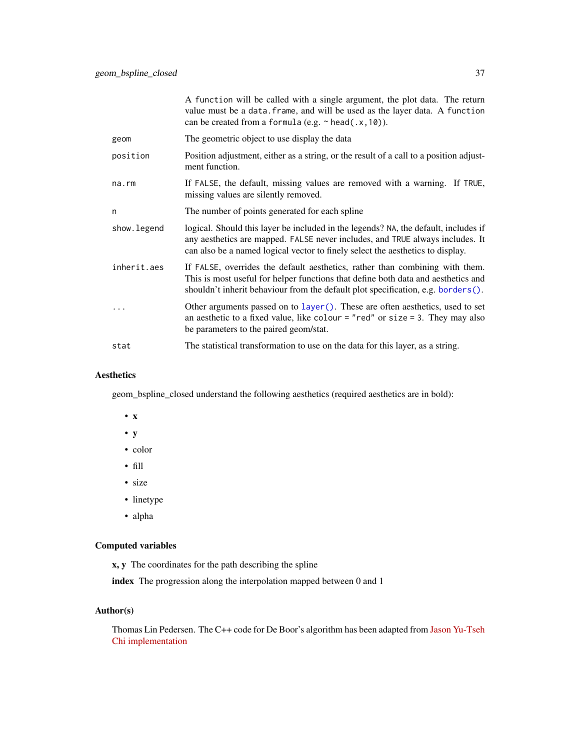A `function` will be called with a single argument, the plot data. The return value must be a `data.frame`, and will be used as the layer data. A `function` can be created from a `formula` (e.g. `~ head(.x,10)`).

| | |
|---|---|
| `geom` | The geometric object to use display the data |
| `position` | Position adjustment, either as a string, or the result of a call to a position adjustment function. |
| `na.rm` | If `FALSE`, the default, missing values are removed with a warning. If `TRUE`, missing values are silently removed. |
| `n` | The number of points generated for each spline |
| `show.legend` | logical. Should this layer be included in the legends? `NA`, the default, includes if any aesthetics are mapped. `FALSE` never includes, and `TRUE` always includes. It can also be a named logical vector to finely select the aesthetics to display. |
| `inherit.aes` | If `FALSE`, overrides the default aesthetics, rather than combining with them. This is most useful for helper functions that define both data and aesthetics and shouldn't inherit behaviour from the default plot specification, e.g. `borders()`. |
| `...` | Other arguments passed on to `layer()`. These are often aesthetics, used to set an aesthetic to a fixed value, like `colour = "red"` or `size = 3`. They may also be parameters to the paired geom/stat. |
| `stat` | The statistical transformation to use on the data for this layer, as a string. |

## Aesthetics

geom_bspline_closed understand the following aesthetics (required aesthetics are in bold):

- **x**
- **y**
- color
- fill
- size
- linetype
- alpha

## Computed variables

**x, y** The coordinates for the path describing the spline

**index** The progression along the interpolation mapped between 0 and 1

## Author(s)

Thomas Lin Pedersen. The C++ code for De Boor's algorithm has been adapted from Jason Yu-Tseh Chi implementation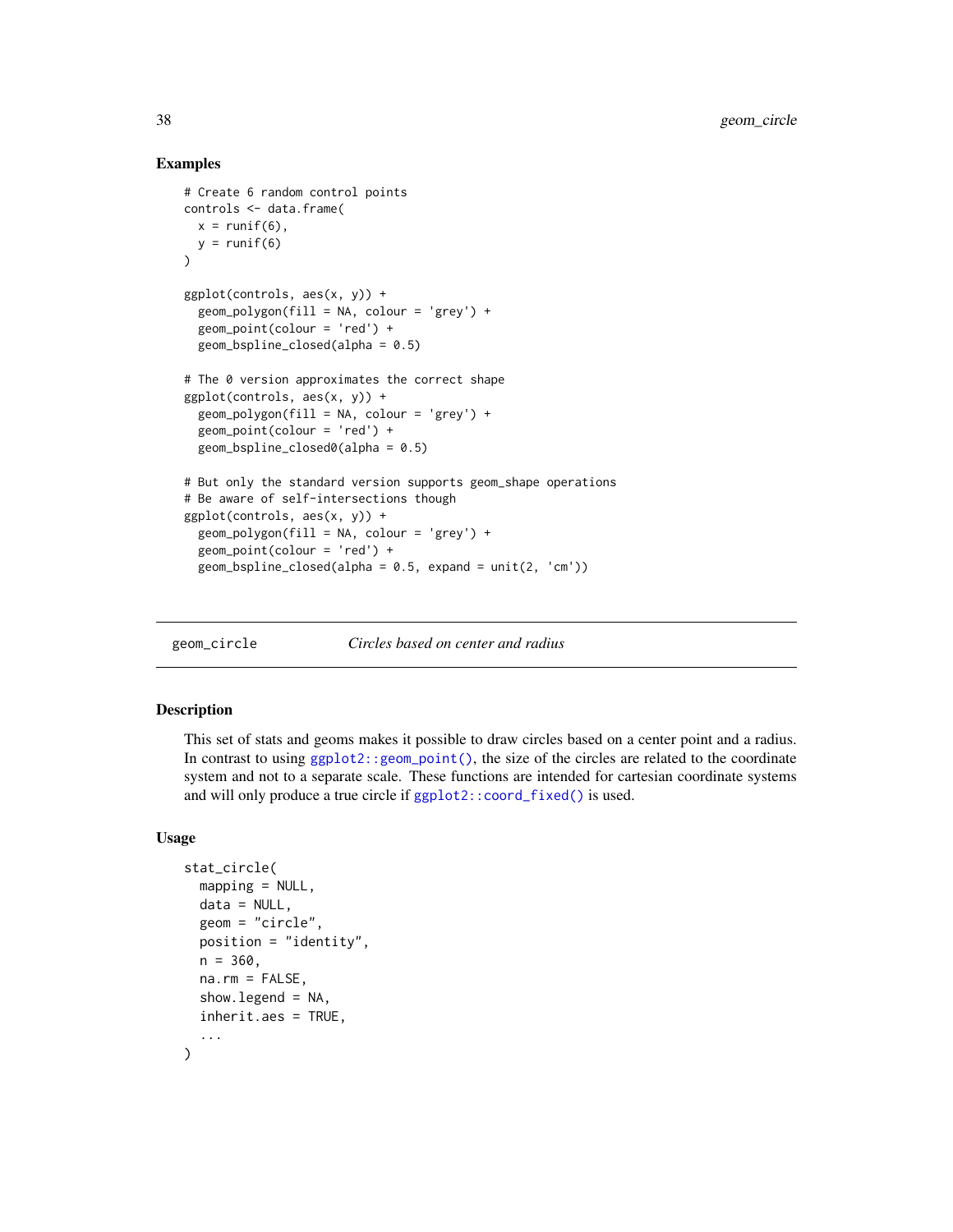### Examples

```
# Create 6 random control points
controls <- data.frame(
  x = runif(6),
  y = runif(6)
)

ggplot(controls, aes(x, y)) +
  geom_polygon(fill = NA, colour = 'grey') +
  geom_point(colour = 'red') +
  geom_bspline_closed(alpha = 0.5)

# The 0 version approximates the correct shape
ggplot(controls, aes(x, y)) +
  geom_polygon(fill = NA, colour = 'grey') +
  geom_point(colour = 'red') +
  geom_bspline_closed0(alpha = 0.5)

# But only the standard version supports geom_shape operations
# Be aware of self-intersections though
ggplot(controls, aes(x, y)) +
  geom_polygon(fill = NA, colour = 'grey') +
  geom_point(colour = 'red') +
  geom_bspline_closed(alpha = 0.5, expand = unit(2, 'cm'))
```

---

## geom_circle *Circles based on center and radius*

---

### Description

This set of stats and geoms makes it possible to draw circles based on a center point and a radius. In contrast to using `ggplot2::geom_point()`, the size of the circles are related to the coordinate system and not to a separate scale. These functions are intended for cartesian coordinate systems and will only produce a true circle if `ggplot2::coord_fixed()` is used.

### Usage

```
stat_circle(
  mapping = NULL,
  data = NULL,
  geom = "circle",
  position = "identity",
  n = 360,
  na.rm = FALSE,
  show.legend = NA,
  inherit.aes = TRUE,
  ...
)
```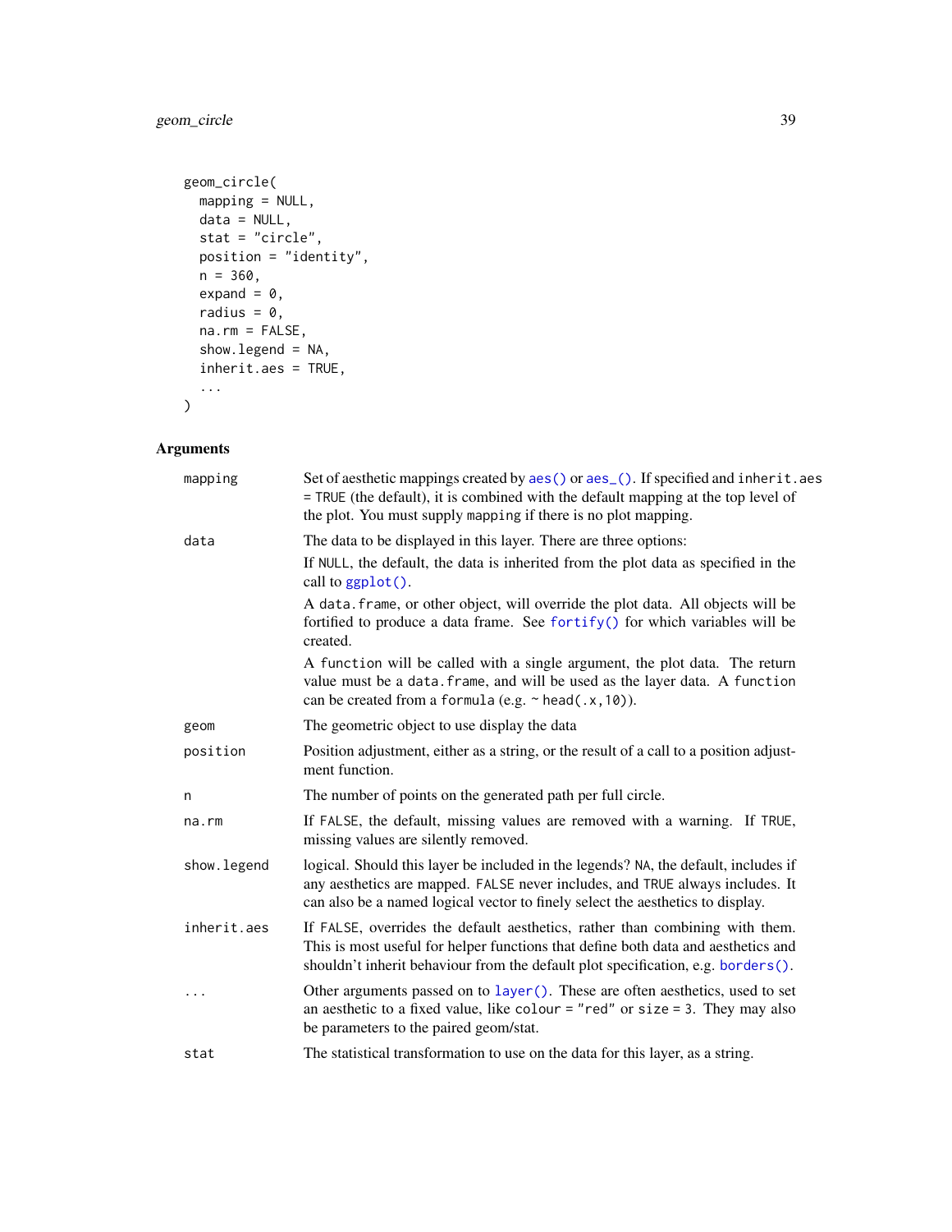```
geom_circle(
  mapping = NULL,
  data = NULL,
  stat = "circle",
  position = "identity",
  n = 360,
  expand = 0,
  radius = 0,
  na.rm = FALSE,
  show.legend = NA,
  inherit.aes = TRUE,
  ...
)
```

## Arguments

| | |
|---|---|
| mapping | Set of aesthetic mappings created by `aes()` or `aes_()`. If specified and `inherit.aes = TRUE` (the default), it is combined with the default mapping at the top level of the plot. You must supply `mapping` if there is no plot mapping. |
| data | The data to be displayed in this layer. There are three options:<br>If `NULL`, the default, the data is inherited from the plot data as specified in the call to `ggplot()`.<br>A `data.frame`, or other object, will override the plot data. All objects will be fortified to produce a data frame. See `fortify()` for which variables will be created.<br>A `function` will be called with a single argument, the plot data. The return value must be a `data.frame`, and will be used as the layer data. A `function` can be created from a `formula` (e.g. `~ head(.x,10)`). |
| geom | The geometric object to use display the data |
| position | Position adjustment, either as a string, or the result of a call to a position adjustment function. |
| n | The number of points on the generated path per full circle. |
| na.rm | If `FALSE`, the default, missing values are removed with a warning. If `TRUE`, missing values are silently removed. |
| show.legend | logical. Should this layer be included in the legends? `NA`, the default, includes if any aesthetics are mapped. `FALSE` never includes, and `TRUE` always includes. It can also be a named logical vector to finely select the aesthetics to display. |
| inherit.aes | If `FALSE`, overrides the default aesthetics, rather than combining with them. This is most useful for helper functions that define both data and aesthetics and shouldn't inherit behaviour from the default plot specification, e.g. `borders()`. |
| ... | Other arguments passed on to `layer()`. These are often aesthetics, used to set an aesthetic to a fixed value, like `colour = "red"` or `size = 3`. They may also be parameters to the paired geom/stat. |
| stat | The statistical transformation to use on the data for this layer, as a string. |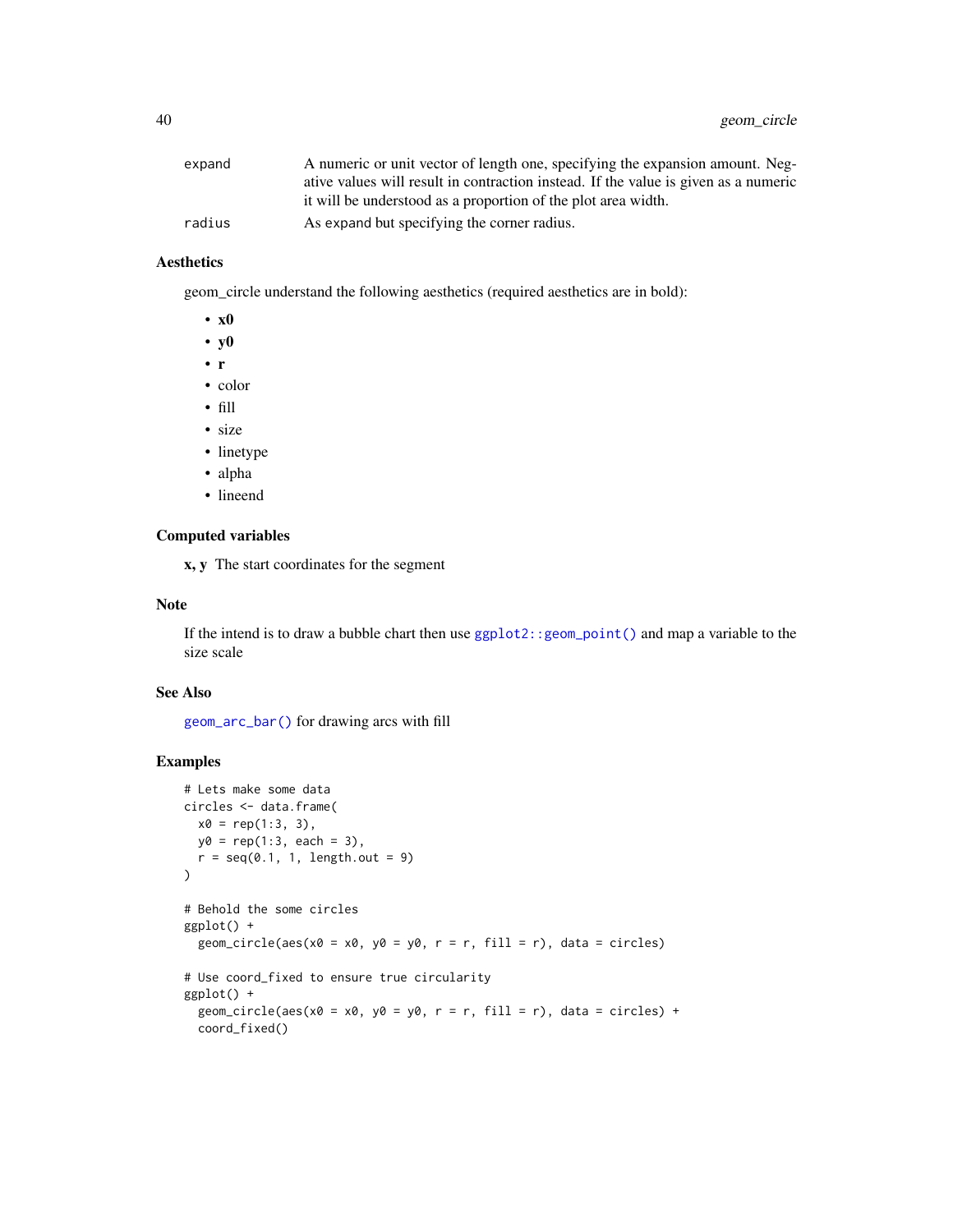expand
: A numeric or unit vector of length one, specifying the expansion amount. Negative values will result in contraction instead. If the value is given as a numeric it will be understood as a proportion of the plot area width.

radius
: As expand but specifying the corner radius.

### Aesthetics

geom_circle understand the following aesthetics (required aesthetics are in bold):

- **x0**
- **y0**
- **r**
- color
- fill
- size
- linetype
- alpha
- lineend

### Computed variables

**x, y** The start coordinates for the segment

### Note

If the intend is to draw a bubble chart then use `ggplot2::geom_point()` and map a variable to the size scale

### See Also

`geom_arc_bar()` for drawing arcs with fill

### Examples

```
# Lets make some data
circles <- data.frame(
  x0 = rep(1:3, 3),
  y0 = rep(1:3, each = 3),
  r = seq(0.1, 1, length.out = 9)
)

# Behold the some circles
ggplot() +
  geom_circle(aes(x0 = x0, y0 = y0, r = r, fill = r), data = circles)

# Use coord_fixed to ensure true circularity
ggplot() +
  geom_circle(aes(x0 = x0, y0 = y0, r = r, fill = r), data = circles) +
  coord_fixed()
```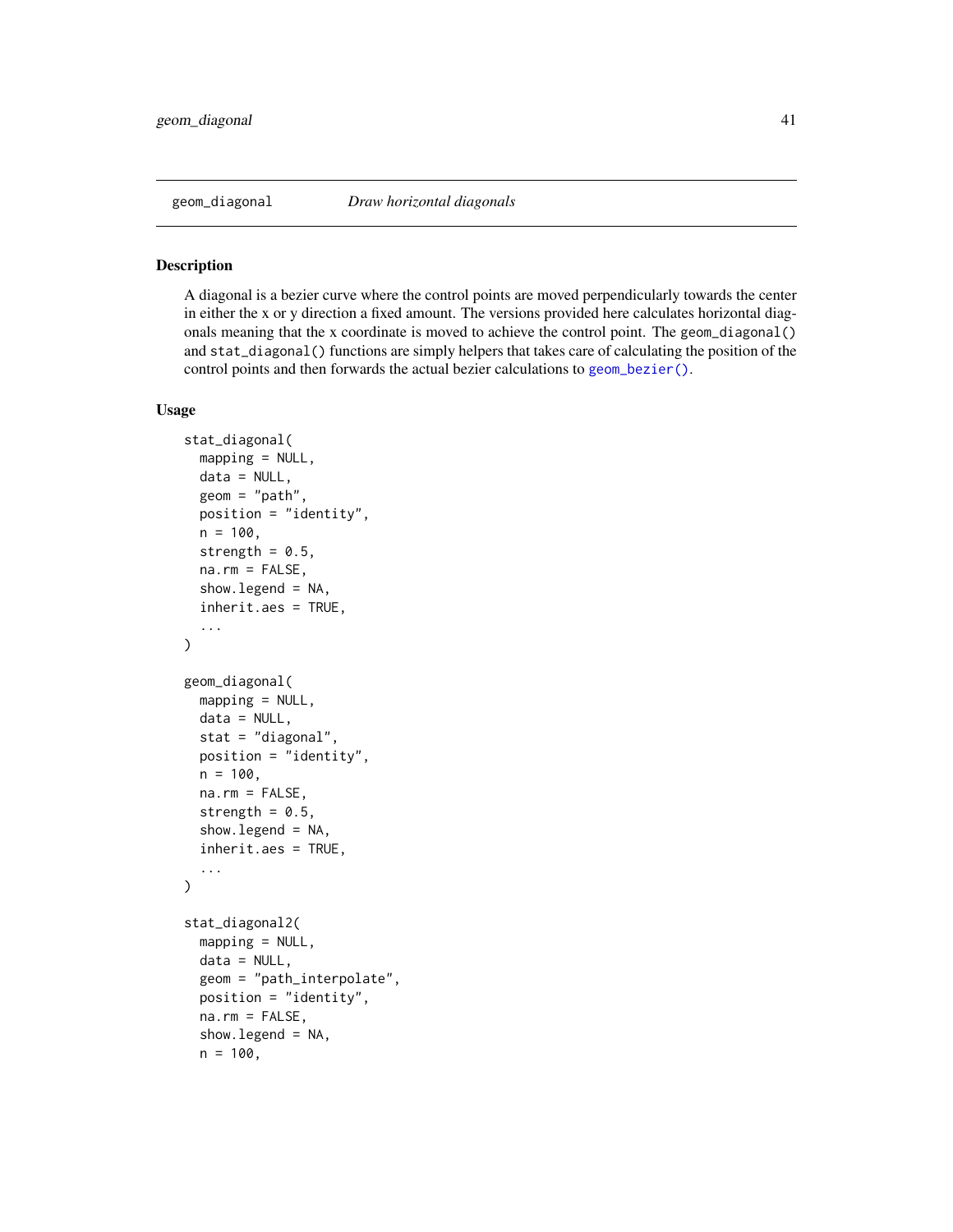geom_diagonal *Draw horizontal diagonals*

## Description

A diagonal is a bezier curve where the control points are moved perpendicularly towards the center in either the x or y direction a fixed amount. The versions provided here calculates horizontal diagonals meaning that the x coordinate is moved to achieve the control point. The `geom_diagonal()` and `stat_diagonal()` functions are simply helpers that takes care of calculating the position of the control points and then forwards the actual bezier calculations to `geom_bezier()`.

## Usage

```
stat_diagonal(
  mapping = NULL,
  data = NULL,
  geom = "path",
  position = "identity",
  n = 100,
  strength = 0.5,
  na.rm = FALSE,
  show.legend = NA,
  inherit.aes = TRUE,
  ...
)

geom_diagonal(
  mapping = NULL,
  data = NULL,
  stat = "diagonal",
  position = "identity",
  n = 100,
  na.rm = FALSE,
  strength = 0.5,
  show.legend = NA,
  inherit.aes = TRUE,
  ...
)

stat_diagonal2(
  mapping = NULL,
  data = NULL,
  geom = "path_interpolate",
  position = "identity",
  na.rm = FALSE,
  show.legend = NA,
  n = 100,
```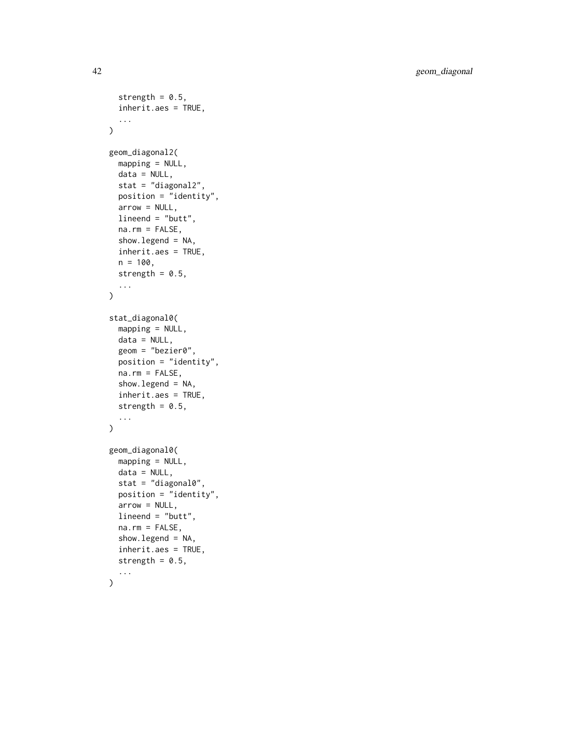```
  strength = 0.5,
  inherit.aes = TRUE,
  ...
)

geom_diagonal2(
  mapping = NULL,
  data = NULL,
  stat = "diagonal2",
  position = "identity",
  arrow = NULL,
  lineend = "butt",
  na.rm = FALSE,
  show.legend = NA,
  inherit.aes = TRUE,
  n = 100,
  strength = 0.5,
  ...
)

stat_diagonal0(
  mapping = NULL,
  data = NULL,
  geom = "bezier0",
  position = "identity",
  na.rm = FALSE,
  show.legend = NA,
  inherit.aes = TRUE,
  strength = 0.5,
  ...
)

geom_diagonal0(
  mapping = NULL,
  data = NULL,
  stat = "diagonal0",
  position = "identity",
  arrow = NULL,
  lineend = "butt",
  na.rm = FALSE,
  show.legend = NA,
  inherit.aes = TRUE,
  strength = 0.5,
  ...
)
```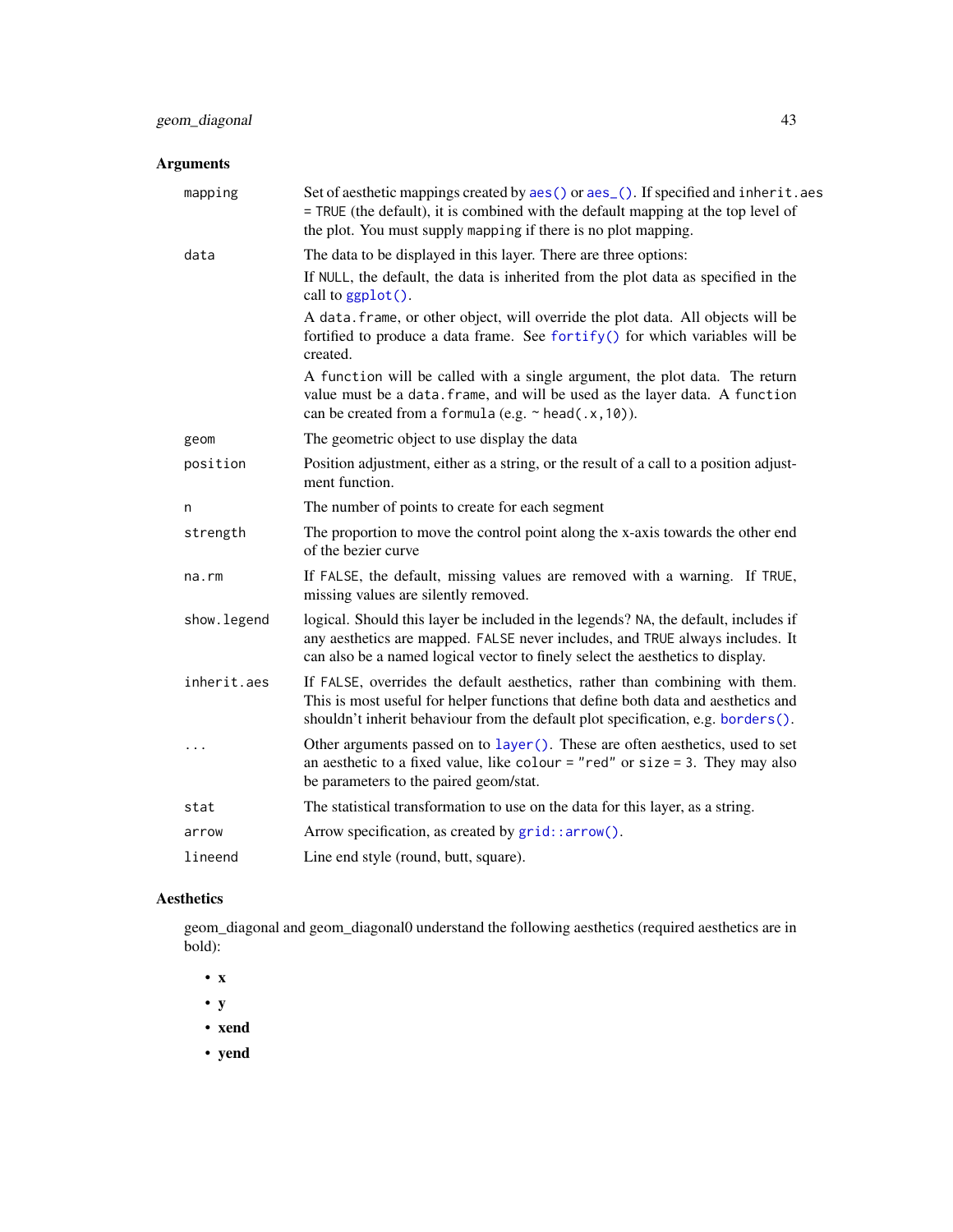## Arguments

| | |
|---|---|
| `mapping` | Set of aesthetic mappings created by `aes()` or `aes_()`. If specified and `inherit.aes = TRUE` (the default), it is combined with the default mapping at the top level of the plot. You must supply `mapping` if there is no plot mapping. |
| `data` | The data to be displayed in this layer. There are three options: If `NULL`, the default, the data is inherited from the plot data as specified in the call to `ggplot()`. A `data.frame`, or other object, will override the plot data. All objects will be fortified to produce a data frame. See `fortify()` for which variables will be created. A `function` will be called with a single argument, the plot data. The return value must be a `data.frame`, and will be used as the layer data. A `function` can be created from a `formula` (e.g. `~ head(.x, 10)`). |
| `geom` | The geometric object to use display the data |
| `position` | Position adjustment, either as a string, or the result of a call to a position adjustment function. |
| `n` | The number of points to create for each segment |
| `strength` | The proportion to move the control point along the x-axis towards the other end of the bezier curve |
| `na.rm` | If `FALSE`, the default, missing values are removed with a warning. If `TRUE`, missing values are silently removed. |
| `show.legend` | logical. Should this layer be included in the legends? `NA`, the default, includes if any aesthetics are mapped. `FALSE` never includes, and `TRUE` always includes. It can also be a named logical vector to finely select the aesthetics to display. |
| `inherit.aes` | If `FALSE`, overrides the default aesthetics, rather than combining with them. This is most useful for helper functions that define both data and aesthetics and shouldn't inherit behaviour from the default plot specification, e.g. `borders()`. |
| `...` | Other arguments passed on to `layer()`. These are often aesthetics, used to set an aesthetic to a fixed value, like `colour = "red"` or `size = 3`. They may also be parameters to the paired geom/stat. |
| `stat` | The statistical transformation to use on the data for this layer, as a string. |
| `arrow` | Arrow specification, as created by `grid::arrow()`. |
| `lineend` | Line end style (round, butt, square). |

## Aesthetics

geom_diagonal and geom_diagonal0 understand the following aesthetics (required aesthetics are in bold):

- **x**
- **y**
- **xend**
- **yend**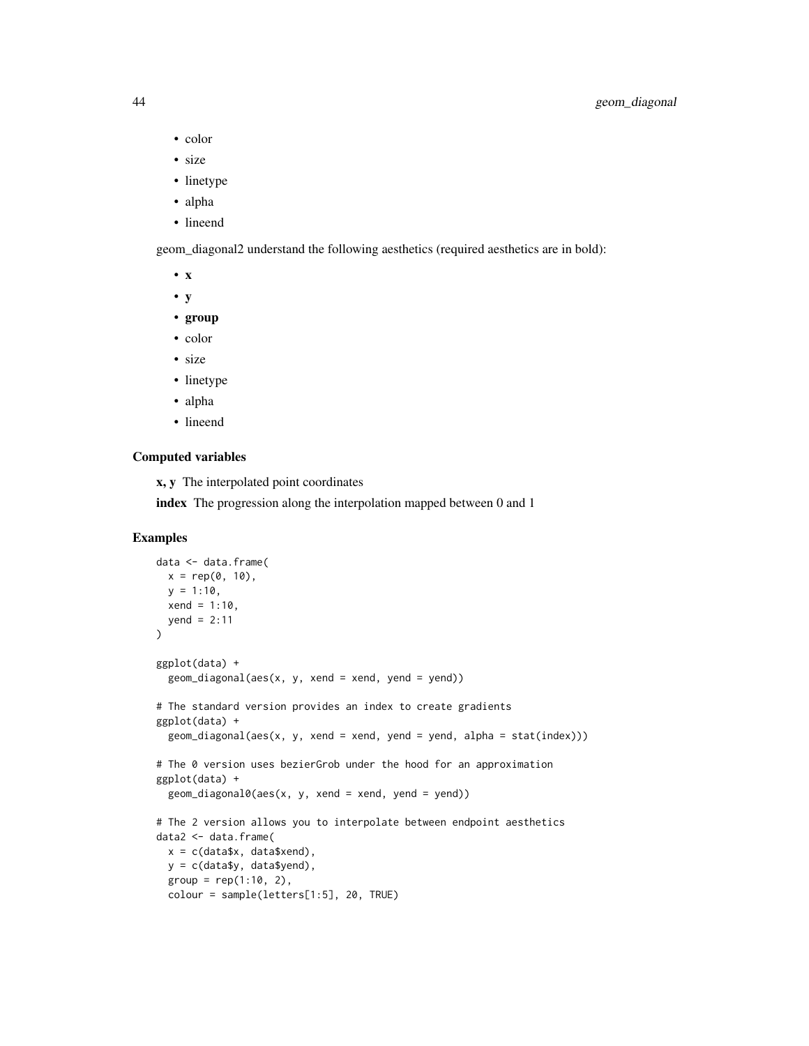- color
- size
- linetype
- alpha
- lineend

geom_diagonal2 understand the following aesthetics (required aesthetics are in bold):

- **x**
- **y**
- **group**
- color
- size
- linetype
- alpha
- lineend

### Computed variables

**x, y** The interpolated point coordinates

**index** The progression along the interpolation mapped between 0 and 1

### Examples

```
data <- data.frame(
  x = rep(0, 10),
  y = 1:10,
  xend = 1:10,
  yend = 2:11
)

ggplot(data) +
  geom_diagonal(aes(x, y, xend = xend, yend = yend))

# The standard version provides an index to create gradients
ggplot(data) +
  geom_diagonal(aes(x, y, xend = xend, yend = yend, alpha = stat(index)))

# The 0 version uses bezierGrob under the hood for an approximation
ggplot(data) +
  geom_diagonal0(aes(x, y, xend = xend, yend = yend))

# The 2 version allows you to interpolate between endpoint aesthetics
data2 <- data.frame(
  x = c(data$x, data$xend),
  y = c(data$y, data$yend),
  group = rep(1:10, 2),
  colour = sample(letters[1:5], 20, TRUE)
```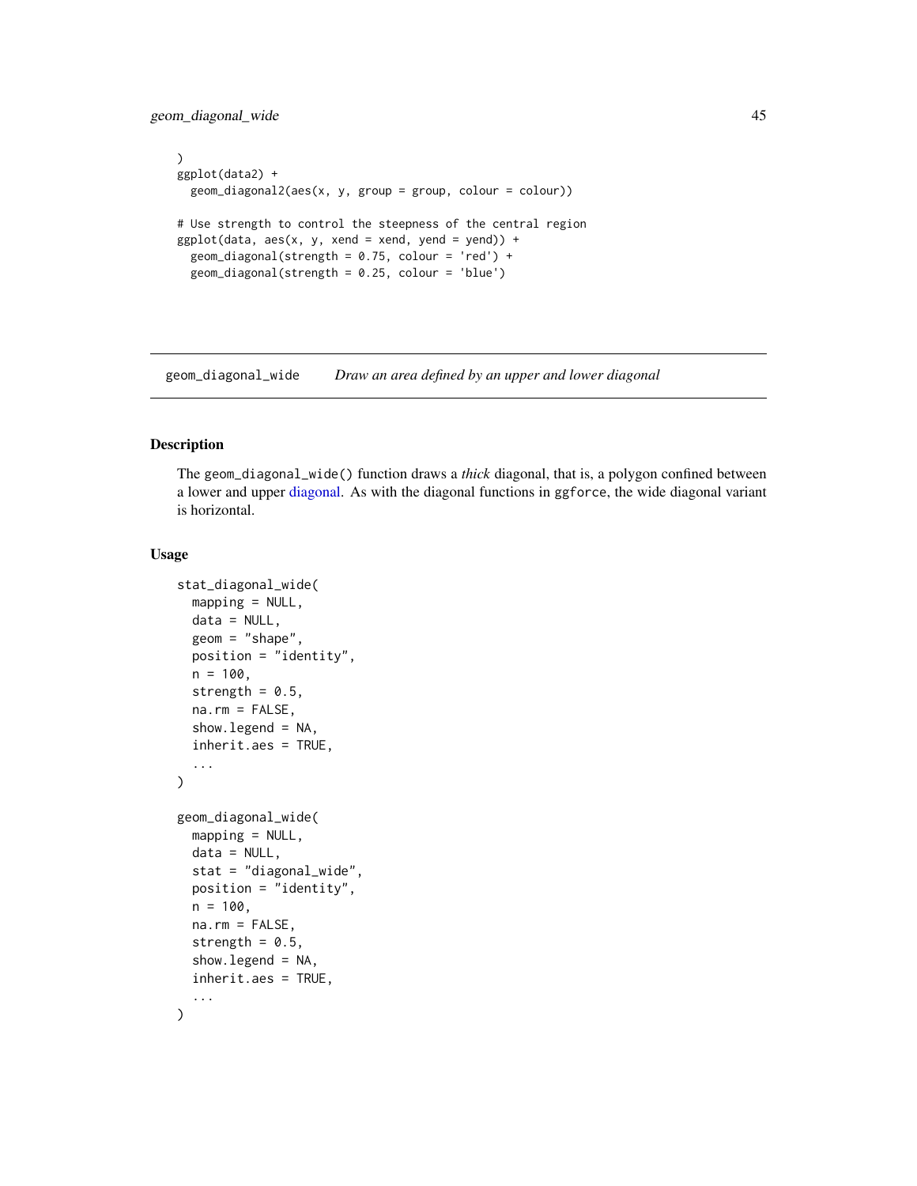```
)
ggplot(data2) +
  geom_diagonal2(aes(x, y, group = group, colour = colour))

# Use strength to control the steepness of the central region
ggplot(data, aes(x, y, xend = xend, yend = yend)) +
  geom_diagonal(strength = 0.75, colour = 'red') +
  geom_diagonal(strength = 0.25, colour = 'blue')
```

---

`geom_diagonal_wide` *Draw an area defined by an upper and lower diagonal*

---

## Description

The `geom_diagonal_wide()` function draws a *thick* diagonal, that is, a polygon confined between a lower and upper diagonal. As with the diagonal functions in `ggforce`, the wide diagonal variant is horizontal.

## Usage

```
stat_diagonal_wide(
  mapping = NULL,
  data = NULL,
  geom = "shape",
  position = "identity",
  n = 100,
  strength = 0.5,
  na.rm = FALSE,
  show.legend = NA,
  inherit.aes = TRUE,
  ...
)

geom_diagonal_wide(
  mapping = NULL,
  data = NULL,
  stat = "diagonal_wide",
  position = "identity",
  n = 100,
  na.rm = FALSE,
  strength = 0.5,
  show.legend = NA,
  inherit.aes = TRUE,
  ...
)
```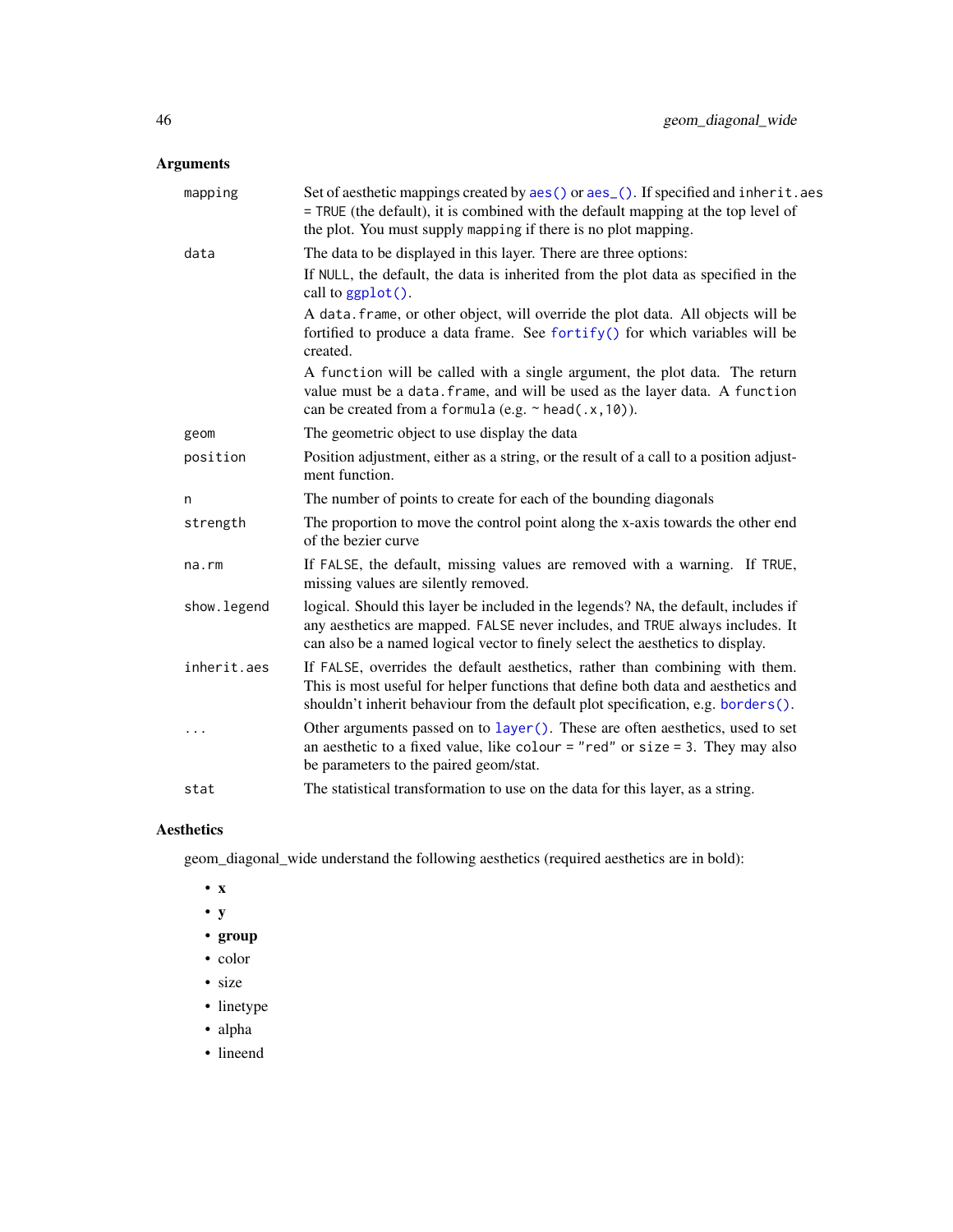## Arguments

| | |
|---|---|
| mapping | Set of aesthetic mappings created by `aes()` or `aes_()`. If specified and `inherit.aes = TRUE` (the default), it is combined with the default mapping at the top level of the plot. You must supply `mapping` if there is no plot mapping. |
| data | The data to be displayed in this layer. There are three options:<br>If `NULL`, the default, the data is inherited from the plot data as specified in the call to `ggplot()`.<br>A `data.frame`, or other object, will override the plot data. All objects will be fortified to produce a data frame. See `fortify()` for which variables will be created.<br>A `function` will be called with a single argument, the plot data. The return value must be a `data.frame`, and will be used as the layer data. A `function` can be created from a `formula` (e.g. `~ head(.x,10)`). |
| geom | The geometric object to use display the data |
| position | Position adjustment, either as a string, or the result of a call to a position adjustment function. |
| n | The number of points to create for each of the bounding diagonals |
| strength | The proportion to move the control point along the x-axis towards the other end of the bezier curve |
| na.rm | If `FALSE`, the default, missing values are removed with a warning. If `TRUE`, missing values are silently removed. |
| show.legend | logical. Should this layer be included in the legends? `NA`, the default, includes if any aesthetics are mapped. `FALSE` never includes, and `TRUE` always includes. It can also be a named logical vector to finely select the aesthetics to display. |
| inherit.aes | If `FALSE`, overrides the default aesthetics, rather than combining with them. This is most useful for helper functions that define both data and aesthetics and shouldn't inherit behaviour from the default plot specification, e.g. `borders()`. |
| ... | Other arguments passed on to `layer()`. These are often aesthetics, used to set an aesthetic to a fixed value, like `colour = "red"` or `size = 3`. They may also be parameters to the paired geom/stat. |
| stat | The statistical transformation to use on the data for this layer, as a string. |

## Aesthetics

geom_diagonal_wide understand the following aesthetics (required aesthetics are in bold):

- **x**
- **y**
- **group**
- color
- size
- linetype
- alpha
- lineend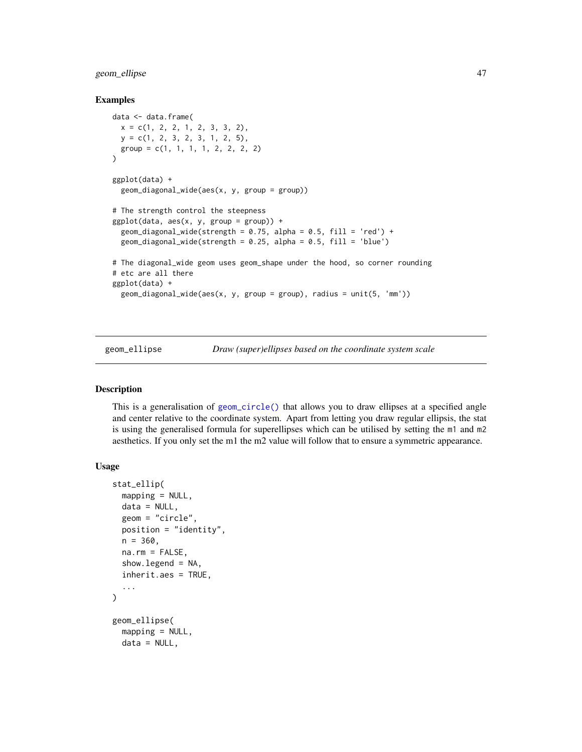### Examples

```
data <- data.frame(
  x = c(1, 2, 2, 1, 2, 3, 3, 2),
  y = c(1, 2, 3, 2, 3, 1, 2, 5),
  group = c(1, 1, 1, 1, 2, 2, 2, 2)
)

ggplot(data) +
  geom_diagonal_wide(aes(x, y, group = group))

# The strength control the steepness
ggplot(data, aes(x, y, group = group)) +
  geom_diagonal_wide(strength = 0.75, alpha = 0.5, fill = 'red') +
  geom_diagonal_wide(strength = 0.25, alpha = 0.5, fill = 'blue')

# The diagonal_wide geom uses geom_shape under the hood, so corner rounding
# etc are all there
ggplot(data) +
  geom_diagonal_wide(aes(x, y, group = group), radius = unit(5, 'mm'))
```

---

## geom_ellipse — *Draw (super)ellipses based on the coordinate system scale*

---

### Description

This is a generalisation of `geom_circle()` that allows you to draw ellipses at a specified angle and center relative to the coordinate system. Apart from letting you draw regular ellipsis, the stat is using the generalised formula for superellipses which can be utilised by setting the `m1` and `m2` aesthetics. If you only set the m1 the m2 value will follow that to ensure a symmetric appearance.

### Usage

```
stat_ellip(
  mapping = NULL,
  data = NULL,
  geom = "circle",
  position = "identity",
  n = 360,
  na.rm = FALSE,
  show.legend = NA,
  inherit.aes = TRUE,
  ...
)

geom_ellipse(
  mapping = NULL,
  data = NULL,
```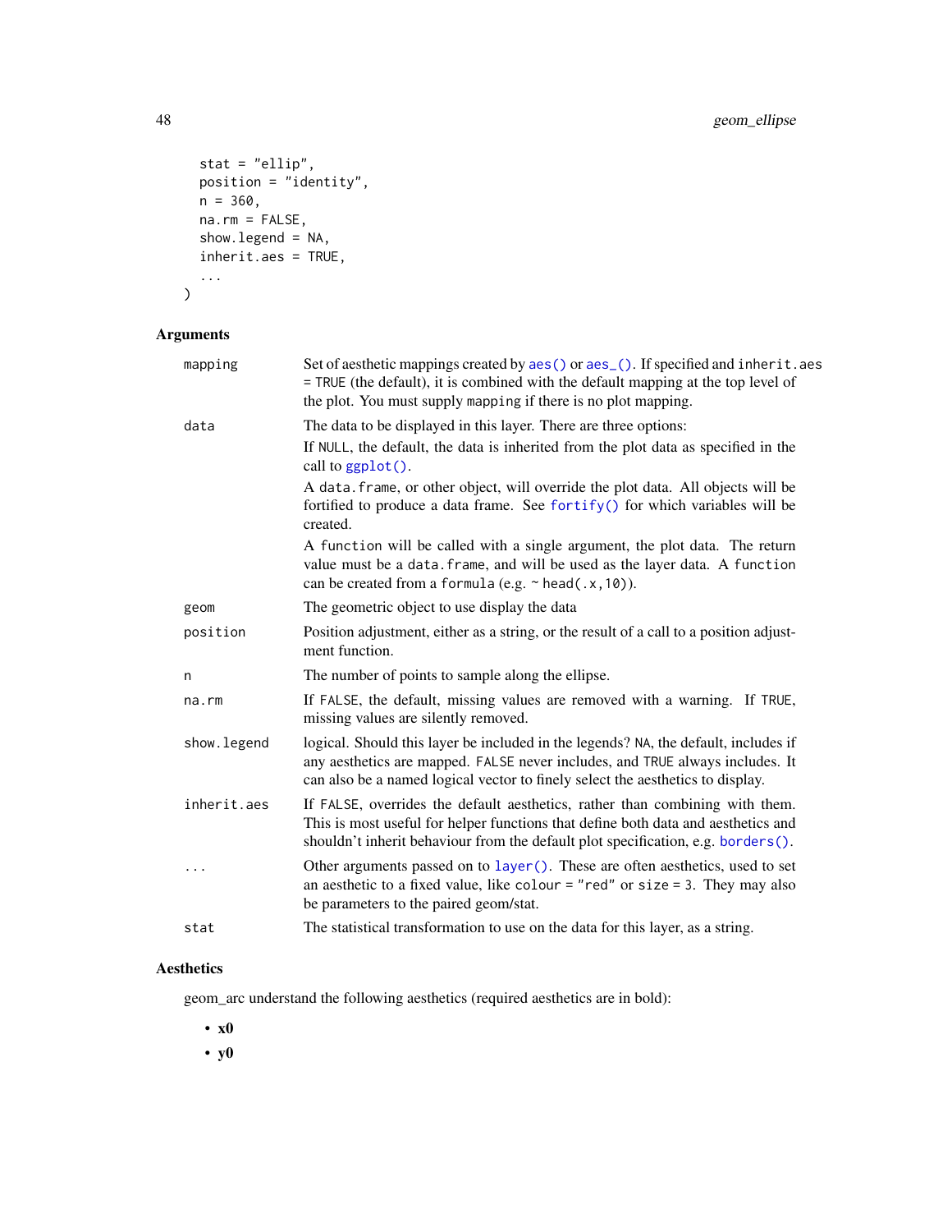```
  stat = "ellip",
  position = "identity",
  n = 360,
  na.rm = FALSE,
  show.legend = NA,
  inherit.aes = TRUE,
  ...
)
```

## Arguments

| | |
|---|---|
| `mapping` | Set of aesthetic mappings created by `aes()` or `aes_()`. If specified and `inherit.aes = TRUE` (the default), it is combined with the default mapping at the top level of the plot. You must supply `mapping` if there is no plot mapping. |
| `data` | The data to be displayed in this layer. There are three options: If `NULL`, the default, the data is inherited from the plot data as specified in the call to `ggplot()`. A `data.frame`, or other object, will override the plot data. All objects will be fortified to produce a data frame. See `fortify()` for which variables will be created. A `function` will be called with a single argument, the plot data. The return value must be a `data.frame`, and will be used as the layer data. A `function` can be created from a `formula` (e.g. `~ head(.x, 10)`). |
| `geom` | The geometric object to use display the data |
| `position` | Position adjustment, either as a string, or the result of a call to a position adjustment function. |
| `n` | The number of points to sample along the ellipse. |
| `na.rm` | If `FALSE`, the default, missing values are removed with a warning. If `TRUE`, missing values are silently removed. |
| `show.legend` | logical. Should this layer be included in the legends? `NA`, the default, includes if any aesthetics are mapped. `FALSE` never includes, and `TRUE` always includes. It can also be a named logical vector to finely select the aesthetics to display. |
| `inherit.aes` | If `FALSE`, overrides the default aesthetics, rather than combining with them. This is most useful for helper functions that define both data and aesthetics and shouldn't inherit behaviour from the default plot specification, e.g. `borders()`. |
| `...` | Other arguments passed on to `layer()`. These are often aesthetics, used to set an aesthetic to a fixed value, like `colour = "red"` or `size = 3`. They may also be parameters to the paired geom/stat. |
| `stat` | The statistical transformation to use on the data for this layer, as a string. |

## Aesthetics

geom_arc understand the following aesthetics (required aesthetics are in bold):

- **x0**
- **y0**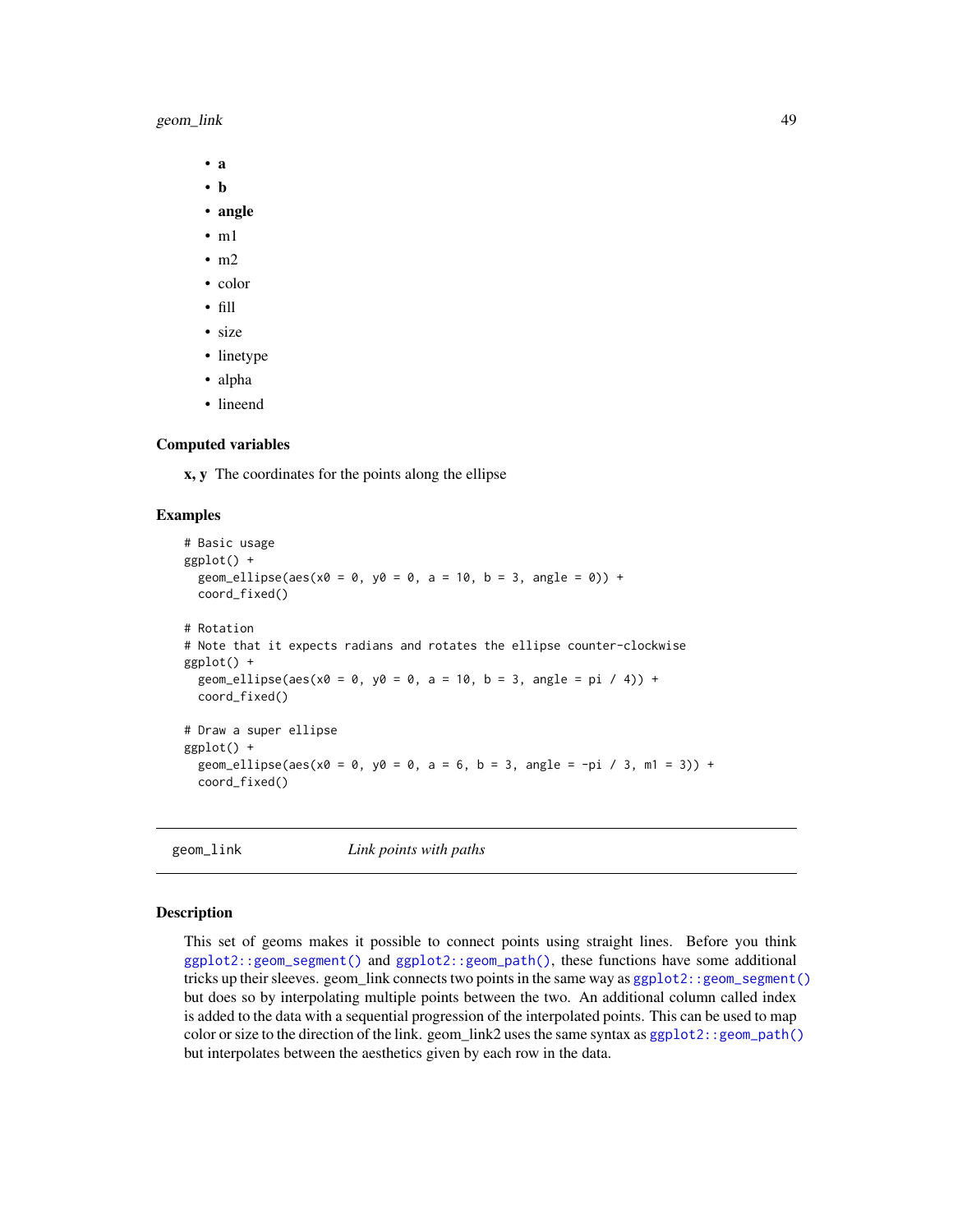- **a**
- **b**
- **angle**
- m1
- m2
- color
- fill
- size
- linetype
- alpha
- lineend

### Computed variables

**x, y** The coordinates for the points along the ellipse

### Examples

```
# Basic usage
ggplot() +
  geom_ellipse(aes(x0 = 0, y0 = 0, a = 10, b = 3, angle = 0)) +
  coord_fixed()

# Rotation
# Note that it expects radians and rotates the ellipse counter-clockwise
ggplot() +
  geom_ellipse(aes(x0 = 0, y0 = 0, a = 10, b = 3, angle = pi / 4)) +
  coord_fixed()

# Draw a super ellipse
ggplot() +
  geom_ellipse(aes(x0 = 0, y0 = 0, a = 6, b = 3, angle = -pi / 3, m1 = 3)) +
  coord_fixed()
```

---

## geom_link — *Link points with paths*

---

### Description

This set of geoms makes it possible to connect points using straight lines. Before you think `ggplot2::geom_segment()` and `ggplot2::geom_path()`, these functions have some additional tricks up their sleeves. geom_link connects two points in the same way as `ggplot2::geom_segment()` but does so by interpolating multiple points between the two. An additional column called index is added to the data with a sequential progression of the interpolated points. This can be used to map color or size to the direction of the link. geom_link2 uses the same syntax as `ggplot2::geom_path()` but interpolates between the aesthetics given by each row in the data.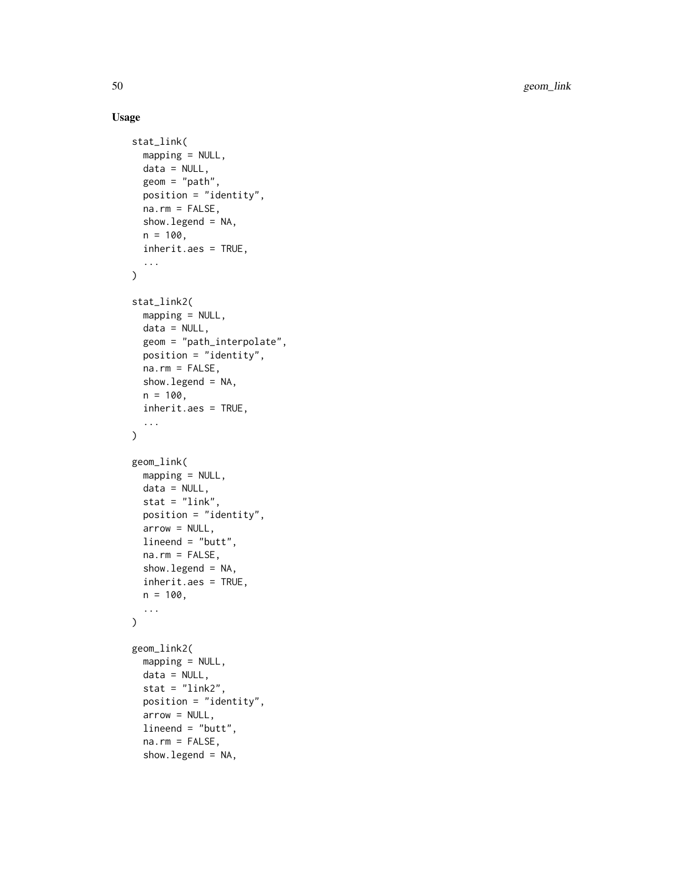## Usage

```
stat_link(
  mapping = NULL,
  data = NULL,
  geom = "path",
  position = "identity",
  na.rm = FALSE,
  show.legend = NA,
  n = 100,
  inherit.aes = TRUE,
  ...
)

stat_link2(
  mapping = NULL,
  data = NULL,
  geom = "path_interpolate",
  position = "identity",
  na.rm = FALSE,
  show.legend = NA,
  n = 100,
  inherit.aes = TRUE,
  ...
)

geom_link(
  mapping = NULL,
  data = NULL,
  stat = "link",
  position = "identity",
  arrow = NULL,
  lineend = "butt",
  na.rm = FALSE,
  show.legend = NA,
  inherit.aes = TRUE,
  n = 100,
  ...
)

geom_link2(
  mapping = NULL,
  data = NULL,
  stat = "link2",
  position = "identity",
  arrow = NULL,
  lineend = "butt",
  na.rm = FALSE,
  show.legend = NA,
```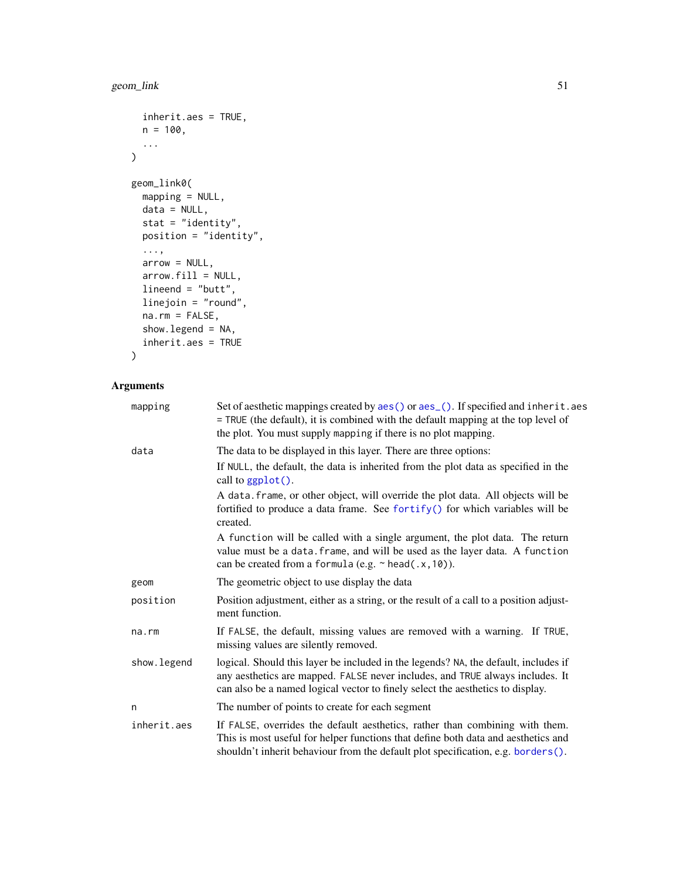```
  inherit.aes = TRUE,
  n = 100,
  ...
)

geom_link0(
  mapping = NULL,
  data = NULL,
  stat = "identity",
  position = "identity",
  ...,
  arrow = NULL,
  arrow.fill = NULL,
  lineend = "butt",
  linejoin = "round",
  na.rm = FALSE,
  show.legend = NA,
  inherit.aes = TRUE
)
```

## Arguments

| | |
|---|---|
| mapping | Set of aesthetic mappings created by `aes()` or `aes_()`. If specified and `inherit.aes = TRUE` (the default), it is combined with the default mapping at the top level of the plot. You must supply `mapping` if there is no plot mapping. |
| data | The data to be displayed in this layer. There are three options: If `NULL`, the default, the data is inherited from the plot data as specified in the call to `ggplot()`. A `data.frame`, or other object, will override the plot data. All objects will be fortified to produce a data frame. See `fortify()` for which variables will be created. A `function` will be called with a single argument, the plot data. The return value must be a `data.frame`, and will be used as the layer data. A `function` can be created from a `formula` (e.g. `~ head(.x,10)`). |
| geom | The geometric object to use display the data |
| position | Position adjustment, either as a string, or the result of a call to a position adjustment function. |
| na.rm | If `FALSE`, the default, missing values are removed with a warning. If `TRUE`, missing values are silently removed. |
| show.legend | logical. Should this layer be included in the legends? `NA`, the default, includes if any aesthetics are mapped. `FALSE` never includes, and `TRUE` always includes. It can also be a named logical vector to finely select the aesthetics to display. |
| n | The number of points to create for each segment |
| inherit.aes | If `FALSE`, overrides the default aesthetics, rather than combining with them. This is most useful for helper functions that define both data and aesthetics and shouldn't inherit behaviour from the default plot specification, e.g. `borders()`. |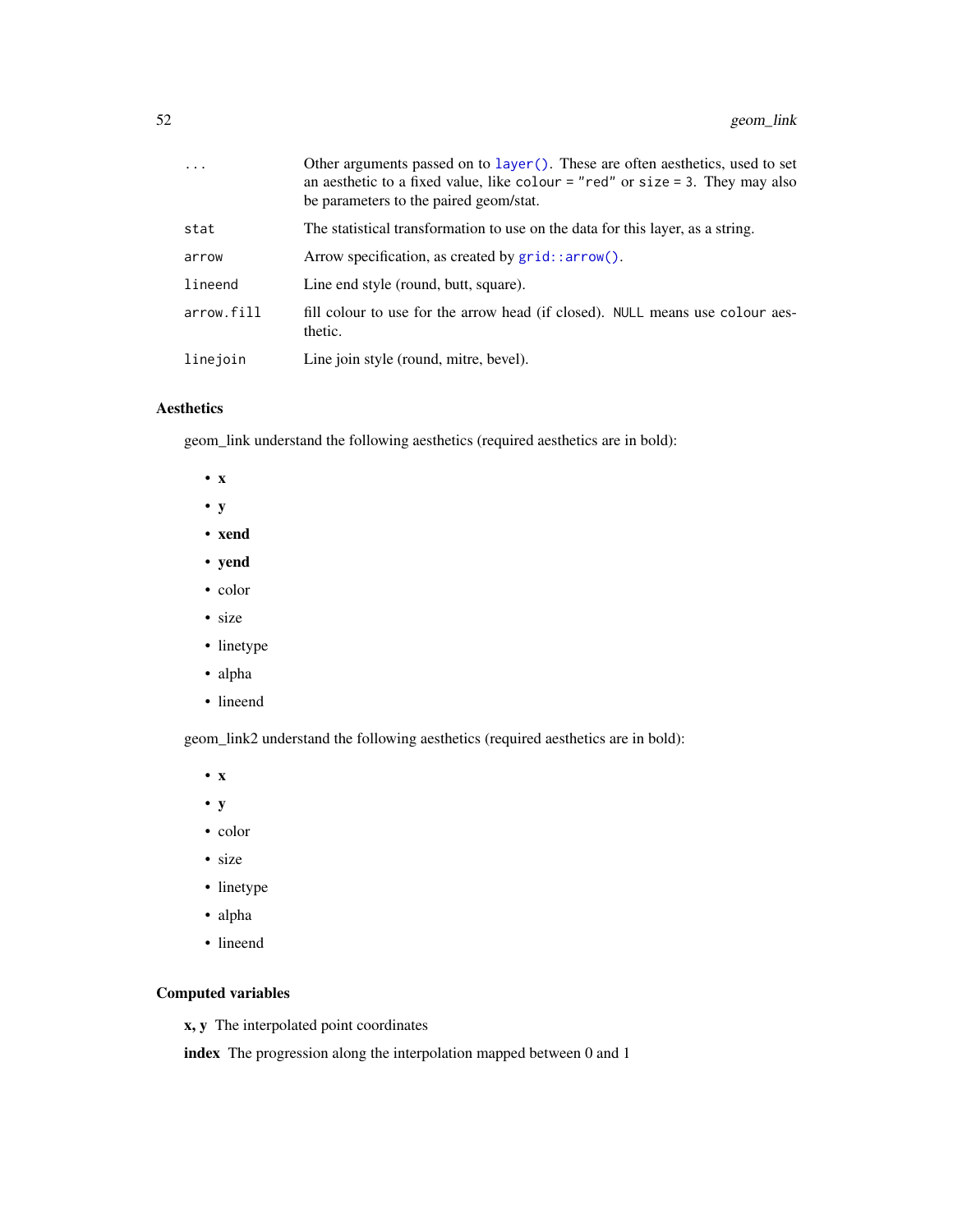| | |
|---|---|
| `...` | Other arguments passed on to `layer()`. These are often aesthetics, used to set an aesthetic to a fixed value, like `colour = "red"` or `size = 3`. They may also be parameters to the paired geom/stat. |
| `stat` | The statistical transformation to use on the data for this layer, as a string. |
| `arrow` | Arrow specification, as created by `grid::arrow()`. |
| `lineend` | Line end style (round, butt, square). |
| `arrow.fill` | fill colour to use for the arrow head (if closed). `NULL` means use `colour` aesthetic. |
| `linejoin` | Line join style (round, mitre, bevel). |

### Aesthetics

geom_link understand the following aesthetics (required aesthetics are in bold):

- **x**
- **y**
- **xend**
- **yend**
- color
- size
- linetype
- alpha
- lineend

geom_link2 understand the following aesthetics (required aesthetics are in bold):

- **x**
- **y**
- color
- size
- linetype
- alpha
- lineend

### Computed variables

**x, y** The interpolated point coordinates

**index** The progression along the interpolation mapped between 0 and 1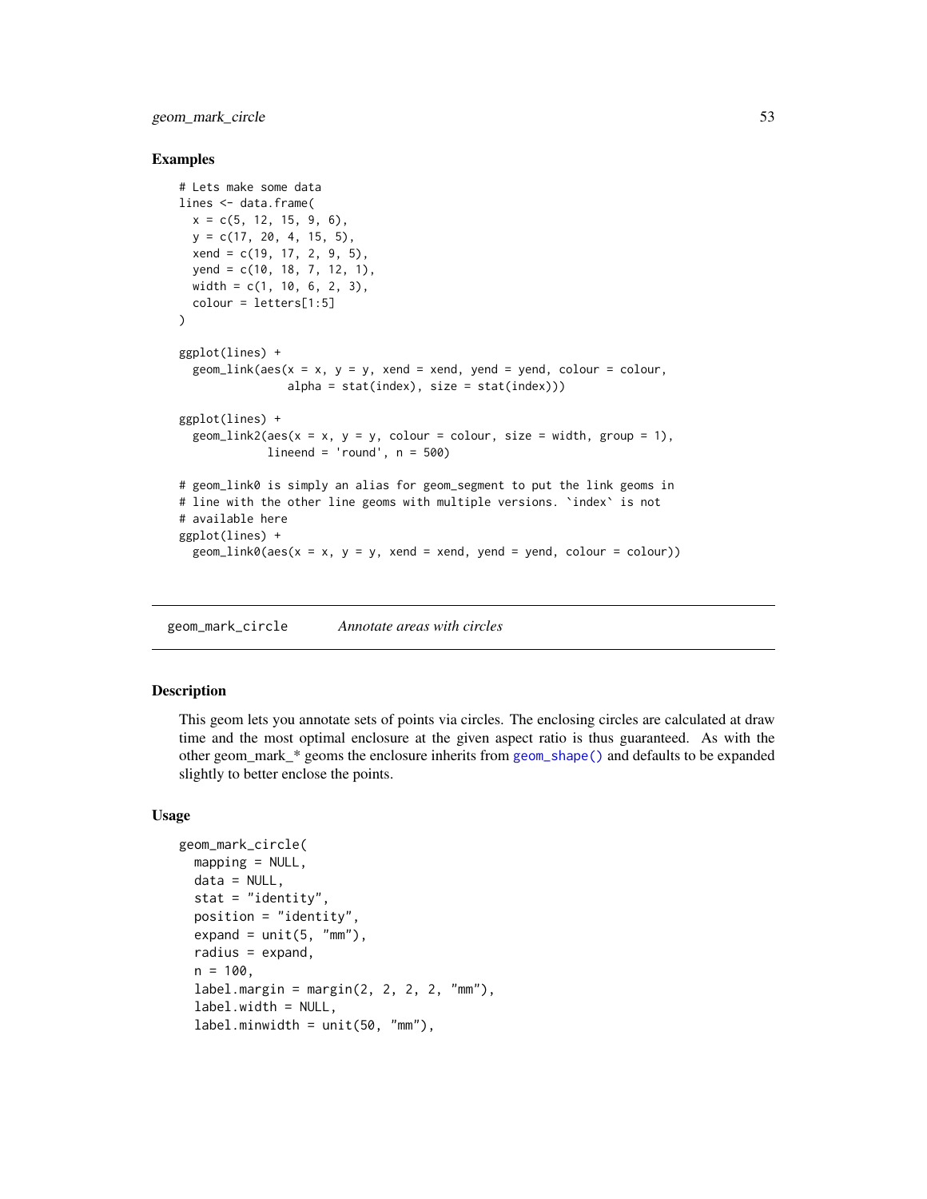### Examples

```
# Lets make some data
lines <- data.frame(
  x = c(5, 12, 15, 9, 6),
  y = c(17, 20, 4, 15, 5),
  xend = c(19, 17, 2, 9, 5),
  yend = c(10, 18, 7, 12, 1),
  width = c(1, 10, 6, 2, 3),
  colour = letters[1:5]
)

ggplot(lines) +
  geom_link(aes(x = x, y = y, xend = xend, yend = yend, colour = colour,
                alpha = stat(index), size = stat(index)))

ggplot(lines) +
  geom_link2(aes(x = x, y = y, colour = colour, size = width, group = 1),
             lineend = 'round', n = 500)

# geom_link0 is simply an alias for geom_segment to put the link geoms in
# line with the other line geoms with multiple versions. `index` is not
# available here
ggplot(lines) +
  geom_link0(aes(x = x, y = y, xend = xend, yend = yend, colour = colour))
```

---

## geom_mark_circle — *Annotate areas with circles*

---

### Description

This geom lets you annotate sets of points via circles. The enclosing circles are calculated at draw time and the most optimal enclosure at the given aspect ratio is thus guaranteed. As with the other geom_mark_* geoms the enclosure inherits from `geom_shape()` and defaults to be expanded slightly to better enclose the points.

### Usage

```
geom_mark_circle(
  mapping = NULL,
  data = NULL,
  stat = "identity",
  position = "identity",
  expand = unit(5, "mm"),
  radius = expand,
  n = 100,
  label.margin = margin(2, 2, 2, 2, "mm"),
  label.width = NULL,
  label.minwidth = unit(50, "mm"),
```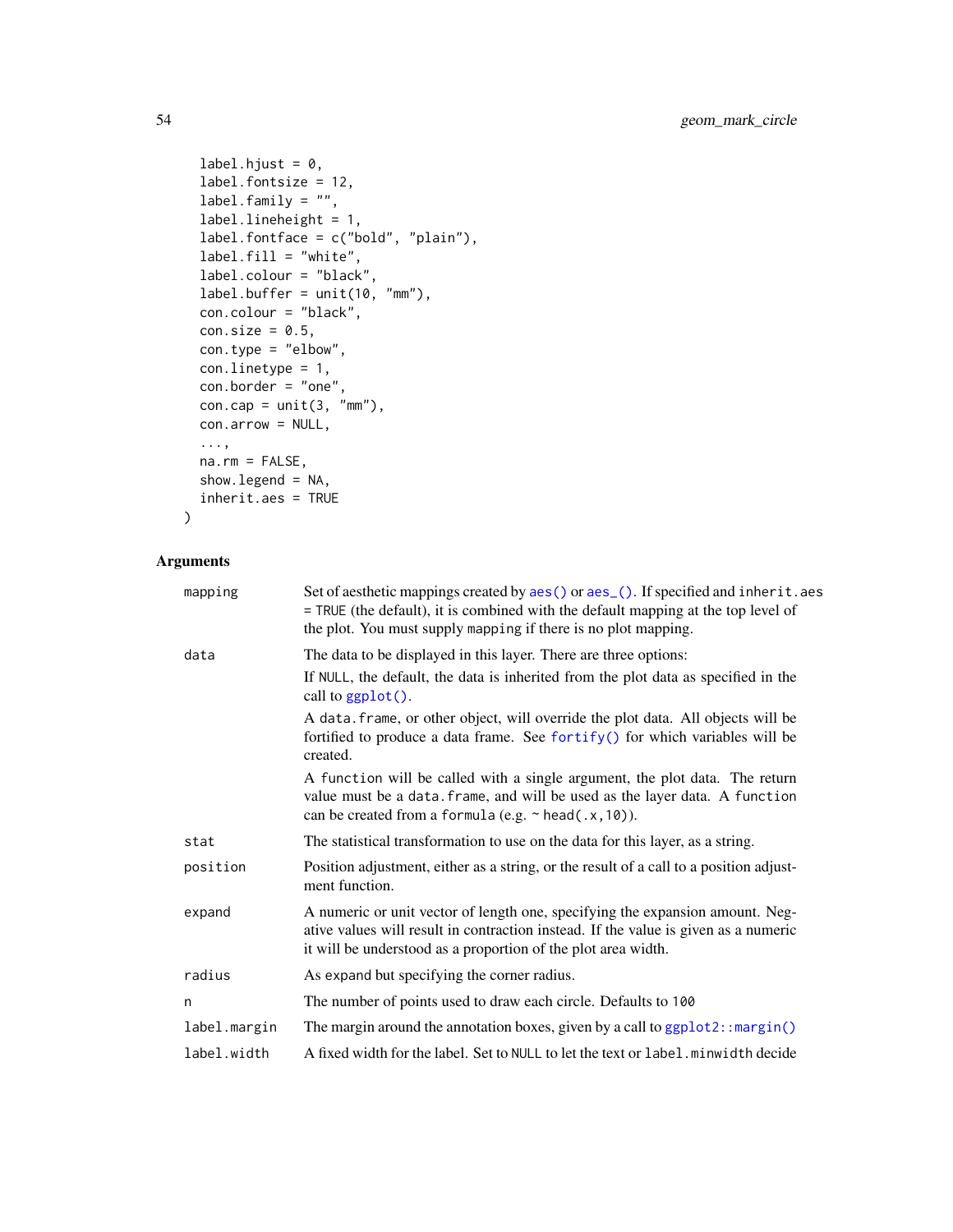```
  label.hjust = 0,
  label.fontsize = 12,
  label.family = "",
  label.lineheight = 1,
  label.fontface = c("bold", "plain"),
  label.fill = "white",
  label.colour = "black",
  label.buffer = unit(10, "mm"),
  con.colour = "black",
  con.size = 0.5,
  con.type = "elbow",
  con.linetype = 1,
  con.border = "one",
  con.cap = unit(3, "mm"),
  con.arrow = NULL,
  ...,
  na.rm = FALSE,
  show.legend = NA,
  inherit.aes = TRUE
)
```

## Arguments

| Argument | Description |
|---|---|
| mapping | Set of aesthetic mappings created by aes() or aes_(). If specified and inherit.aes = TRUE (the default), it is combined with the default mapping at the top level of the plot. You must supply mapping if there is no plot mapping. |
| data | The data to be displayed in this layer. There are three options: If NULL, the default, the data is inherited from the plot data as specified in the call to ggplot(). A data.frame, or other object, will override the plot data. All objects will be fortified to produce a data frame. See fortify() for which variables will be created. A function will be called with a single argument, the plot data. The return value must be a data.frame, and will be used as the layer data. A function can be created from a formula (e.g. ~ head(.x,10)). |
| stat | The statistical transformation to use on the data for this layer, as a string. |
| position | Position adjustment, either as a string, or the result of a call to a position adjustment function. |
| expand | A numeric or unit vector of length one, specifying the expansion amount. Negative values will result in contraction instead. If the value is given as a numeric it will be understood as a proportion of the plot area width. |
| radius | As expand but specifying the corner radius. |
| n | The number of points used to draw each circle. Defaults to 100 |
| label.margin | The margin around the annotation boxes, given by a call to ggplot2::margin() |
| label.width | A fixed width for the label. Set to NULL to let the text or label.minwidth decide |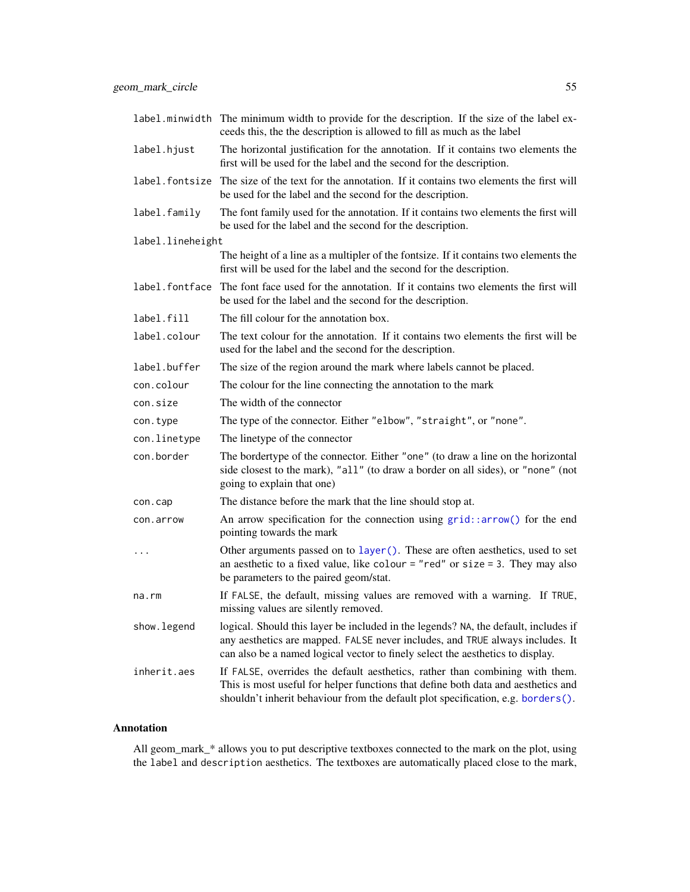| | |
|---|---|
| `label.minwidth` | The minimum width to provide for the description. If the size of the label exceeds this, the the description is allowed to fill as much as the label |
| `label.hjust` | The horizontal justification for the annotation. If it contains two elements the first will be used for the label and the second for the description. |
| `label.fontsize` | The size of the text for the annotation. If it contains two elements the first will be used for the label and the second for the description. |
| `label.family` | The font family used for the annotation. If it contains two elements the first will be used for the label and the second for the description. |
| `label.lineheight` | The height of a line as a multipler of the fontsize. If it contains two elements the first will be used for the label and the second for the description. |
| `label.fontface` | The font face used for the annotation. If it contains two elements the first will be used for the label and the second for the description. |
| `label.fill` | The fill colour for the annotation box. |
| `label.colour` | The text colour for the annotation. If it contains two elements the first will be used for the label and the second for the description. |
| `label.buffer` | The size of the region around the mark where labels cannot be placed. |
| `con.colour` | The colour for the line connecting the annotation to the mark |
| `con.size` | The width of the connector |
| `con.type` | The type of the connector. Either `"elbow"`, `"straight"`, or `"none"`. |
| `con.linetype` | The linetype of the connector |
| `con.border` | The bordertype of the connector. Either `"one"` (to draw a line on the horizontal side closest to the mark), `"all"` (to draw a border on all sides), or `"none"` (not going to explain that one) |
| `con.cap` | The distance before the mark that the line should stop at. |
| `con.arrow` | An arrow specification for the connection using `grid::arrow()` for the end pointing towards the mark |
| `...` | Other arguments passed on to `layer()`. These are often aesthetics, used to set an aesthetic to a fixed value, like `colour = "red"` or `size = 3`. They may also be parameters to the paired geom/stat. |
| `na.rm` | If `FALSE`, the default, missing values are removed with a warning. If `TRUE`, missing values are silently removed. |
| `show.legend` | logical. Should this layer be included in the legends? `NA`, the default, includes if any aesthetics are mapped. `FALSE` never includes, and `TRUE` always includes. It can also be a named logical vector to finely select the aesthetics to display. |
| `inherit.aes` | If `FALSE`, overrides the default aesthetics, rather than combining with them. This is most useful for helper functions that define both data and aesthetics and shouldn't inherit behaviour from the default plot specification, e.g. `borders()`. |

## Annotation

All geom_mark_* allows you to put descriptive textboxes connected to the mark on the plot, using the `label` and `description` aesthetics. The textboxes are automatically placed close to the mark,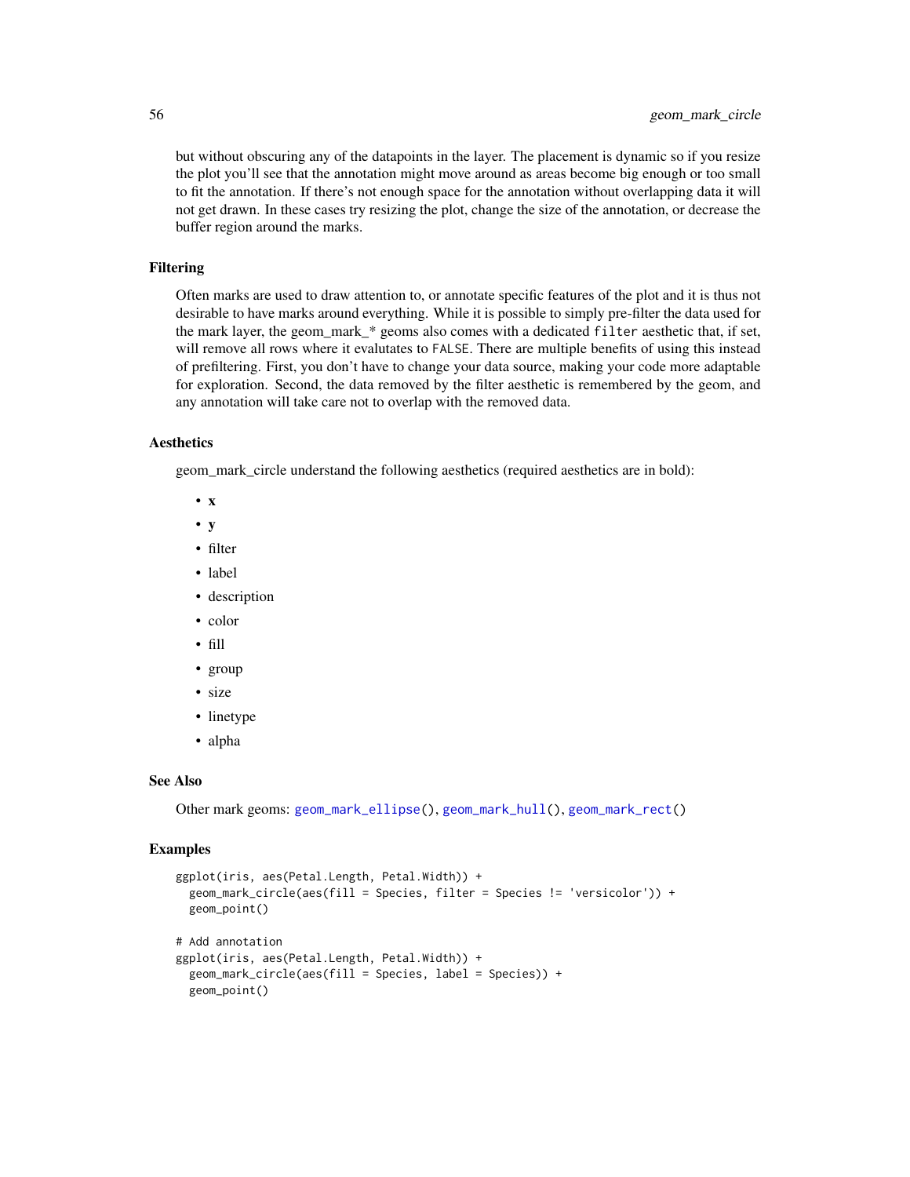but without obscuring any of the datapoints in the layer. The placement is dynamic so if you resize the plot you'll see that the annotation might move around as areas become big enough or too small to fit the annotation. If there's not enough space for the annotation without overlapping data it will not get drawn. In these cases try resizing the plot, change the size of the annotation, or decrease the buffer region around the marks.

## Filtering

Often marks are used to draw attention to, or annotate specific features of the plot and it is thus not desirable to have marks around everything. While it is possible to simply pre-filter the data used for the mark layer, the geom_mark_* geoms also comes with a dedicated `filter` aesthetic that, if set, will remove all rows where it evalutates to `FALSE`. There are multiple benefits of using this instead of prefiltering. First, you don't have to change your data source, making your code more adaptable for exploration. Second, the data removed by the filter aesthetic is remembered by the geom, and any annotation will take care not to overlap with the removed data.

## Aesthetics

geom_mark_circle understand the following aesthetics (required aesthetics are in bold):

- **x**
- **y**
- filter
- label
- description
- color
- fill
- group
- size
- linetype
- alpha

## See Also

Other mark geoms: `geom_mark_ellipse()`, `geom_mark_hull()`, `geom_mark_rect()`

## Examples

```
ggplot(iris, aes(Petal.Length, Petal.Width)) +
  geom_mark_circle(aes(fill = Species, filter = Species != 'versicolor')) +
  geom_point()

# Add annotation
ggplot(iris, aes(Petal.Length, Petal.Width)) +
  geom_mark_circle(aes(fill = Species, label = Species)) +
  geom_point()
```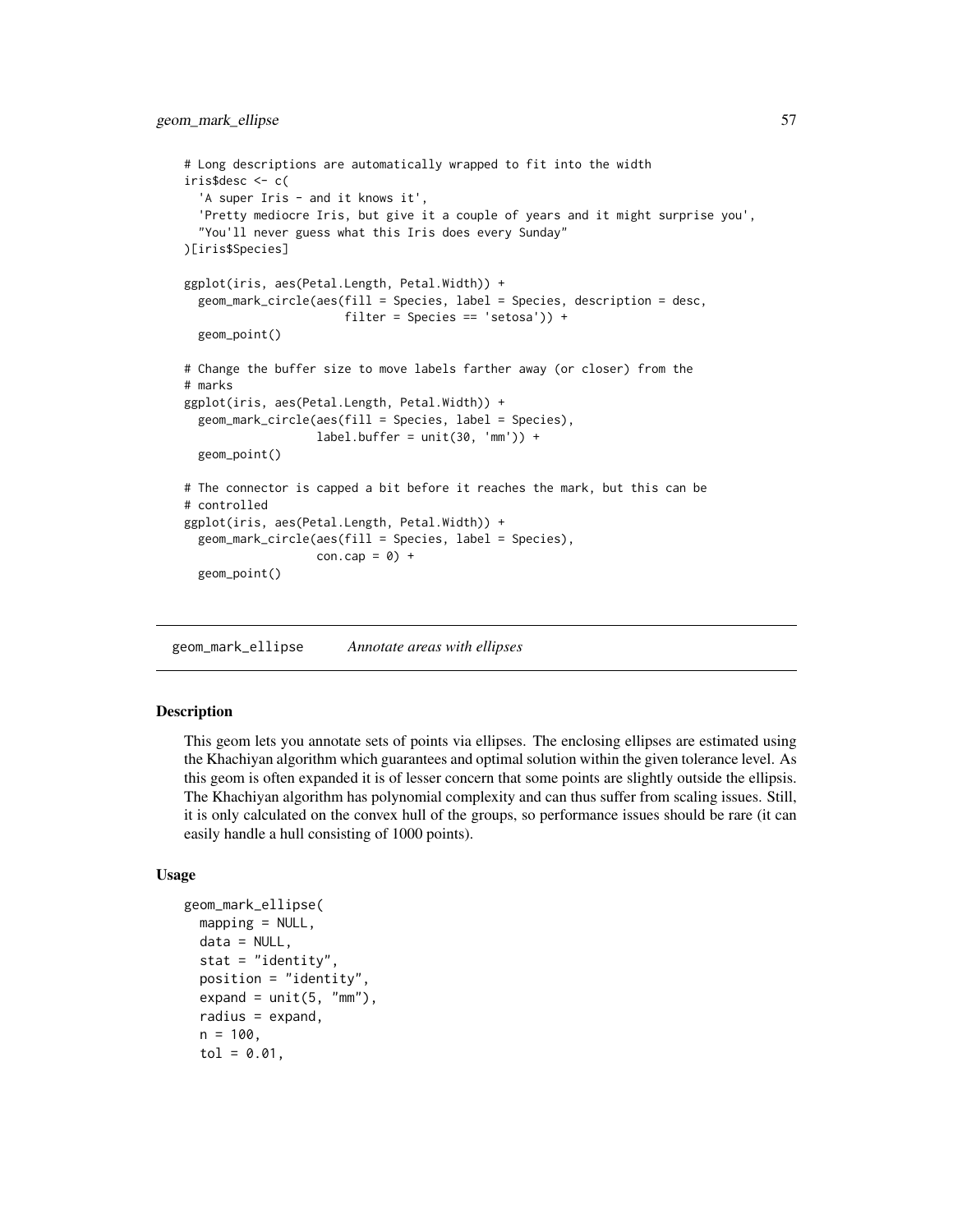```
# Long descriptions are automatically wrapped to fit into the width
iris$desc <- c(
  'A super Iris - and it knows it',
  'Pretty mediocre Iris, but give it a couple of years and it might surprise you',
  "You'll never guess what this Iris does every Sunday"
)[iris$Species]

ggplot(iris, aes(Petal.Length, Petal.Width)) +
  geom_mark_circle(aes(fill = Species, label = Species, description = desc,
                       filter = Species == 'setosa')) +
  geom_point()

# Change the buffer size to move labels farther away (or closer) from the
# marks
ggplot(iris, aes(Petal.Length, Petal.Width)) +
  geom_mark_circle(aes(fill = Species, label = Species),
                   label.buffer = unit(30, 'mm')) +
  geom_point()

# The connector is capped a bit before it reaches the mark, but this can be
# controlled
ggplot(iris, aes(Petal.Length, Petal.Width)) +
  geom_mark_circle(aes(fill = Species, label = Species),
                   con.cap = 0) +
  geom_point()
```

## geom_mark_ellipse — *Annotate areas with ellipses*

### Description

This geom lets you annotate sets of points via ellipses. The enclosing ellipses are estimated using the Khachiyan algorithm which guarantees and optimal solution within the given tolerance level. As this geom is often expanded it is of lesser concern that some points are slightly outside the ellipsis. The Khachiyan algorithm has polynomial complexity and can thus suffer from scaling issues. Still, it is only calculated on the convex hull of the groups, so performance issues should be rare (it can easily handle a hull consisting of 1000 points).

### Usage

```
geom_mark_ellipse(
  mapping = NULL,
  data = NULL,
  stat = "identity",
  position = "identity",
  expand = unit(5, "mm"),
  radius = expand,
  n = 100,
  tol = 0.01,
```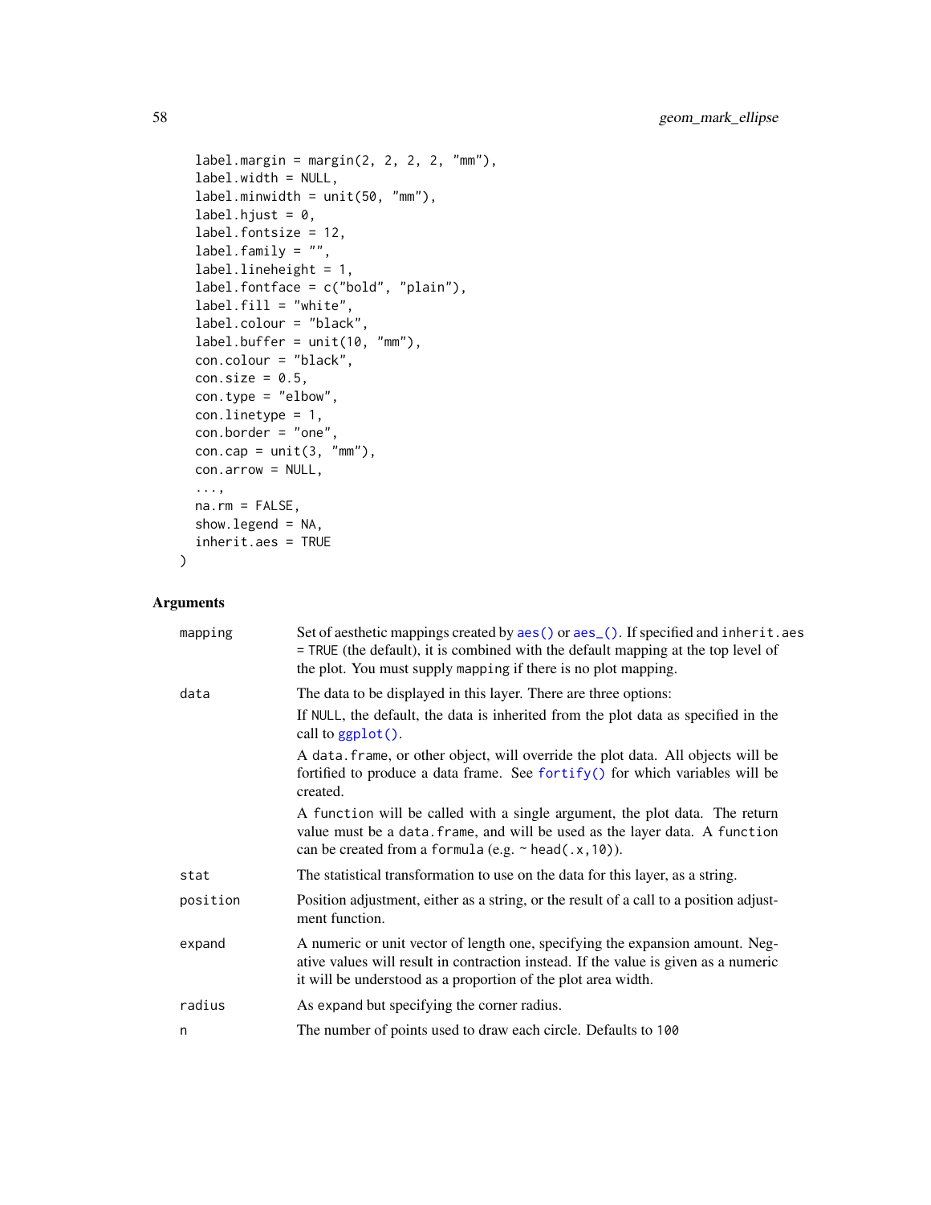```
  label.margin = margin(2, 2, 2, 2, "mm"),
  label.width = NULL,
  label.minwidth = unit(50, "mm"),
  label.hjust = 0,
  label.fontsize = 12,
  label.family = "",
  label.lineheight = 1,
  label.fontface = c("bold", "plain"),
  label.fill = "white",
  label.colour = "black",
  label.buffer = unit(10, "mm"),
  con.colour = "black",
  con.size = 0.5,
  con.type = "elbow",
  con.linetype = 1,
  con.border = "one",
  con.cap = unit(3, "mm"),
  con.arrow = NULL,
  ...,
  na.rm = FALSE,
  show.legend = NA,
  inherit.aes = TRUE
)
```

## Arguments

| | |
|---|---|
| `mapping` | Set of aesthetic mappings created by `aes()` or `aes_()`. If specified and `inherit.aes = TRUE` (the default), it is combined with the default mapping at the top level of the plot. You must supply `mapping` if there is no plot mapping. |
| `data` | The data to be displayed in this layer. There are three options:<br>If `NULL`, the default, the data is inherited from the plot data as specified in the call to `ggplot()`.<br>A `data.frame`, or other object, will override the plot data. All objects will be fortified to produce a data frame. See `fortify()` for which variables will be created.<br>A `function` will be called with a single argument, the plot data. The return value must be a `data.frame`, and will be used as the layer data. A `function` can be created from a `formula` (e.g. `~ head(.x,10)`). |
| `stat` | The statistical transformation to use on the data for this layer, as a string. |
| `position` | Position adjustment, either as a string, or the result of a call to a position adjustment function. |
| `expand` | A numeric or unit vector of length one, specifying the expansion amount. Negative values will result in contraction instead. If the value is given as a numeric it will be understood as a proportion of the plot area width. |
| `radius` | As expand but specifying the corner radius. |
| `n` | The number of points used to draw each circle. Defaults to `100` |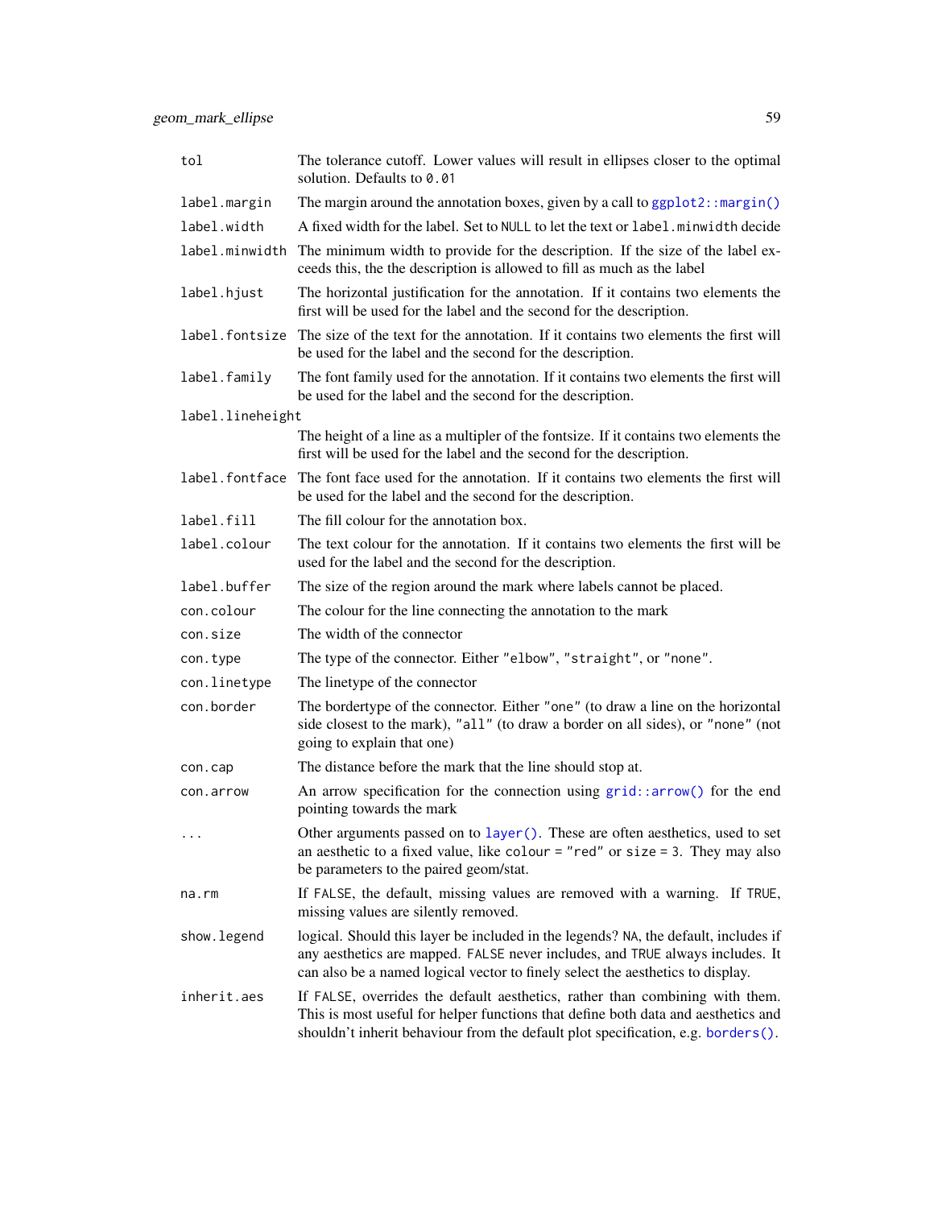| | |
|---|---|
| `tol` | The tolerance cutoff. Lower values will result in ellipses closer to the optimal solution. Defaults to `0.01` |
| `label.margin` | The margin around the annotation boxes, given by a call to `ggplot2::margin()` |
| `label.width` | A fixed width for the label. Set to `NULL` to let the text or `label.minwidth` decide |
| `label.minwidth` | The minimum width to provide for the description. If the size of the label exceeds this, the the description is allowed to fill as much as the label |
| `label.hjust` | The horizontal justification for the annotation. If it contains two elements the first will be used for the label and the second for the description. |
| `label.fontsize` | The size of the text for the annotation. If it contains two elements the first will be used for the label and the second for the description. |
| `label.family` | The font family used for the annotation. If it contains two elements the first will be used for the label and the second for the description. |
| `label.lineheight` | The height of a line as a multipler of the fontsize. If it contains two elements the first will be used for the label and the second for the description. |
| `label.fontface` | The font face used for the annotation. If it contains two elements the first will be used for the label and the second for the description. |
| `label.fill` | The fill colour for the annotation box. |
| `label.colour` | The text colour for the annotation. If it contains two elements the first will be used for the label and the second for the description. |
| `label.buffer` | The size of the region around the mark where labels cannot be placed. |
| `con.colour` | The colour for the line connecting the annotation to the mark |
| `con.size` | The width of the connector |
| `con.type` | The type of the connector. Either `"elbow"`, `"straight"`, or `"none"`. |
| `con.linetype` | The linetype of the connector |
| `con.border` | The bordertype of the connector. Either `"one"` (to draw a line on the horizontal side closest to the mark), `"all"` (to draw a border on all sides), or `"none"` (not going to explain that one) |
| `con.cap` | The distance before the mark that the line should stop at. |
| `con.arrow` | An arrow specification for the connection using `grid::arrow()` for the end pointing towards the mark |
| `...` | Other arguments passed on to `layer()`. These are often aesthetics, used to set an aesthetic to a fixed value, like `colour = "red"` or `size = 3`. They may also be parameters to the paired geom/stat. |
| `na.rm` | If `FALSE`, the default, missing values are removed with a warning. If `TRUE`, missing values are silently removed. |
| `show.legend` | logical. Should this layer be included in the legends? `NA`, the default, includes if any aesthetics are mapped. `FALSE` never includes, and `TRUE` always includes. It can also be a named logical vector to finely select the aesthetics to display. |
| `inherit.aes` | If `FALSE`, overrides the default aesthetics, rather than combining with them. This is most useful for helper functions that define both data and aesthetics and shouldn't inherit behaviour from the default plot specification, e.g. `borders()`. |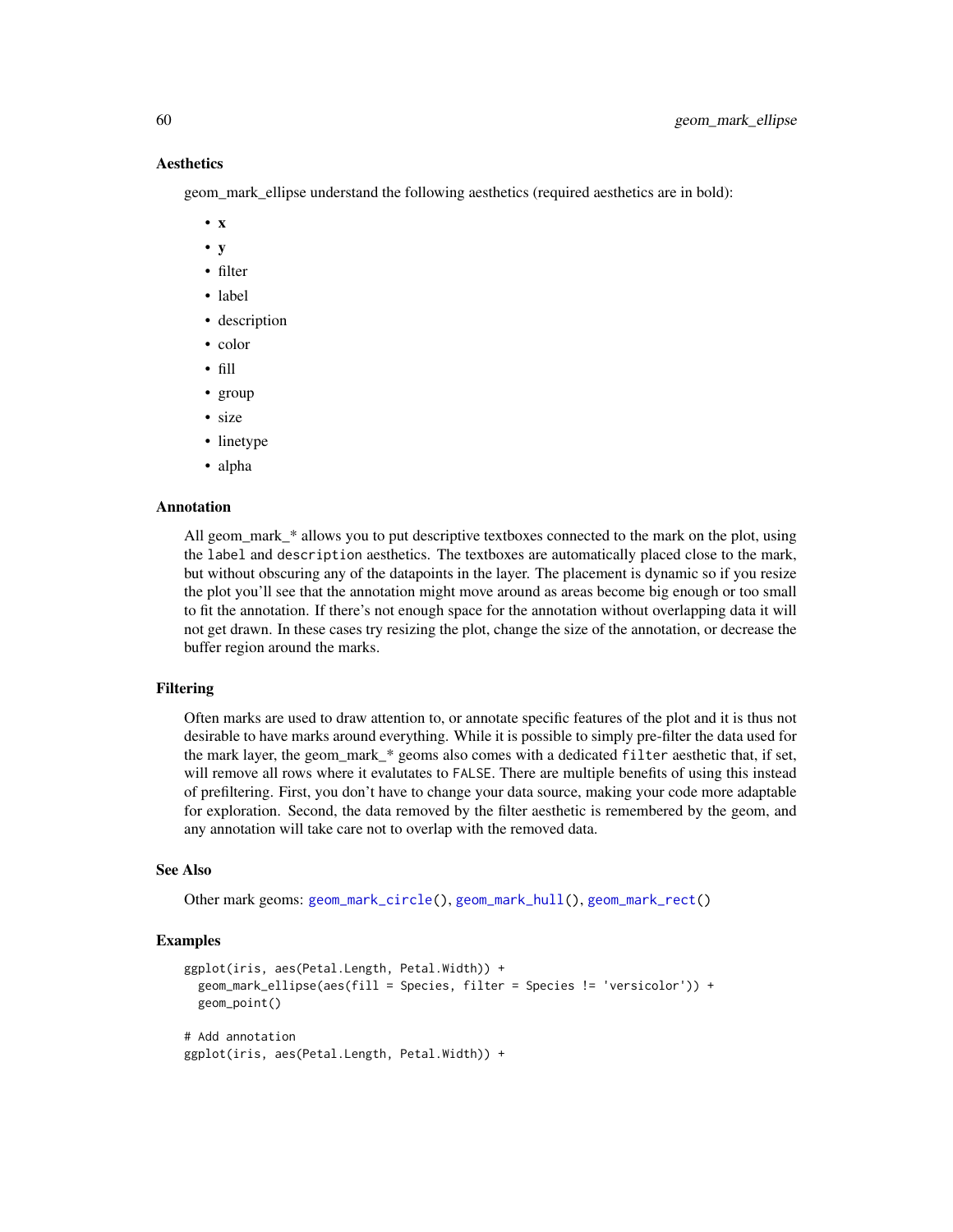### Aesthetics

geom_mark_ellipse understand the following aesthetics (required aesthetics are in bold):

- **x**
- **y**
- filter
- label
- description
- color
- fill
- group
- size
- linetype
- alpha

### Annotation

All geom_mark_* allows you to put descriptive textboxes connected to the mark on the plot, using the `label` and `description` aesthetics. The textboxes are automatically placed close to the mark, but without obscuring any of the datapoints in the layer. The placement is dynamic so if you resize the plot you'll see that the annotation might move around as areas become big enough or too small to fit the annotation. If there's not enough space for the annotation without overlapping data it will not get drawn. In these cases try resizing the plot, change the size of the annotation, or decrease the buffer region around the marks.

### Filtering

Often marks are used to draw attention to, or annotate specific features of the plot and it is thus not desirable to have marks around everything. While it is possible to simply pre-filter the data used for the mark layer, the geom_mark_* geoms also comes with a dedicated `filter` aesthetic that, if set, will remove all rows where it evalutates to `FALSE`. There are multiple benefits of using this instead of prefiltering. First, you don't have to change your data source, making your code more adaptable for exploration. Second, the data removed by the filter aesthetic is remembered by the geom, and any annotation will take care not to overlap with the removed data.

### See Also

Other mark geoms: `geom_mark_circle()`, `geom_mark_hull()`, `geom_mark_rect()`

### Examples

```
ggplot(iris, aes(Petal.Length, Petal.Width)) +
  geom_mark_ellipse(aes(fill = Species, filter = Species != 'versicolor')) +
  geom_point()

# Add annotation
ggplot(iris, aes(Petal.Length, Petal.Width)) +
```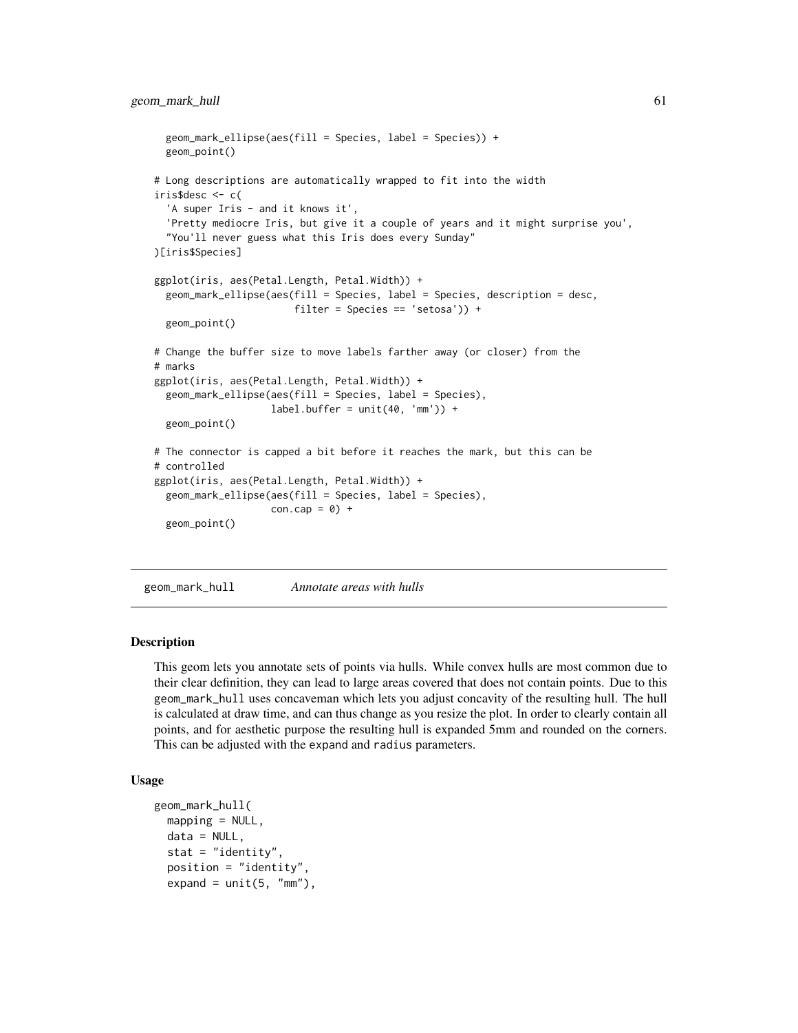```
  geom_mark_ellipse(aes(fill = Species, label = Species)) +
  geom_point()

# Long descriptions are automatically wrapped to fit into the width
iris$desc <- c(
  'A super Iris - and it knows it',
  'Pretty mediocre Iris, but give it a couple of years and it might surprise you',
  "You'll never guess what this Iris does every Sunday"
)[iris$Species]

ggplot(iris, aes(Petal.Length, Petal.Width)) +
  geom_mark_ellipse(aes(fill = Species, label = Species, description = desc,
                        filter = Species == 'setosa')) +
  geom_point()

# Change the buffer size to move labels farther away (or closer) from the
# marks
ggplot(iris, aes(Petal.Length, Petal.Width)) +
  geom_mark_ellipse(aes(fill = Species, label = Species),
                    label.buffer = unit(40, 'mm')) +
  geom_point()

# The connector is capped a bit before it reaches the mark, but this can be
# controlled
ggplot(iris, aes(Petal.Length, Petal.Width)) +
  geom_mark_ellipse(aes(fill = Species, label = Species),
                    con.cap = 0) +
  geom_point()
```

## geom_mark_hull *Annotate areas with hulls*

### Description

This geom lets you annotate sets of points via hulls. While convex hulls are most common due to their clear definition, they can lead to large areas covered that does not contain points. Due to this `geom_mark_hull` uses concaveman which lets you adjust concavity of the resulting hull. The hull is calculated at draw time, and can thus change as you resize the plot. In order to clearly contain all points, and for aesthetic purpose the resulting hull is expanded 5mm and rounded on the corners. This can be adjusted with the `expand` and `radius` parameters.

### Usage

```
geom_mark_hull(
  mapping = NULL,
  data = NULL,
  stat = "identity",
  position = "identity",
  expand = unit(5, "mm"),
```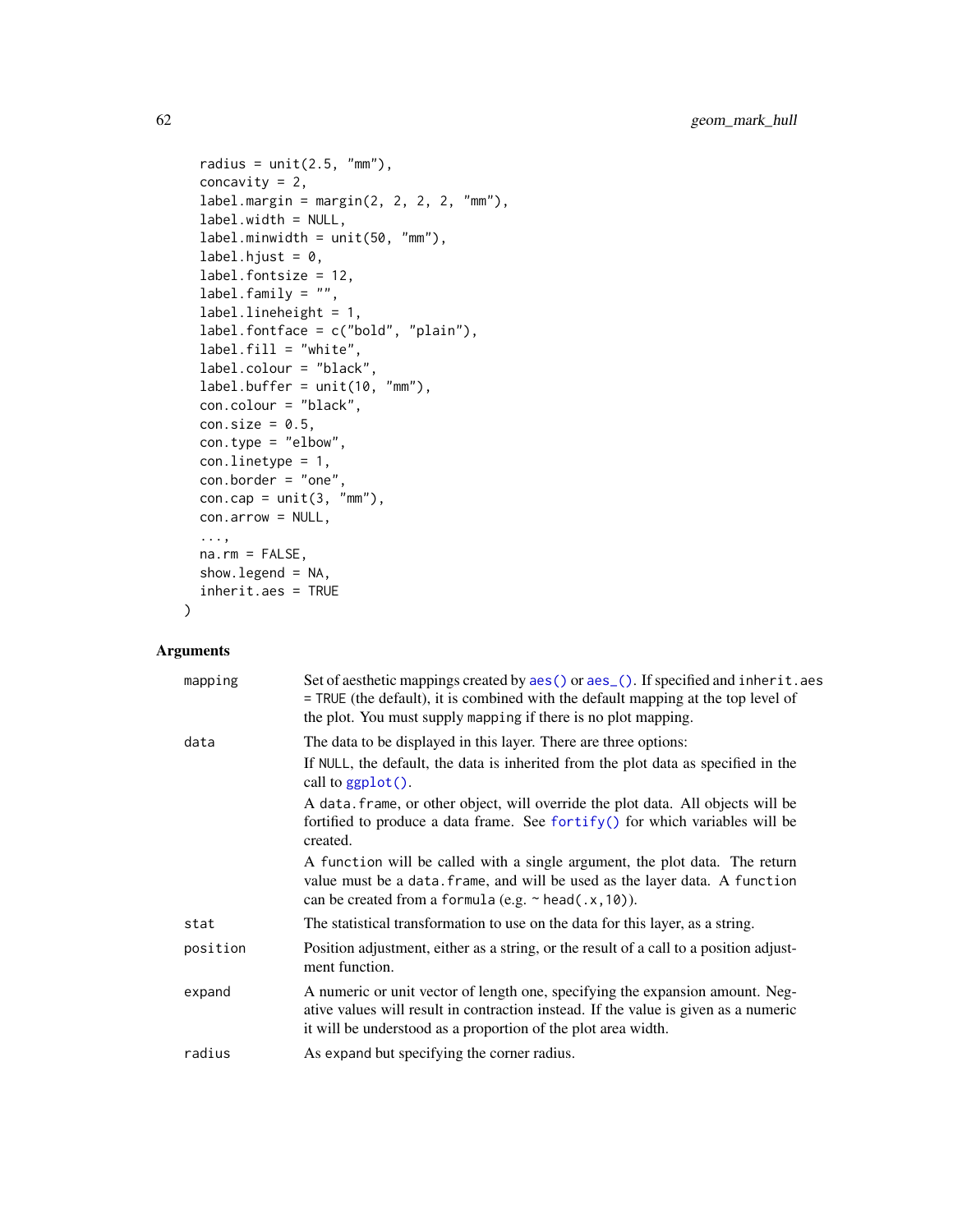```
  radius = unit(2.5, "mm"),
  concavity = 2,
  label.margin = margin(2, 2, 2, 2, "mm"),
  label.width = NULL,
  label.minwidth = unit(50, "mm"),
  label.hjust = 0,
  label.fontsize = 12,
  label.family = "",
  label.lineheight = 1,
  label.fontface = c("bold", "plain"),
  label.fill = "white",
  label.colour = "black",
  label.buffer = unit(10, "mm"),
  con.colour = "black",
  con.size = 0.5,
  con.type = "elbow",
  con.linetype = 1,
  con.border = "one",
  con.cap = unit(3, "mm"),
  con.arrow = NULL,
  ...,
  na.rm = FALSE,
  show.legend = NA,
  inherit.aes = TRUE
)
```

## Arguments

**mapping** — Set of aesthetic mappings created by `aes()` or `aes_()`. If specified and `inherit.aes = TRUE` (the default), it is combined with the default mapping at the top level of the plot. You must supply `mapping` if there is no plot mapping.

**data** — The data to be displayed in this layer. There are three options:

If `NULL`, the default, the data is inherited from the plot data as specified in the call to `ggplot()`.

A `data.frame`, or other object, will override the plot data. All objects will be fortified to produce a data frame. See `fortify()` for which variables will be created.

A `function` will be called with a single argument, the plot data. The return value must be a `data.frame`, and will be used as the layer data. A `function` can be created from a `formula` (e.g. `~ head(.x, 10)`).

**stat** — The statistical transformation to use on the data for this layer, as a string.

**position** — Position adjustment, either as a string, or the result of a call to a position adjustment function.

**expand** — A numeric or unit vector of length one, specifying the expansion amount. Negative values will result in contraction instead. If the value is given as a numeric it will be understood as a proportion of the plot area width.

**radius** — As expand but specifying the corner radius.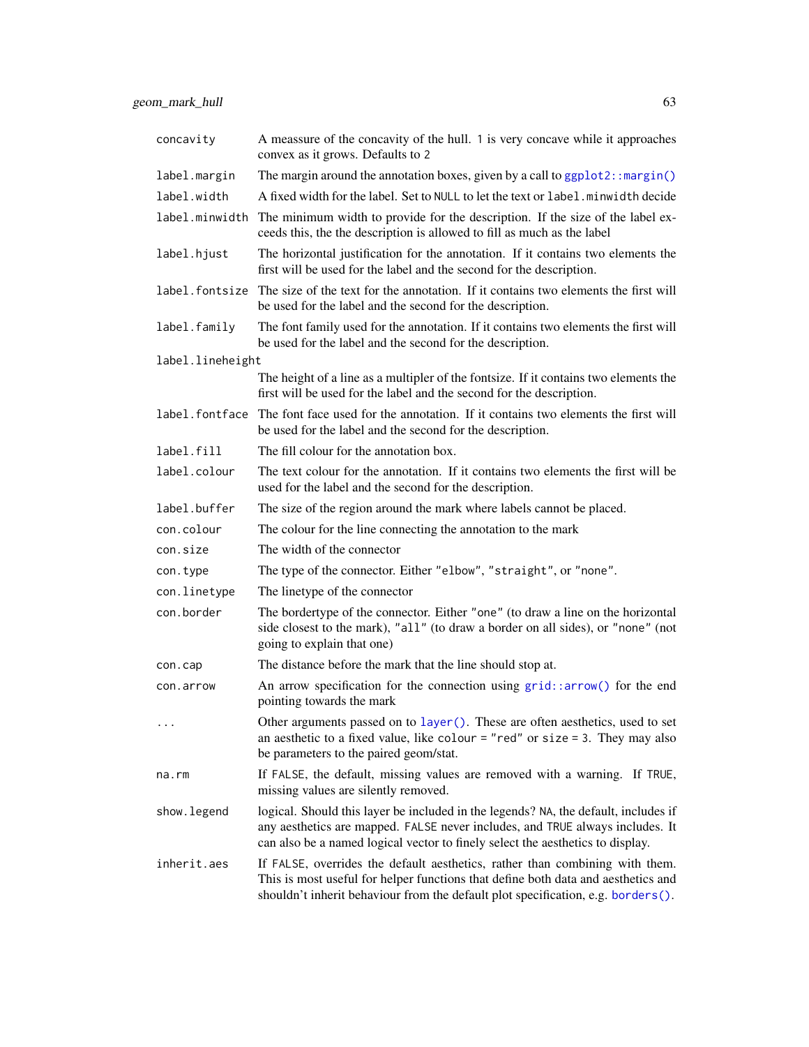| | |
|---|---|
| `concavity` | A meassure of the concavity of the hull. `1` is very concave while it approaches convex as it grows. Defaults to `2` |
| `label.margin` | The margin around the annotation boxes, given by a call to `ggplot2::margin()` |
| `label.width` | A fixed width for the label. Set to `NULL` to let the text or `label.minwidth` decide |
| `label.minwidth` | The minimum width to provide for the description. If the size of the label exceeds this, the the description is allowed to fill as much as the label |
| `label.hjust` | The horizontal justification for the annotation. If it contains two elements the first will be used for the label and the second for the description. |
| `label.fontsize` | The size of the text for the annotation. If it contains two elements the first will be used for the label and the second for the description. |
| `label.family` | The font family used for the annotation. If it contains two elements the first will be used for the label and the second for the description. |
| `label.lineheight` | The height of a line as a multipler of the fontsize. If it contains two elements the first will be used for the label and the second for the description. |
| `label.fontface` | The font face used for the annotation. If it contains two elements the first will be used for the label and the second for the description. |
| `label.fill` | The fill colour for the annotation box. |
| `label.colour` | The text colour for the annotation. If it contains two elements the first will be used for the label and the second for the description. |
| `label.buffer` | The size of the region around the mark where labels cannot be placed. |
| `con.colour` | The colour for the line connecting the annotation to the mark |
| `con.size` | The width of the connector |
| `con.type` | The type of the connector. Either `"elbow"`, `"straight"`, or `"none"`. |
| `con.linetype` | The linetype of the connector |
| `con.border` | The bordertype of the connector. Either `"one"` (to draw a line on the horizontal side closest to the mark), `"all"` (to draw a border on all sides), or `"none"` (not going to explain that one) |
| `con.cap` | The distance before the mark that the line should stop at. |
| `con.arrow` | An arrow specification for the connection using `grid::arrow()` for the end pointing towards the mark |
| `...` | Other arguments passed on to `layer()`. These are often aesthetics, used to set an aesthetic to a fixed value, like `colour = "red"` or `size = 3`. They may also be parameters to the paired geom/stat. |
| `na.rm` | If `FALSE`, the default, missing values are removed with a warning. If `TRUE`, missing values are silently removed. |
| `show.legend` | logical. Should this layer be included in the legends? `NA`, the default, includes if any aesthetics are mapped. `FALSE` never includes, and `TRUE` always includes. It can also be a named logical vector to finely select the aesthetics to display. |
| `inherit.aes` | If `FALSE`, overrides the default aesthetics, rather than combining with them. This is most useful for helper functions that define both data and aesthetics and shouldn't inherit behaviour from the default plot specification, e.g. `borders()`. |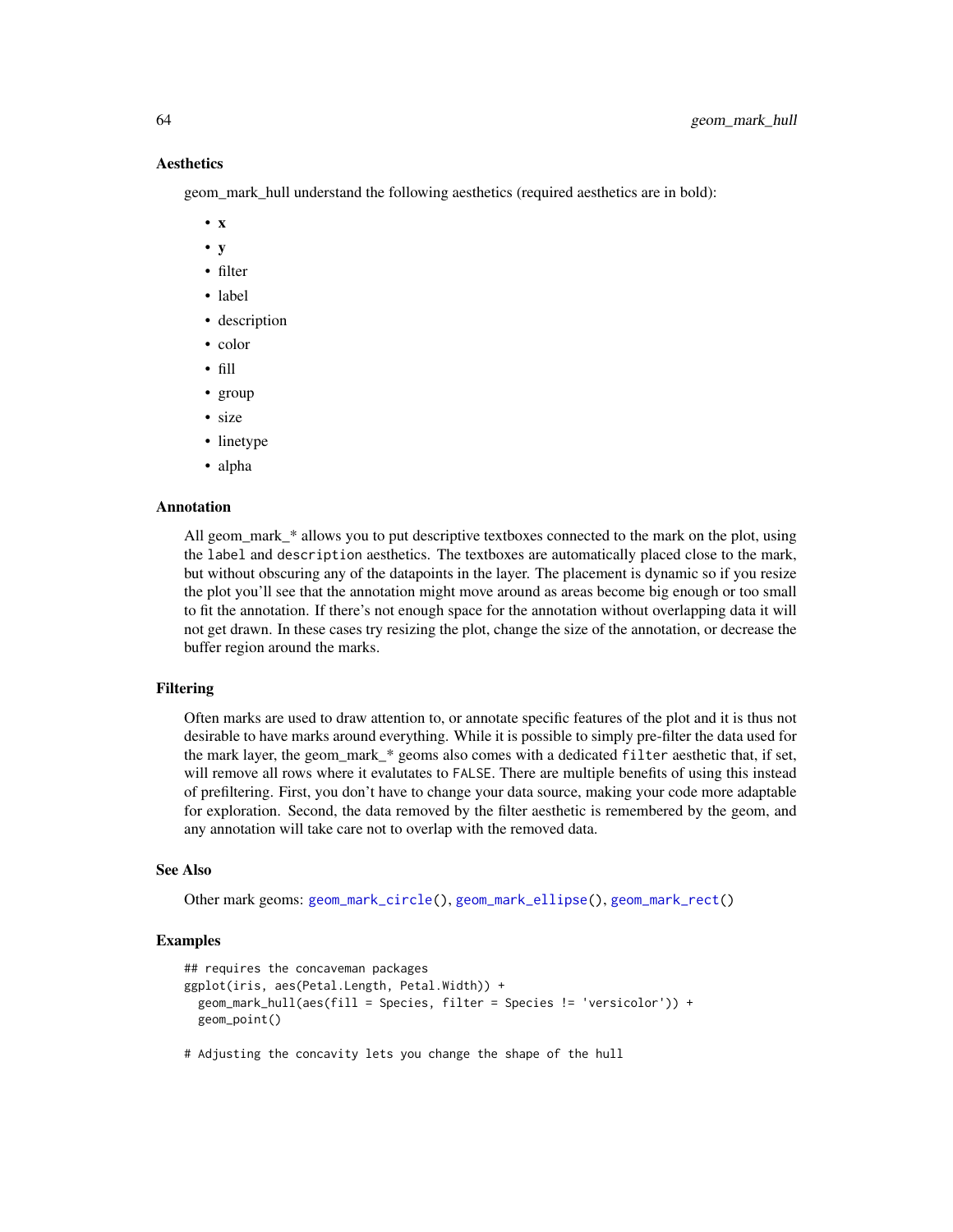### Aesthetics

geom_mark_hull understand the following aesthetics (required aesthetics are in bold):

- **x**
- **y**
- filter
- label
- description
- color
- fill
- group
- size
- linetype
- alpha

### Annotation

All geom_mark_* allows you to put descriptive textboxes connected to the mark on the plot, using the `label` and `description` aesthetics. The textboxes are automatically placed close to the mark, but without obscuring any of the datapoints in the layer. The placement is dynamic so if you resize the plot you'll see that the annotation might move around as areas become big enough or too small to fit the annotation. If there's not enough space for the annotation without overlapping data it will not get drawn. In these cases try resizing the plot, change the size of the annotation, or decrease the buffer region around the marks.

### Filtering

Often marks are used to draw attention to, or annotate specific features of the plot and it is thus not desirable to have marks around everything. While it is possible to simply pre-filter the data used for the mark layer, the geom_mark_* geoms also comes with a dedicated `filter` aesthetic that, if set, will remove all rows where it evalutates to `FALSE`. There are multiple benefits of using this instead of prefiltering. First, you don't have to change your data source, making your code more adaptable for exploration. Second, the data removed by the filter aesthetic is remembered by the geom, and any annotation will take care not to overlap with the removed data.

### See Also

Other mark geoms: `geom_mark_circle()`, `geom_mark_ellipse()`, `geom_mark_rect()`

### Examples

```
## requires the concaveman packages
ggplot(iris, aes(Petal.Length, Petal.Width)) +
  geom_mark_hull(aes(fill = Species, filter = Species != 'versicolor')) +
  geom_point()

# Adjusting the concavity lets you change the shape of the hull
```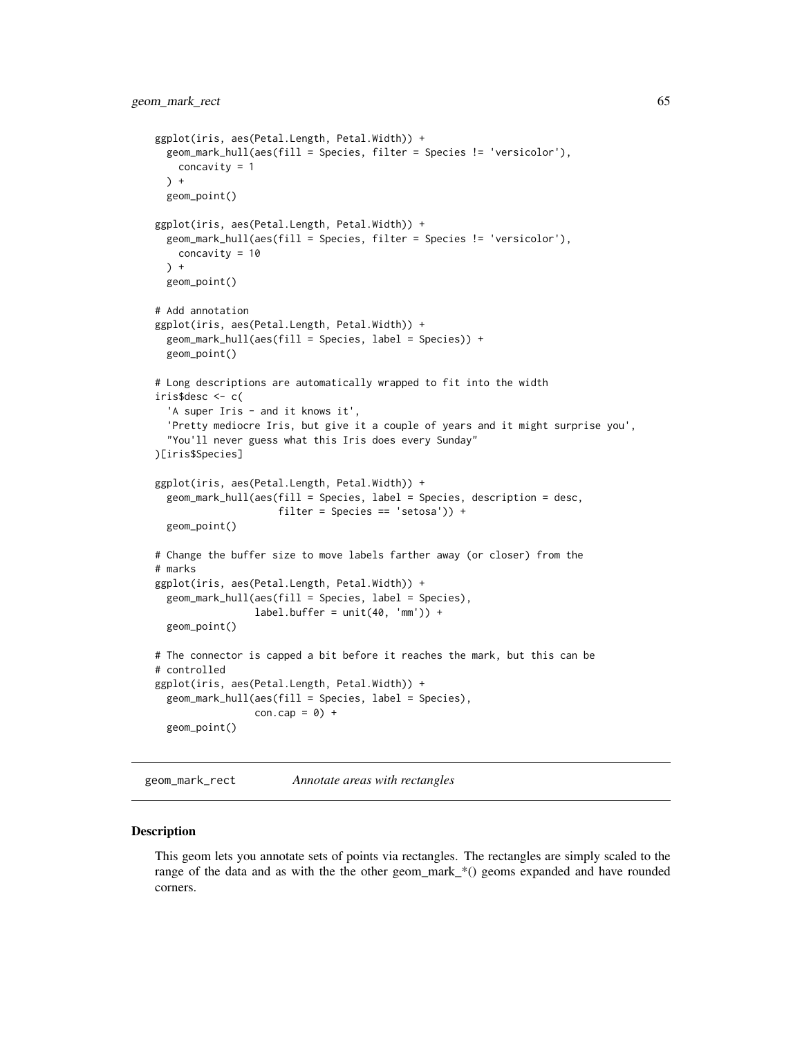```r
ggplot(iris, aes(Petal.Length, Petal.Width)) +
  geom_mark_hull(aes(fill = Species, filter = Species != 'versicolor'),
    concavity = 1
  ) +
  geom_point()

ggplot(iris, aes(Petal.Length, Petal.Width)) +
  geom_mark_hull(aes(fill = Species, filter = Species != 'versicolor'),
    concavity = 10
  ) +
  geom_point()

# Add annotation
ggplot(iris, aes(Petal.Length, Petal.Width)) +
  geom_mark_hull(aes(fill = Species, label = Species)) +
  geom_point()

# Long descriptions are automatically wrapped to fit into the width
iris$desc <- c(
  'A super Iris - and it knows it',
  'Pretty mediocre Iris, but give it a couple of years and it might surprise you',
  "You'll never guess what this Iris does every Sunday"
)[iris$Species]

ggplot(iris, aes(Petal.Length, Petal.Width)) +
  geom_mark_hull(aes(fill = Species, label = Species, description = desc,
                     filter = Species == 'setosa')) +
  geom_point()

# Change the buffer size to move labels farther away (or closer) from the
# marks
ggplot(iris, aes(Petal.Length, Petal.Width)) +
  geom_mark_hull(aes(fill = Species, label = Species),
                 label.buffer = unit(40, 'mm')) +
  geom_point()

# The connector is capped a bit before it reaches the mark, but this can be
# controlled
ggplot(iris, aes(Petal.Length, Petal.Width)) +
  geom_mark_hull(aes(fill = Species, label = Species),
                 con.cap = 0) +
  geom_point()
```

## geom_mark_rect — *Annotate areas with rectangles*

### Description

This geom lets you annotate sets of points via rectangles. The rectangles are simply scaled to the range of the data and as with the the other geom_mark_*() geoms expanded and have rounded corners.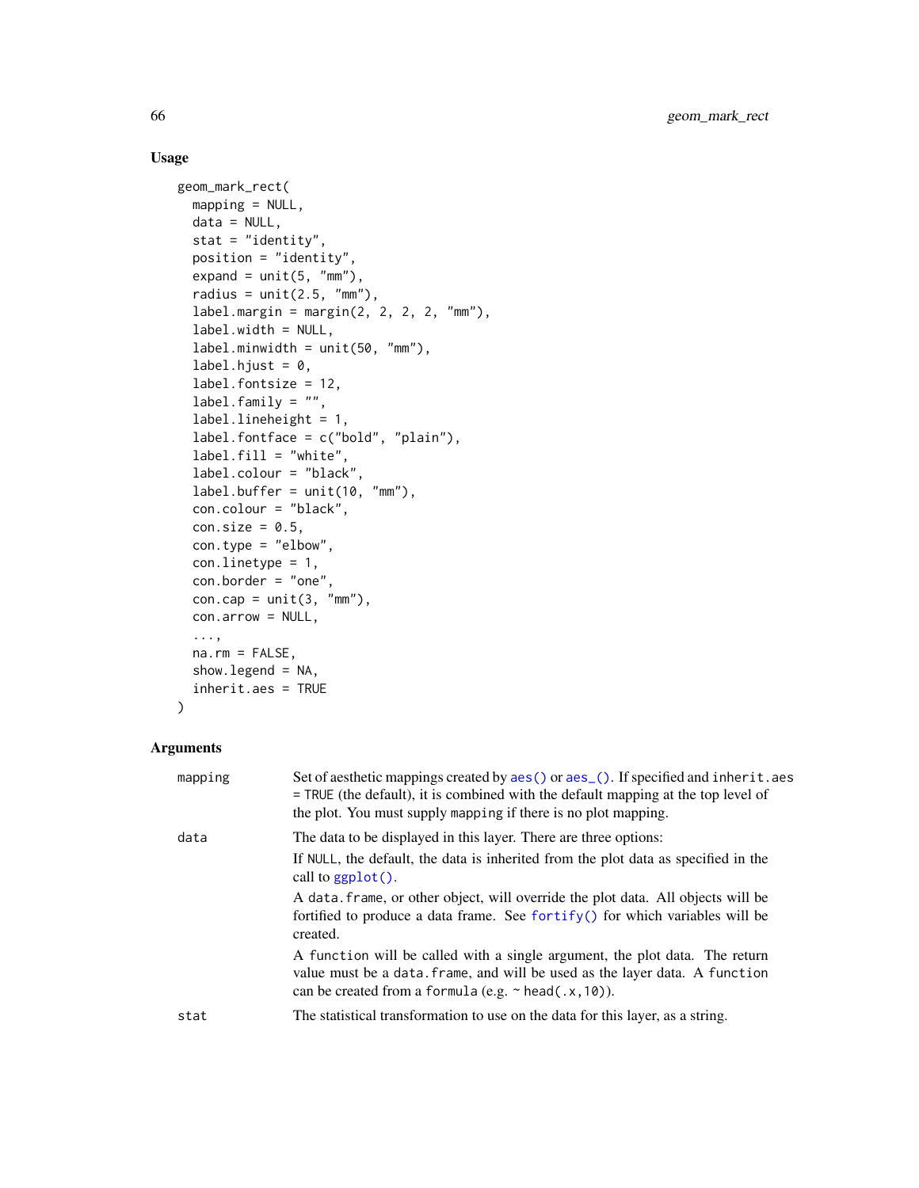## Usage

```
geom_mark_rect(
  mapping = NULL,
  data = NULL,
  stat = "identity",
  position = "identity",
  expand = unit(5, "mm"),
  radius = unit(2.5, "mm"),
  label.margin = margin(2, 2, 2, 2, "mm"),
  label.width = NULL,
  label.minwidth = unit(50, "mm"),
  label.hjust = 0,
  label.fontsize = 12,
  label.family = "",
  label.lineheight = 1,
  label.fontface = c("bold", "plain"),
  label.fill = "white",
  label.colour = "black",
  label.buffer = unit(10, "mm"),
  con.colour = "black",
  con.size = 0.5,
  con.type = "elbow",
  con.linetype = 1,
  con.border = "one",
  con.cap = unit(3, "mm"),
  con.arrow = NULL,
  ...,
  na.rm = FALSE,
  show.legend = NA,
  inherit.aes = TRUE
)
```

## Arguments

| | |
|---|---|
| `mapping` | Set of aesthetic mappings created by `aes()` or `aes_()`. If specified and `inherit.aes = TRUE` (the default), it is combined with the default mapping at the top level of the plot. You must supply `mapping` if there is no plot mapping. |
| `data` | The data to be displayed in this layer. There are three options: If `NULL`, the default, the data is inherited from the plot data as specified in the call to `ggplot()`. A `data.frame`, or other object, will override the plot data. All objects will be fortified to produce a data frame. See `fortify()` for which variables will be created. A `function` will be called with a single argument, the plot data. The return value must be a `data.frame`, and will be used as the layer data. A `function` can be created from a `formula` (e.g. `~ head(.x,10)`). |
| `stat` | The statistical transformation to use on the data for this layer, as a string. |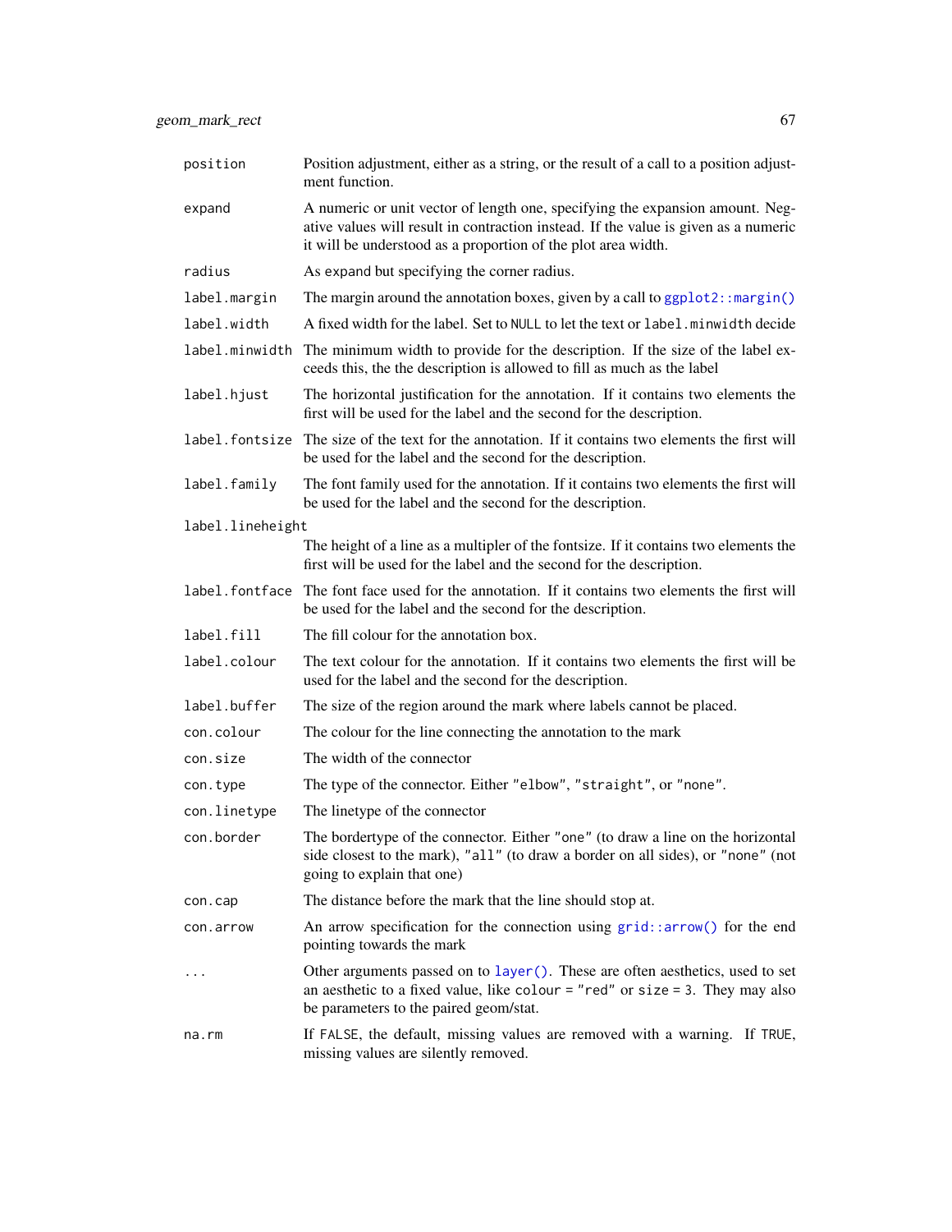| | |
|---|---|
| `position` | Position adjustment, either as a string, or the result of a call to a position adjustment function. |
| `expand` | A numeric or unit vector of length one, specifying the expansion amount. Negative values will result in contraction instead. If the value is given as a numeric it will be understood as a proportion of the plot area width. |
| `radius` | As expand but specifying the corner radius. |
| `label.margin` | The margin around the annotation boxes, given by a call to `ggplot2::margin()` |
| `label.width` | A fixed width for the label. Set to `NULL` to let the text or `label.minwidth` decide |
| `label.minwidth` | The minimum width to provide for the description. If the size of the label exceeds this, the the description is allowed to fill as much as the label |
| `label.hjust` | The horizontal justification for the annotation. If it contains two elements the first will be used for the label and the second for the description. |
| `label.fontsize` | The size of the text for the annotation. If it contains two elements the first will be used for the label and the second for the description. |
| `label.family` | The font family used for the annotation. If it contains two elements the first will be used for the label and the second for the description. |
| `label.lineheight` | The height of a line as a multipler of the fontsize. If it contains two elements the first will be used for the label and the second for the description. |
| `label.fontface` | The font face used for the annotation. If it contains two elements the first will be used for the label and the second for the description. |
| `label.fill` | The fill colour for the annotation box. |
| `label.colour` | The text colour for the annotation. If it contains two elements the first will be used for the label and the second for the description. |
| `label.buffer` | The size of the region around the mark where labels cannot be placed. |
| `con.colour` | The colour for the line connecting the annotation to the mark |
| `con.size` | The width of the connector |
| `con.type` | The type of the connector. Either `"elbow"`, `"straight"`, or `"none"`. |
| `con.linetype` | The linetype of the connector |
| `con.border` | The bordertype of the connector. Either `"one"` (to draw a line on the horizontal side closest to the mark), `"all"` (to draw a border on all sides), or `"none"` (not going to explain that one) |
| `con.cap` | The distance before the mark that the line should stop at. |
| `con.arrow` | An arrow specification for the connection using `grid::arrow()` for the end pointing towards the mark |
| `...` | Other arguments passed on to `layer()`. These are often aesthetics, used to set an aesthetic to a fixed value, like `colour = "red"` or `size = 3`. They may also be parameters to the paired geom/stat. |
| `na.rm` | If `FALSE`, the default, missing values are removed with a warning. If `TRUE`, missing values are silently removed. |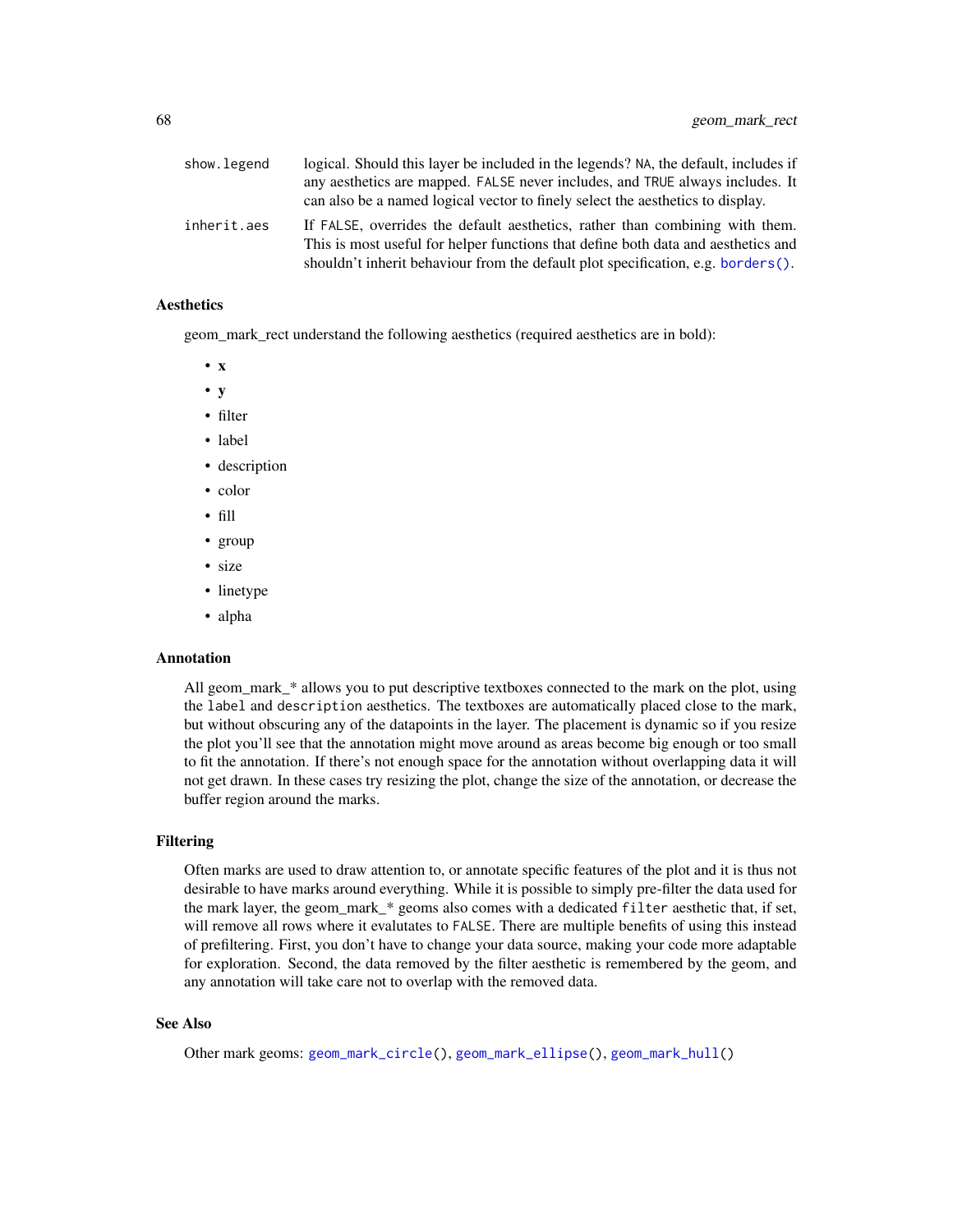| | |
|---|---|
| show.legend | logical. Should this layer be included in the legends? NA, the default, includes if any aesthetics are mapped. FALSE never includes, and TRUE always includes. It can also be a named logical vector to finely select the aesthetics to display. |
| inherit.aes | If FALSE, overrides the default aesthetics, rather than combining with them. This is most useful for helper functions that define both data and aesthetics and shouldn't inherit behaviour from the default plot specification, e.g. borders(). |

## Aesthetics

geom_mark_rect understand the following aesthetics (required aesthetics are in bold):

- **x**
- **y**
- filter
- label
- description
- color
- fill
- group
- size
- linetype
- alpha

## Annotation

All geom_mark_* allows you to put descriptive textboxes connected to the mark on the plot, using the label and description aesthetics. The textboxes are automatically placed close to the mark, but without obscuring any of the datapoints in the layer. The placement is dynamic so if you resize the plot you'll see that the annotation might move around as areas become big enough or too small to fit the annotation. If there's not enough space for the annotation without overlapping data it will not get drawn. In these cases try resizing the plot, change the size of the annotation, or decrease the buffer region around the marks.

## Filtering

Often marks are used to draw attention to, or annotate specific features of the plot and it is thus not desirable to have marks around everything. While it is possible to simply pre-filter the data used for the mark layer, the geom_mark_* geoms also comes with a dedicated filter aesthetic that, if set, will remove all rows where it evalutates to FALSE. There are multiple benefits of using this instead of prefiltering. First, you don't have to change your data source, making your code more adaptable for exploration. Second, the data removed by the filter aesthetic is remembered by the geom, and any annotation will take care not to overlap with the removed data.

## See Also

Other mark geoms: geom_mark_circle(), geom_mark_ellipse(), geom_mark_hull()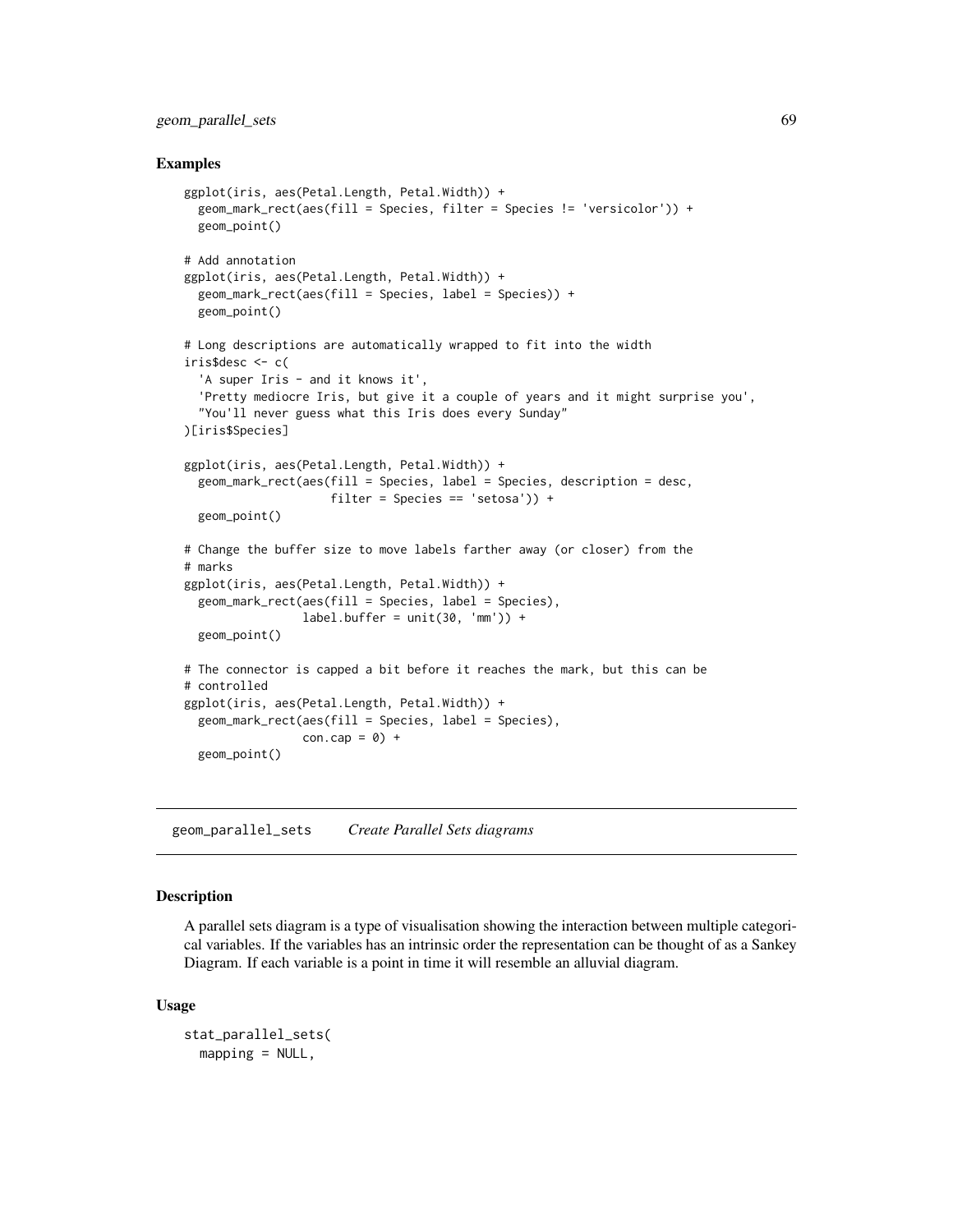## Examples

```
ggplot(iris, aes(Petal.Length, Petal.Width)) +
  geom_mark_rect(aes(fill = Species, filter = Species != 'versicolor')) +
  geom_point()

# Add annotation
ggplot(iris, aes(Petal.Length, Petal.Width)) +
  geom_mark_rect(aes(fill = Species, label = Species)) +
  geom_point()

# Long descriptions are automatically wrapped to fit into the width
iris$desc <- c(
  'A super Iris - and it knows it',
  'Pretty mediocre Iris, but give it a couple of years and it might surprise you',
  "You'll never guess what this Iris does every Sunday"
)[iris$Species]

ggplot(iris, aes(Petal.Length, Petal.Width)) +
  geom_mark_rect(aes(fill = Species, label = Species, description = desc,
                     filter = Species == 'setosa')) +
  geom_point()

# Change the buffer size to move labels farther away (or closer) from the
# marks
ggplot(iris, aes(Petal.Length, Petal.Width)) +
  geom_mark_rect(aes(fill = Species, label = Species),
                 label.buffer = unit(30, 'mm')) +
  geom_point()

# The connector is capped a bit before it reaches the mark, but this can be
# controlled
ggplot(iris, aes(Petal.Length, Petal.Width)) +
  geom_mark_rect(aes(fill = Species, label = Species),
                 con.cap = 0) +
  geom_point()
```

---

# geom_parallel_sets *Create Parallel Sets diagrams*

---

## Description

A parallel sets diagram is a type of visualisation showing the interaction between multiple categorical variables. If the variables has an intrinsic order the representation can be thought of as a Sankey Diagram. If each variable is a point in time it will resemble an alluvial diagram.

## Usage

```
stat_parallel_sets(
  mapping = NULL,
```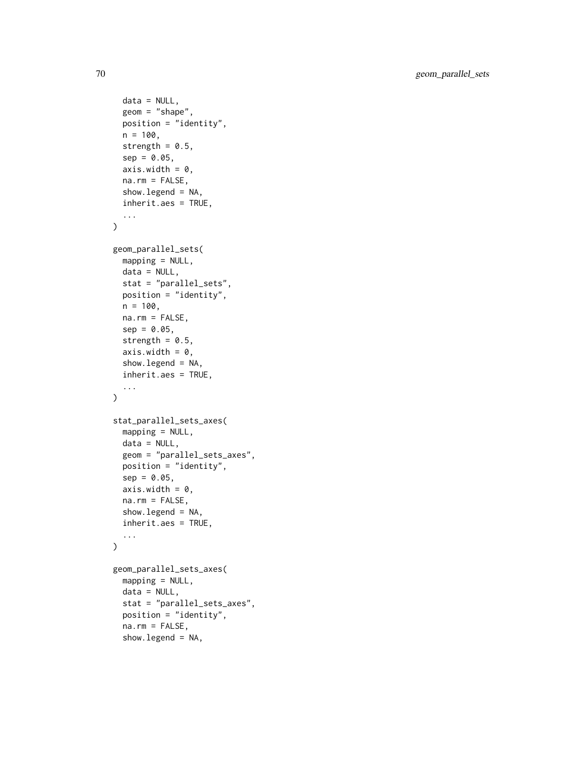```
  data = NULL,
  geom = "shape",
  position = "identity",
  n = 100,
  strength = 0.5,
  sep = 0.05,
  axis.width = 0,
  na.rm = FALSE,
  show.legend = NA,
  inherit.aes = TRUE,
  ...
)

geom_parallel_sets(
  mapping = NULL,
  data = NULL,
  stat = "parallel_sets",
  position = "identity",
  n = 100,
  na.rm = FALSE,
  sep = 0.05,
  strength = 0.5,
  axis.width = 0,
  show.legend = NA,
  inherit.aes = TRUE,
  ...
)

stat_parallel_sets_axes(
  mapping = NULL,
  data = NULL,
  geom = "parallel_sets_axes",
  position = "identity",
  sep = 0.05,
  axis.width = 0,
  na.rm = FALSE,
  show.legend = NA,
  inherit.aes = TRUE,
  ...
)

geom_parallel_sets_axes(
  mapping = NULL,
  data = NULL,
  stat = "parallel_sets_axes",
  position = "identity",
  na.rm = FALSE,
  show.legend = NA,
```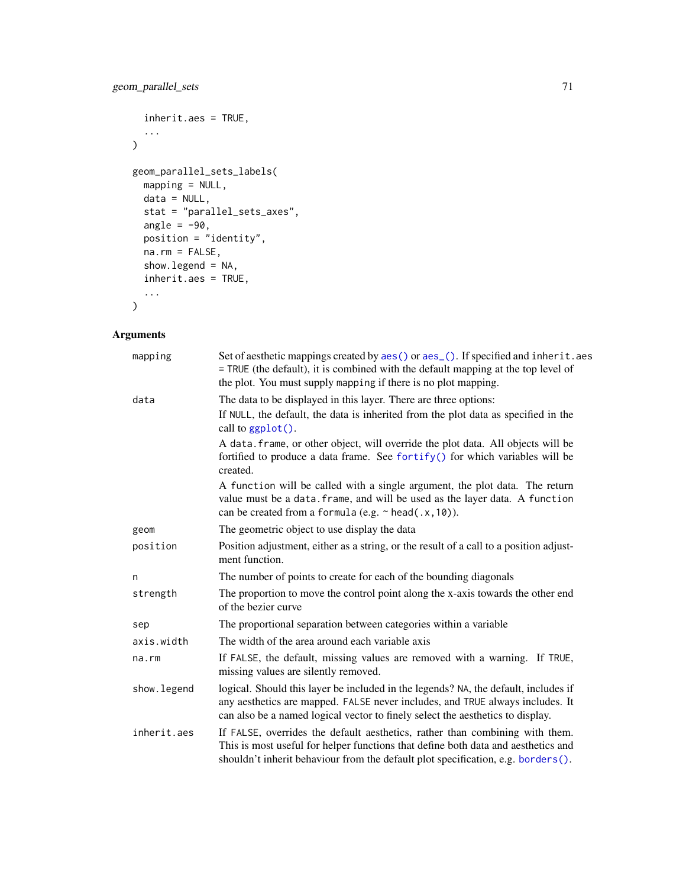```
  inherit.aes = TRUE,
  ...
)

geom_parallel_sets_labels(
  mapping = NULL,
  data = NULL,
  stat = "parallel_sets_axes",
  angle = -90,
  position = "identity",
  na.rm = FALSE,
  show.legend = NA,
  inherit.aes = TRUE,
  ...
)
```

## Arguments

| | |
|---|---|
| mapping | Set of aesthetic mappings created by aes() or aes_(). If specified and inherit.aes = TRUE (the default), it is combined with the default mapping at the top level of the plot. You must supply mapping if there is no plot mapping. |
| data | The data to be displayed in this layer. There are three options:<br>If NULL, the default, the data is inherited from the plot data as specified in the call to ggplot().<br>A data.frame, or other object, will override the plot data. All objects will be fortified to produce a data frame. See fortify() for which variables will be created.<br>A function will be called with a single argument, the plot data. The return value must be a data.frame, and will be used as the layer data. A function can be created from a formula (e.g. ~ head(.x,10)). |
| geom | The geometric object to use display the data |
| position | Position adjustment, either as a string, or the result of a call to a position adjustment function. |
| n | The number of points to create for each of the bounding diagonals |
| strength | The proportion to move the control point along the x-axis towards the other end of the bezier curve |
| sep | The proportional separation between categories within a variable |
| axis.width | The width of the area around each variable axis |
| na.rm | If FALSE, the default, missing values are removed with a warning. If TRUE, missing values are silently removed. |
| show.legend | logical. Should this layer be included in the legends? NA, the default, includes if any aesthetics are mapped. FALSE never includes, and TRUE always includes. It can also be a named logical vector to finely select the aesthetics to display. |
| inherit.aes | If FALSE, overrides the default aesthetics, rather than combining with them. This is most useful for helper functions that define both data and aesthetics and shouldn't inherit behaviour from the default plot specification, e.g. borders(). |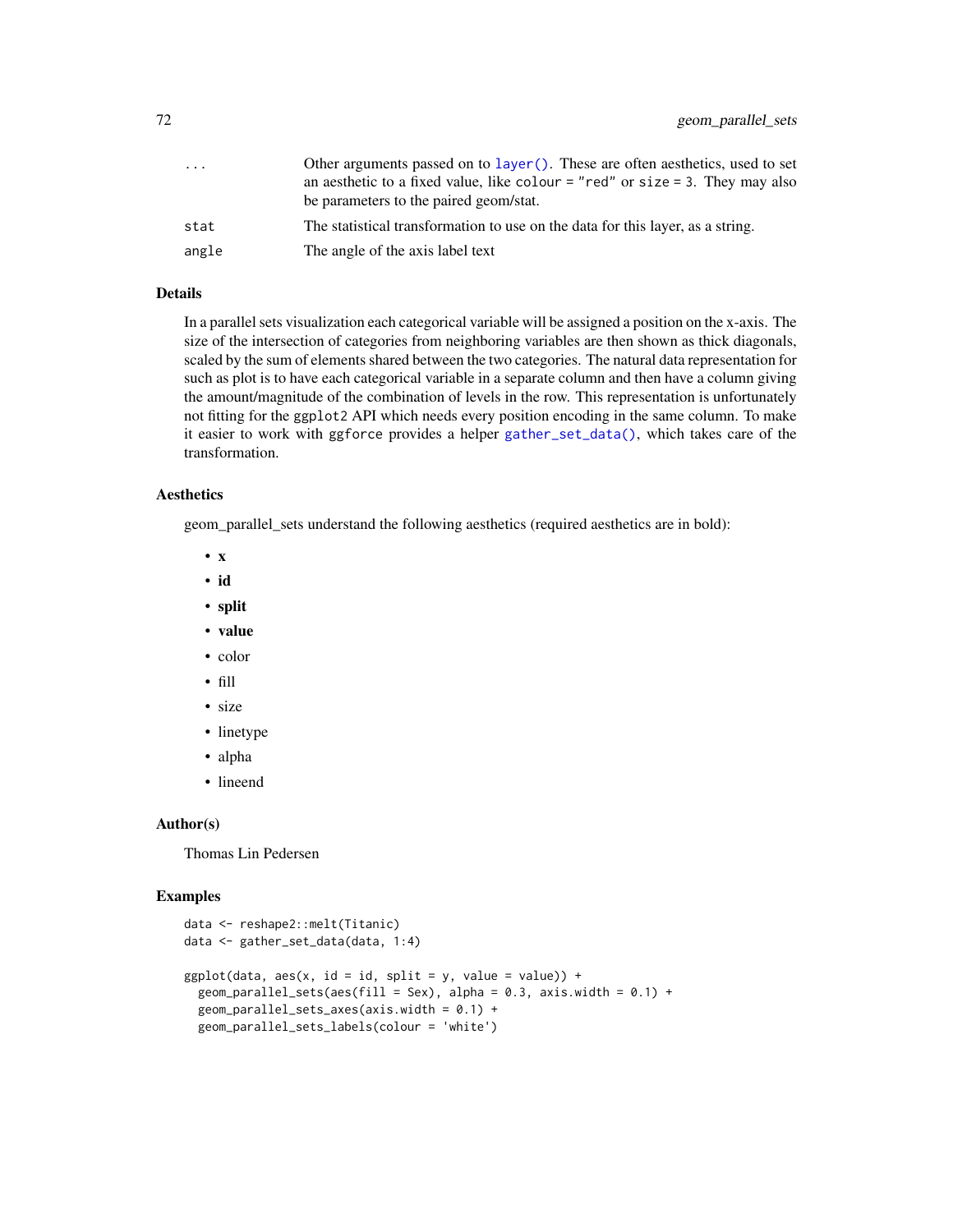| | |
|---|---|
| ... | Other arguments passed on to `layer()`. These are often aesthetics, used to set an aesthetic to a fixed value, like `colour = "red"` or `size = 3`. They may also be parameters to the paired geom/stat. |
| stat | The statistical transformation to use on the data for this layer, as a string. |
| angle | The angle of the axis label text |

### Details

In a parallel sets visualization each categorical variable will be assigned a position on the x-axis. The size of the intersection of categories from neighboring variables are then shown as thick diagonals, scaled by the sum of elements shared between the two categories. The natural data representation for such as plot is to have each categorical variable in a separate column and then have a column giving the amount/magnitude of the combination of levels in the row. This representation is unfortunately not fitting for the `ggplot2` API which needs every position encoding in the same column. To make it easier to work with `ggforce` provides a helper `gather_set_data()`, which takes care of the transformation.

### Aesthetics

geom_parallel_sets understand the following aesthetics (required aesthetics are in bold):

- **x**
- **id**
- **split**
- **value**
- color
- fill
- size
- linetype
- alpha
- lineend

### Author(s)

Thomas Lin Pedersen

### Examples

```
data <- reshape2::melt(Titanic)
data <- gather_set_data(data, 1:4)

ggplot(data, aes(x, id = id, split = y, value = value)) +
  geom_parallel_sets(aes(fill = Sex), alpha = 0.3, axis.width = 0.1) +
  geom_parallel_sets_axes(axis.width = 0.1) +
  geom_parallel_sets_labels(colour = 'white')
```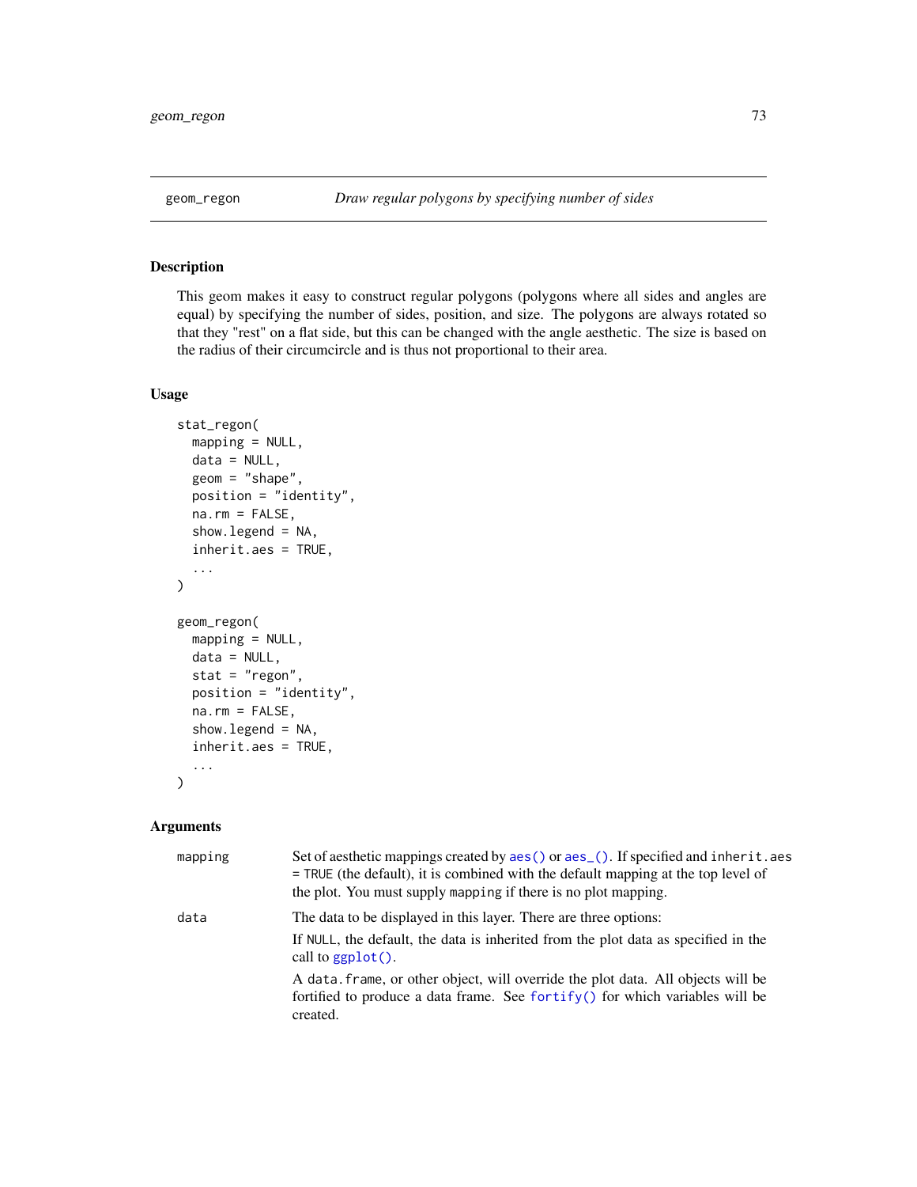## geom_regon — *Draw regular polygons by specifying number of sides*

### Description

This geom makes it easy to construct regular polygons (polygons where all sides and angles are equal) by specifying the number of sides, position, and size. The polygons are always rotated so that they "rest" on a flat side, but this can be changed with the angle aesthetic. The size is based on the radius of their circumcircle and is thus not proportional to their area.

### Usage

```
stat_regon(
  mapping = NULL,
  data = NULL,
  geom = "shape",
  position = "identity",
  na.rm = FALSE,
  show.legend = NA,
  inherit.aes = TRUE,
  ...
)

geom_regon(
  mapping = NULL,
  data = NULL,
  stat = "regon",
  position = "identity",
  na.rm = FALSE,
  show.legend = NA,
  inherit.aes = TRUE,
  ...
)
```

### Arguments

| | |
|---|---|
| `mapping` | Set of aesthetic mappings created by `aes()` or `aes_()`. If specified and `inherit.aes = TRUE` (the default), it is combined with the default mapping at the top level of the plot. You must supply `mapping` if there is no plot mapping. |
| `data` | The data to be displayed in this layer. There are three options:<br>If `NULL`, the default, the data is inherited from the plot data as specified in the call to `ggplot()`.<br>A `data.frame`, or other object, will override the plot data. All objects will be fortified to produce a data frame. See `fortify()` for which variables will be created. |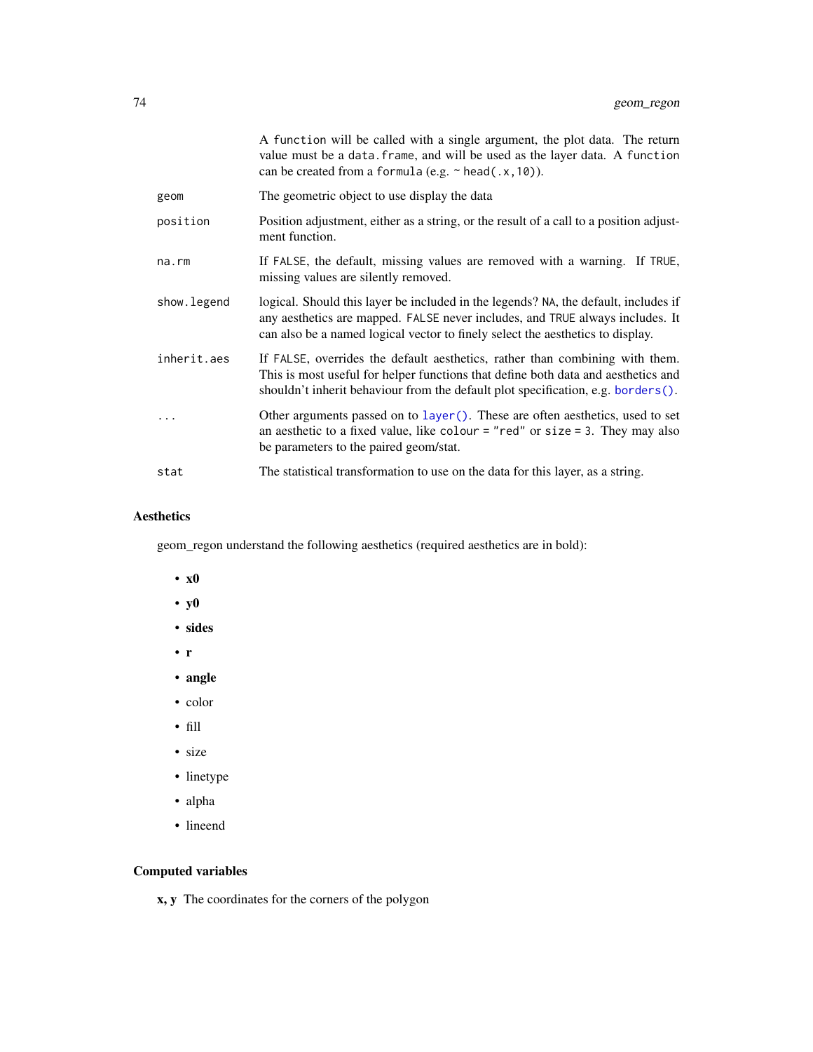| | |
|---|---|
| | A `function` will be called with a single argument, the plot data. The return value must be a `data.frame`, and will be used as the layer data. A `function` can be created from a `formula` (e.g. `~ head(.x,10)`). |
| `geom` | The geometric object to use display the data |
| `position` | Position adjustment, either as a string, or the result of a call to a position adjustment function. |
| `na.rm` | If `FALSE`, the default, missing values are removed with a warning. If `TRUE`, missing values are silently removed. |
| `show.legend` | logical. Should this layer be included in the legends? `NA`, the default, includes if any aesthetics are mapped. `FALSE` never includes, and `TRUE` always includes. It can also be a named logical vector to finely select the aesthetics to display. |
| `inherit.aes` | If `FALSE`, overrides the default aesthetics, rather than combining with them. This is most useful for helper functions that define both data and aesthetics and shouldn't inherit behaviour from the default plot specification, e.g. `borders()`. |
| `...` | Other arguments passed on to `layer()`. These are often aesthetics, used to set an aesthetic to a fixed value, like `colour = "red"` or `size = 3`. They may also be parameters to the paired geom/stat. |
| `stat` | The statistical transformation to use on the data for this layer, as a string. |

### Aesthetics

geom_regon understand the following aesthetics (required aesthetics are in bold):

- **x0**
- **y0**
- **sides**
- **r**
- **angle**
- color
- fill
- size
- linetype
- alpha
- lineend

### Computed variables

**x, y** The coordinates for the corners of the polygon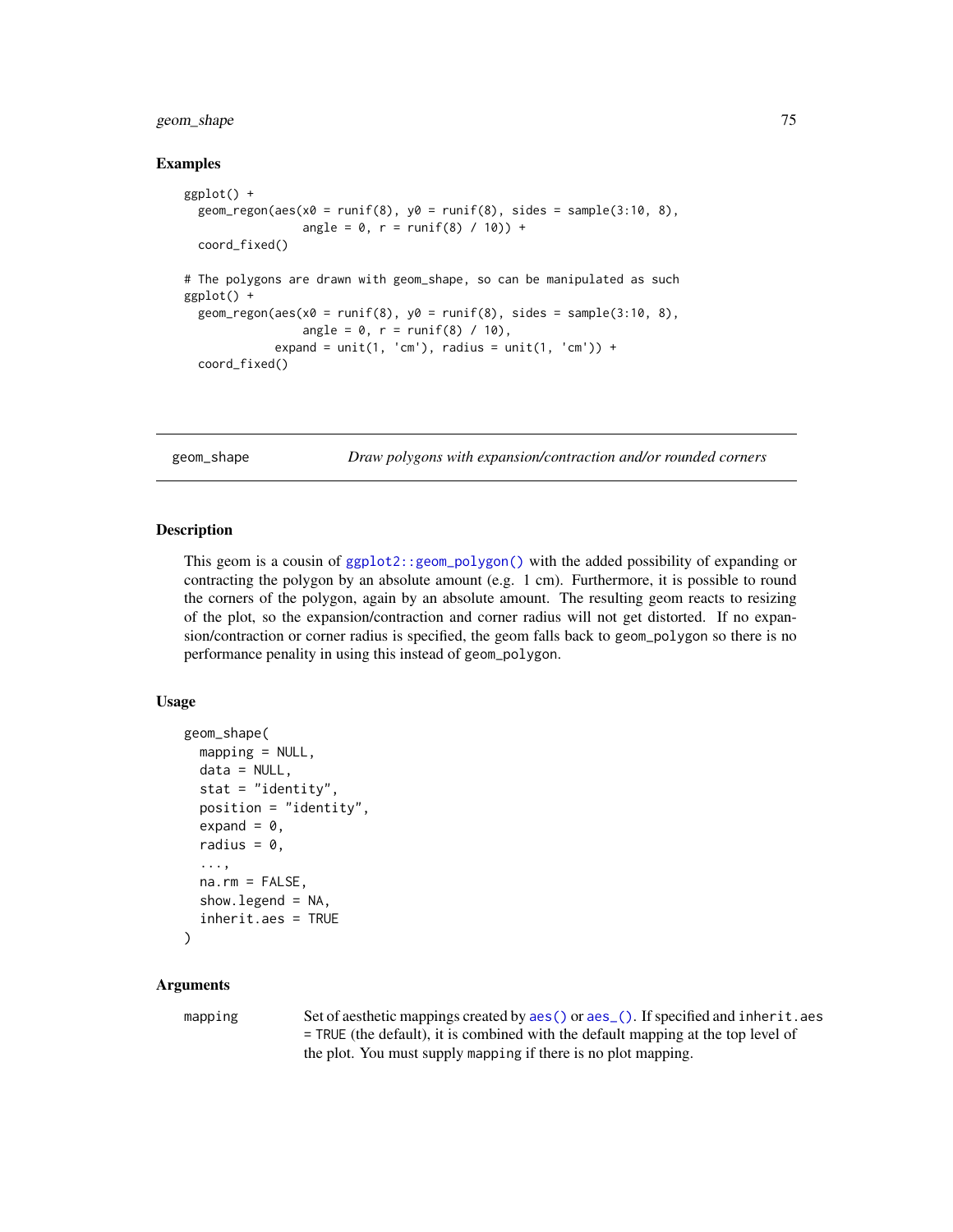### Examples

```
ggplot() +
  geom_regon(aes(x0 = runif(8), y0 = runif(8), sides = sample(3:10, 8),
                 angle = 0, r = runif(8) / 10)) +
  coord_fixed()

# The polygons are drawn with geom_shape, so can be manipulated as such
ggplot() +
  geom_regon(aes(x0 = runif(8), y0 = runif(8), sides = sample(3:10, 8),
                 angle = 0, r = runif(8) / 10),
             expand = unit(1, 'cm'), radius = unit(1, 'cm')) +
  coord_fixed()
```

---

## geom_shape — *Draw polygons with expansion/contraction and/or rounded corners*

---

### Description

This geom is a cousin of `ggplot2::geom_polygon()` with the added possibility of expanding or contracting the polygon by an absolute amount (e.g. 1 cm). Furthermore, it is possible to round the corners of the polygon, again by an absolute amount. The resulting geom reacts to resizing of the plot, so the expansion/contraction and corner radius will not get distorted. If no expansion/contraction or corner radius is specified, the geom falls back to `geom_polygon` so there is no performance penality in using this instead of `geom_polygon`.

### Usage

```
geom_shape(
  mapping = NULL,
  data = NULL,
  stat = "identity",
  position = "identity",
  expand = 0,
  radius = 0,
  ...,
  na.rm = FALSE,
  show.legend = NA,
  inherit.aes = TRUE
)
```

### Arguments

| | |
|---|---|
| `mapping` | Set of aesthetic mappings created by `aes()` or `aes_()`. If specified and `inherit.aes = TRUE` (the default), it is combined with the default mapping at the top level of the plot. You must supply `mapping` if there is no plot mapping. |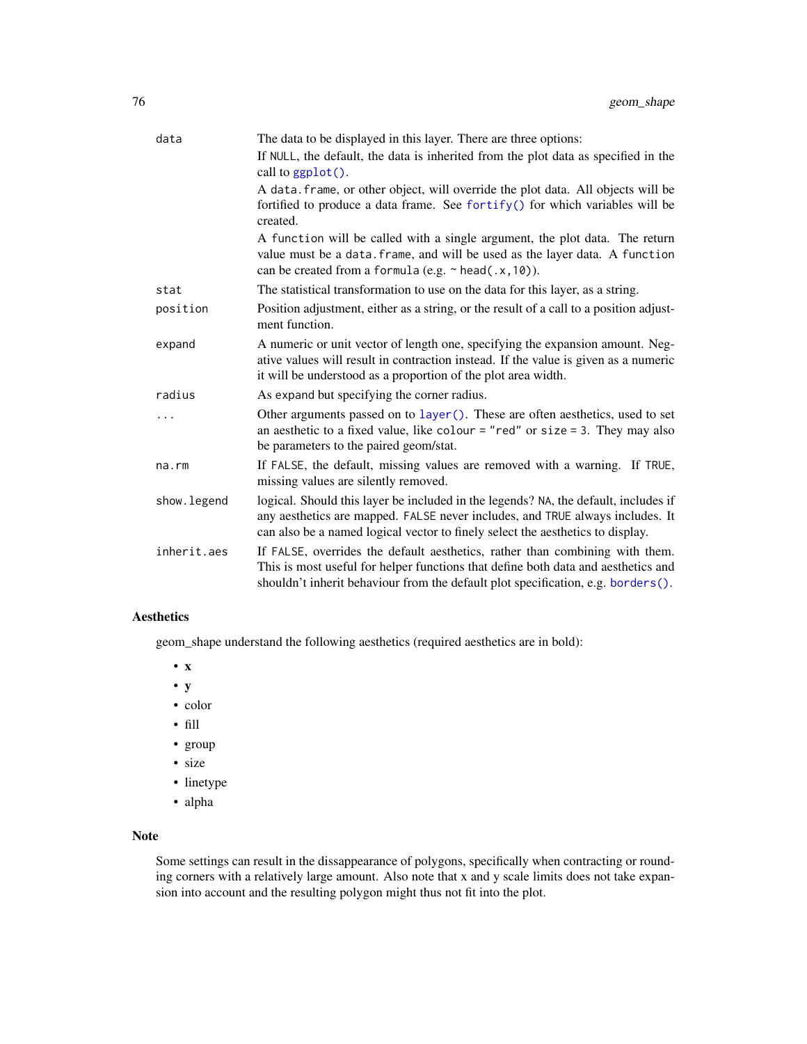| | |
|---|---|
| `data` | The data to be displayed in this layer. There are three options:<br>If `NULL`, the default, the data is inherited from the plot data as specified in the call to `ggplot()`.<br>A `data.frame`, or other object, will override the plot data. All objects will be fortified to produce a data frame. See `fortify()` for which variables will be created.<br>A `function` will be called with a single argument, the plot data. The return value must be a `data.frame`, and will be used as the layer data. A `function` can be created from a `formula` (e.g. `~ head(.x,10)`). |
| `stat` | The statistical transformation to use on the data for this layer, as a string. |
| `position` | Position adjustment, either as a string, or the result of a call to a position adjustment function. |
| `expand` | A numeric or unit vector of length one, specifying the expansion amount. Negative values will result in contraction instead. If the value is given as a numeric it will be understood as a proportion of the plot area width. |
| `radius` | As `expand` but specifying the corner radius. |
| `...` | Other arguments passed on to `layer()`. These are often aesthetics, used to set an aesthetic to a fixed value, like `colour = "red"` or `size = 3`. They may also be parameters to the paired geom/stat. |
| `na.rm` | If `FALSE`, the default, missing values are removed with a warning. If `TRUE`, missing values are silently removed. |
| `show.legend` | logical. Should this layer be included in the legends? `NA`, the default, includes if any aesthetics are mapped. `FALSE` never includes, and `TRUE` always includes. It can also be a named logical vector to finely select the aesthetics to display. |
| `inherit.aes` | If `FALSE`, overrides the default aesthetics, rather than combining with them. This is most useful for helper functions that define both data and aesthetics and shouldn't inherit behaviour from the default plot specification, e.g. `borders()`. |

## Aesthetics

geom_shape understand the following aesthetics (required aesthetics are in bold):

- **x**
- **y**
- color
- fill
- group
- size
- linetype
- alpha

## Note

Some settings can result in the dissappearance of polygons, specifically when contracting or rounding corners with a relatively large amount. Also note that x and y scale limits does not take expansion into account and the resulting polygon might thus not fit into the plot.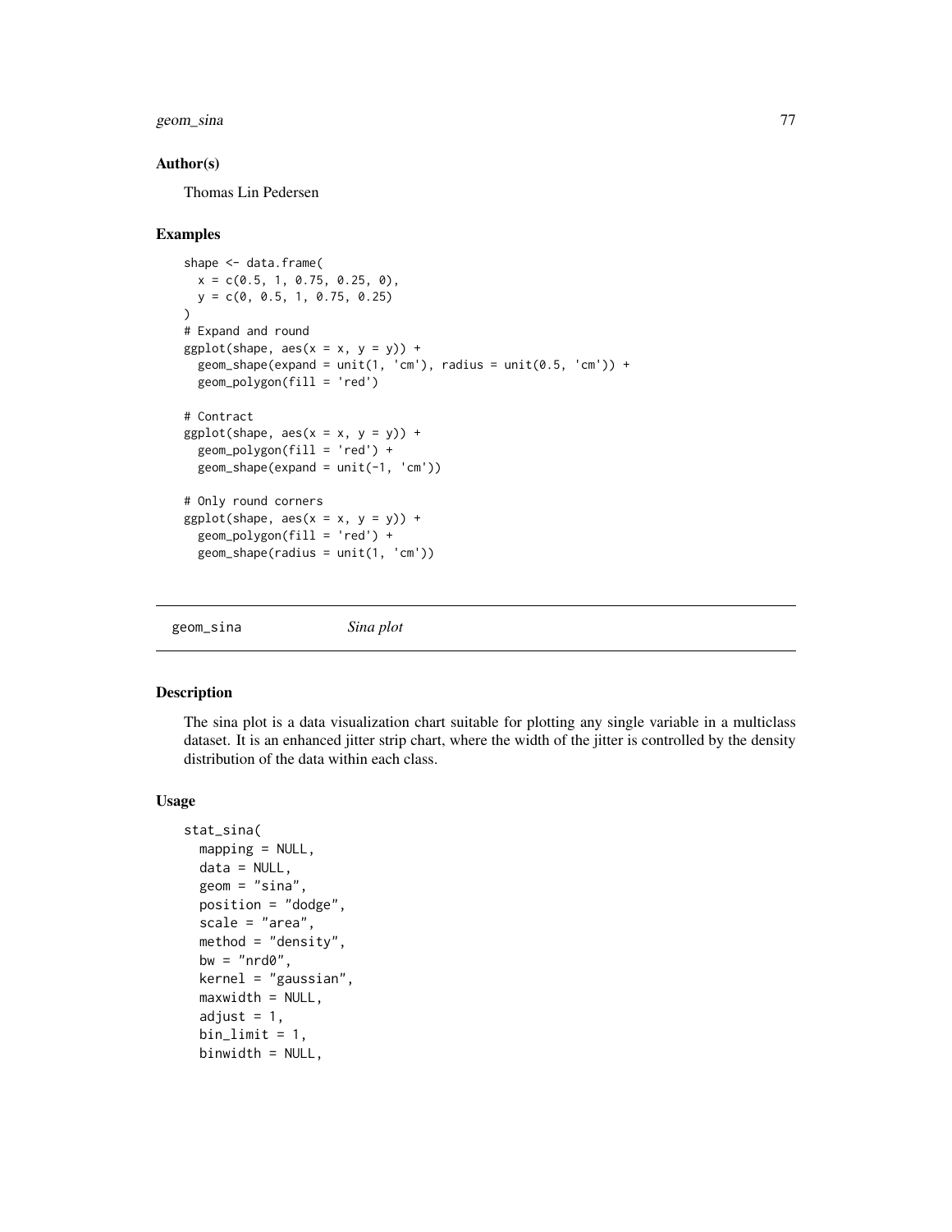### Author(s)

Thomas Lin Pedersen

### Examples

```
shape <- data.frame(
  x = c(0.5, 1, 0.75, 0.25, 0),
  y = c(0, 0.5, 1, 0.75, 0.25)
)
# Expand and round
ggplot(shape, aes(x = x, y = y)) +
  geom_shape(expand = unit(1, 'cm'), radius = unit(0.5, 'cm')) +
  geom_polygon(fill = 'red')

# Contract
ggplot(shape, aes(x = x, y = y)) +
  geom_polygon(fill = 'red') +
  geom_shape(expand = unit(-1, 'cm'))

# Only round corners
ggplot(shape, aes(x = x, y = y)) +
  geom_polygon(fill = 'red') +
  geom_shape(radius = unit(1, 'cm'))
```

---

## geom_sina    *Sina plot*

---

### Description

The sina plot is a data visualization chart suitable for plotting any single variable in a multiclass dataset. It is an enhanced jitter strip chart, where the width of the jitter is controlled by the density distribution of the data within each class.

### Usage

```
stat_sina(
  mapping = NULL,
  data = NULL,
  geom = "sina",
  position = "dodge",
  scale = "area",
  method = "density",
  bw = "nrd0",
  kernel = "gaussian",
  maxwidth = NULL,
  adjust = 1,
  bin_limit = 1,
  binwidth = NULL,
```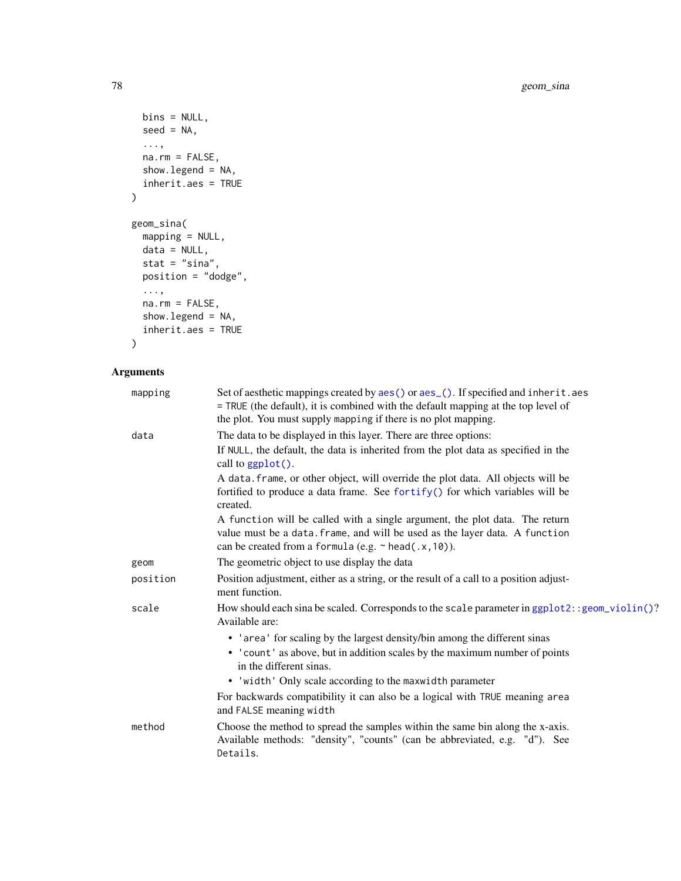```
  bins = NULL,
  seed = NA,
  ...,
  na.rm = FALSE,
  show.legend = NA,
  inherit.aes = TRUE
)

geom_sina(
  mapping = NULL,
  data = NULL,
  stat = "sina",
  position = "dodge",
  ...,
  na.rm = FALSE,
  show.legend = NA,
  inherit.aes = TRUE
)
```

## Arguments

| | |
|---|---|
| `mapping` | Set of aesthetic mappings created by `aes()` or `aes_()`. If specified and `inherit.aes = TRUE` (the default), it is combined with the default mapping at the top level of the plot. You must supply `mapping` if there is no plot mapping. |
| `data` | The data to be displayed in this layer. There are three options:<br>If `NULL`, the default, the data is inherited from the plot data as specified in the call to `ggplot()`.<br>A `data.frame`, or other object, will override the plot data. All objects will be fortified to produce a data frame. See `fortify()` for which variables will be created.<br>A `function` will be called with a single argument, the plot data. The return value must be a `data.frame`, and will be used as the layer data. A `function` can be created from a `formula` (e.g. `~ head(.x,10)`). |
| `geom` | The geometric object to use display the data |
| `position` | Position adjustment, either as a string, or the result of a call to a position adjustment function. |
| `scale` | How should each sina be scaled. Corresponds to the `scale` parameter in `ggplot2::geom_violin()`? Available are:<br>• `'area'` for scaling by the largest density/bin among the different sinas<br>• `'count'` as above, but in addition scales by the maximum number of points in the different sinas.<br>• `'width'` Only scale according to the `maxwidth` parameter<br>For backwards compatibility it can also be a logical with `TRUE` meaning `area` and `FALSE` meaning `width` |
| `method` | Choose the method to spread the samples within the same bin along the x-axis. Available methods: "density", "counts" (can be abbreviated, e.g. "d"). See `Details`. |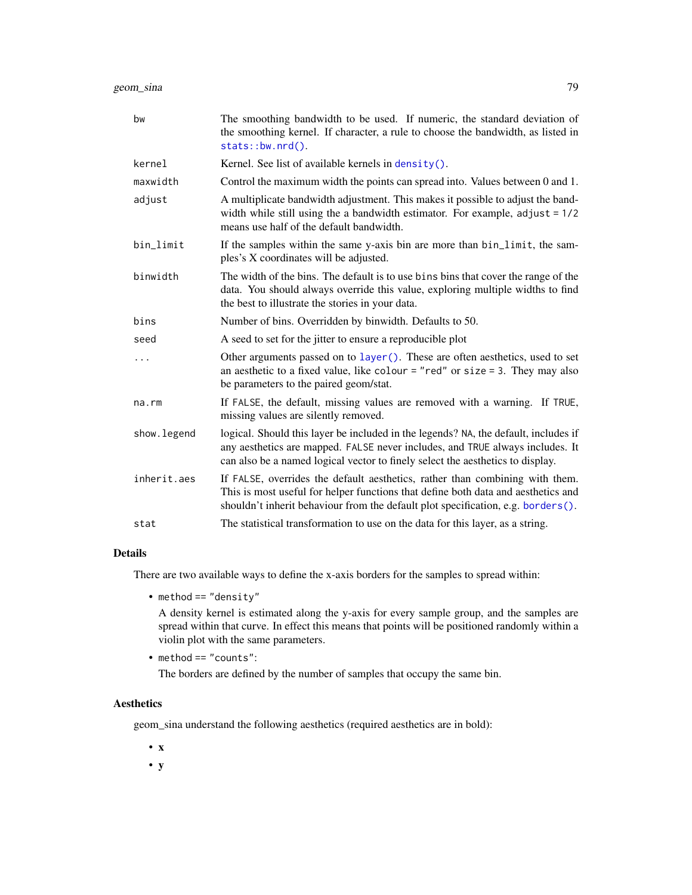| | |
|---|---|
| bw | The smoothing bandwidth to be used. If numeric, the standard deviation of the smoothing kernel. If character, a rule to choose the bandwidth, as listed in `stats::bw.nrd()`. |
| kernel | Kernel. See list of available kernels in `density()`. |
| maxwidth | Control the maximum width the points can spread into. Values between 0 and 1. |
| adjust | A multiplicate bandwidth adjustment. This makes it possible to adjust the bandwidth while still using the a bandwidth estimator. For example, `adjust = 1/2` means use half of the default bandwidth. |
| bin_limit | If the samples within the same y-axis bin are more than `bin_limit`, the samples's X coordinates will be adjusted. |
| binwidth | The width of the bins. The default is to use `bins` bins that cover the range of the data. You should always override this value, exploring multiple widths to find the best to illustrate the stories in your data. |
| bins | Number of bins. Overridden by binwidth. Defaults to 50. |
| seed | A seed to set for the jitter to ensure a reproducible plot |
| ... | Other arguments passed on to `layer()`. These are often aesthetics, used to set an aesthetic to a fixed value, like `colour = "red"` or `size = 3`. They may also be parameters to the paired geom/stat. |
| na.rm | If `FALSE`, the default, missing values are removed with a warning. If `TRUE`, missing values are silently removed. |
| show.legend | logical. Should this layer be included in the legends? `NA`, the default, includes if any aesthetics are mapped. `FALSE` never includes, and `TRUE` always includes. It can also be a named logical vector to finely select the aesthetics to display. |
| inherit.aes | If `FALSE`, overrides the default aesthetics, rather than combining with them. This is most useful for helper functions that define both data and aesthetics and shouldn't inherit behaviour from the default plot specification, e.g. `borders()`. |
| stat | The statistical transformation to use on the data for this layer, as a string. |

## Details

There are two available ways to define the x-axis borders for the samples to spread within:

- `method == "density"`

  A density kernel is estimated along the y-axis for every sample group, and the samples are spread within that curve. In effect this means that points will be positioned randomly within a violin plot with the same parameters.

- `method == "counts"`:

  The borders are defined by the number of samples that occupy the same bin.

## Aesthetics

geom_sina understand the following aesthetics (required aesthetics are in bold):

- **x**
- **y**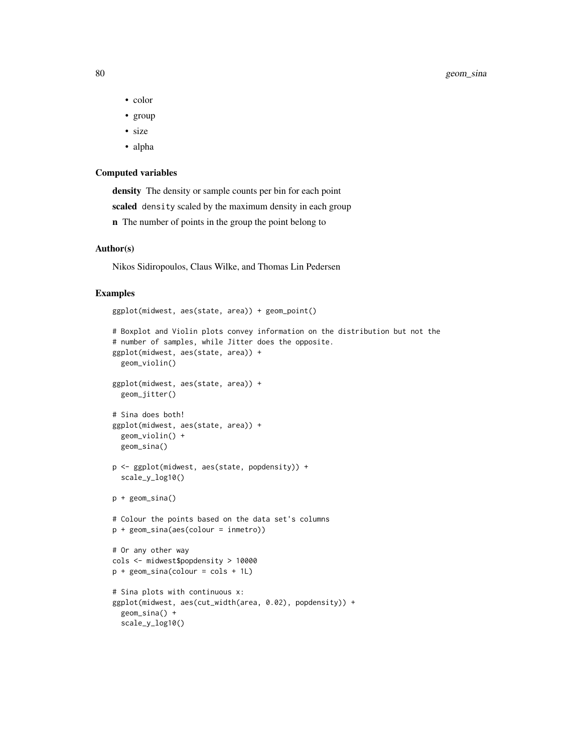- color
- group
- size
- alpha

### Computed variables

**density** The density or sample counts per bin for each point

**scaled** `density` scaled by the maximum density in each group

**n** The number of points in the group the point belong to

### Author(s)

Nikos Sidiropoulos, Claus Wilke, and Thomas Lin Pedersen

### Examples

```
ggplot(midwest, aes(state, area)) + geom_point()

# Boxplot and Violin plots convey information on the distribution but not the
# number of samples, while Jitter does the opposite.
ggplot(midwest, aes(state, area)) +
  geom_violin()

ggplot(midwest, aes(state, area)) +
  geom_jitter()

# Sina does both!
ggplot(midwest, aes(state, area)) +
  geom_violin() +
  geom_sina()

p <- ggplot(midwest, aes(state, popdensity)) +
  scale_y_log10()

p + geom_sina()

# Colour the points based on the data set's columns
p + geom_sina(aes(colour = inmetro))

# Or any other way
cols <- midwest$popdensity > 10000
p + geom_sina(colour = cols + 1L)

# Sina plots with continuous x:
ggplot(midwest, aes(cut_width(area, 0.02), popdensity)) +
  geom_sina() +
  scale_y_log10()
```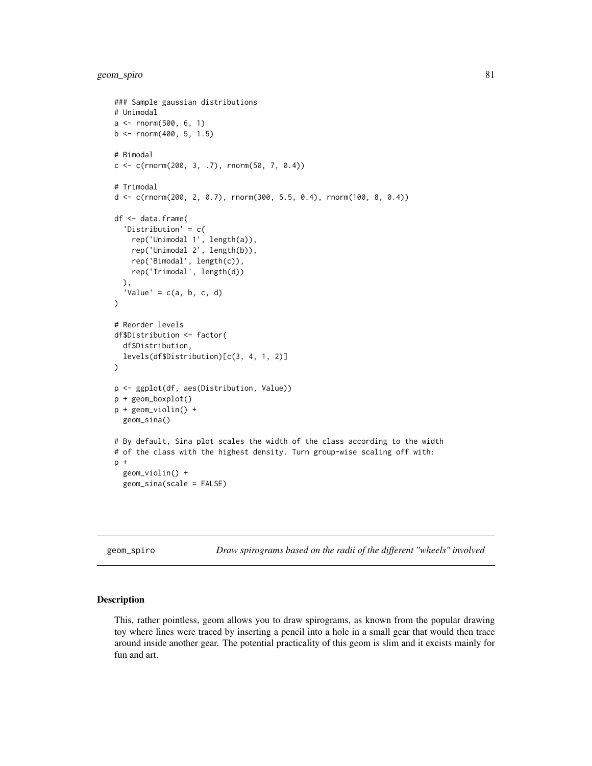```
### Sample gaussian distributions
# Unimodal
a <- rnorm(500, 6, 1)
b <- rnorm(400, 5, 1.5)

# Bimodal
c <- c(rnorm(200, 3, .7), rnorm(50, 7, 0.4))

# Trimodal
d <- c(rnorm(200, 2, 0.7), rnorm(300, 5.5, 0.4), rnorm(100, 8, 0.4))

df <- data.frame(
  'Distribution' = c(
    rep('Unimodal 1', length(a)),
    rep('Unimodal 2', length(b)),
    rep('Bimodal', length(c)),
    rep('Trimodal', length(d))
  ),
  'Value' = c(a, b, c, d)
)

# Reorder levels
df$Distribution <- factor(
  df$Distribution,
  levels(df$Distribution)[c(3, 4, 1, 2)]
)

p <- ggplot(df, aes(Distribution, Value))
p + geom_boxplot()
p + geom_violin() +
  geom_sina()

# By default, Sina plot scales the width of the class according to the width
# of the class with the highest density. Turn group-wise scaling off with:
p +
  geom_violin() +
  geom_sina(scale = FALSE)
```

---

`geom_spiro` — *Draw spirograms based on the radii of the different "wheels" involved*

---

## Description

This, rather pointless, geom allows you to draw spirograms, as known from the popular drawing toy where lines were traced by inserting a pencil into a hole in a small gear that would then trace around inside another gear. The potential practicality of this geom is slim and it excists mainly for fun and art.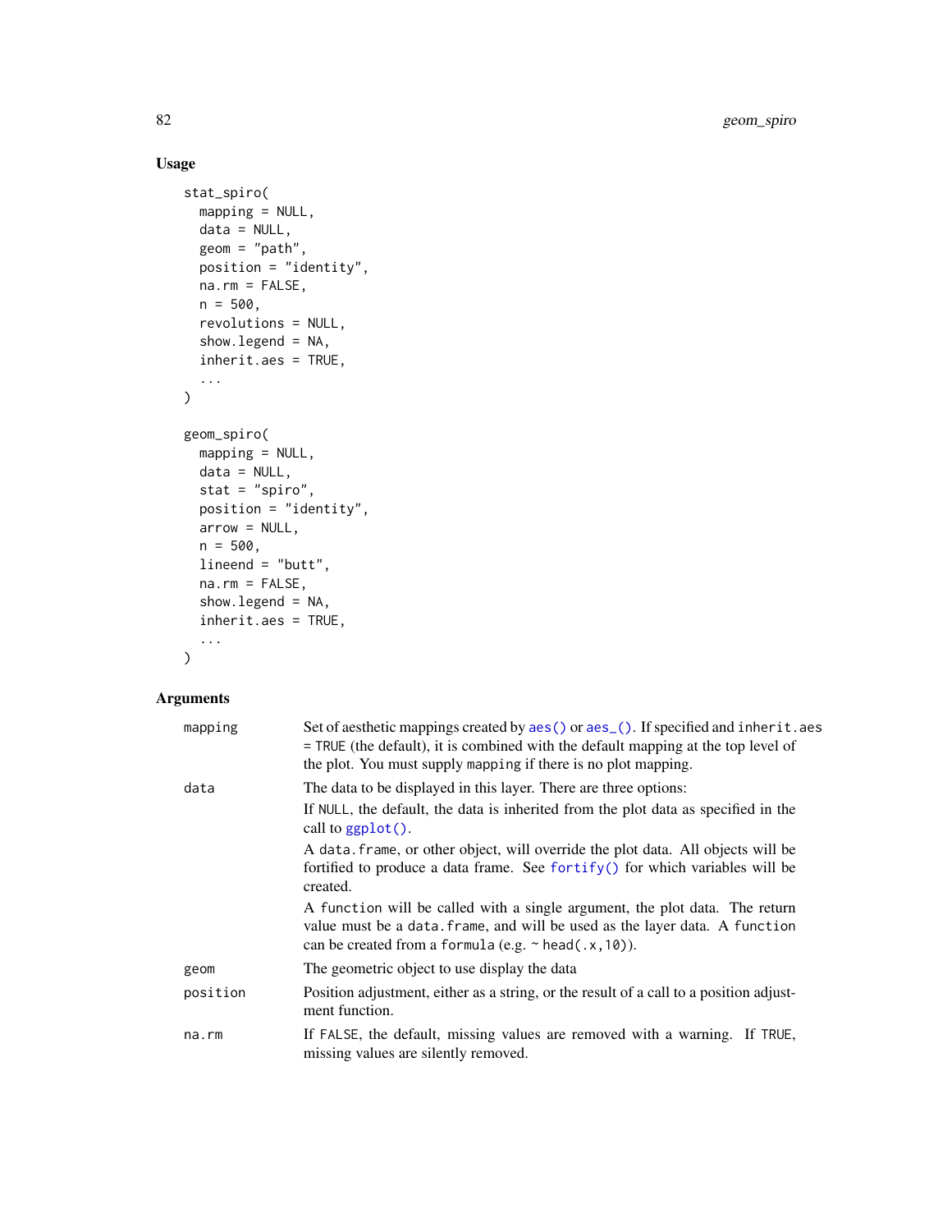## Usage

```
stat_spiro(
  mapping = NULL,
  data = NULL,
  geom = "path",
  position = "identity",
  na.rm = FALSE,
  n = 500,
  revolutions = NULL,
  show.legend = NA,
  inherit.aes = TRUE,
  ...
)

geom_spiro(
  mapping = NULL,
  data = NULL,
  stat = "spiro",
  position = "identity",
  arrow = NULL,
  n = 500,
  lineend = "butt",
  na.rm = FALSE,
  show.legend = NA,
  inherit.aes = TRUE,
  ...
)
```

## Arguments

| | |
|---|---|
| mapping | Set of aesthetic mappings created by aes() or aes_(). If specified and inherit.aes = TRUE (the default), it is combined with the default mapping at the top level of the plot. You must supply mapping if there is no plot mapping. |
| data | The data to be displayed in this layer. There are three options: <br> If NULL, the default, the data is inherited from the plot data as specified in the call to ggplot(). <br> A data.frame, or other object, will override the plot data. All objects will be fortified to produce a data frame. See fortify() for which variables will be created. <br> A function will be called with a single argument, the plot data. The return value must be a data.frame, and will be used as the layer data. A function can be created from a formula (e.g. ~ head(.x,10)). |
| geom | The geometric object to use display the data |
| position | Position adjustment, either as a string, or the result of a call to a position adjustment function. |
| na.rm | If FALSE, the default, missing values are removed with a warning. If TRUE, missing values are silently removed. |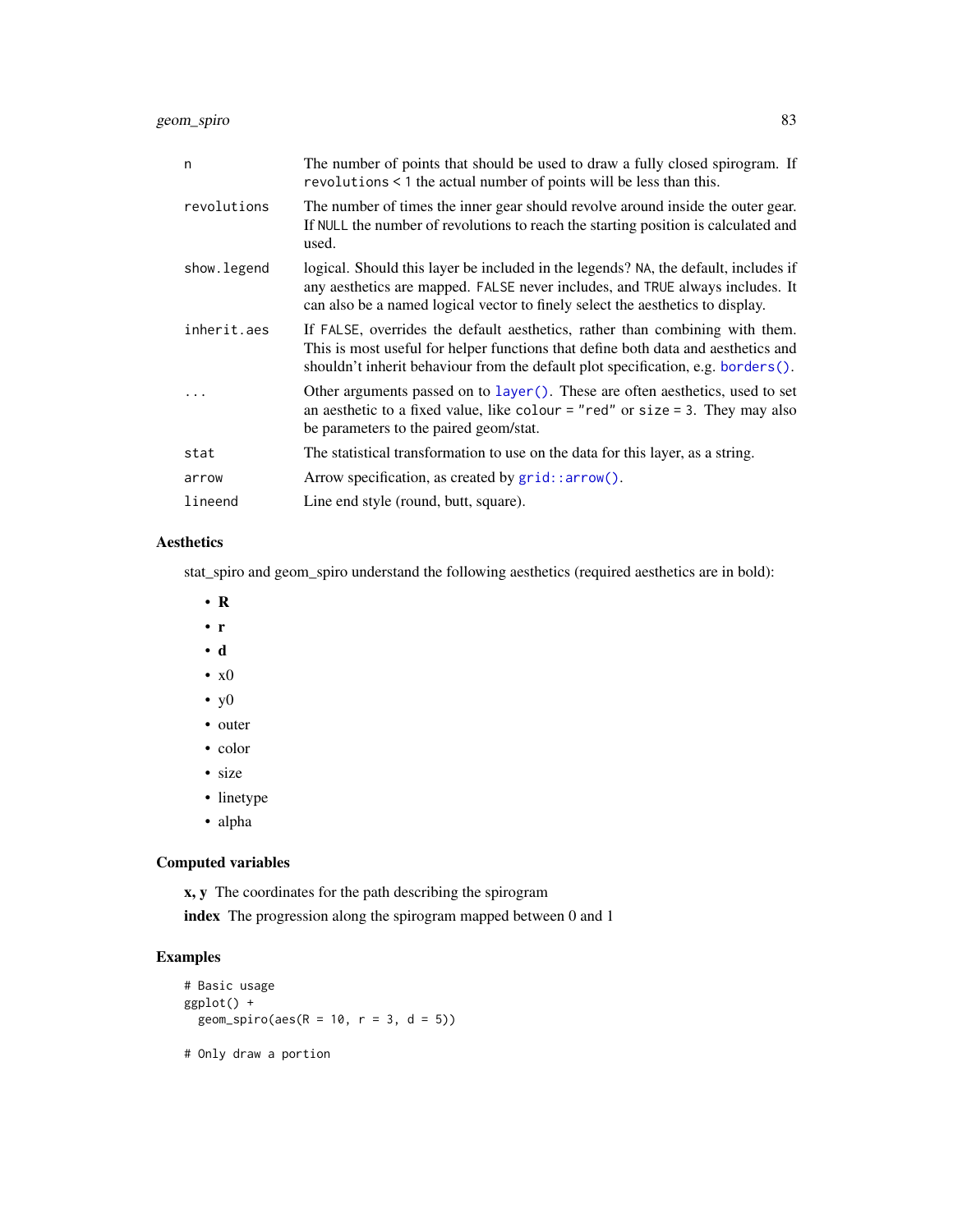| | |
|---|---|
| n | The number of points that should be used to draw a fully closed spirogram. If `revolutions < 1` the actual number of points will be less than this. |
| revolutions | The number of times the inner gear should revolve around inside the outer gear. If `NULL` the number of revolutions to reach the starting position is calculated and used. |
| show.legend | logical. Should this layer be included in the legends? `NA`, the default, includes if any aesthetics are mapped. `FALSE` never includes, and `TRUE` always includes. It can also be a named logical vector to finely select the aesthetics to display. |
| inherit.aes | If `FALSE`, overrides the default aesthetics, rather than combining with them. This is most useful for helper functions that define both data and aesthetics and shouldn't inherit behaviour from the default plot specification, e.g. `borders()`. |
| ... | Other arguments passed on to `layer()`. These are often aesthetics, used to set an aesthetic to a fixed value, like `colour = "red"` or `size = 3`. They may also be parameters to the paired geom/stat. |
| stat | The statistical transformation to use on the data for this layer, as a string. |
| arrow | Arrow specification, as created by `grid::arrow()`. |
| lineend | Line end style (round, butt, square). |

### Aesthetics

stat_spiro and geom_spiro understand the following aesthetics (required aesthetics are in bold):

- **R**
- **r**
- **d**
- x0
- y0
- outer
- color
- size
- linetype
- alpha

### Computed variables

**x, y** The coordinates for the path describing the spirogram

**index** The progression along the spirogram mapped between 0 and 1

### Examples

```
# Basic usage
ggplot() +
  geom_spiro(aes(R = 10, r = 3, d = 5))

# Only draw a portion
```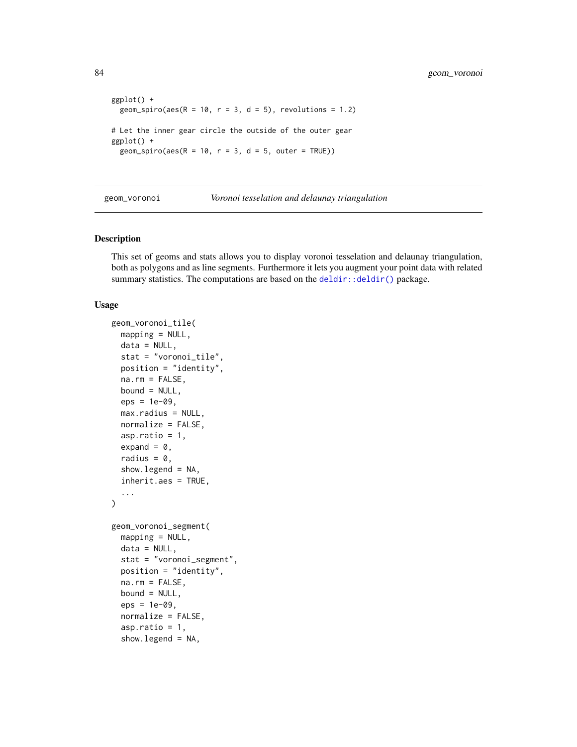```
ggplot() +
  geom_spiro(aes(R = 10, r = 3, d = 5), revolutions = 1.2)

# Let the inner gear circle the outside of the outer gear
ggplot() +
  geom_spiro(aes(R = 10, r = 3, d = 5, outer = TRUE))
```

---

## geom_voronoi — *Voronoi tesselation and delaunay triangulation*

---

### Description

This set of geoms and stats allows you to display voronoi tesselation and delaunay triangulation, both as polygons and as line segments. Furthermore it lets you augment your point data with related summary statistics. The computations are based on the `deldir::deldir()` package.

### Usage

```
geom_voronoi_tile(
  mapping = NULL,
  data = NULL,
  stat = "voronoi_tile",
  position = "identity",
  na.rm = FALSE,
  bound = NULL,
  eps = 1e-09,
  max.radius = NULL,
  normalize = FALSE,
  asp.ratio = 1,
  expand = 0,
  radius = 0,
  show.legend = NA,
  inherit.aes = TRUE,
  ...
)

geom_voronoi_segment(
  mapping = NULL,
  data = NULL,
  stat = "voronoi_segment",
  position = "identity",
  na.rm = FALSE,
  bound = NULL,
  eps = 1e-09,
  normalize = FALSE,
  asp.ratio = 1,
  show.legend = NA,
```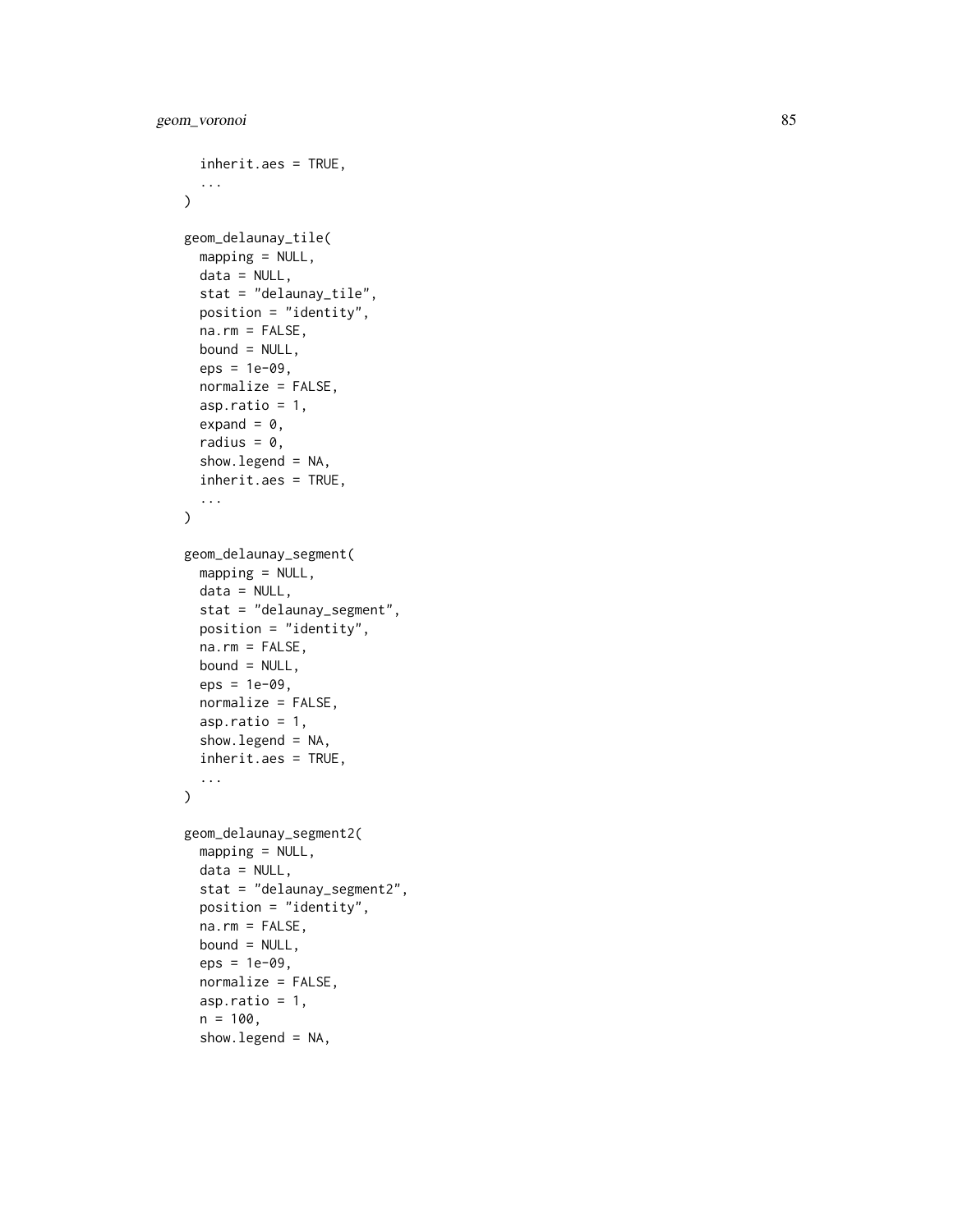```
  inherit.aes = TRUE,
  ...
)

geom_delaunay_tile(
  mapping = NULL,
  data = NULL,
  stat = "delaunay_tile",
  position = "identity",
  na.rm = FALSE,
  bound = NULL,
  eps = 1e-09,
  normalize = FALSE,
  asp.ratio = 1,
  expand = 0,
  radius = 0,
  show.legend = NA,
  inherit.aes = TRUE,
  ...
)

geom_delaunay_segment(
  mapping = NULL,
  data = NULL,
  stat = "delaunay_segment",
  position = "identity",
  na.rm = FALSE,
  bound = NULL,
  eps = 1e-09,
  normalize = FALSE,
  asp.ratio = 1,
  show.legend = NA,
  inherit.aes = TRUE,
  ...
)

geom_delaunay_segment2(
  mapping = NULL,
  data = NULL,
  stat = "delaunay_segment2",
  position = "identity",
  na.rm = FALSE,
  bound = NULL,
  eps = 1e-09,
  normalize = FALSE,
  asp.ratio = 1,
  n = 100,
  show.legend = NA,
```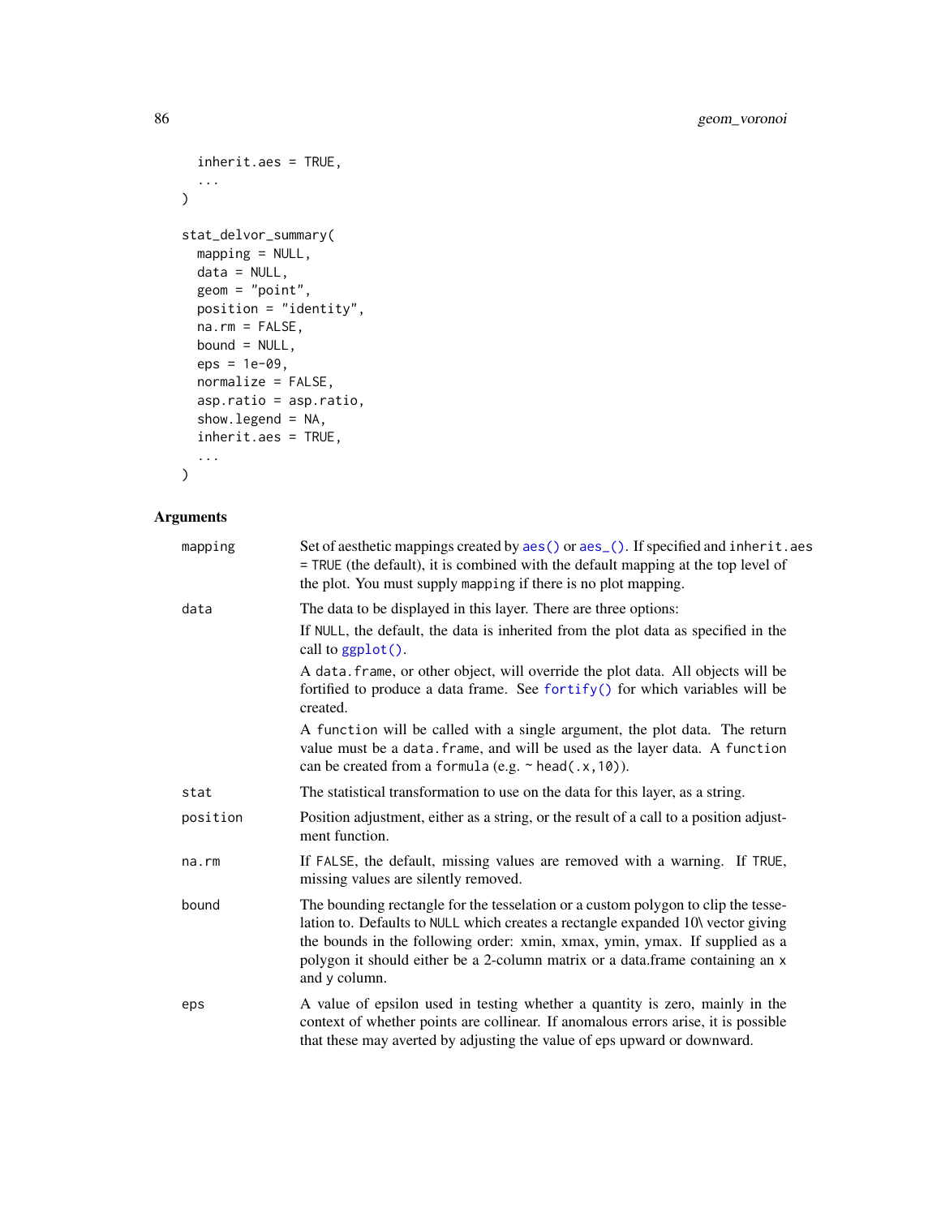```
  inherit.aes = TRUE,
  ...
)

stat_delvor_summary(
  mapping = NULL,
  data = NULL,
  geom = "point",
  position = "identity",
  na.rm = FALSE,
  bound = NULL,
  eps = 1e-09,
  normalize = FALSE,
  asp.ratio = asp.ratio,
  show.legend = NA,
  inherit.aes = TRUE,
  ...
)
```

### Arguments

| | |
|---|---|
| mapping | Set of aesthetic mappings created by aes() or aes_(). If specified and inherit.aes = TRUE (the default), it is combined with the default mapping at the top level of the plot. You must supply mapping if there is no plot mapping. |
| data | The data to be displayed in this layer. There are three options: <br> If NULL, the default, the data is inherited from the plot data as specified in the call to ggplot(). <br> A data.frame, or other object, will override the plot data. All objects will be fortified to produce a data frame. See fortify() for which variables will be created. <br> A function will be called with a single argument, the plot data. The return value must be a data.frame, and will be used as the layer data. A function can be created from a formula (e.g. ~ head(.x,10)). |
| stat | The statistical transformation to use on the data for this layer, as a string. |
| position | Position adjustment, either as a string, or the result of a call to a position adjustment function. |
| na.rm | If FALSE, the default, missing values are removed with a warning. If TRUE, missing values are silently removed. |
| bound | The bounding rectangle for the tesselation or a custom polygon to clip the tesselation to. Defaults to NULL which creates a rectangle expanded 10\ vector giving the bounds in the following order: xmin, xmax, ymin, ymax. If supplied as a polygon it should either be a 2-column matrix or a data.frame containing an x and y column. |
| eps | A value of epsilon used in testing whether a quantity is zero, mainly in the context of whether points are collinear. If anomalous errors arise, it is possible that these may averted by adjusting the value of eps upward or downward. |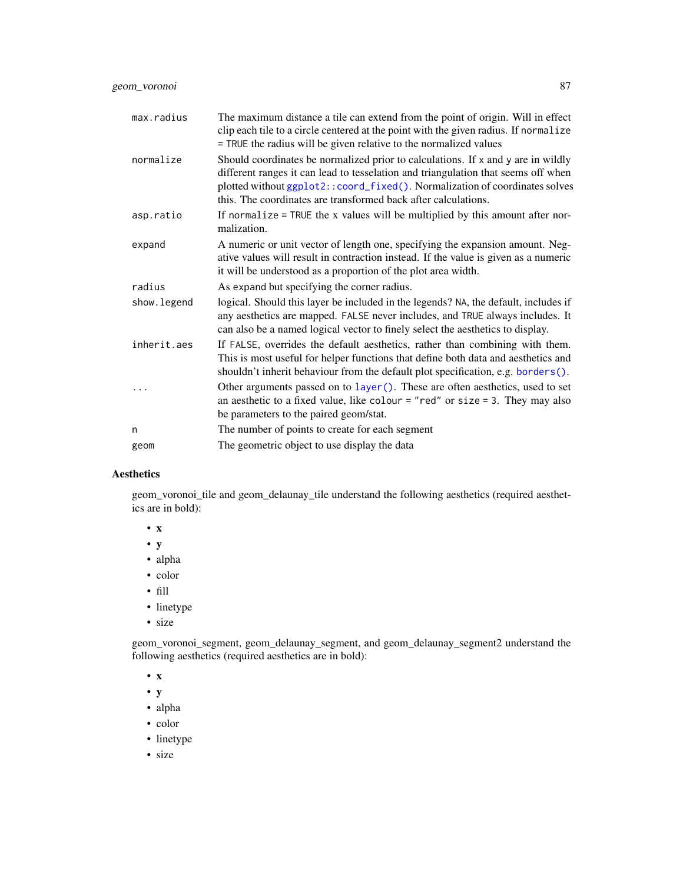| | |
|---|---|
| `max.radius` | The maximum distance a tile can extend from the point of origin. Will in effect clip each tile to a circle centered at the point with the given radius. If `normalize = TRUE` the radius will be given relative to the normalized values |
| `normalize` | Should coordinates be normalized prior to calculations. If `x` and `y` are in wildly different ranges it can lead to tesselation and triangulation that seems off when plotted without `ggplot2::coord_fixed()`. Normalization of coordinates solves this. The coordinates are transformed back after calculations. |
| `asp.ratio` | If `normalize = TRUE` the x values will be multiplied by this amount after normalization. |
| `expand` | A numeric or unit vector of length one, specifying the expansion amount. Negative values will result in contraction instead. If the value is given as a numeric it will be understood as a proportion of the plot area width. |
| `radius` | As `expand` but specifying the corner radius. |
| `show.legend` | logical. Should this layer be included in the legends? `NA`, the default, includes if any aesthetics are mapped. `FALSE` never includes, and `TRUE` always includes. It can also be a named logical vector to finely select the aesthetics to display. |
| `inherit.aes` | If `FALSE`, overrides the default aesthetics, rather than combining with them. This is most useful for helper functions that define both data and aesthetics and shouldn't inherit behaviour from the default plot specification, e.g. `borders()`. |
| `...` | Other arguments passed on to `layer()`. These are often aesthetics, used to set an aesthetic to a fixed value, like `colour = "red"` or `size = 3`. They may also be parameters to the paired geom/stat. |
| `n` | The number of points to create for each segment |
| `geom` | The geometric object to use display the data |

## Aesthetics

geom_voronoi_tile and geom_delaunay_tile understand the following aesthetics (required aesthetics are in bold):

- **x**
- **y**
- alpha
- color
- fill
- linetype
- size

geom_voronoi_segment, geom_delaunay_segment, and geom_delaunay_segment2 understand the following aesthetics (required aesthetics are in bold):

- **x**
- **y**
- alpha
- color
- linetype
- size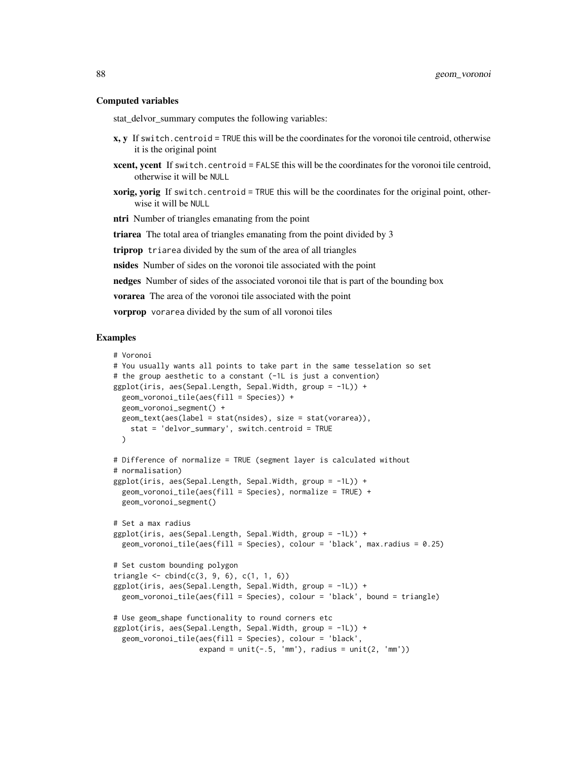### Computed variables

stat_delvor_summary computes the following variables:

**x, y** If `switch.centroid = TRUE` this will be the coordinates for the voronoi tile centroid, otherwise it is the original point

**xcent, ycent** If `switch.centroid = FALSE` this will be the coordinates for the voronoi tile centroid, otherwise it will be `NULL`

**xorig, yorig** If `switch.centroid = TRUE` this will be the coordinates for the original point, otherwise it will be `NULL`

**ntri** Number of triangles emanating from the point

**triarea** The total area of triangles emanating from the point divided by 3

**triprop** `triarea` divided by the sum of the area of all triangles

**nsides** Number of sides on the voronoi tile associated with the point

**nedges** Number of sides of the associated voronoi tile that is part of the bounding box

**vorarea** The area of the voronoi tile associated with the point

**vorprop** `vorarea` divided by the sum of all voronoi tiles

### Examples

```
# Voronoi
# You usually wants all points to take part in the same tesselation so set
# the group aesthetic to a constant (-1L is just a convention)
ggplot(iris, aes(Sepal.Length, Sepal.Width, group = -1L)) +
  geom_voronoi_tile(aes(fill = Species)) +
  geom_voronoi_segment() +
  geom_text(aes(label = stat(nsides), size = stat(vorarea)),
    stat = 'delvor_summary', switch.centroid = TRUE
  )

# Difference of normalize = TRUE (segment layer is calculated without
# normalisation)
ggplot(iris, aes(Sepal.Length, Sepal.Width, group = -1L)) +
  geom_voronoi_tile(aes(fill = Species), normalize = TRUE) +
  geom_voronoi_segment()

# Set a max radius
ggplot(iris, aes(Sepal.Length, Sepal.Width, group = -1L)) +
  geom_voronoi_tile(aes(fill = Species), colour = 'black', max.radius = 0.25)

# Set custom bounding polygon
triangle <- cbind(c(3, 9, 6), c(1, 1, 6))
ggplot(iris, aes(Sepal.Length, Sepal.Width, group = -1L)) +
  geom_voronoi_tile(aes(fill = Species), colour = 'black', bound = triangle)

# Use geom_shape functionality to round corners etc
ggplot(iris, aes(Sepal.Length, Sepal.Width, group = -1L)) +
  geom_voronoi_tile(aes(fill = Species), colour = 'black',
                    expand = unit(-.5, 'mm'), radius = unit(2, 'mm'))
```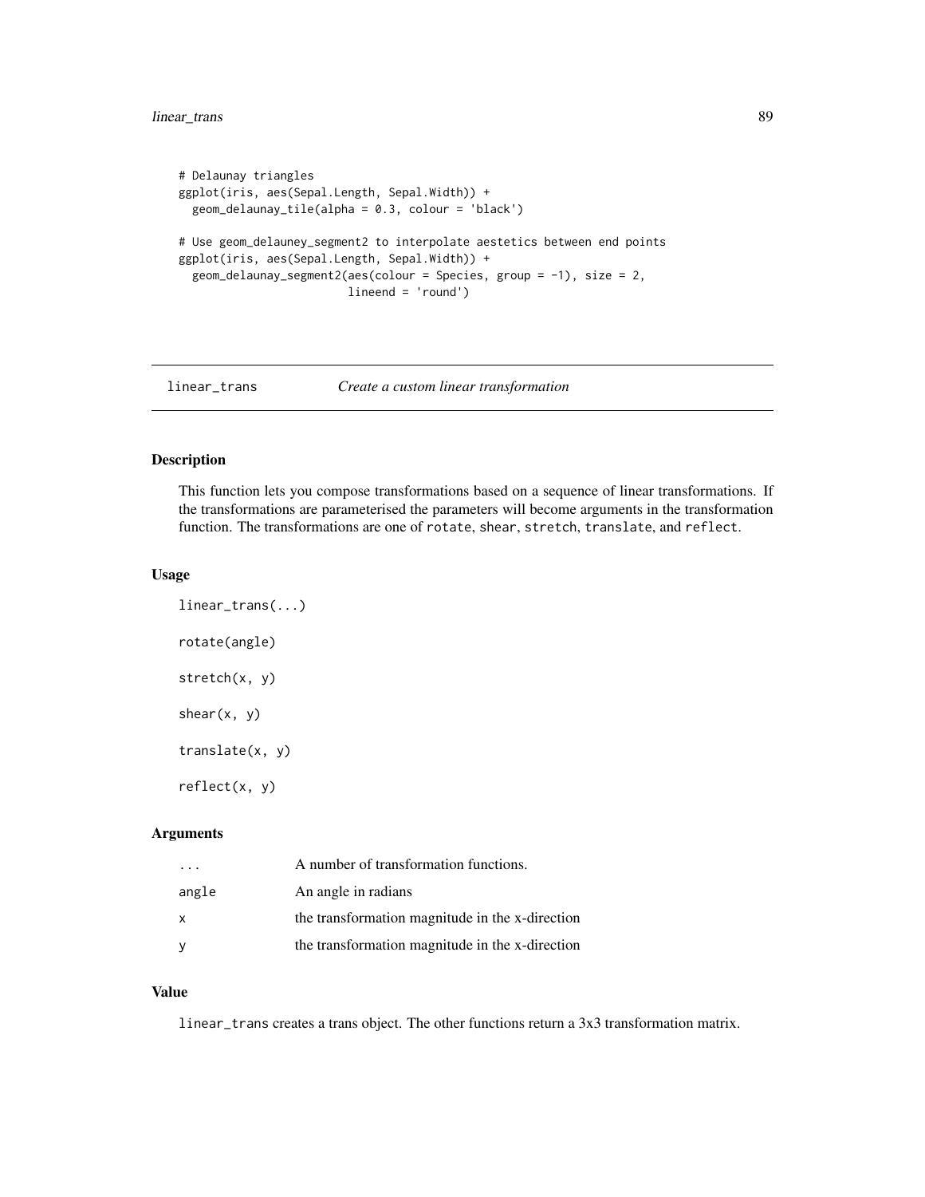```
# Delaunay triangles
ggplot(iris, aes(Sepal.Length, Sepal.Width)) +
  geom_delaunay_tile(alpha = 0.3, colour = 'black')

# Use geom_delauney_segment2 to interpolate aestetics between end points
ggplot(iris, aes(Sepal.Length, Sepal.Width)) +
  geom_delaunay_segment2(aes(colour = Species, group = -1), size = 2,
                         lineend = 'round')
```

---

## linear_trans — *Create a custom linear transformation*

---

### Description

This function lets you compose transformations based on a sequence of linear transformations. If the transformations are parameterised the parameters will become arguments in the transformation function. The transformations are one of `rotate`, `shear`, `stretch`, `translate`, and `reflect`.

### Usage

```
linear_trans(...)

rotate(angle)

stretch(x, y)

shear(x, y)

translate(x, y)

reflect(x, y)
```

### Arguments

| | |
|---|---|
| `...` | A number of transformation functions. |
| `angle` | An angle in radians |
| `x` | the transformation magnitude in the x-direction |
| `y` | the transformation magnitude in the x-direction |

### Value

`linear_trans` creates a trans object. The other functions return a 3x3 transformation matrix.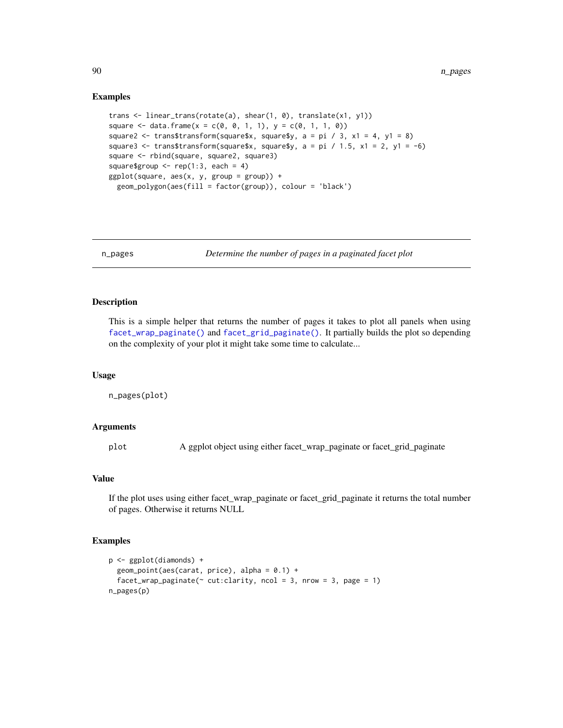### Examples

```
trans <- linear_trans(rotate(a), shear(1, 0), translate(x1, y1))
square <- data.frame(x = c(0, 0, 1, 1), y = c(0, 1, 1, 0))
square2 <- trans$transform(square$x, square$y, a = pi / 3, x1 = 4, y1 = 8)
square3 <- trans$transform(square$x, square$y, a = pi / 1.5, x1 = 2, y1 = -6)
square <- rbind(square, square2, square3)
square$group <- rep(1:3, each = 4)
ggplot(square, aes(x, y, group = group)) +
  geom_polygon(aes(fill = factor(group)), colour = 'black')
```

---

## n_pages — *Determine the number of pages in a paginated facet plot*

### Description

This is a simple helper that returns the number of pages it takes to plot all panels when using `facet_wrap_paginate()` and `facet_grid_paginate()`. It partially builds the plot so depending on the complexity of your plot it might take some time to calculate...

### Usage

```
n_pages(plot)
```

### Arguments

| | |
|---|---|
| `plot` | A ggplot object using either facet_wrap_paginate or facet_grid_paginate |

### Value

If the plot uses using either facet_wrap_paginate or facet_grid_paginate it returns the total number of pages. Otherwise it returns NULL

### Examples

```
p <- ggplot(diamonds) +
  geom_point(aes(carat, price), alpha = 0.1) +
  facet_wrap_paginate(~ cut:clarity, ncol = 3, nrow = 3, page = 1)
n_pages(p)
```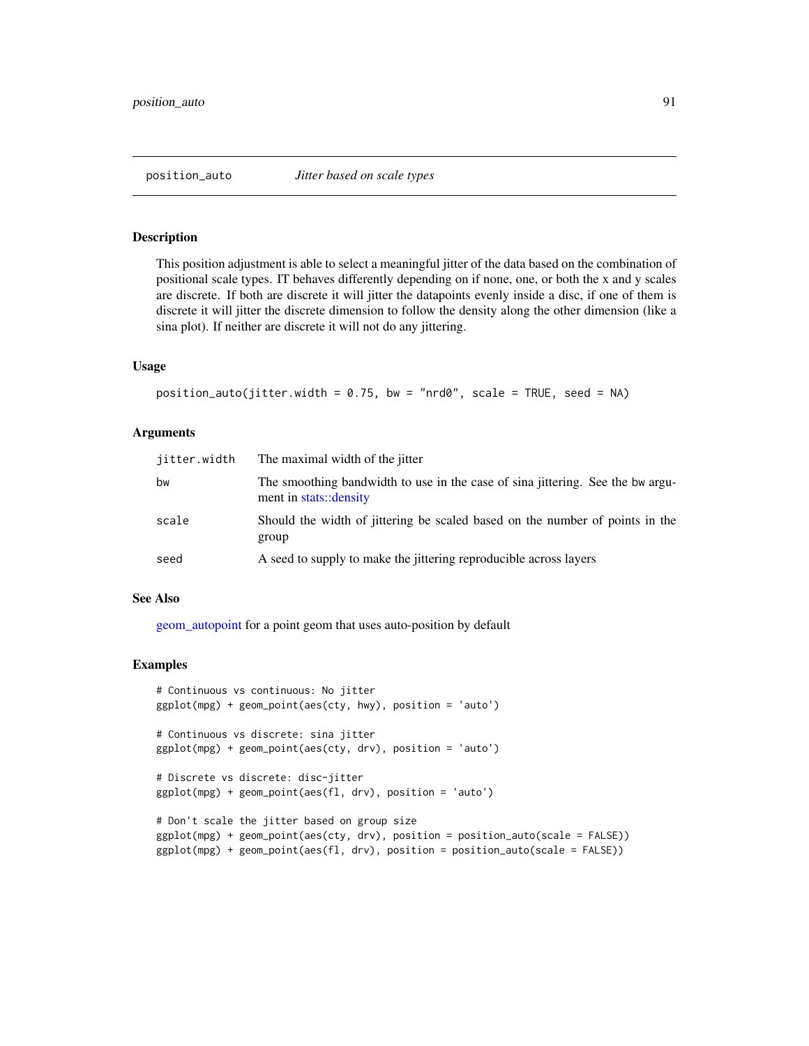## position_auto *Jitter based on scale types*

### Description

This position adjustment is able to select a meaningful jitter of the data based on the combination of positional scale types. IT behaves differently depending on if none, one, or both the x and y scales are discrete. If both are discrete it will jitter the datapoints evenly inside a disc, if one of them is discrete it will jitter the discrete dimension to follow the density along the other dimension (like a sina plot). If neither are discrete it will not do any jittering.

### Usage

```
position_auto(jitter.width = 0.75, bw = "nrd0", scale = TRUE, seed = NA)
```

### Arguments

| | |
|---|---|
| jitter.width | The maximal width of the jitter |
| bw | The smoothing bandwidth to use in the case of sina jittering. See the bw argument in stats::density |
| scale | Should the width of jittering be scaled based on the number of points in the group |
| seed | A seed to supply to make the jittering reproducible across layers |

### See Also

geom_autopoint for a point geom that uses auto-position by default

### Examples

```
# Continuous vs continuous: No jitter
ggplot(mpg) + geom_point(aes(cty, hwy), position = 'auto')

# Continuous vs discrete: sina jitter
ggplot(mpg) + geom_point(aes(cty, drv), position = 'auto')

# Discrete vs discrete: disc-jitter
ggplot(mpg) + geom_point(aes(fl, drv), position = 'auto')

# Don't scale the jitter based on group size
ggplot(mpg) + geom_point(aes(cty, drv), position = position_auto(scale = FALSE))
ggplot(mpg) + geom_point(aes(fl, drv), position = position_auto(scale = FALSE))
```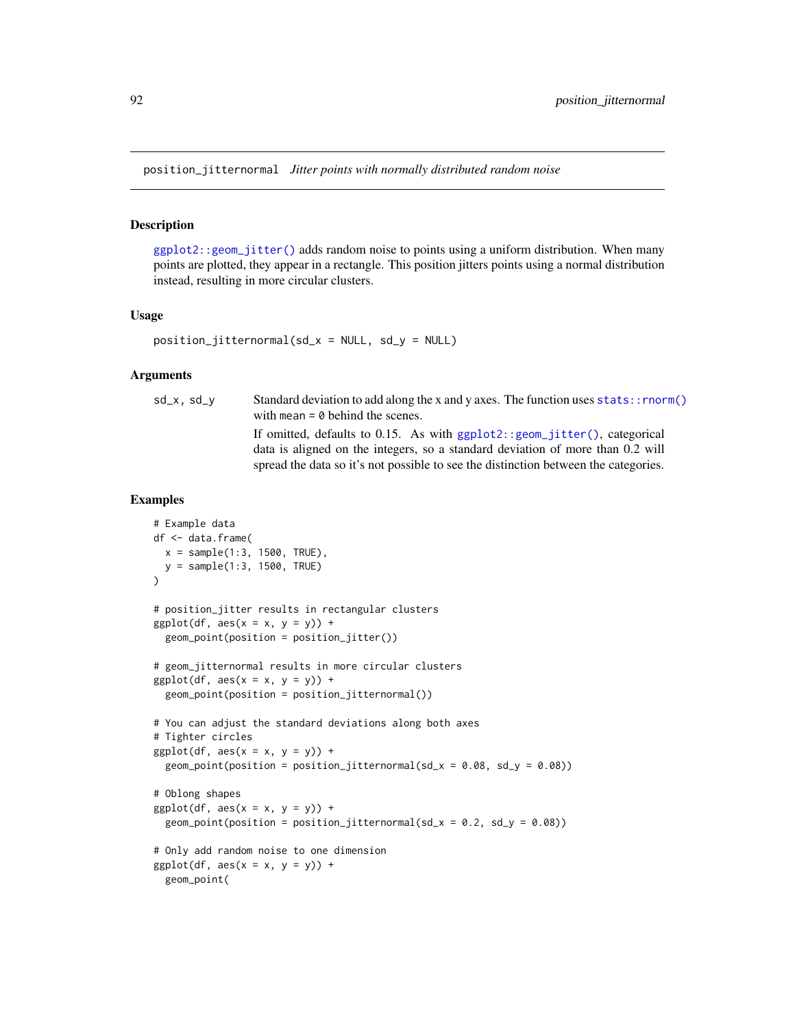## position_jitternormal *Jitter points with normally distributed random noise*

### Description

ggplot2::geom_jitter() adds random noise to points using a uniform distribution. When many points are plotted, they appear in a rectangle. This position jitters points using a normal distribution instead, resulting in more circular clusters.

### Usage

```
position_jitternormal(sd_x = NULL, sd_y = NULL)
```

### Arguments

| | |
|---|---|
| sd_x, sd_y | Standard deviation to add along the x and y axes. The function uses stats::rnorm() with mean = 0 behind the scenes.<br><br>If omitted, defaults to 0.15. As with ggplot2::geom_jitter(), categorical data is aligned on the integers, so a standard deviation of more than 0.2 will spread the data so it's not possible to see the distinction between the categories. |

### Examples

```
# Example data
df <- data.frame(
  x = sample(1:3, 1500, TRUE),
  y = sample(1:3, 1500, TRUE)
)

# position_jitter results in rectangular clusters
ggplot(df, aes(x = x, y = y)) +
  geom_point(position = position_jitter())

# geom_jitternormal results in more circular clusters
ggplot(df, aes(x = x, y = y)) +
  geom_point(position = position_jitternormal())

# You can adjust the standard deviations along both axes
# Tighter circles
ggplot(df, aes(x = x, y = y)) +
  geom_point(position = position_jitternormal(sd_x = 0.08, sd_y = 0.08))

# Oblong shapes
ggplot(df, aes(x = x, y = y)) +
  geom_point(position = position_jitternormal(sd_x = 0.2, sd_y = 0.08))

# Only add random noise to one dimension
ggplot(df, aes(x = x, y = y)) +
  geom_point(
```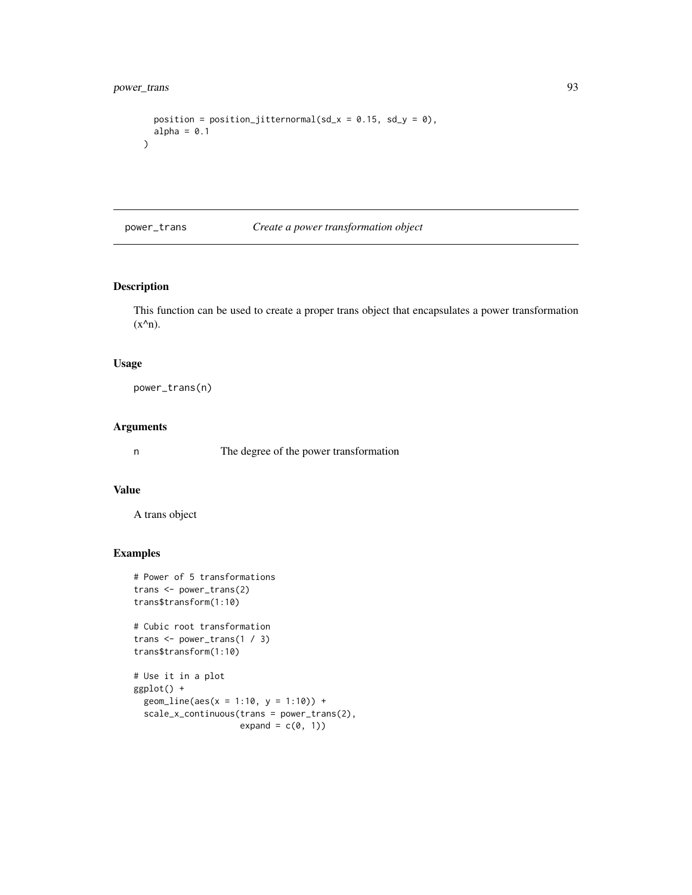```
    position = position_jitternormal(sd_x = 0.15, sd_y = 0),
    alpha = 0.1
  )
```

## power_trans — *Create a power transformation object*

### Description

This function can be used to create a proper trans object that encapsulates a power transformation (x^n).

### Usage

```
power_trans(n)
```

### Arguments

| | |
|---|---|
| n | The degree of the power transformation |

### Value

A trans object

### Examples

```
# Power of 5 transformations
trans <- power_trans(2)
trans$transform(1:10)

# Cubic root transformation
trans <- power_trans(1 / 3)
trans$transform(1:10)

# Use it in a plot
ggplot() +
  geom_line(aes(x = 1:10, y = 1:10)) +
  scale_x_continuous(trans = power_trans(2),
                     expand = c(0, 1))
```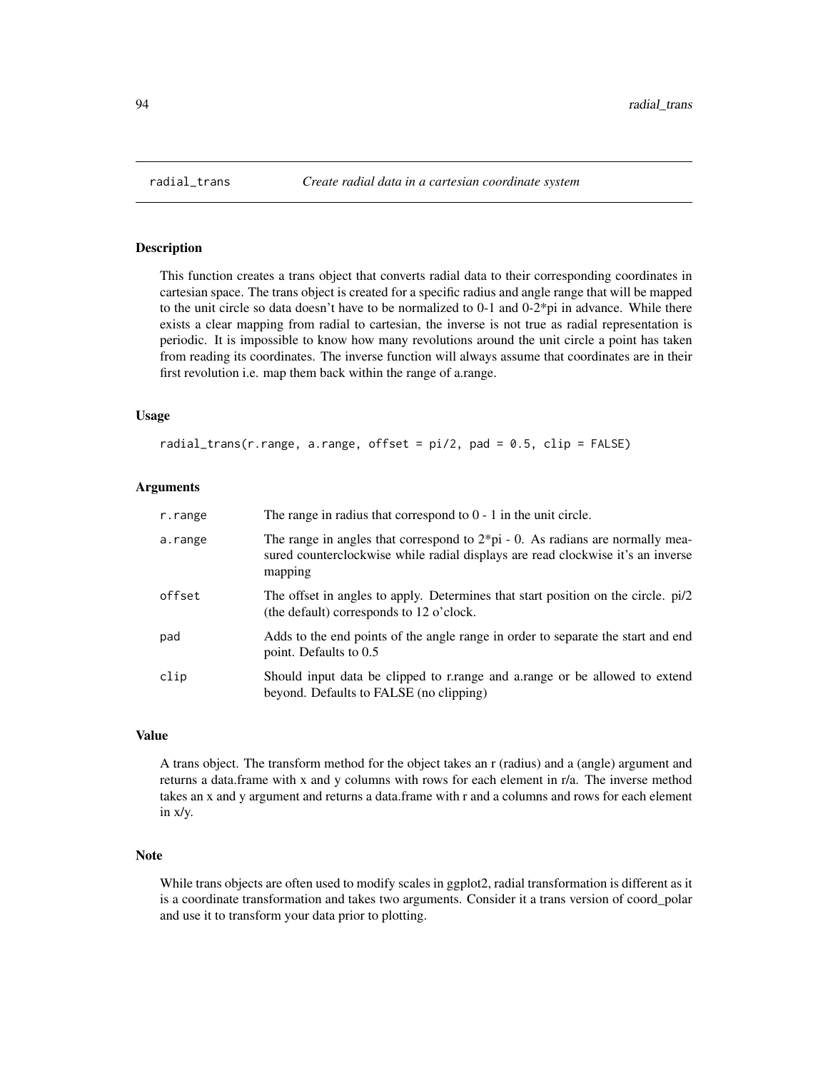# radial_trans *Create radial data in a cartesian coordinate system*

## Description

This function creates a trans object that converts radial data to their corresponding coordinates in cartesian space. The trans object is created for a specific radius and angle range that will be mapped to the unit circle so data doesn't have to be normalized to 0-1 and 0-2*pi in advance. While there exists a clear mapping from radial to cartesian, the inverse is not true as radial representation is periodic. It is impossible to know how many revolutions around the unit circle a point has taken from reading its coordinates. The inverse function will always assume that coordinates are in their first revolution i.e. map them back within the range of a.range.

## Usage

```
radial_trans(r.range, a.range, offset = pi/2, pad = 0.5, clip = FALSE)
```

## Arguments

| | |
|---|---|
| r.range | The range in radius that correspond to 0 - 1 in the unit circle. |
| a.range | The range in angles that correspond to 2*pi - 0. As radians are normally measured counterclockwise while radial displays are read clockwise it's an inverse mapping |
| offset | The offset in angles to apply. Determines that start position on the circle. pi/2 (the default) corresponds to 12 o'clock. |
| pad | Adds to the end points of the angle range in order to separate the start and end point. Defaults to 0.5 |
| clip | Should input data be clipped to r.range and a.range or be allowed to extend beyond. Defaults to FALSE (no clipping) |

## Value

A trans object. The transform method for the object takes an r (radius) and a (angle) argument and returns a data.frame with x and y columns with rows for each element in r/a. The inverse method takes an x and y argument and returns a data.frame with r and a columns and rows for each element in x/y.

## Note

While trans objects are often used to modify scales in ggplot2, radial transformation is different as it is a coordinate transformation and takes two arguments. Consider it a trans version of coord_polar and use it to transform your data prior to plotting.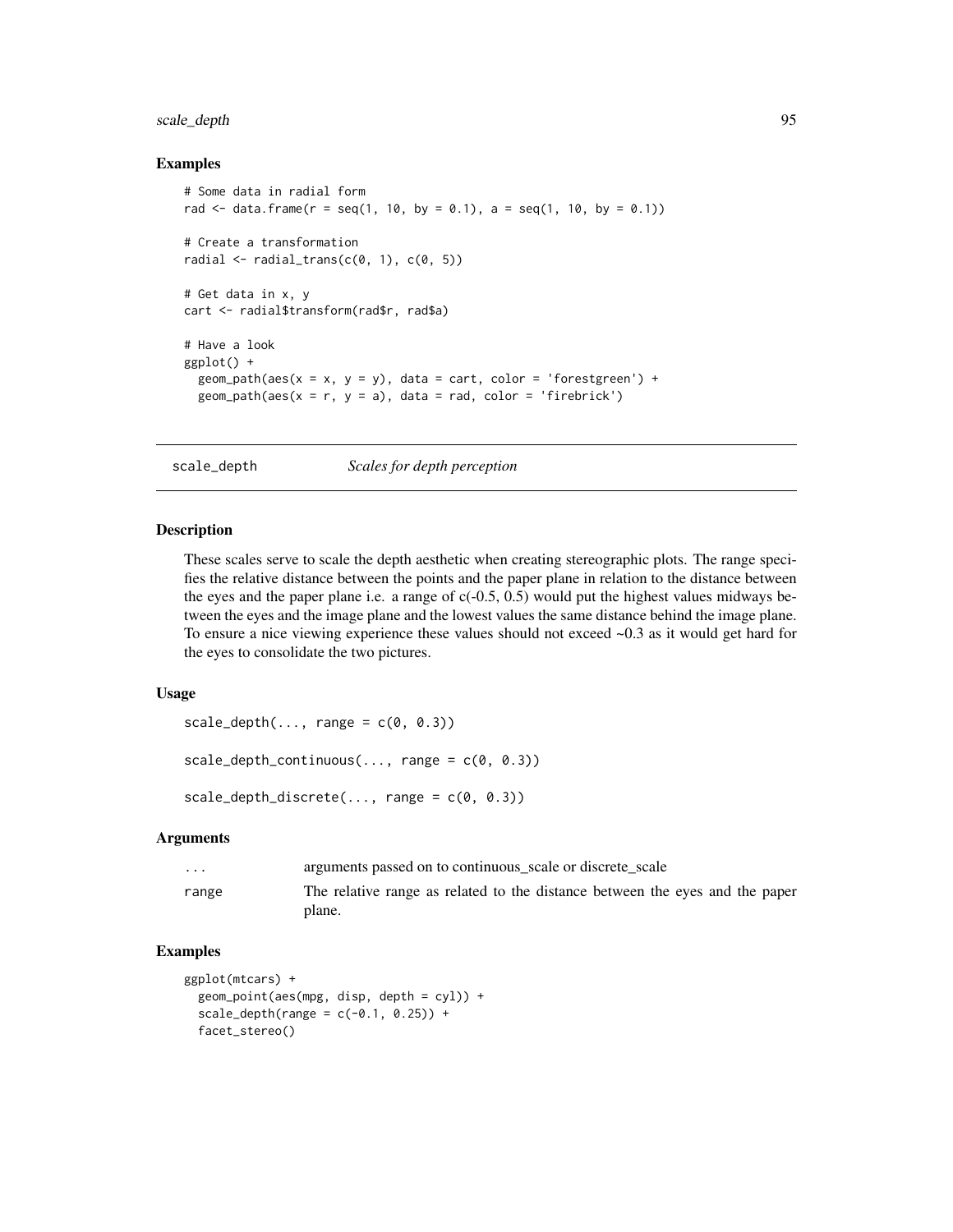### Examples

```
# Some data in radial form
rad <- data.frame(r = seq(1, 10, by = 0.1), a = seq(1, 10, by = 0.1))

# Create a transformation
radial <- radial_trans(c(0, 1), c(0, 5))

# Get data in x, y
cart <- radial$transform(rad$r, rad$a)

# Have a look
ggplot() +
  geom_path(aes(x = x, y = y), data = cart, color = 'forestgreen') +
  geom_path(aes(x = r, y = a), data = rad, color = 'firebrick')
```

---

## scale_depth *Scales for depth perception*

---

### Description

These scales serve to scale the depth aesthetic when creating stereographic plots. The range specifies the relative distance between the points and the paper plane in relation to the distance between the eyes and the paper plane i.e. a range of c(-0.5, 0.5) would put the highest values midways between the eyes and the image plane and the lowest values the same distance behind the image plane. To ensure a nice viewing experience these values should not exceed ~0.3 as it would get hard for the eyes to consolidate the two pictures.

### Usage

```
scale_depth(..., range = c(0, 0.3))

scale_depth_continuous(..., range = c(0, 0.3))

scale_depth_discrete(..., range = c(0, 0.3))
```

### Arguments

| | |
|---|---|
| ... | arguments passed on to continuous_scale or discrete_scale |
| range | The relative range as related to the distance between the eyes and the paper plane. |

### Examples

```
ggplot(mtcars) +
  geom_point(aes(mpg, disp, depth = cyl)) +
  scale_depth(range = c(-0.1, 0.25)) +
  facet_stereo()
```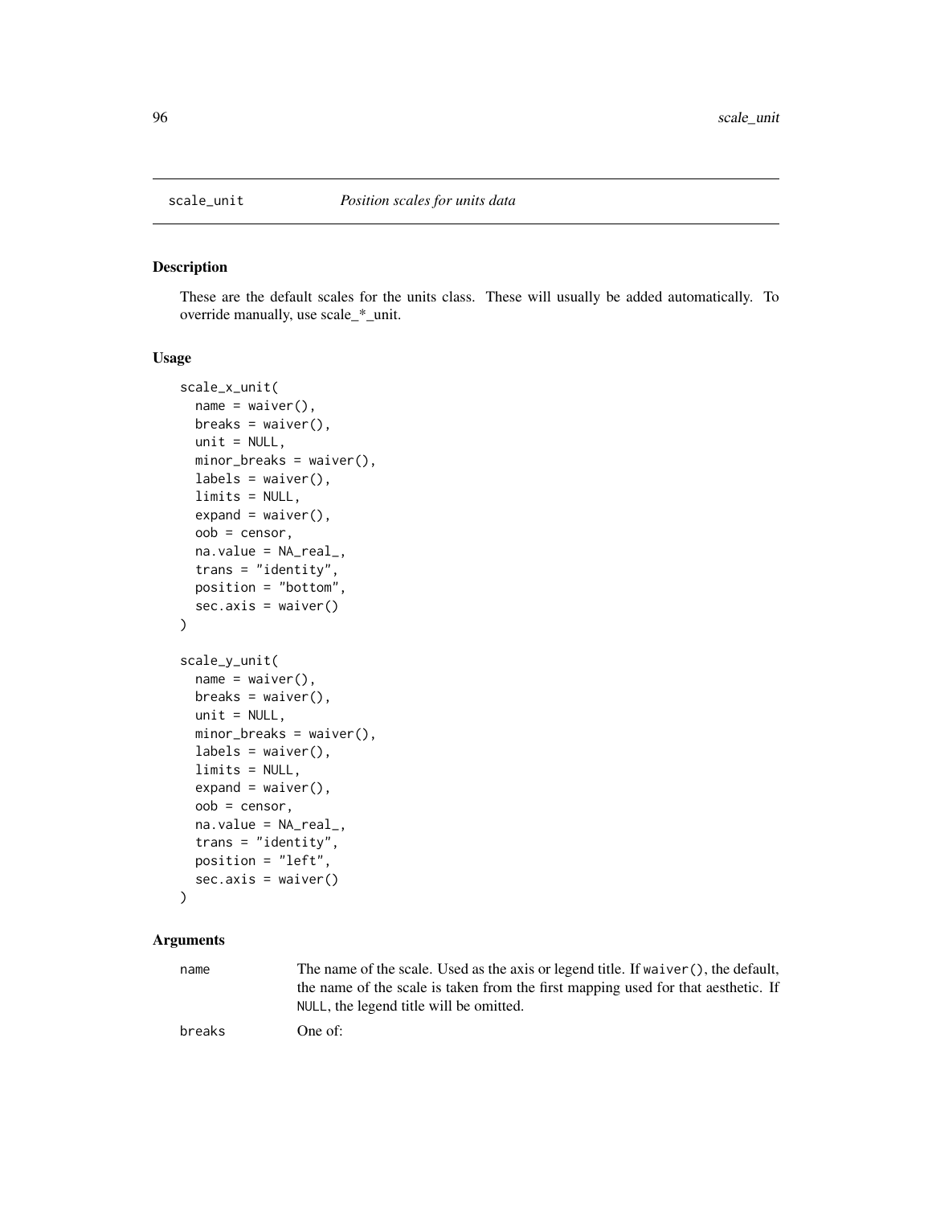## scale_unit — *Position scales for units data*

### Description

These are the default scales for the units class. These will usually be added automatically. To override manually, use scale_*_unit.

### Usage

```
scale_x_unit(
  name = waiver(),
  breaks = waiver(),
  unit = NULL,
  minor_breaks = waiver(),
  labels = waiver(),
  limits = NULL,
  expand = waiver(),
  oob = censor,
  na.value = NA_real_,
  trans = "identity",
  position = "bottom",
  sec.axis = waiver()
)

scale_y_unit(
  name = waiver(),
  breaks = waiver(),
  unit = NULL,
  minor_breaks = waiver(),
  labels = waiver(),
  limits = NULL,
  expand = waiver(),
  oob = censor,
  na.value = NA_real_,
  trans = "identity",
  position = "left",
  sec.axis = waiver()
)
```

### Arguments

| | |
|---|---|
| name | The name of the scale. Used as the axis or legend title. If `waiver()`, the default, the name of the scale is taken from the first mapping used for that aesthetic. If `NULL`, the legend title will be omitted. |
| breaks | One of: |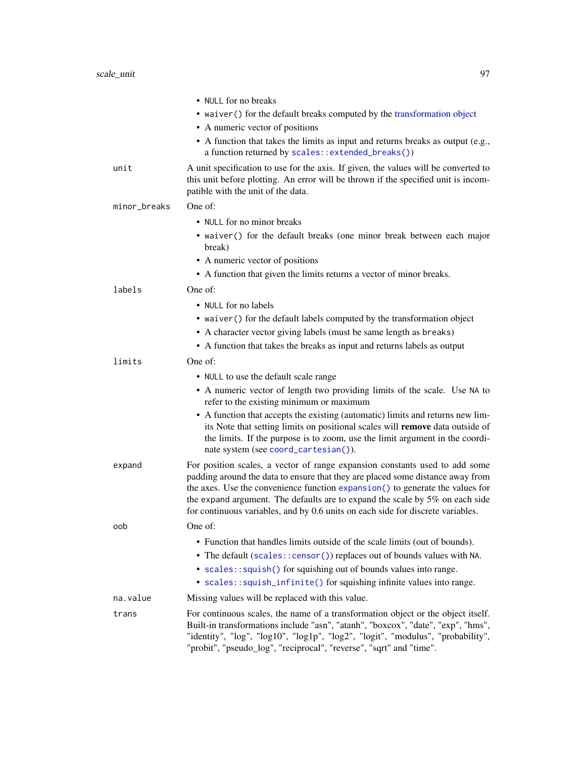- `NULL` for no breaks
- `waiver()` for the default breaks computed by the transformation object
- A numeric vector of positions
- A function that takes the limits as input and returns breaks as output (e.g., a function returned by `scales::extended_breaks()`)

`unit`
: A unit specification to use for the axis. If given, the values will be converted to this unit before plotting. An error will be thrown if the specified unit is incompatible with the unit of the data.

`minor_breaks`
: One of:
- `NULL` for no minor breaks
- `waiver()` for the default breaks (one minor break between each major break)
- A numeric vector of positions
- A function that given the limits returns a vector of minor breaks.

`labels`
: One of:
- `NULL` for no labels
- `waiver()` for the default labels computed by the transformation object
- A character vector giving labels (must be same length as `breaks`)
- A function that takes the breaks as input and returns labels as output

`limits`
: One of:
- `NULL` to use the default scale range
- A numeric vector of length two providing limits of the scale. Use `NA` to refer to the existing minimum or maximum
- A function that accepts the existing (automatic) limits and returns new limits Note that setting limits on positional scales will **remove** data outside of the limits. If the purpose is to zoom, use the limit argument in the coordinate system (see `coord_cartesian()`).

`expand`
: For position scales, a vector of range expansion constants used to add some padding around the data to ensure that they are placed some distance away from the axes. Use the convenience function `expansion()` to generate the values for the `expand` argument. The defaults are to expand the scale by 5% on each side for continuous variables, and by 0.6 units on each side for discrete variables.

`oob`
: One of:
- Function that handles limits outside of the scale limits (out of bounds).
- The default (`scales::censor()`) replaces out of bounds values with `NA`.
- `scales::squish()` for squishing out of bounds values into range.
- `scales::squish_infinite()` for squishing infinite values into range.

`na.value`
: Missing values will be replaced with this value.

`trans`
: For continuous scales, the name of a transformation object or the object itself. Built-in transformations include "asn", "atanh", "boxcox", "date", "exp", "hms", "identity", "log", "log10", "log1p", "log2", "logit", "modulus", "probability", "probit", "pseudo_log", "reciprocal", "reverse", "sqrt" and "time".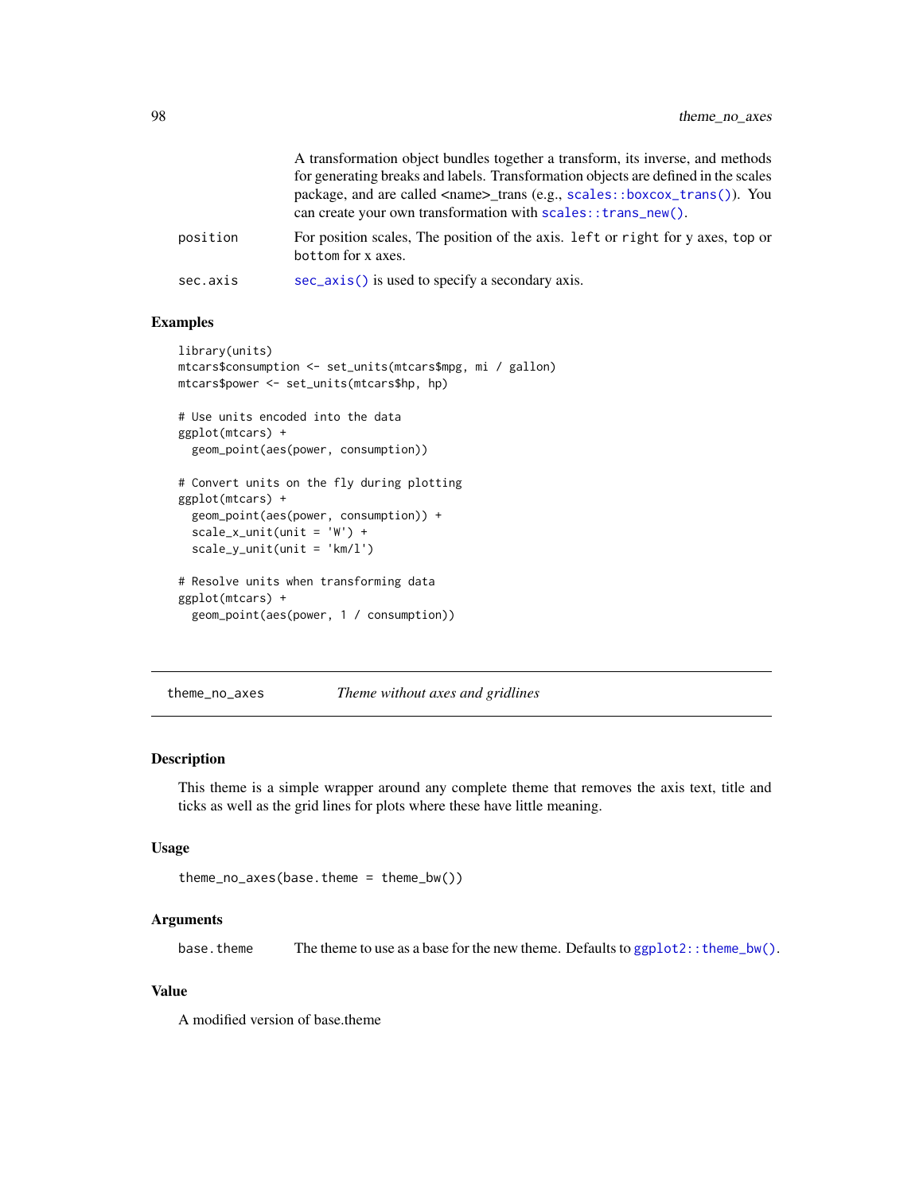| | |
|---|---|
| | A transformation object bundles together a transform, its inverse, and methods for generating breaks and labels. Transformation objects are defined in the scales package, and are called <name>_trans (e.g., `scales::boxcox_trans()`). You can create your own transformation with `scales::trans_new()`. |
| position | For position scales, The position of the axis. `left` or `right` for y axes, `top` or `bottom` for x axes. |
| sec.axis | `sec_axis()` is used to specify a secondary axis. |

## Examples

```
library(units)
mtcars$consumption <- set_units(mtcars$mpg, mi / gallon)
mtcars$power <- set_units(mtcars$hp, hp)

# Use units encoded into the data
ggplot(mtcars) +
  geom_point(aes(power, consumption))

# Convert units on the fly during plotting
ggplot(mtcars) +
  geom_point(aes(power, consumption)) +
  scale_x_unit(unit = 'W') +
  scale_y_unit(unit = 'km/l')

# Resolve units when transforming data
ggplot(mtcars) +
  geom_point(aes(power, 1 / consumption))
```

---

# theme_no_axes — *Theme without axes and gridlines*

## Description

This theme is a simple wrapper around any complete theme that removes the axis text, title and ticks as well as the grid lines for plots where these have little meaning.

## Usage

```
theme_no_axes(base.theme = theme_bw())
```

## Arguments

| | |
|---|---|
| base.theme | The theme to use as a base for the new theme. Defaults to `ggplot2::theme_bw()`. |

## Value

A modified version of base.theme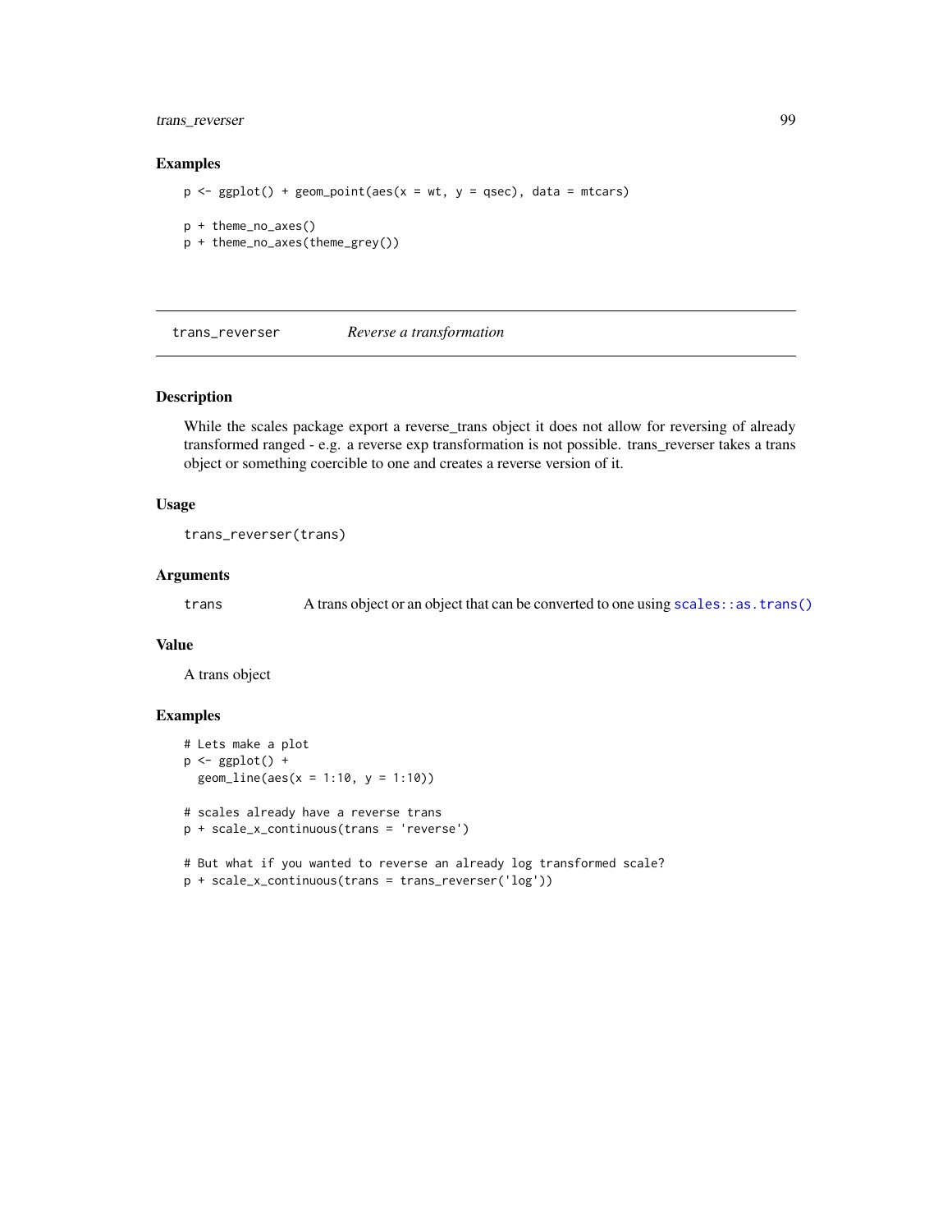## Examples

```
p <- ggplot() + geom_point(aes(x = wt, y = qsec), data = mtcars)

p + theme_no_axes()
p + theme_no_axes(theme_grey())
```

---

# trans_reverser    *Reverse a transformation*

---

## Description

While the scales package export a reverse_trans object it does not allow for reversing of already transformed ranged - e.g. a reverse exp transformation is not possible. trans_reverser takes a trans object or something coercible to one and creates a reverse version of it.

## Usage

```
trans_reverser(trans)
```

## Arguments

| | |
|---|---|
| trans | A trans object or an object that can be converted to one using `scales::as.trans()` |

## Value

A trans object

## Examples

```
# Lets make a plot
p <- ggplot() +
  geom_line(aes(x = 1:10, y = 1:10))

# scales already have a reverse trans
p + scale_x_continuous(trans = 'reverse')

# But what if you wanted to reverse an already log transformed scale?
p + scale_x_continuous(trans = trans_reverser('log'))
```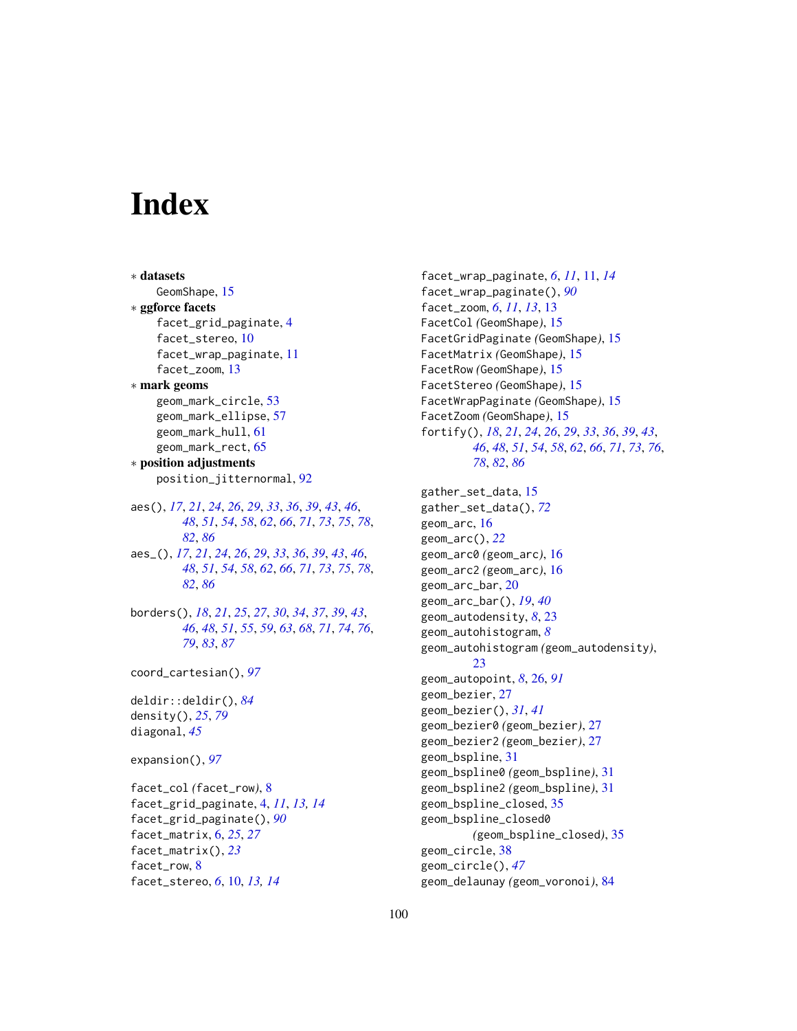# Index

∗ **datasets**
    GeomShape, 15
∗ **ggforce facets**
    facet_grid_paginate, 4
    facet_stereo, 10
    facet_wrap_paginate, 11
    facet_zoom, 13
∗ **mark geoms**
    geom_mark_circle, 53
    geom_mark_ellipse, 57
    geom_mark_hull, 61
    geom_mark_rect, 65
∗ **position adjustments**
    position_jitternormal, 92

aes(), *17*, *21*, *24*, *26*, *29*, *33*, *36*, *39*, *43*, *46*, *48*, *51*, *54*, *58*, *62*, *66*, *71*, *73*, *75*, *78*, *82*, *86*
aes_(), *17*, *21*, *24*, *26*, *29*, *33*, *36*, *39*, *43*, *46*, *48*, *51*, *54*, *58*, *62*, *66*, *71*, *73*, *75*, *78*, *82*, *86*

borders(), *18*, *21*, *25*, *27*, *30*, *34*, *37*, *39*, *43*, *46*, *48*, *51*, *55*, *59*, *63*, *68*, *71*, *74*, *76*, *79*, *83*, *87*

coord_cartesian(), *97*

deldir::deldir(), *84*
density(), *25*, *79*
diagonal, *45*

expansion(), *97*

facet_col *(facet_row)*, 8
facet_grid_paginate, 4, *11*, *13*, *14*
facet_grid_paginate(), *90*
facet_matrix, 6, *25*, *27*
facet_matrix(), *23*
facet_row, 8
facet_stereo, *6*, 10, *13*, *14*
facet_wrap_paginate, *6*, *11*, 11, *14*
facet_wrap_paginate(), *90*
facet_zoom, *6*, *11*, *13*, 13
FacetCol *(GeomShape)*, 15
FacetGridPaginate *(GeomShape)*, 15
FacetMatrix *(GeomShape)*, 15
FacetRow *(GeomShape)*, 15
FacetStereo *(GeomShape)*, 15
FacetWrapPaginate *(GeomShape)*, 15
FacetZoom *(GeomShape)*, 15
fortify(), *18*, *21*, *24*, *26*, *29*, *33*, *36*, *39*, *43*, *46*, *48*, *51*, *54*, *58*, *62*, *66*, *71*, *73*, *76*, *78*, *82*, *86*

gather_set_data, 15
gather_set_data(), *72*
geom_arc, 16
geom_arc(), *22*
geom_arc0 *(geom_arc)*, 16
geom_arc2 *(geom_arc)*, 16
geom_arc_bar, 20
geom_arc_bar(), *19*, *40*
geom_autodensity, *8*, 23
geom_autohistogram, *8*
geom_autohistogram *(geom_autodensity)*, 23
geom_autopoint, *8*, 26, *91*
geom_bezier, 27
geom_bezier(), *31*, *41*
geom_bezier0 *(geom_bezier)*, 27
geom_bezier2 *(geom_bezier)*, 27
geom_bspline, 31
geom_bspline0 *(geom_bspline)*, 31
geom_bspline2 *(geom_bspline)*, 31
geom_bspline_closed, 35
geom_bspline_closed0 *(geom_bspline_closed)*, 35
geom_circle, 38
geom_circle(), *47*
geom_delaunay *(geom_voronoi)*, 84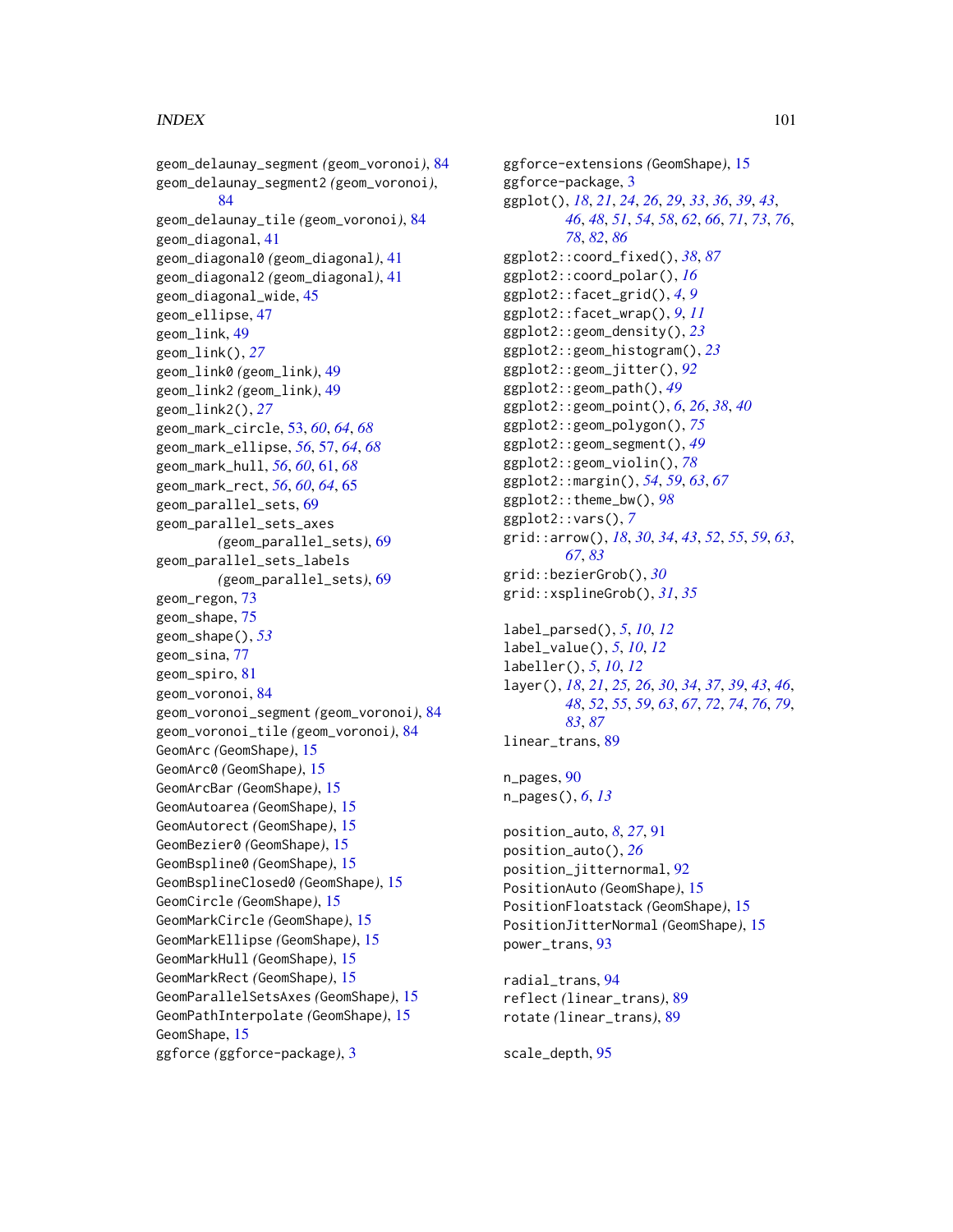geom_delaunay_segment *(geom_voronoi)*, 84
geom_delaunay_segment2 *(geom_voronoi)*, 84
geom_delaunay_tile *(geom_voronoi)*, 84
geom_diagonal, 41
geom_diagonal0 *(geom_diagonal)*, 41
geom_diagonal2 *(geom_diagonal)*, 41
geom_diagonal_wide, 45
geom_ellipse, 47
geom_link, 49
geom_link(), *27*
geom_link0 *(geom_link)*, 49
geom_link2 *(geom_link)*, 49
geom_link2(), *27*
geom_mark_circle, 53, *60*, *64*, *68*
geom_mark_ellipse, *56*, 57, *64*, *68*
geom_mark_hull, *56*, *60*, 61, *68*
geom_mark_rect, *56*, *60*, *64*, 65
geom_parallel_sets, 69
geom_parallel_sets_axes *(geom_parallel_sets)*, 69
geom_parallel_sets_labels *(geom_parallel_sets)*, 69
geom_regon, 73
geom_shape, 75
geom_shape(), *53*
geom_sina, 77
geom_spiro, 81
geom_voronoi, 84
geom_voronoi_segment *(geom_voronoi)*, 84
geom_voronoi_tile *(geom_voronoi)*, 84
GeomArc *(GeomShape)*, 15
GeomArc0 *(GeomShape)*, 15
GeomArcBar *(GeomShape)*, 15
GeomAutoarea *(GeomShape)*, 15
GeomAutorect *(GeomShape)*, 15
GeomBezier0 *(GeomShape)*, 15
GeomBspline0 *(GeomShape)*, 15
GeomBsplineClosed0 *(GeomShape)*, 15
GeomCircle *(GeomShape)*, 15
GeomMarkCircle *(GeomShape)*, 15
GeomMarkEllipse *(GeomShape)*, 15
GeomMarkHull *(GeomShape)*, 15
GeomMarkRect *(GeomShape)*, 15
GeomParallelSetsAxes *(GeomShape)*, 15
GeomPathInterpolate *(GeomShape)*, 15
GeomShape, 15
ggforce *(ggforce-package)*, 3
ggforce-extensions *(GeomShape)*, 15
ggforce-package, 3
ggplot(), *18*, *21*, *24*, *26*, *29*, *33*, *36*, *39*, *43*, *46*, *48*, *51*, *54*, *58*, *62*, *66*, *71*, *73*, *76*, *78*, *82*, *86*
ggplot2::coord_fixed(), *38*, *87*
ggplot2::coord_polar(), *16*
ggplot2::facet_grid(), *4*, *9*
ggplot2::facet_wrap(), *9*, *11*
ggplot2::geom_density(), *23*
ggplot2::geom_histogram(), *23*
ggplot2::geom_jitter(), *92*
ggplot2::geom_path(), *49*
ggplot2::geom_point(), *6*, *26*, *38*, *40*
ggplot2::geom_polygon(), *75*
ggplot2::geom_segment(), *49*
ggplot2::geom_violin(), *78*
ggplot2::margin(), *54*, *59*, *63*, *67*
ggplot2::theme_bw(), *98*
ggplot2::vars(), *7*
grid::arrow(), *18*, *30*, *34*, *43*, *52*, *55*, *59*, *63*, *67*, *83*
grid::bezierGrob(), *30*
grid::xsplineGrob(), *31*, *35*

label_parsed(), *5*, *10*, *12*
label_value(), *5*, *10*, *12*
labeller(), *5*, *10*, *12*
layer(), *18*, *21*, *25*, *26*, *30*, *34*, *37*, *39*, *43*, *46*, *48*, *52*, *55*, *59*, *63*, *67*, *72*, *74*, *76*, *79*, *83*, *87*
linear_trans, 89

n_pages, 90
n_pages(), *6*, *13*

position_auto, *8*, *27*, 91
position_auto(), *26*
position_jitternormal, 92
PositionAuto *(GeomShape)*, 15
PositionFloatstack *(GeomShape)*, 15
PositionJitterNormal *(GeomShape)*, 15
power_trans, 93

radial_trans, 94
reflect *(linear_trans)*, 89
rotate *(linear_trans)*, 89

scale_depth, 95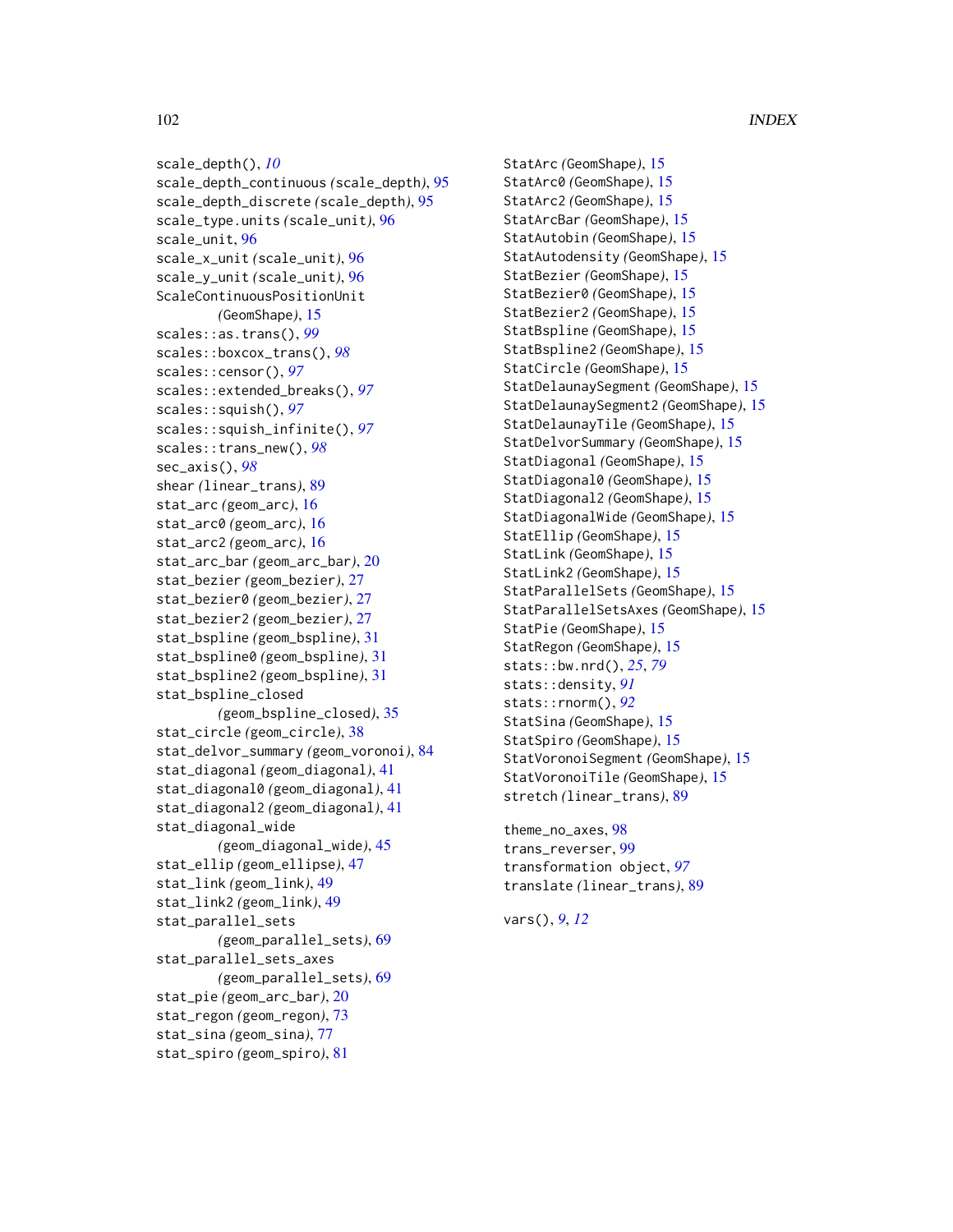scale_depth(), *10*
scale_depth_continuous *(scale_depth)*, 95
scale_depth_discrete *(scale_depth)*, 95
scale_type.units *(scale_unit)*, 96
scale_unit, 96
scale_x_unit *(scale_unit)*, 96
scale_y_unit *(scale_unit)*, 96
ScaleContinuousPositionUnit *(GeomShape)*, 15
scales::as.trans(), *99*
scales::boxcox_trans(), *98*
scales::censor(), *97*
scales::extended_breaks(), *97*
scales::squish(), *97*
scales::squish_infinite(), *97*
scales::trans_new(), *98*
sec_axis(), *98*
shear *(linear_trans)*, 89
stat_arc *(geom_arc)*, 16
stat_arc0 *(geom_arc)*, 16
stat_arc2 *(geom_arc)*, 16
stat_arc_bar *(geom_arc_bar)*, 20
stat_bezier *(geom_bezier)*, 27
stat_bezier0 *(geom_bezier)*, 27
stat_bezier2 *(geom_bezier)*, 27
stat_bspline *(geom_bspline)*, 31
stat_bspline0 *(geom_bspline)*, 31
stat_bspline2 *(geom_bspline)*, 31
stat_bspline_closed *(geom_bspline_closed)*, 35
stat_circle *(geom_circle)*, 38
stat_delvor_summary *(geom_voronoi)*, 84
stat_diagonal *(geom_diagonal)*, 41
stat_diagonal0 *(geom_diagonal)*, 41
stat_diagonal2 *(geom_diagonal)*, 41
stat_diagonal_wide *(geom_diagonal_wide)*, 45
stat_ellip *(geom_ellipse)*, 47
stat_link *(geom_link)*, 49
stat_link2 *(geom_link)*, 49
stat_parallel_sets *(geom_parallel_sets)*, 69
stat_parallel_sets_axes *(geom_parallel_sets)*, 69
stat_pie *(geom_arc_bar)*, 20
stat_regon *(geom_regon)*, 73
stat_sina *(geom_sina)*, 77
stat_spiro *(geom_spiro)*, 81
StatArc *(GeomShape)*, 15
StatArc0 *(GeomShape)*, 15
StatArc2 *(GeomShape)*, 15
StatArcBar *(GeomShape)*, 15
StatAutobin *(GeomShape)*, 15
StatAutodensity *(GeomShape)*, 15
StatBezier *(GeomShape)*, 15
StatBezier0 *(GeomShape)*, 15
StatBezier2 *(GeomShape)*, 15
StatBspline *(GeomShape)*, 15
StatBspline2 *(GeomShape)*, 15
StatCircle *(GeomShape)*, 15
StatDelaunaySegment *(GeomShape)*, 15
StatDelaunaySegment2 *(GeomShape)*, 15
StatDelaunayTile *(GeomShape)*, 15
StatDelvorSummary *(GeomShape)*, 15
StatDiagonal *(GeomShape)*, 15
StatDiagonal0 *(GeomShape)*, 15
StatDiagonal2 *(GeomShape)*, 15
StatDiagonalWide *(GeomShape)*, 15
StatEllip *(GeomShape)*, 15
StatLink *(GeomShape)*, 15
StatLink2 *(GeomShape)*, 15
StatParallelSets *(GeomShape)*, 15
StatParallelSetsAxes *(GeomShape)*, 15
StatPie *(GeomShape)*, 15
StatRegon *(GeomShape)*, 15
stats::bw.nrd(), *25*, *79*
stats::density, *91*
stats::rnorm(), *92*
StatSina *(GeomShape)*, 15
StatSpiro *(GeomShape)*, 15
StatVoronoiSegment *(GeomShape)*, 15
StatVoronoiTile *(GeomShape)*, 15
stretch *(linear_trans)*, 89

theme_no_axes, 98
trans_reverser, 99
transformation object, *97*
translate *(linear_trans)*, 89

vars(), *9*, *12*